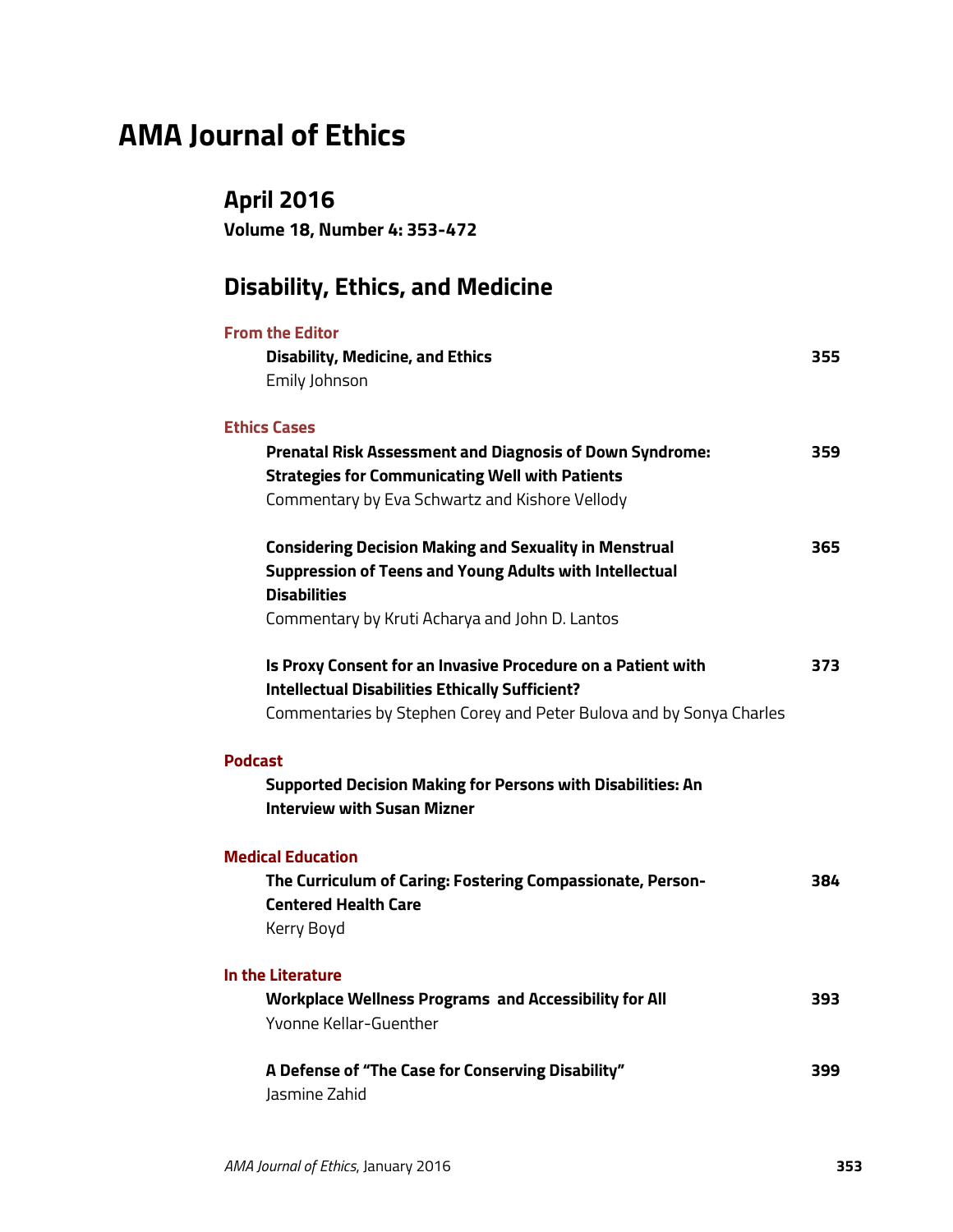# AMA Journal of Ethics

## April 2016

**Volume 18, Number 4: 353-472**

## Disability, Ethics, and Medicine

### From the Editor

**Disability, Medicine, and Ethics** 355
Emily Johnson

### Ethics Cases

**Prenatal Risk Assessment and Diagnosis of Down Syndrome: Strategies for Communicating Well with Patients** 359
Commentary by Eva Schwartz and Kishore Vellody

**Considering Decision Making and Sexuality in Menstrual Suppression of Teens and Young Adults with Intellectual Disabilities** 365
Commentary by Kruti Acharya and John D. Lantos

**Is Proxy Consent for an Invasive Procedure on a Patient with Intellectual Disabilities Ethically Sufficient?** 373
Commentaries by Stephen Corey and Peter Bulova and by Sonya Charles

### Podcast

**Supported Decision Making for Persons with Disabilities: An Interview with Susan Mizner**

### Medical Education

**The Curriculum of Caring: Fostering Compassionate, Person-Centered Health Care** 384
Kerry Boyd

### In the Literature

**Workplace Wellness Programs and Accessibility for All** 393
Yvonne Kellar-Guenther

**A Defense of "The Case for Conserving Disability"** 399
Jasmine Zahid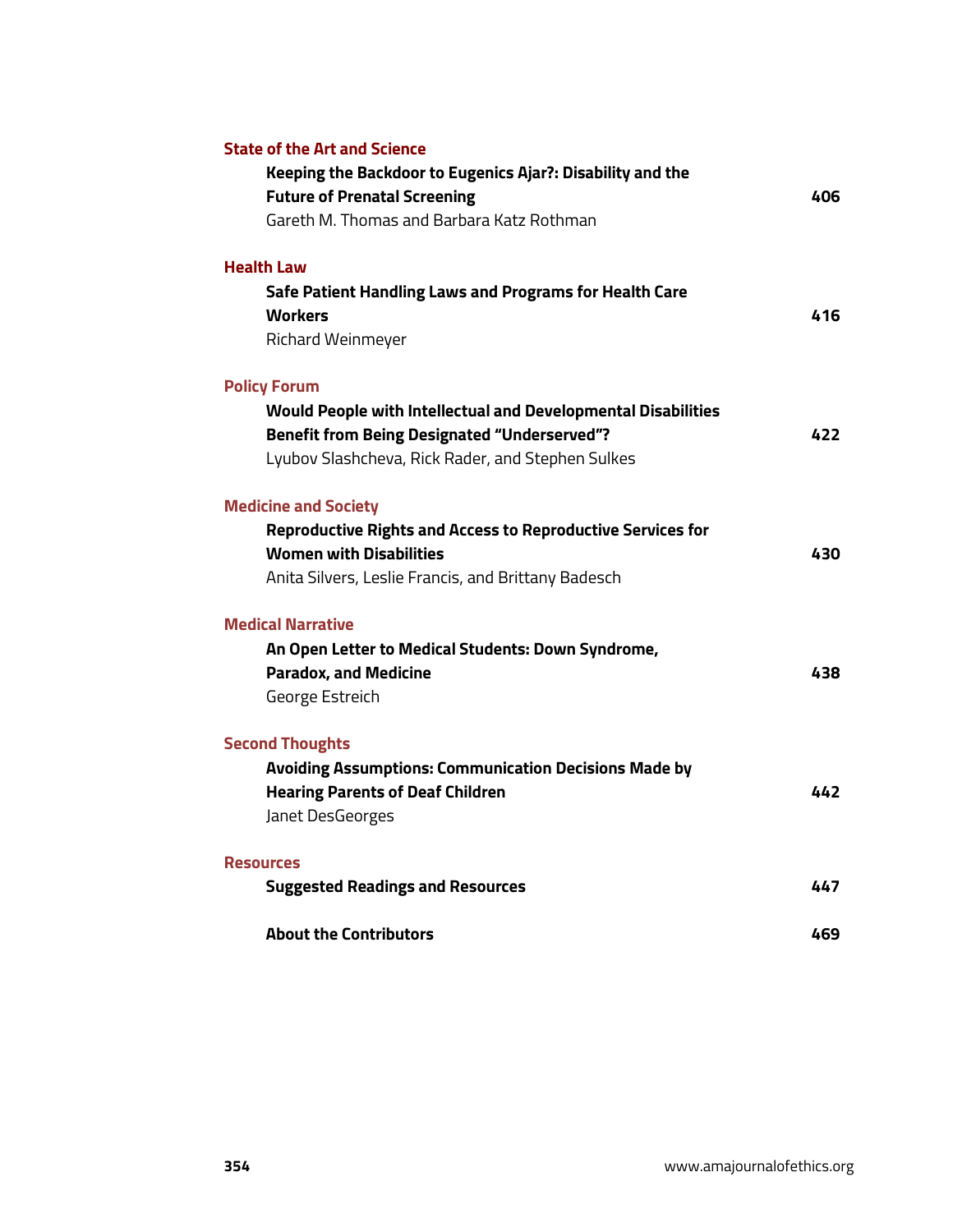### State of the Art and Science

**Keeping the Backdoor to Eugenics Ajar?: Disability and the Future of Prenatal Screening** — 406
Gareth M. Thomas and Barbara Katz Rothman

### Health Law

**Safe Patient Handling Laws and Programs for Health Care Workers** — 416
Richard Weinmeyer

### Policy Forum

**Would People with Intellectual and Developmental Disabilities Benefit from Being Designated "Underserved"?** — 422
Lyubov Slashcheva, Rick Rader, and Stephen Sulkes

### Medicine and Society

**Reproductive Rights and Access to Reproductive Services for Women with Disabilities** — 430
Anita Silvers, Leslie Francis, and Brittany Badesch

### Medical Narrative

**An Open Letter to Medical Students: Down Syndrome, Paradox, and Medicine** — 438
George Estreich

### Second Thoughts

**Avoiding Assumptions: Communication Decisions Made by Hearing Parents of Deaf Children** — 442
Janet DesGeorges

### Resources

**Suggested Readings and Resources** — 447

**About the Contributors** — 469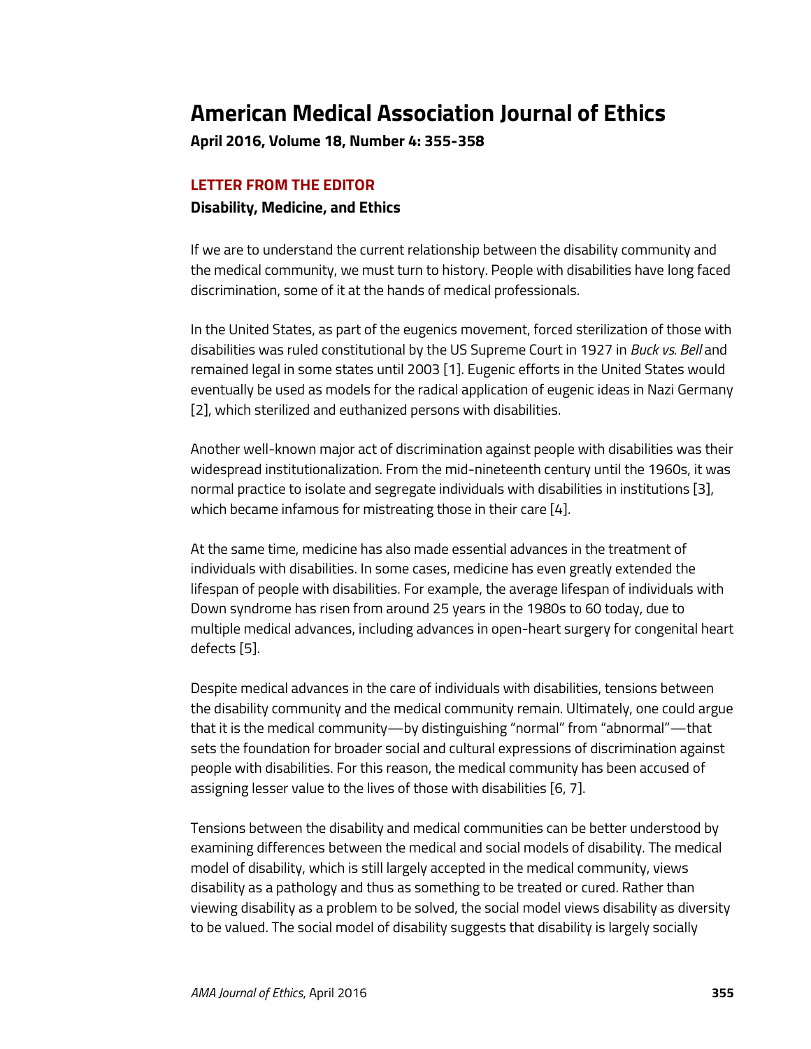# American Medical Association Journal of Ethics

**April 2016, Volume 18, Number 4: 355-358**

## LETTER FROM THE EDITOR

### Disability, Medicine, and Ethics

If we are to understand the current relationship between the disability community and the medical community, we must turn to history. People with disabilities have long faced discrimination, some of it at the hands of medical professionals.

In the United States, as part of the eugenics movement, forced sterilization of those with disabilities was ruled constitutional by the US Supreme Court in 1927 in *Buck vs. Bell* and remained legal in some states until 2003 [1]. Eugenic efforts in the United States would eventually be used as models for the radical application of eugenic ideas in Nazi Germany [2], which sterilized and euthanized persons with disabilities.

Another well-known major act of discrimination against people with disabilities was their widespread institutionalization. From the mid-nineteenth century until the 1960s, it was normal practice to isolate and segregate individuals with disabilities in institutions [3], which became infamous for mistreating those in their care [4].

At the same time, medicine has also made essential advances in the treatment of individuals with disabilities. In some cases, medicine has even greatly extended the lifespan of people with disabilities. For example, the average lifespan of individuals with Down syndrome has risen from around 25 years in the 1980s to 60 today, due to multiple medical advances, including advances in open-heart surgery for congenital heart defects [5].

Despite medical advances in the care of individuals with disabilities, tensions between the disability community and the medical community remain. Ultimately, one could argue that it is the medical community—by distinguishing "normal" from "abnormal"—that sets the foundation for broader social and cultural expressions of discrimination against people with disabilities. For this reason, the medical community has been accused of assigning lesser value to the lives of those with disabilities [6, 7].

Tensions between the disability and medical communities can be better understood by examining differences between the medical and social models of disability. The medical model of disability, which is still largely accepted in the medical community, views disability as a pathology and thus as something to be treated or cured. Rather than viewing disability as a problem to be solved, the social model views disability as diversity to be valued. The social model of disability suggests that disability is largely socially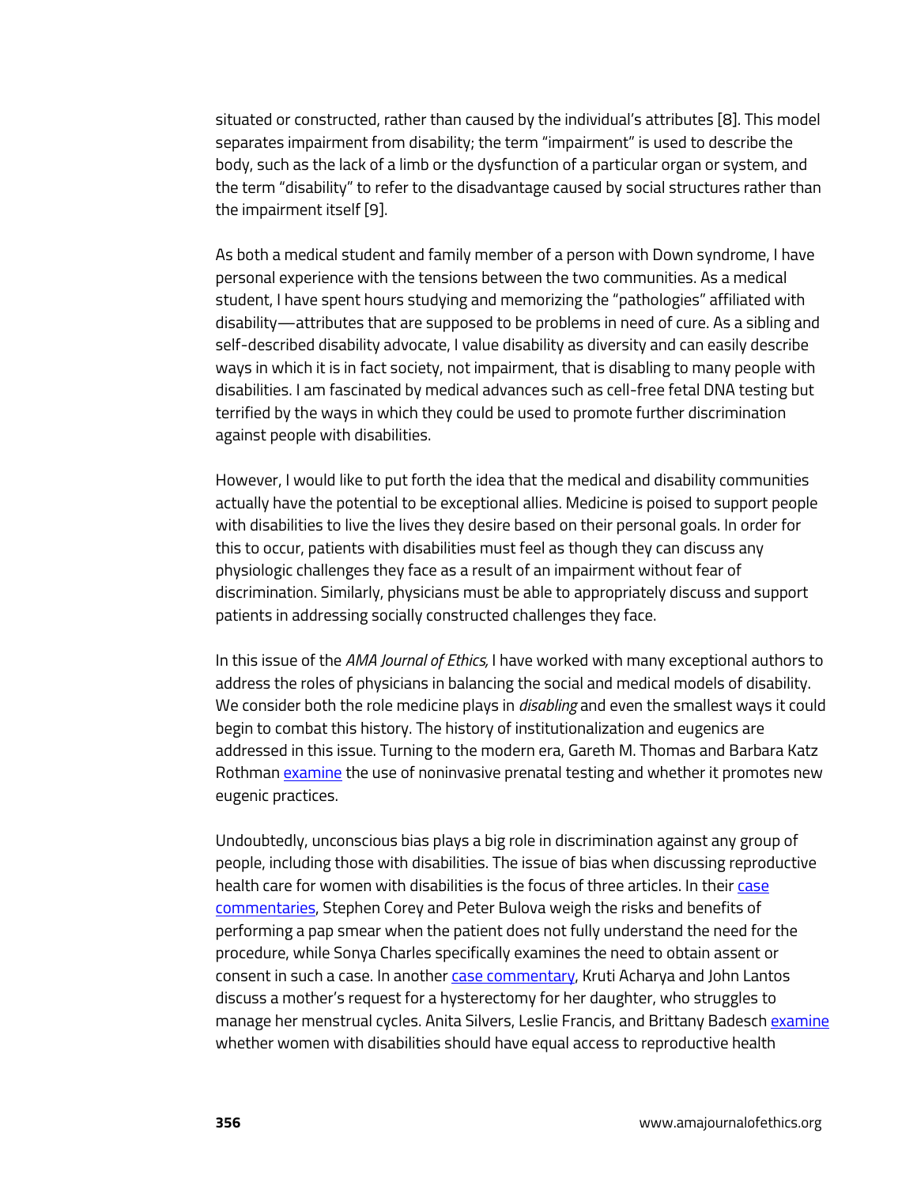situated or constructed, rather than caused by the individual's attributes [8]. This model separates impairment from disability; the term "impairment" is used to describe the body, such as the lack of a limb or the dysfunction of a particular organ or system, and the term "disability" to refer to the disadvantage caused by social structures rather than the impairment itself [9].

As both a medical student and family member of a person with Down syndrome, I have personal experience with the tensions between the two communities. As a medical student, I have spent hours studying and memorizing the "pathologies" affiliated with disability—attributes that are supposed to be problems in need of cure. As a sibling and self-described disability advocate, I value disability as diversity and can easily describe ways in which it is in fact society, not impairment, that is disabling to many people with disabilities. I am fascinated by medical advances such as cell-free fetal DNA testing but terrified by the ways in which they could be used to promote further discrimination against people with disabilities.

However, I would like to put forth the idea that the medical and disability communities actually have the potential to be exceptional allies. Medicine is poised to support people with disabilities to live the lives they desire based on their personal goals. In order for this to occur, patients with disabilities must feel as though they can discuss any physiologic challenges they face as a result of an impairment without fear of discrimination. Similarly, physicians must be able to appropriately discuss and support patients in addressing socially constructed challenges they face.

In this issue of the *AMA Journal of Ethics,* I have worked with many exceptional authors to address the roles of physicians in balancing the social and medical models of disability. We consider both the role medicine plays in *disabling* and even the smallest ways it could begin to combat this history. The history of institutionalization and eugenics are addressed in this issue. Turning to the modern era, Gareth M. Thomas and Barbara Katz Rothman examine the use of noninvasive prenatal testing and whether it promotes new eugenic practices.

Undoubtedly, unconscious bias plays a big role in discrimination against any group of people, including those with disabilities. The issue of bias when discussing reproductive health care for women with disabilities is the focus of three articles. In their case commentaries, Stephen Corey and Peter Bulova weigh the risks and benefits of performing a pap smear when the patient does not fully understand the need for the procedure, while Sonya Charles specifically examines the need to obtain assent or consent in such a case. In another case commentary, Kruti Acharya and John Lantos discuss a mother's request for a hysterectomy for her daughter, who struggles to manage her menstrual cycles. Anita Silvers, Leslie Francis, and Brittany Badesch examine whether women with disabilities should have equal access to reproductive health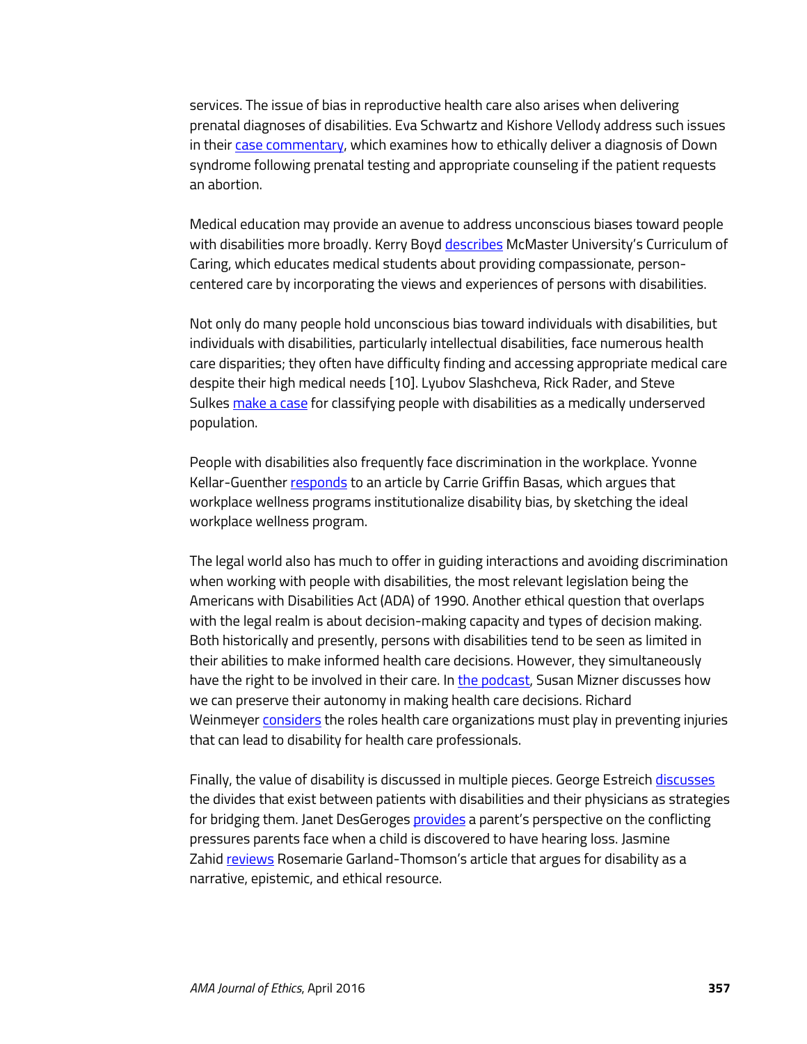services. The issue of bias in reproductive health care also arises when delivering prenatal diagnoses of disabilities. Eva Schwartz and Kishore Vellody address such issues in their case commentary, which examines how to ethically deliver a diagnosis of Down syndrome following prenatal testing and appropriate counseling if the patient requests an abortion.

Medical education may provide an avenue to address unconscious biases toward people with disabilities more broadly. Kerry Boyd describes McMaster University's Curriculum of Caring, which educates medical students about providing compassionate, person-centered care by incorporating the views and experiences of persons with disabilities.

Not only do many people hold unconscious bias toward individuals with disabilities, but individuals with disabilities, particularly intellectual disabilities, face numerous health care disparities; they often have difficulty finding and accessing appropriate medical care despite their high medical needs [10]. Lyubov Slashcheva, Rick Rader, and Steve Sulkes make a case for classifying people with disabilities as a medically underserved population.

People with disabilities also frequently face discrimination in the workplace. Yvonne Kellar-Guenther responds to an article by Carrie Griffin Basas, which argues that workplace wellness programs institutionalize disability bias, by sketching the ideal workplace wellness program.

The legal world also has much to offer in guiding interactions and avoiding discrimination when working with people with disabilities, the most relevant legislation being the Americans with Disabilities Act (ADA) of 1990. Another ethical question that overlaps with the legal realm is about decision-making capacity and types of decision making. Both historically and presently, persons with disabilities tend to be seen as limited in their abilities to make informed health care decisions. However, they simultaneously have the right to be involved in their care. In the podcast, Susan Mizner discusses how we can preserve their autonomy in making health care decisions. Richard Weinmeyer considers the roles health care organizations must play in preventing injuries that can lead to disability for health care professionals.

Finally, the value of disability is discussed in multiple pieces. George Estreich discusses the divides that exist between patients with disabilities and their physicians as strategies for bridging them. Janet DesGeroges provides a parent's perspective on the conflicting pressures parents face when a child is discovered to have hearing loss. Jasmine Zahid reviews Rosemarie Garland-Thomson's article that argues for disability as a narrative, epistemic, and ethical resource.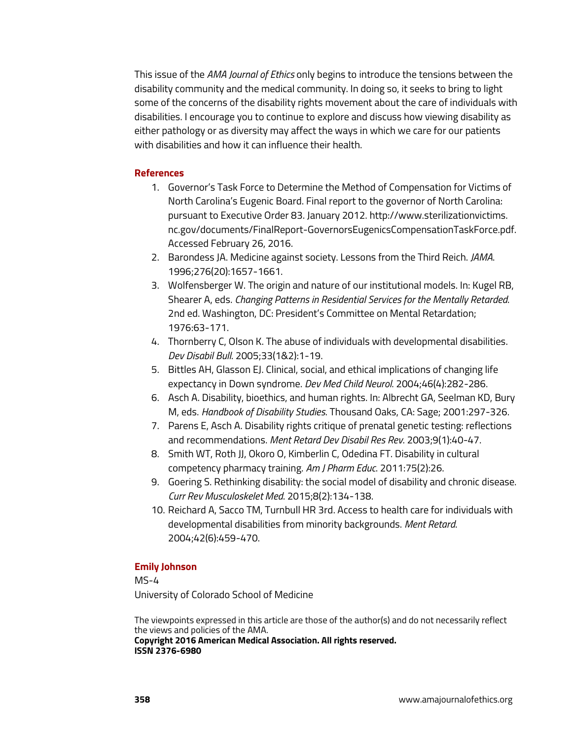This issue of the *AMA Journal of Ethics* only begins to introduce the tensions between the disability community and the medical community. In doing so, it seeks to bring to light some of the concerns of the disability rights movement about the care of individuals with disabilities. I encourage you to continue to explore and discuss how viewing disability as either pathology or as diversity may affect the ways in which we care for our patients with disabilities and how it can influence their health.

## References

1. Governor's Task Force to Determine the Method of Compensation for Victims of North Carolina's Eugenic Board. Final report to the governor of North Carolina: pursuant to Executive Order 83. January 2012. http://www.sterilizationvictims.nc.gov/documents/FinalReport-GovernorsEugenicsCompensationTaskForce.pdf. Accessed February 26, 2016.
2. Barondess JA. Medicine against society. Lessons from the Third Reich. *JAMA*. 1996;276(20):1657-1661.
3. Wolfensberger W. The origin and nature of our institutional models. In: Kugel RB, Shearer A, eds. *Changing Patterns in Residential Services for the Mentally Retarded*. 2nd ed. Washington, DC: President's Committee on Mental Retardation; 1976:63-171.
4. Thornberry C, Olson K. The abuse of individuals with developmental disabilities. *Dev Disabil Bull*. 2005;33(1&2):1-19.
5. Bittles AH, Glasson EJ. Clinical, social, and ethical implications of changing life expectancy in Down syndrome. *Dev Med Child Neurol*. 2004;46(4):282-286.
6. Asch A. Disability, bioethics, and human rights. In: Albrecht GA, Seelman KD, Bury M, eds. *Handbook of Disability Studies*. Thousand Oaks, CA: Sage; 2001:297-326.
7. Parens E, Asch A. Disability rights critique of prenatal genetic testing: reflections and recommendations. *Ment Retard Dev Disabil Res Rev*. 2003;9(1):40-47.
8. Smith WT, Roth JJ, Okoro O, Kimberlin C, Odedina FT. Disability in cultural competency pharmacy training. *Am J Pharm Educ*. 2011:75(2):26.
9. Goering S. Rethinking disability: the social model of disability and chronic disease. *Curr Rev Musculoskelet Med*. 2015;8(2):134-138.
10. Reichard A, Sacco TM, Turnbull HR 3rd. Access to health care for individuals with developmental disabilities from minority backgrounds. *Ment Retard*. 2004;42(6):459-470.

**Emily Johnson**
MS-4
University of Colorado School of Medicine

The viewpoints expressed in this article are those of the author(s) and do not necessarily reflect the views and policies of the AMA.
**Copyright 2016 American Medical Association. All rights reserved.**
**ISSN 2376-6980**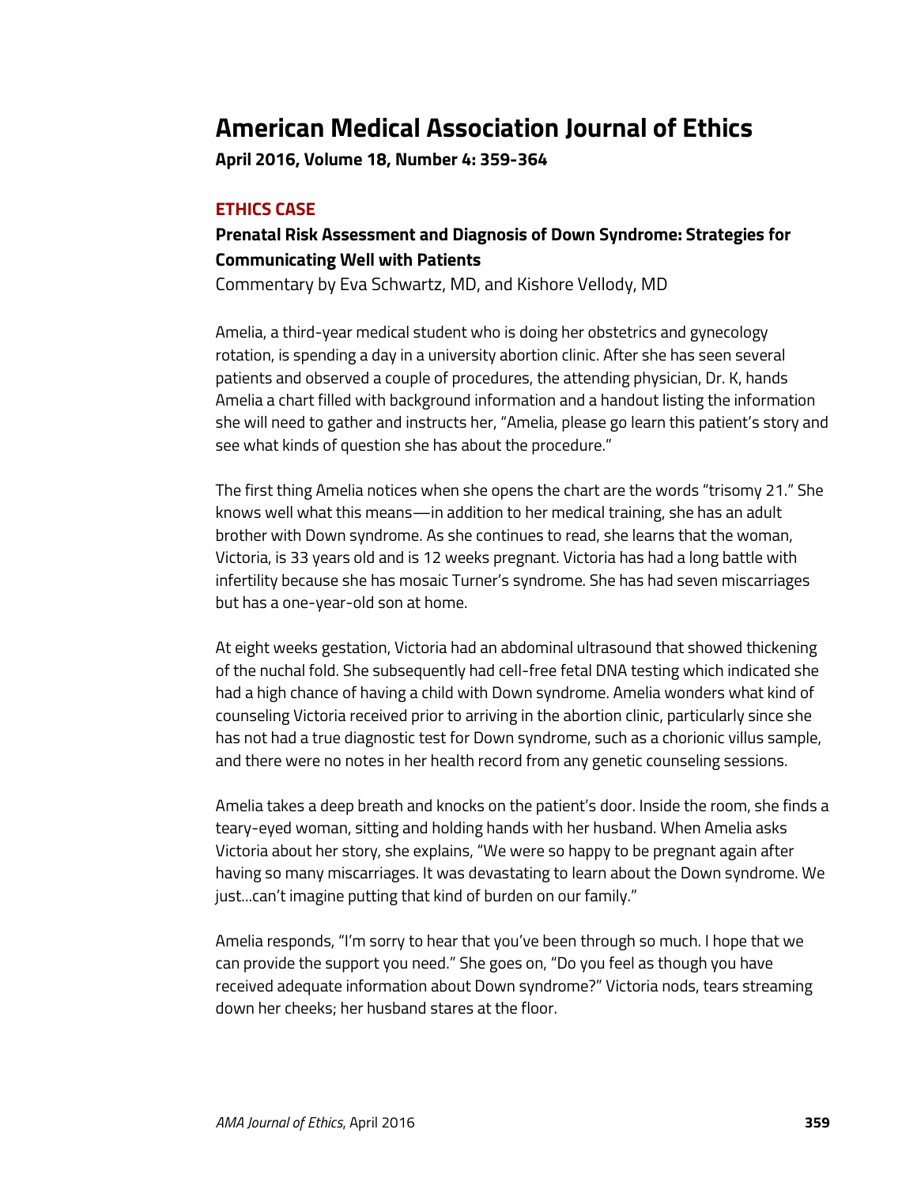# American Medical Association Journal of Ethics

**April 2016, Volume 18, Number 4: 359-364**

## ETHICS CASE

### Prenatal Risk Assessment and Diagnosis of Down Syndrome: Strategies for Communicating Well with Patients

Commentary by Eva Schwartz, MD, and Kishore Vellody, MD

Amelia, a third-year medical student who is doing her obstetrics and gynecology rotation, is spending a day in a university abortion clinic. After she has seen several patients and observed a couple of procedures, the attending physician, Dr. K, hands Amelia a chart filled with background information and a handout listing the information she will need to gather and instructs her, "Amelia, please go learn this patient's story and see what kinds of question she has about the procedure."

The first thing Amelia notices when she opens the chart are the words "trisomy 21." She knows well what this means—in addition to her medical training, she has an adult brother with Down syndrome. As she continues to read, she learns that the woman, Victoria, is 33 years old and is 12 weeks pregnant. Victoria has had a long battle with infertility because she has mosaic Turner's syndrome. She has had seven miscarriages but has a one-year-old son at home.

At eight weeks gestation, Victoria had an abdominal ultrasound that showed thickening of the nuchal fold. She subsequently had cell-free fetal DNA testing which indicated she had a high chance of having a child with Down syndrome. Amelia wonders what kind of counseling Victoria received prior to arriving in the abortion clinic, particularly since she has not had a true diagnostic test for Down syndrome, such as a chorionic villus sample, and there were no notes in her health record from any genetic counseling sessions.

Amelia takes a deep breath and knocks on the patient's door. Inside the room, she finds a teary-eyed woman, sitting and holding hands with her husband. When Amelia asks Victoria about her story, she explains, "We were so happy to be pregnant again after having so many miscarriages. It was devastating to learn about the Down syndrome. We just…can't imagine putting that kind of burden on our family."

Amelia responds, "I'm sorry to hear that you've been through so much. I hope that we can provide the support you need." She goes on, "Do you feel as though you have received adequate information about Down syndrome?" Victoria nods, tears streaming down her cheeks; her husband stares at the floor.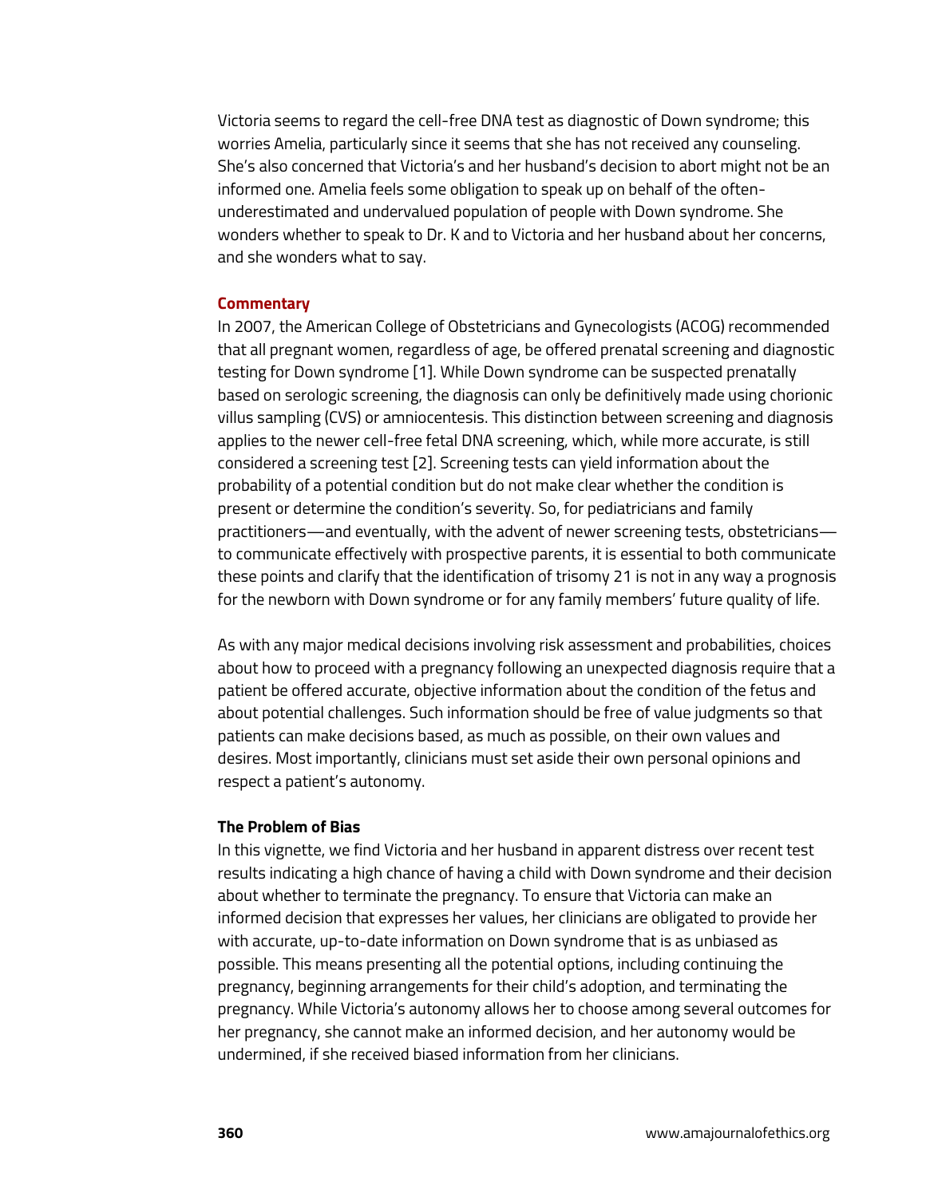Victoria seems to regard the cell-free DNA test as diagnostic of Down syndrome; this worries Amelia, particularly since it seems that she has not received any counseling. She's also concerned that Victoria's and her husband's decision to abort might not be an informed one. Amelia feels some obligation to speak up on behalf of the often-underestimated and undervalued population of people with Down syndrome. She wonders whether to speak to Dr. K and to Victoria and her husband about her concerns, and she wonders what to say.

## Commentary

In 2007, the American College of Obstetricians and Gynecologists (ACOG) recommended that all pregnant women, regardless of age, be offered prenatal screening and diagnostic testing for Down syndrome [1]. While Down syndrome can be suspected prenatally based on serologic screening, the diagnosis can only be definitively made using chorionic villus sampling (CVS) or amniocentesis. This distinction between screening and diagnosis applies to the newer cell-free fetal DNA screening, which, while more accurate, is still considered a screening test [2]. Screening tests can yield information about the probability of a potential condition but do not make clear whether the condition is present or determine the condition's severity. So, for pediatricians and family practitioners—and eventually, with the advent of newer screening tests, obstetricians—to communicate effectively with prospective parents, it is essential to both communicate these points and clarify that the identification of trisomy 21 is not in any way a prognosis for the newborn with Down syndrome or for any family members' future quality of life.

As with any major medical decisions involving risk assessment and probabilities, choices about how to proceed with a pregnancy following an unexpected diagnosis require that a patient be offered accurate, objective information about the condition of the fetus and about potential challenges. Such information should be free of value judgments so that patients can make decisions based, as much as possible, on their own values and desires. Most importantly, clinicians must set aside their own personal opinions and respect a patient's autonomy.

### The Problem of Bias

In this vignette, we find Victoria and her husband in apparent distress over recent test results indicating a high chance of having a child with Down syndrome and their decision about whether to terminate the pregnancy. To ensure that Victoria can make an informed decision that expresses her values, her clinicians are obligated to provide her with accurate, up-to-date information on Down syndrome that is as unbiased as possible. This means presenting all the potential options, including continuing the pregnancy, beginning arrangements for their child's adoption, and terminating the pregnancy. While Victoria's autonomy allows her to choose among several outcomes for her pregnancy, she cannot make an informed decision, and her autonomy would be undermined, if she received biased information from her clinicians.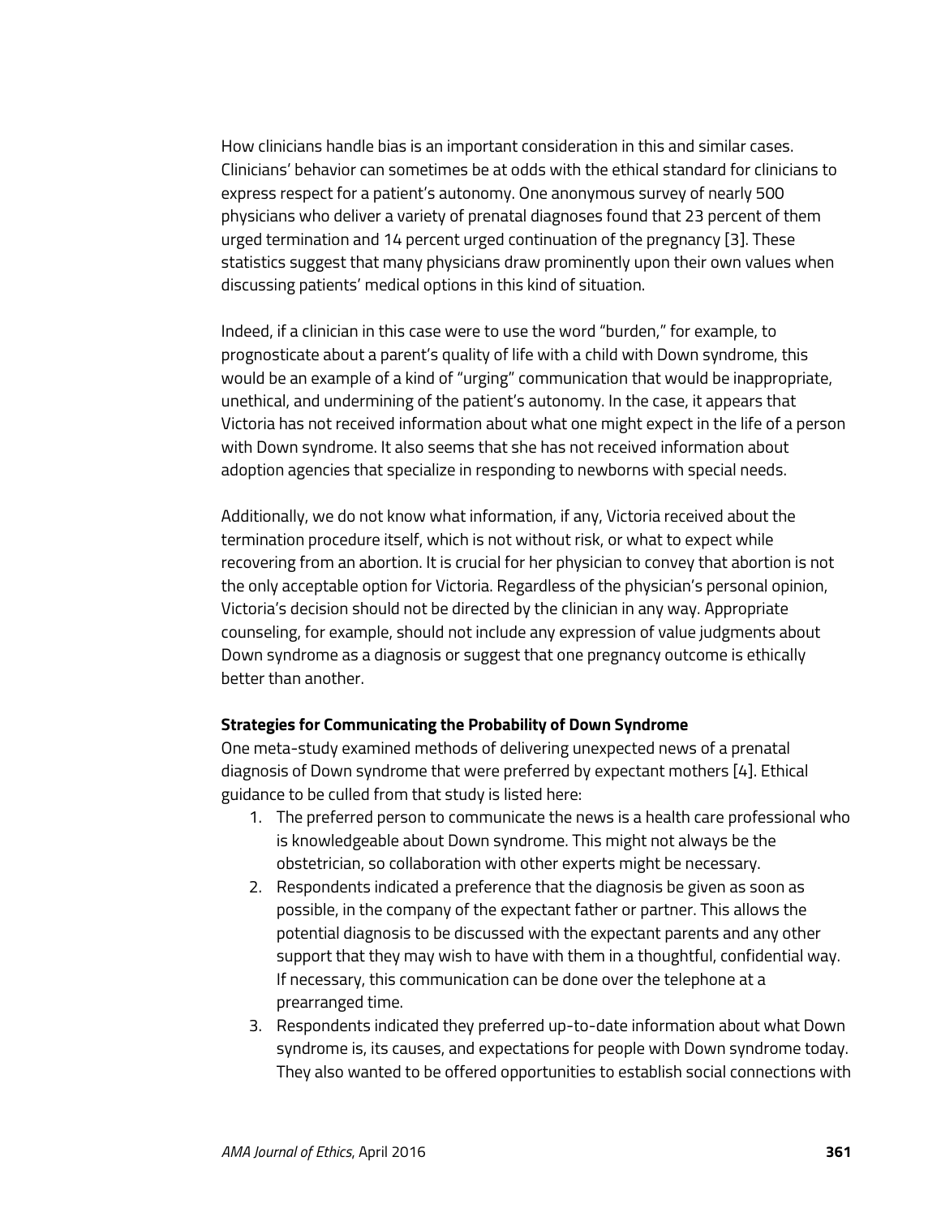How clinicians handle bias is an important consideration in this and similar cases. Clinicians' behavior can sometimes be at odds with the ethical standard for clinicians to express respect for a patient's autonomy. One anonymous survey of nearly 500 physicians who deliver a variety of prenatal diagnoses found that 23 percent of them urged termination and 14 percent urged continuation of the pregnancy [3]. These statistics suggest that many physicians draw prominently upon their own values when discussing patients' medical options in this kind of situation.

Indeed, if a clinician in this case were to use the word "burden," for example, to prognosticate about a parent's quality of life with a child with Down syndrome, this would be an example of a kind of "urging" communication that would be inappropriate, unethical, and undermining of the patient's autonomy. In the case, it appears that Victoria has not received information about what one might expect in the life of a person with Down syndrome. It also seems that she has not received information about adoption agencies that specialize in responding to newborns with special needs.

Additionally, we do not know what information, if any, Victoria received about the termination procedure itself, which is not without risk, or what to expect while recovering from an abortion. It is crucial for her physician to convey that abortion is not the only acceptable option for Victoria. Regardless of the physician's personal opinion, Victoria's decision should not be directed by the clinician in any way. Appropriate counseling, for example, should not include any expression of value judgments about Down syndrome as a diagnosis or suggest that one pregnancy outcome is ethically better than another.

**Strategies for Communicating the Probability of Down Syndrome**

One meta-study examined methods of delivering unexpected news of a prenatal diagnosis of Down syndrome that were preferred by expectant mothers [4]. Ethical guidance to be culled from that study is listed here:

1. The preferred person to communicate the news is a health care professional who is knowledgeable about Down syndrome. This might not always be the obstetrician, so collaboration with other experts might be necessary.
2. Respondents indicated a preference that the diagnosis be given as soon as possible, in the company of the expectant father or partner. This allows the potential diagnosis to be discussed with the expectant parents and any other support that they may wish to have with them in a thoughtful, confidential way. If necessary, this communication can be done over the telephone at a prearranged time.
3. Respondents indicated they preferred up-to-date information about what Down syndrome is, its causes, and expectations for people with Down syndrome today. They also wanted to be offered opportunities to establish social connections with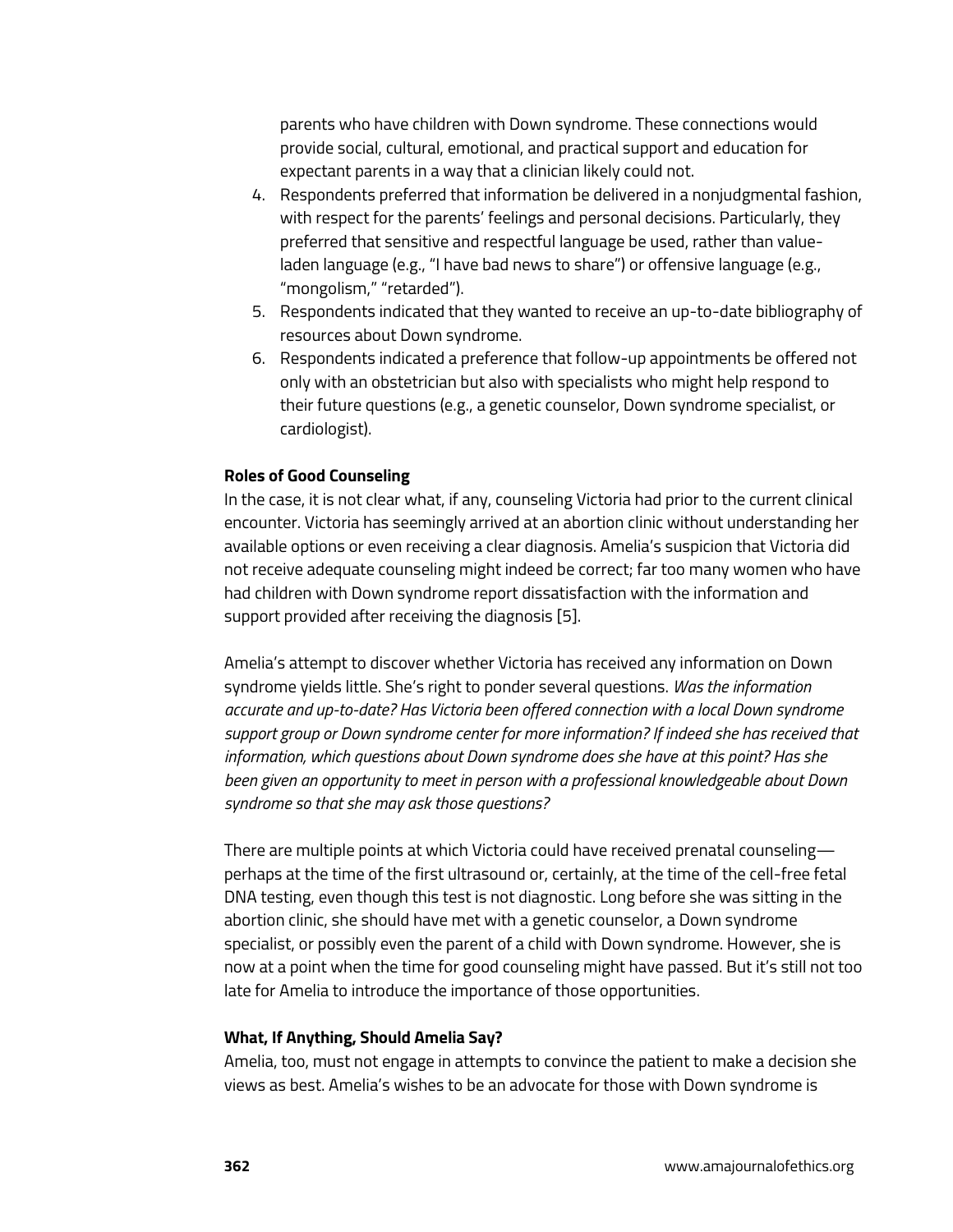parents who have children with Down syndrome. These connections would provide social, cultural, emotional, and practical support and education for expectant parents in a way that a clinician likely could not.

4. Respondents preferred that information be delivered in a nonjudgmental fashion, with respect for the parents' feelings and personal decisions. Particularly, they preferred that sensitive and respectful language be used, rather than value-laden language (e.g., "I have bad news to share") or offensive language (e.g., "mongolism," "retarded").
5. Respondents indicated that they wanted to receive an up-to-date bibliography of resources about Down syndrome.
6. Respondents indicated a preference that follow-up appointments be offered not only with an obstetrician but also with specialists who might help respond to their future questions (e.g., a genetic counselor, Down syndrome specialist, or cardiologist).

**Roles of Good Counseling**

In the case, it is not clear what, if any, counseling Victoria had prior to the current clinical encounter. Victoria has seemingly arrived at an abortion clinic without understanding her available options or even receiving a clear diagnosis. Amelia's suspicion that Victoria did not receive adequate counseling might indeed be correct; far too many women who have had children with Down syndrome report dissatisfaction with the information and support provided after receiving the diagnosis [5].

Amelia's attempt to discover whether Victoria has received any information on Down syndrome yields little. She's right to ponder several questions. *Was the information accurate and up-to-date? Has Victoria been offered connection with a local Down syndrome support group or Down syndrome center for more information? If indeed she has received that information, which questions about Down syndrome does she have at this point? Has she been given an opportunity to meet in person with a professional knowledgeable about Down syndrome so that she may ask those questions?*

There are multiple points at which Victoria could have received prenatal counseling—perhaps at the time of the first ultrasound or, certainly, at the time of the cell-free fetal DNA testing, even though this test is not diagnostic. Long before she was sitting in the abortion clinic, she should have met with a genetic counselor, a Down syndrome specialist, or possibly even the parent of a child with Down syndrome. However, she is now at a point when the time for good counseling might have passed. But it's still not too late for Amelia to introduce the importance of those opportunities.

**What, If Anything, Should Amelia Say?**

Amelia, too, must not engage in attempts to convince the patient to make a decision she views as best. Amelia's wishes to be an advocate for those with Down syndrome is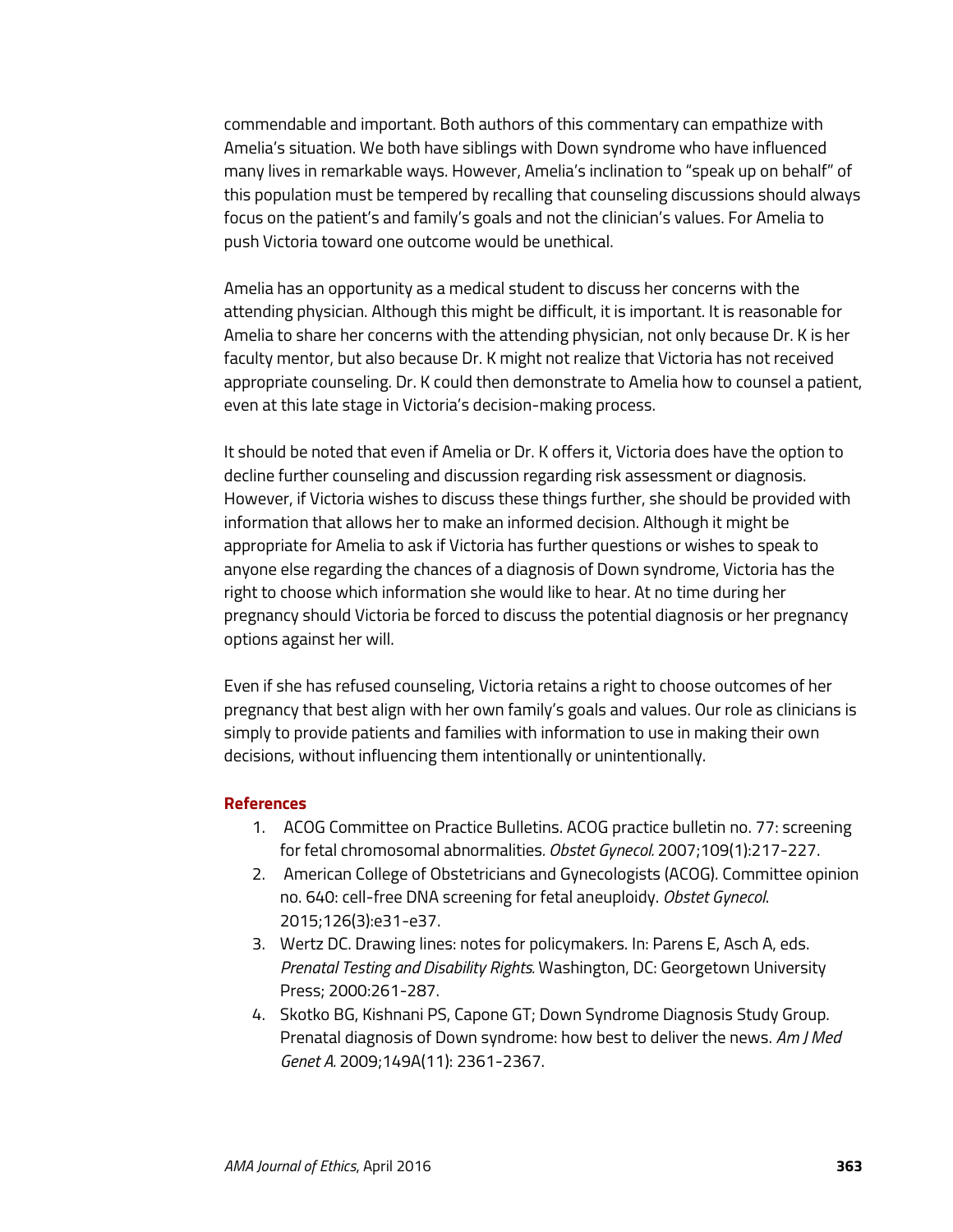commendable and important. Both authors of this commentary can empathize with Amelia's situation. We both have siblings with Down syndrome who have influenced many lives in remarkable ways. However, Amelia's inclination to "speak up on behalf" of this population must be tempered by recalling that counseling discussions should always focus on the patient's and family's goals and not the clinician's values. For Amelia to push Victoria toward one outcome would be unethical.

Amelia has an opportunity as a medical student to discuss her concerns with the attending physician. Although this might be difficult, it is important. It is reasonable for Amelia to share her concerns with the attending physician, not only because Dr. K is her faculty mentor, but also because Dr. K might not realize that Victoria has not received appropriate counseling. Dr. K could then demonstrate to Amelia how to counsel a patient, even at this late stage in Victoria's decision-making process.

It should be noted that even if Amelia or Dr. K offers it, Victoria does have the option to decline further counseling and discussion regarding risk assessment or diagnosis. However, if Victoria wishes to discuss these things further, she should be provided with information that allows her to make an informed decision. Although it might be appropriate for Amelia to ask if Victoria has further questions or wishes to speak to anyone else regarding the chances of a diagnosis of Down syndrome, Victoria has the right to choose which information she would like to hear. At no time during her pregnancy should Victoria be forced to discuss the potential diagnosis or her pregnancy options against her will.

Even if she has refused counseling, Victoria retains a right to choose outcomes of her pregnancy that best align with her own family's goals and values. Our role as clinicians is simply to provide patients and families with information to use in making their own decisions, without influencing them intentionally or unintentionally.

### References

1. ACOG Committee on Practice Bulletins. ACOG practice bulletin no. 77: screening for fetal chromosomal abnormalities. *Obstet Gynecol.* 2007;109(1):217-227.
2. American College of Obstetricians and Gynecologists (ACOG). Committee opinion no. 640: cell-free DNA screening for fetal aneuploidy. *Obstet Gynecol*. 2015;126(3):e31-e37.
3. Wertz DC. Drawing lines: notes for policymakers. In: Parens E, Asch A, eds. *Prenatal Testing and Disability Rights*. Washington, DC: Georgetown University Press; 2000:261-287.
4. Skotko BG, Kishnani PS, Capone GT; Down Syndrome Diagnosis Study Group. Prenatal diagnosis of Down syndrome: how best to deliver the news. *Am J Med Genet A.* 2009;149A(11): 2361-2367.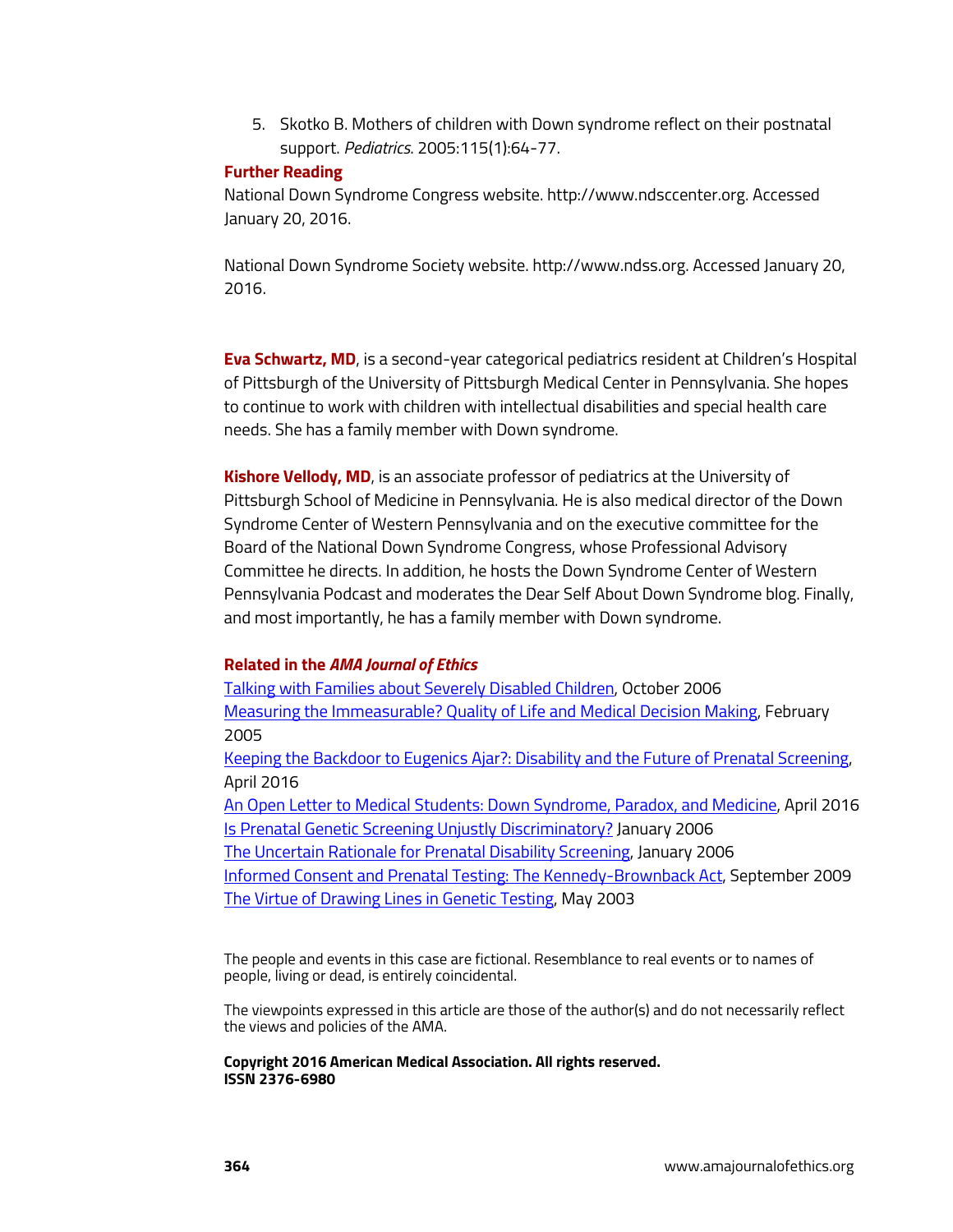5. Skotko B. Mothers of children with Down syndrome reflect on their postnatal support. *Pediatrics*. 2005:115(1):64-77.

### Further Reading

National Down Syndrome Congress website. http://www.ndsccenter.org. Accessed January 20, 2016.

National Down Syndrome Society website. http://www.ndss.org. Accessed January 20, 2016.

**Eva Schwartz, MD**, is a second-year categorical pediatrics resident at Children's Hospital of Pittsburgh of the University of Pittsburgh Medical Center in Pennsylvania. She hopes to continue to work with children with intellectual disabilities and special health care needs. She has a family member with Down syndrome.

**Kishore Vellody, MD**, is an associate professor of pediatrics at the University of Pittsburgh School of Medicine in Pennsylvania. He is also medical director of the Down Syndrome Center of Western Pennsylvania and on the executive committee for the Board of the National Down Syndrome Congress, whose Professional Advisory Committee he directs. In addition, he hosts the Down Syndrome Center of Western Pennsylvania Podcast and moderates the Dear Self About Down Syndrome blog. Finally, and most importantly, he has a family member with Down syndrome.

### Related in the *AMA Journal of Ethics*

Talking with Families about Severely Disabled Children, October 2006
Measuring the Immeasurable? Quality of Life and Medical Decision Making, February 2005
Keeping the Backdoor to Eugenics Ajar?: Disability and the Future of Prenatal Screening, April 2016
An Open Letter to Medical Students: Down Syndrome, Paradox, and Medicine, April 2016
Is Prenatal Genetic Screening Unjustly Discriminatory? January 2006
The Uncertain Rationale for Prenatal Disability Screening, January 2006
Informed Consent and Prenatal Testing: The Kennedy-Brownback Act, September 2009
The Virtue of Drawing Lines in Genetic Testing, May 2003

The people and events in this case are fictional. Resemblance to real events or to names of people, living or dead, is entirely coincidental.

The viewpoints expressed in this article are those of the author(s) and do not necessarily reflect the views and policies of the AMA.

**Copyright 2016 American Medical Association. All rights reserved.**
**ISSN 2376-6980**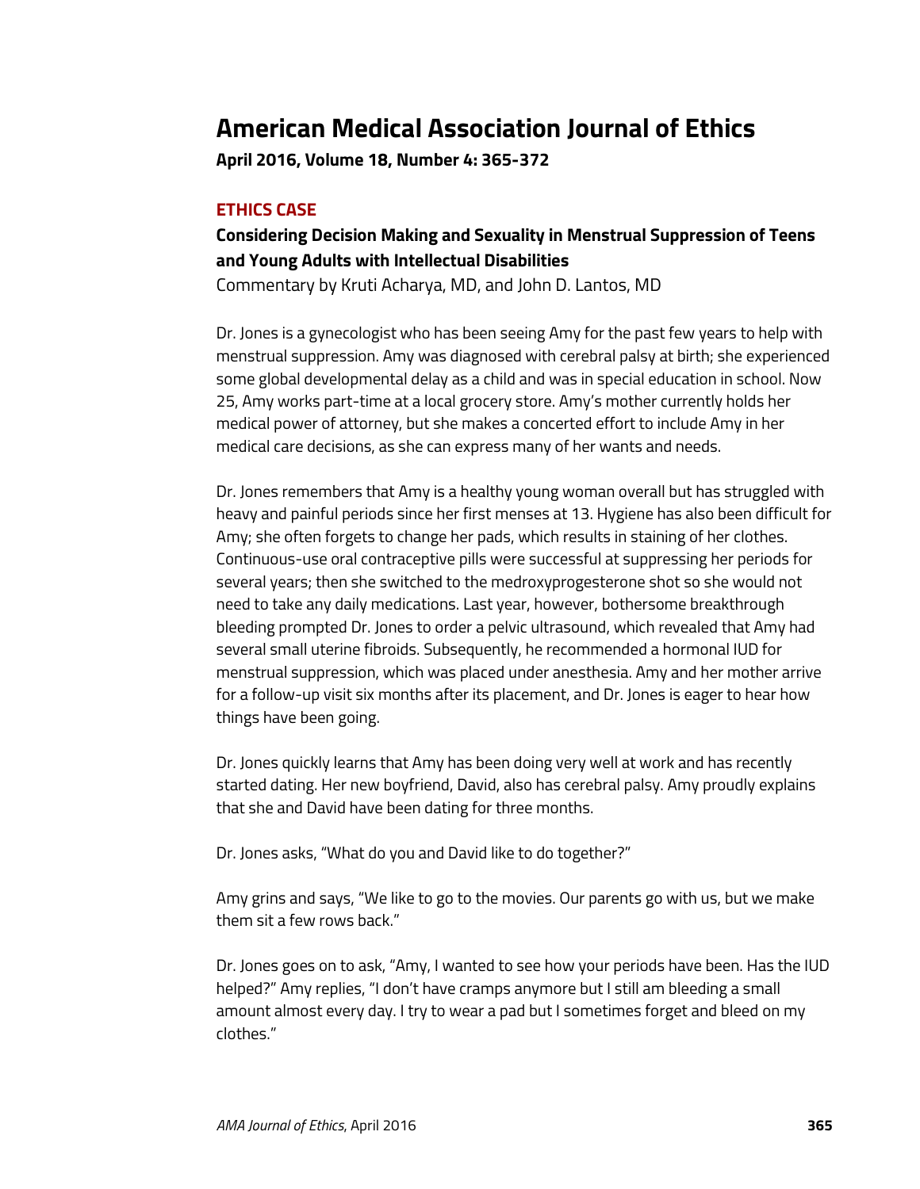# American Medical Association Journal of Ethics

**April 2016, Volume 18, Number 4: 365-372**

## ETHICS CASE

### Considering Decision Making and Sexuality in Menstrual Suppression of Teens and Young Adults with Intellectual Disabilities

Commentary by Kruti Acharya, MD, and John D. Lantos, MD

Dr. Jones is a gynecologist who has been seeing Amy for the past few years to help with menstrual suppression. Amy was diagnosed with cerebral palsy at birth; she experienced some global developmental delay as a child and was in special education in school. Now 25, Amy works part-time at a local grocery store. Amy's mother currently holds her medical power of attorney, but she makes a concerted effort to include Amy in her medical care decisions, as she can express many of her wants and needs.

Dr. Jones remembers that Amy is a healthy young woman overall but has struggled with heavy and painful periods since her first menses at 13. Hygiene has also been difficult for Amy; she often forgets to change her pads, which results in staining of her clothes. Continuous-use oral contraceptive pills were successful at suppressing her periods for several years; then she switched to the medroxyprogesterone shot so she would not need to take any daily medications. Last year, however, bothersome breakthrough bleeding prompted Dr. Jones to order a pelvic ultrasound, which revealed that Amy had several small uterine fibroids. Subsequently, he recommended a hormonal IUD for menstrual suppression, which was placed under anesthesia. Amy and her mother arrive for a follow-up visit six months after its placement, and Dr. Jones is eager to hear how things have been going.

Dr. Jones quickly learns that Amy has been doing very well at work and has recently started dating. Her new boyfriend, David, also has cerebral palsy. Amy proudly explains that she and David have been dating for three months.

Dr. Jones asks, "What do you and David like to do together?"

Amy grins and says, "We like to go to the movies. Our parents go with us, but we make them sit a few rows back."

Dr. Jones goes on to ask, "Amy, I wanted to see how your periods have been. Has the IUD helped?" Amy replies, "I don't have cramps anymore but I still am bleeding a small amount almost every day. I try to wear a pad but I sometimes forget and bleed on my clothes."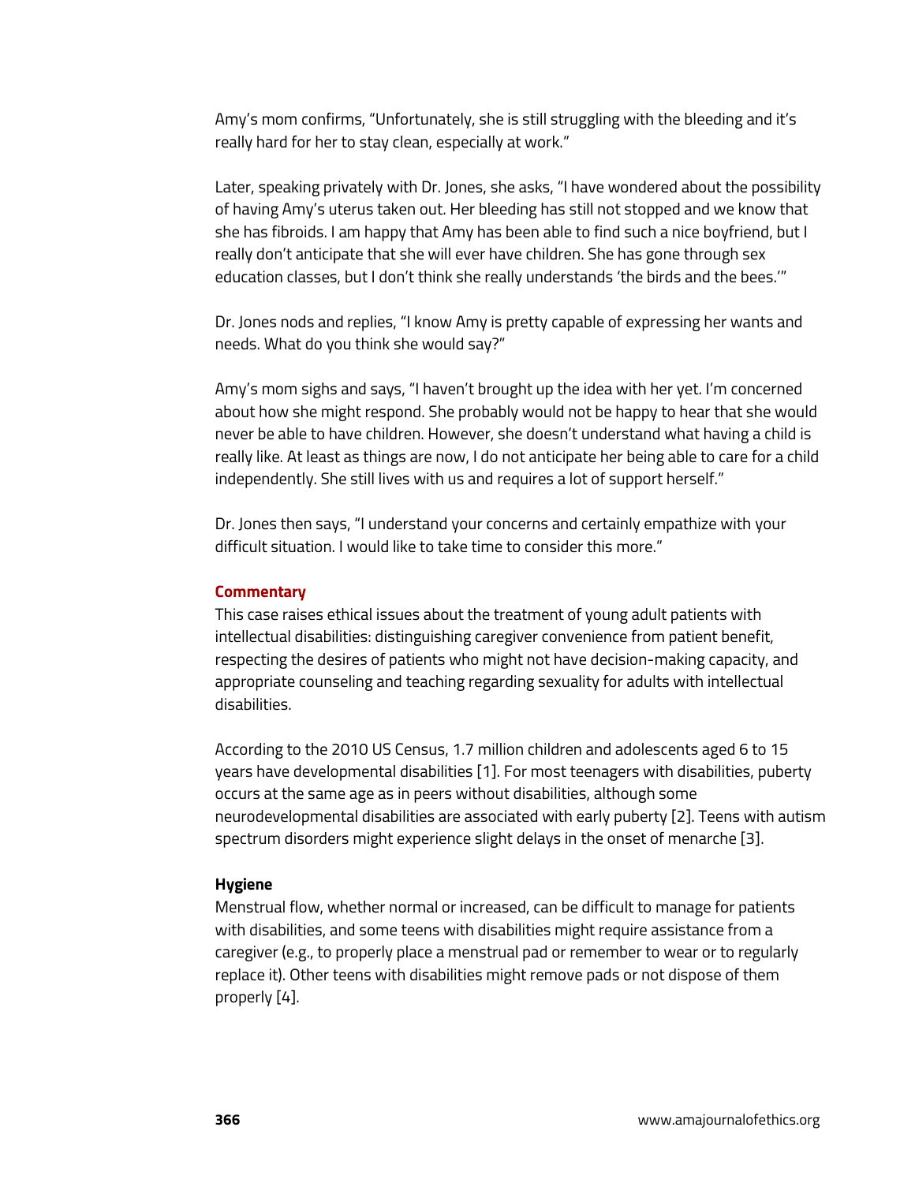Amy's mom confirms, "Unfortunately, she is still struggling with the bleeding and it's really hard for her to stay clean, especially at work."

Later, speaking privately with Dr. Jones, she asks, "I have wondered about the possibility of having Amy's uterus taken out. Her bleeding has still not stopped and we know that she has fibroids. I am happy that Amy has been able to find such a nice boyfriend, but I really don't anticipate that she will ever have children. She has gone through sex education classes, but I don't think she really understands 'the birds and the bees.'"

Dr. Jones nods and replies, "I know Amy is pretty capable of expressing her wants and needs. What do you think she would say?"

Amy's mom sighs and says, "I haven't brought up the idea with her yet. I'm concerned about how she might respond. She probably would not be happy to hear that she would never be able to have children. However, she doesn't understand what having a child is really like. At least as things are now, I do not anticipate her being able to care for a child independently. She still lives with us and requires a lot of support herself."

Dr. Jones then says, "I understand your concerns and certainly empathize with your difficult situation. I would like to take time to consider this more."

## Commentary

This case raises ethical issues about the treatment of young adult patients with intellectual disabilities: distinguishing caregiver convenience from patient benefit, respecting the desires of patients who might not have decision-making capacity, and appropriate counseling and teaching regarding sexuality for adults with intellectual disabilities.

According to the 2010 US Census, 1.7 million children and adolescents aged 6 to 15 years have developmental disabilities [1]. For most teenagers with disabilities, puberty occurs at the same age as in peers without disabilities, although some neurodevelopmental disabilities are associated with early puberty [2]. Teens with autism spectrum disorders might experience slight delays in the onset of menarche [3].

### Hygiene

Menstrual flow, whether normal or increased, can be difficult to manage for patients with disabilities, and some teens with disabilities might require assistance from a caregiver (e.g., to properly place a menstrual pad or remember to wear or to regularly replace it). Other teens with disabilities might remove pads or not dispose of them properly [4].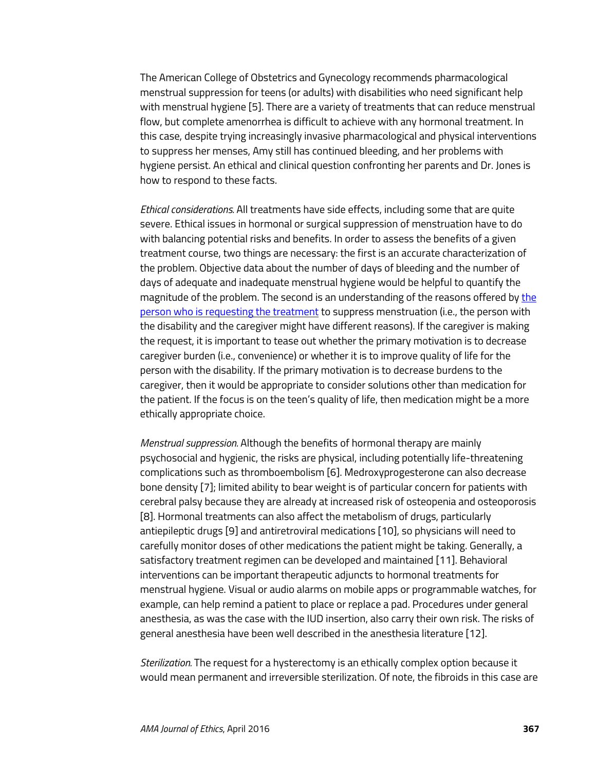The American College of Obstetrics and Gynecology recommends pharmacological menstrual suppression for teens (or adults) with disabilities who need significant help with menstrual hygiene [5]. There are a variety of treatments that can reduce menstrual flow, but complete amenorrhea is difficult to achieve with any hormonal treatment. In this case, despite trying increasingly invasive pharmacological and physical interventions to suppress her menses, Amy still has continued bleeding, and her problems with hygiene persist. An ethical and clinical question confronting her parents and Dr. Jones is how to respond to these facts.

*Ethical considerations.* All treatments have side effects, including some that are quite severe. Ethical issues in hormonal or surgical suppression of menstruation have to do with balancing potential risks and benefits. In order to assess the benefits of a given treatment course, two things are necessary: the first is an accurate characterization of the problem. Objective data about the number of days of bleeding and the number of days of adequate and inadequate menstrual hygiene would be helpful to quantify the magnitude of the problem. The second is an understanding of the reasons offered by the person who is requesting the treatment to suppress menstruation (i.e., the person with the disability and the caregiver might have different reasons). If the caregiver is making the request, it is important to tease out whether the primary motivation is to decrease caregiver burden (i.e., convenience) or whether it is to improve quality of life for the person with the disability. If the primary motivation is to decrease burdens to the caregiver, then it would be appropriate to consider solutions other than medication for the patient. If the focus is on the teen's quality of life, then medication might be a more ethically appropriate choice.

*Menstrual suppression.* Although the benefits of hormonal therapy are mainly psychosocial and hygienic, the risks are physical, including potentially life-threatening complications such as thromboembolism [6]. Medroxyprogesterone can also decrease bone density [7]; limited ability to bear weight is of particular concern for patients with cerebral palsy because they are already at increased risk of osteopenia and osteoporosis [8]. Hormonal treatments can also affect the metabolism of drugs, particularly antiepileptic drugs [9] and antiretroviral medications [10], so physicians will need to carefully monitor doses of other medications the patient might be taking. Generally, a satisfactory treatment regimen can be developed and maintained [11]. Behavioral interventions can be important therapeutic adjuncts to hormonal treatments for menstrual hygiene. Visual or audio alarms on mobile apps or programmable watches, for example, can help remind a patient to place or replace a pad. Procedures under general anesthesia, as was the case with the IUD insertion, also carry their own risk. The risks of general anesthesia have been well described in the anesthesia literature [12].

*Sterilization.* The request for a hysterectomy is an ethically complex option because it would mean permanent and irreversible sterilization. Of note, the fibroids in this case are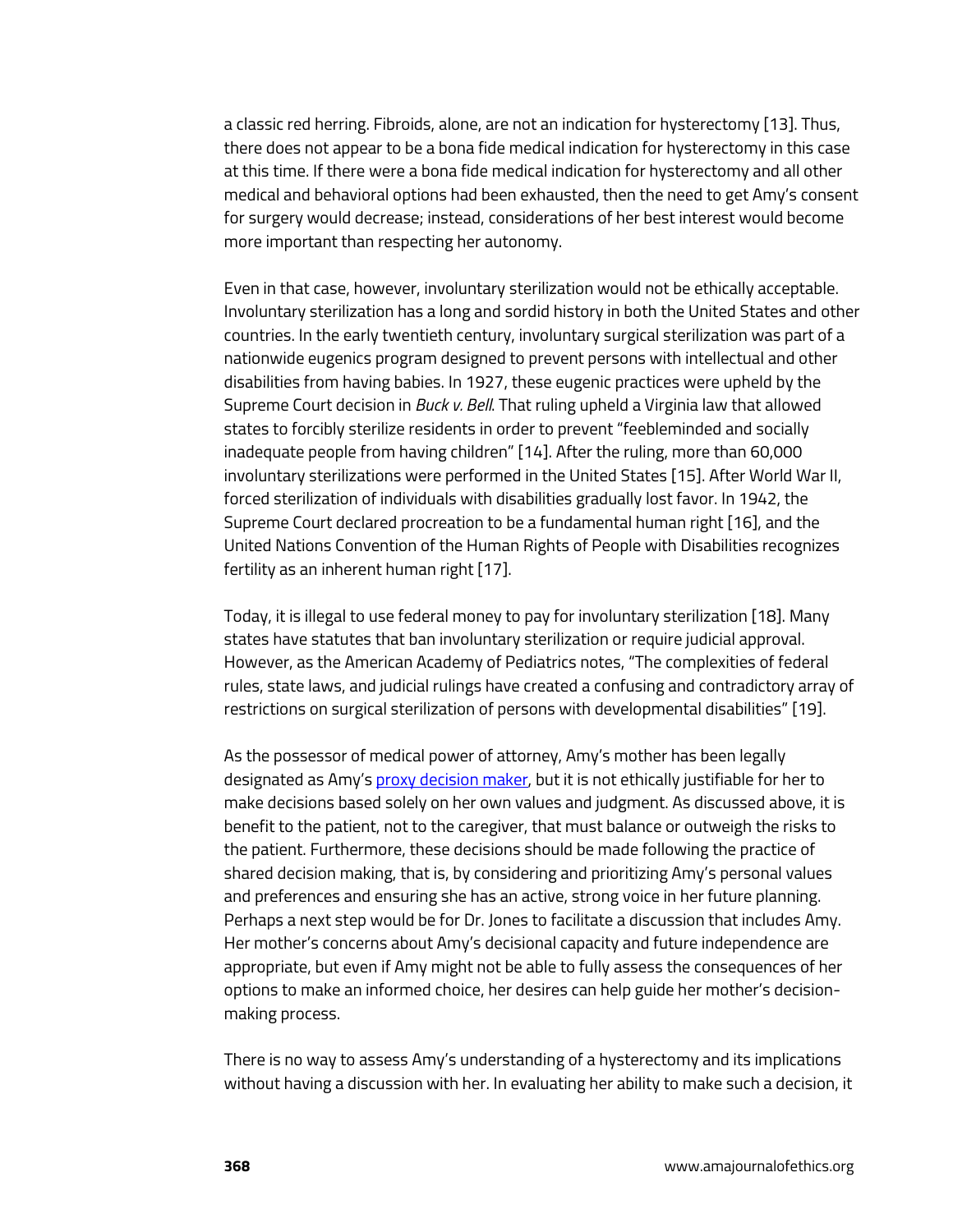a classic red herring. Fibroids, alone, are not an indication for hysterectomy [13]. Thus, there does not appear to be a bona fide medical indication for hysterectomy in this case at this time. If there were a bona fide medical indication for hysterectomy and all other medical and behavioral options had been exhausted, then the need to get Amy's consent for surgery would decrease; instead, considerations of her best interest would become more important than respecting her autonomy.

Even in that case, however, involuntary sterilization would not be ethically acceptable. Involuntary sterilization has a long and sordid history in both the United States and other countries. In the early twentieth century, involuntary surgical sterilization was part of a nationwide eugenics program designed to prevent persons with intellectual and other disabilities from having babies. In 1927, these eugenic practices were upheld by the Supreme Court decision in *Buck v. Bell*. That ruling upheld a Virginia law that allowed states to forcibly sterilize residents in order to prevent "feebleminded and socially inadequate people from having children" [14]. After the ruling, more than 60,000 involuntary sterilizations were performed in the United States [15]. After World War II, forced sterilization of individuals with disabilities gradually lost favor. In 1942, the Supreme Court declared procreation to be a fundamental human right [16], and the United Nations Convention of the Human Rights of People with Disabilities recognizes fertility as an inherent human right [17].

Today, it is illegal to use federal money to pay for involuntary sterilization [18]. Many states have statutes that ban involuntary sterilization or require judicial approval. However, as the American Academy of Pediatrics notes, "The complexities of federal rules, state laws, and judicial rulings have created a confusing and contradictory array of restrictions on surgical sterilization of persons with developmental disabilities" [19].

As the possessor of medical power of attorney, Amy's mother has been legally designated as Amy's proxy decision maker, but it is not ethically justifiable for her to make decisions based solely on her own values and judgment. As discussed above, it is benefit to the patient, not to the caregiver, that must balance or outweigh the risks to the patient. Furthermore, these decisions should be made following the practice of shared decision making, that is, by considering and prioritizing Amy's personal values and preferences and ensuring she has an active, strong voice in her future planning. Perhaps a next step would be for Dr. Jones to facilitate a discussion that includes Amy. Her mother's concerns about Amy's decisional capacity and future independence are appropriate, but even if Amy might not be able to fully assess the consequences of her options to make an informed choice, her desires can help guide her mother's decision-making process.

There is no way to assess Amy's understanding of a hysterectomy and its implications without having a discussion with her. In evaluating her ability to make such a decision, it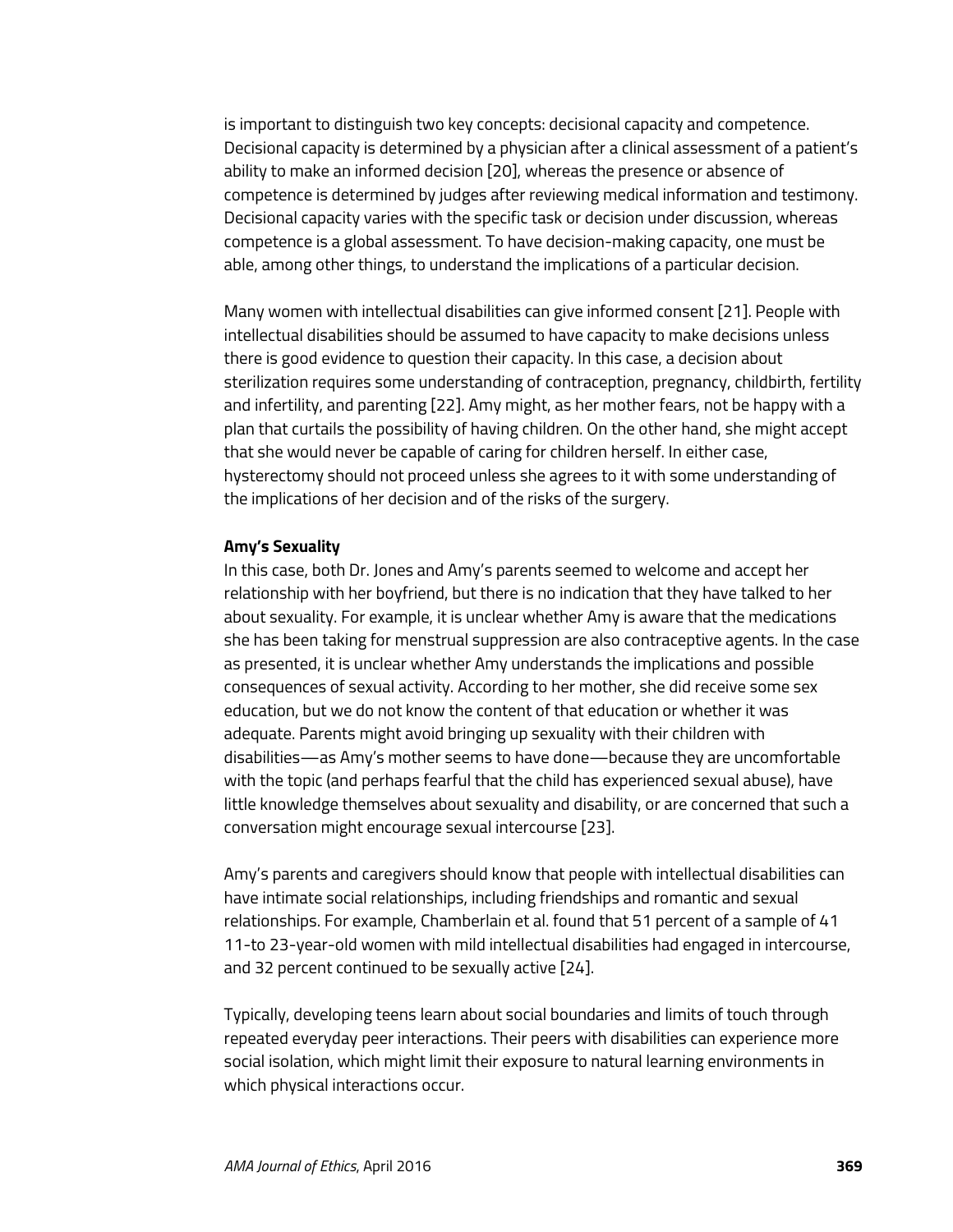is important to distinguish two key concepts: decisional capacity and competence. Decisional capacity is determined by a physician after a clinical assessment of a patient's ability to make an informed decision [20], whereas the presence or absence of competence is determined by judges after reviewing medical information and testimony. Decisional capacity varies with the specific task or decision under discussion, whereas competence is a global assessment. To have decision-making capacity, one must be able, among other things, to understand the implications of a particular decision.

Many women with intellectual disabilities can give informed consent [21]. People with intellectual disabilities should be assumed to have capacity to make decisions unless there is good evidence to question their capacity. In this case, a decision about sterilization requires some understanding of contraception, pregnancy, childbirth, fertility and infertility, and parenting [22]. Amy might, as her mother fears, not be happy with a plan that curtails the possibility of having children. On the other hand, she might accept that she would never be capable of caring for children herself. In either case, hysterectomy should not proceed unless she agrees to it with some understanding of the implications of her decision and of the risks of the surgery.

**Amy's Sexuality**

In this case, both Dr. Jones and Amy's parents seemed to welcome and accept her relationship with her boyfriend, but there is no indication that they have talked to her about sexuality. For example, it is unclear whether Amy is aware that the medications she has been taking for menstrual suppression are also contraceptive agents. In the case as presented, it is unclear whether Amy understands the implications and possible consequences of sexual activity. According to her mother, she did receive some sex education, but we do not know the content of that education or whether it was adequate. Parents might avoid bringing up sexuality with their children with disabilities—as Amy's mother seems to have done—because they are uncomfortable with the topic (and perhaps fearful that the child has experienced sexual abuse), have little knowledge themselves about sexuality and disability, or are concerned that such a conversation might encourage sexual intercourse [23].

Amy's parents and caregivers should know that people with intellectual disabilities can have intimate social relationships, including friendships and romantic and sexual relationships. For example, Chamberlain et al. found that 51 percent of a sample of 41 11-to 23-year-old women with mild intellectual disabilities had engaged in intercourse, and 32 percent continued to be sexually active [24].

Typically, developing teens learn about social boundaries and limits of touch through repeated everyday peer interactions. Their peers with disabilities can experience more social isolation, which might limit their exposure to natural learning environments in which physical interactions occur.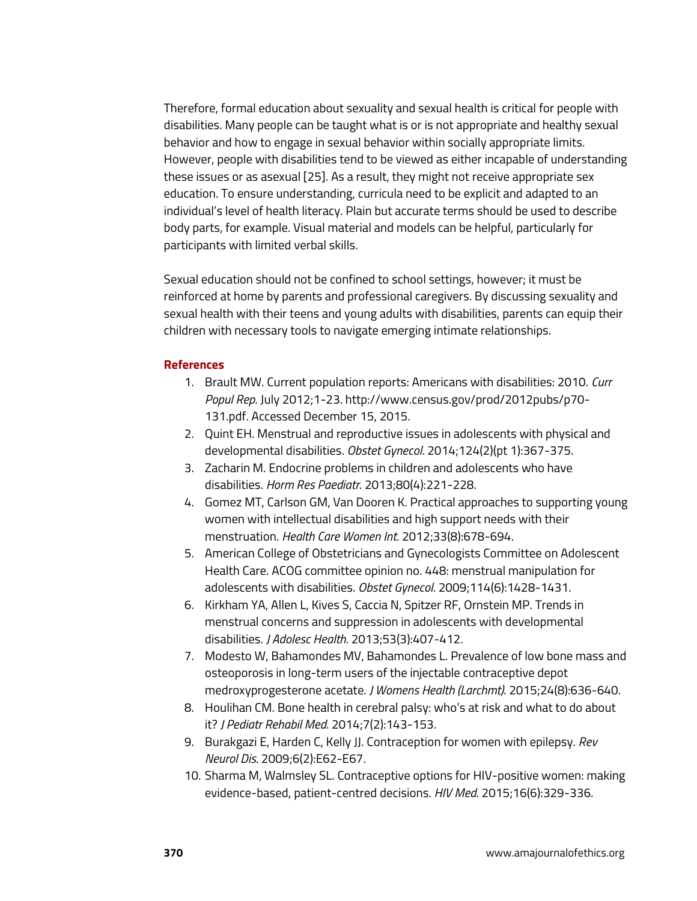Therefore, formal education about sexuality and sexual health is critical for people with disabilities. Many people can be taught what is or is not appropriate and healthy sexual behavior and how to engage in sexual behavior within socially appropriate limits. However, people with disabilities tend to be viewed as either incapable of understanding these issues or as asexual [25]. As a result, they might not receive appropriate sex education. To ensure understanding, curricula need to be explicit and adapted to an individual's level of health literacy. Plain but accurate terms should be used to describe body parts, for example. Visual material and models can be helpful, particularly for participants with limited verbal skills.

Sexual education should not be confined to school settings, however; it must be reinforced at home by parents and professional caregivers. By discussing sexuality and sexual health with their teens and young adults with disabilities, parents can equip their children with necessary tools to navigate emerging intimate relationships.

### References

1. Brault MW. Current population reports: Americans with disabilities: 2010. *Curr Popul Rep*. July 2012;1-23. http://www.census.gov/prod/2012pubs/p70-131.pdf. Accessed December 15, 2015.
2. Quint EH. Menstrual and reproductive issues in adolescents with physical and developmental disabilities. *Obstet Gynecol*. 2014;124(2)(pt 1):367-375.
3. Zacharin M. Endocrine problems in children and adolescents who have disabilities. *Horm Res Paediatr*. 2013;80(4):221-228.
4. Gomez MT, Carlson GM, Van Dooren K. Practical approaches to supporting young women with intellectual disabilities and high support needs with their menstruation. *Health Care Women Int*. 2012;33(8):678-694.
5. American College of Obstetricians and Gynecologists Committee on Adolescent Health Care. ACOG committee opinion no. 448: menstrual manipulation for adolescents with disabilities. *Obstet Gynecol*. 2009;114(6):1428-1431.
6. Kirkham YA, Allen L, Kives S, Caccia N, Spitzer RF, Ornstein MP. Trends in menstrual concerns and suppression in adolescents with developmental disabilities. *J Adolesc Health*. 2013;53(3):407-412.
7. Modesto W, Bahamondes MV, Bahamondes L. Prevalence of low bone mass and osteoporosis in long-term users of the injectable contraceptive depot medroxyprogesterone acetate. *J Womens Health (Larchmt)*. 2015;24(8):636-640.
8. Houlihan CM. Bone health in cerebral palsy: who's at risk and what to do about it? *J Pediatr Rehabil Med*. 2014;7(2):143-153.
9. Burakgazi E, Harden C, Kelly JJ. Contraception for women with epilepsy. *Rev Neurol Dis*. 2009;6(2):E62-E67.
10. Sharma M, Walmsley SL. Contraceptive options for HIV-positive women: making evidence-based, patient-centred decisions. *HIV Med*. 2015;16(6):329-336.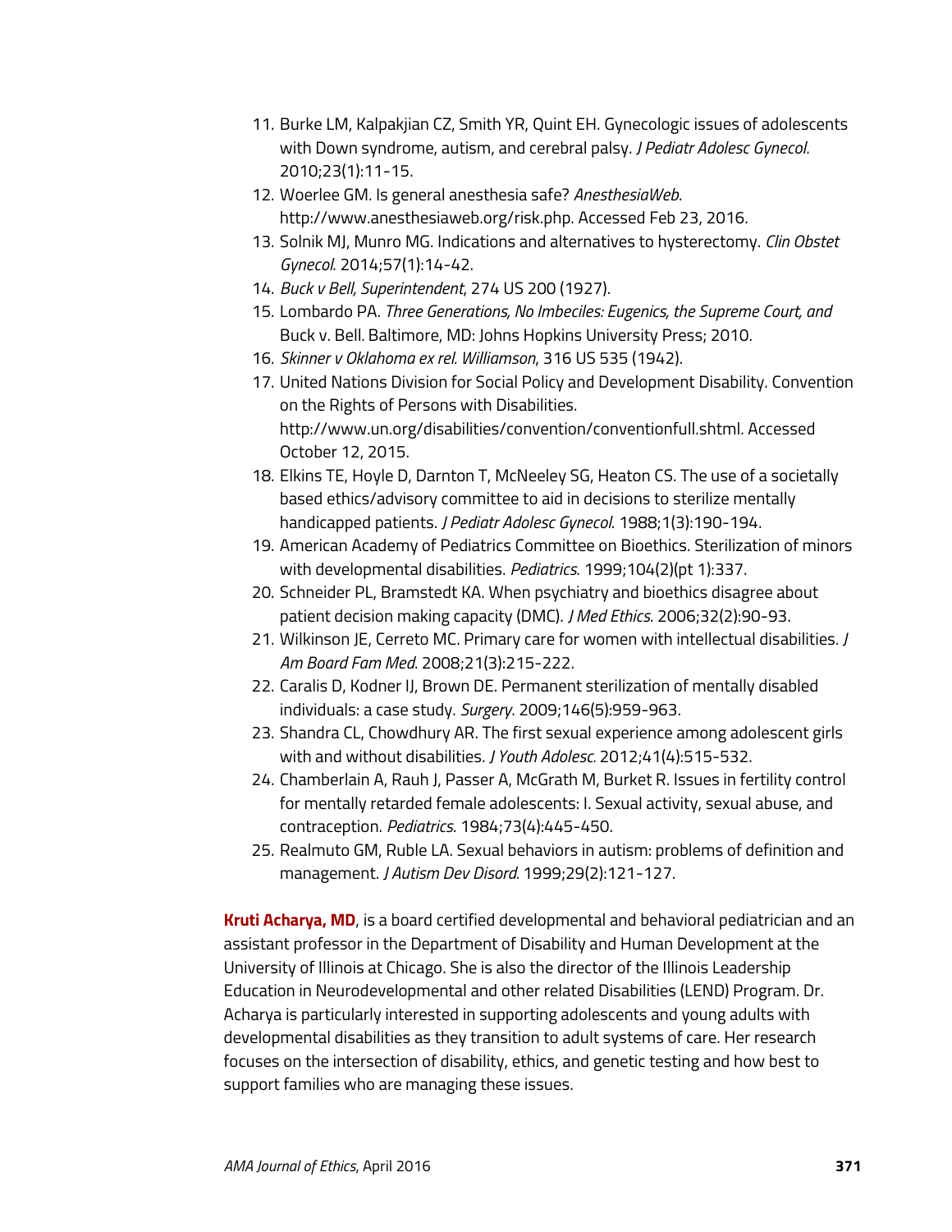11. Burke LM, Kalpakjian CZ, Smith YR, Quint EH. Gynecologic issues of adolescents with Down syndrome, autism, and cerebral palsy. *J Pediatr Adolesc Gynecol*. 2010;23(1):11-15.
12. Woerlee GM. Is general anesthesia safe? *AnesthesiaWeb*. http://www.anesthesiaweb.org/risk.php. Accessed Feb 23, 2016.
13. Solnik MJ, Munro MG. Indications and alternatives to hysterectomy. *Clin Obstet Gynecol*. 2014;57(1):14-42.
14. *Buck v Bell, Superintendent*, 274 US 200 (1927).
15. Lombardo PA. *Three Generations, No Imbeciles: Eugenics, the Supreme Court, and* Buck v. Bell. Baltimore, MD: Johns Hopkins University Press; 2010.
16. *Skinner v Oklahoma ex rel. Williamson*, 316 US 535 (1942).
17. United Nations Division for Social Policy and Development Disability. Convention on the Rights of Persons with Disabilities. http://www.un.org/disabilities/convention/conventionfull.shtml. Accessed October 12, 2015.
18. Elkins TE, Hoyle D, Darnton T, McNeeley SG, Heaton CS. The use of a societally based ethics/advisory committee to aid in decisions to sterilize mentally handicapped patients. *J Pediatr Adolesc Gynecol*. 1988;1(3):190-194.
19. American Academy of Pediatrics Committee on Bioethics. Sterilization of minors with developmental disabilities. *Pediatrics*. 1999;104(2)(pt 1):337.
20. Schneider PL, Bramstedt KA. When psychiatry and bioethics disagree about patient decision making capacity (DMC). *J Med Ethics*. 2006;32(2):90-93.
21. Wilkinson JE, Cerreto MC. Primary care for women with intellectual disabilities. *J Am Board Fam Med*. 2008;21(3):215-222.
22. Caralis D, Kodner IJ, Brown DE. Permanent sterilization of mentally disabled individuals: a case study. *Surgery*. 2009;146(5):959-963.
23. Shandra CL, Chowdhury AR. The first sexual experience among adolescent girls with and without disabilities. *J Youth Adolesc*. 2012;41(4):515-532.
24. Chamberlain A, Rauh J, Passer A, McGrath M, Burket R. Issues in fertility control for mentally retarded female adolescents: I. Sexual activity, sexual abuse, and contraception. *Pediatrics*. 1984;73(4):445-450.
25. Realmuto GM, Ruble LA. Sexual behaviors in autism: problems of definition and management. *J Autism Dev Disord*. 1999;29(2):121-127.

**Kruti Acharya, MD**, is a board certified developmental and behavioral pediatrician and an assistant professor in the Department of Disability and Human Development at the University of Illinois at Chicago. She is also the director of the Illinois Leadership Education in Neurodevelopmental and other related Disabilities (LEND) Program. Dr. Acharya is particularly interested in supporting adolescents and young adults with developmental disabilities as they transition to adult systems of care. Her research focuses on the intersection of disability, ethics, and genetic testing and how best to support families who are managing these issues.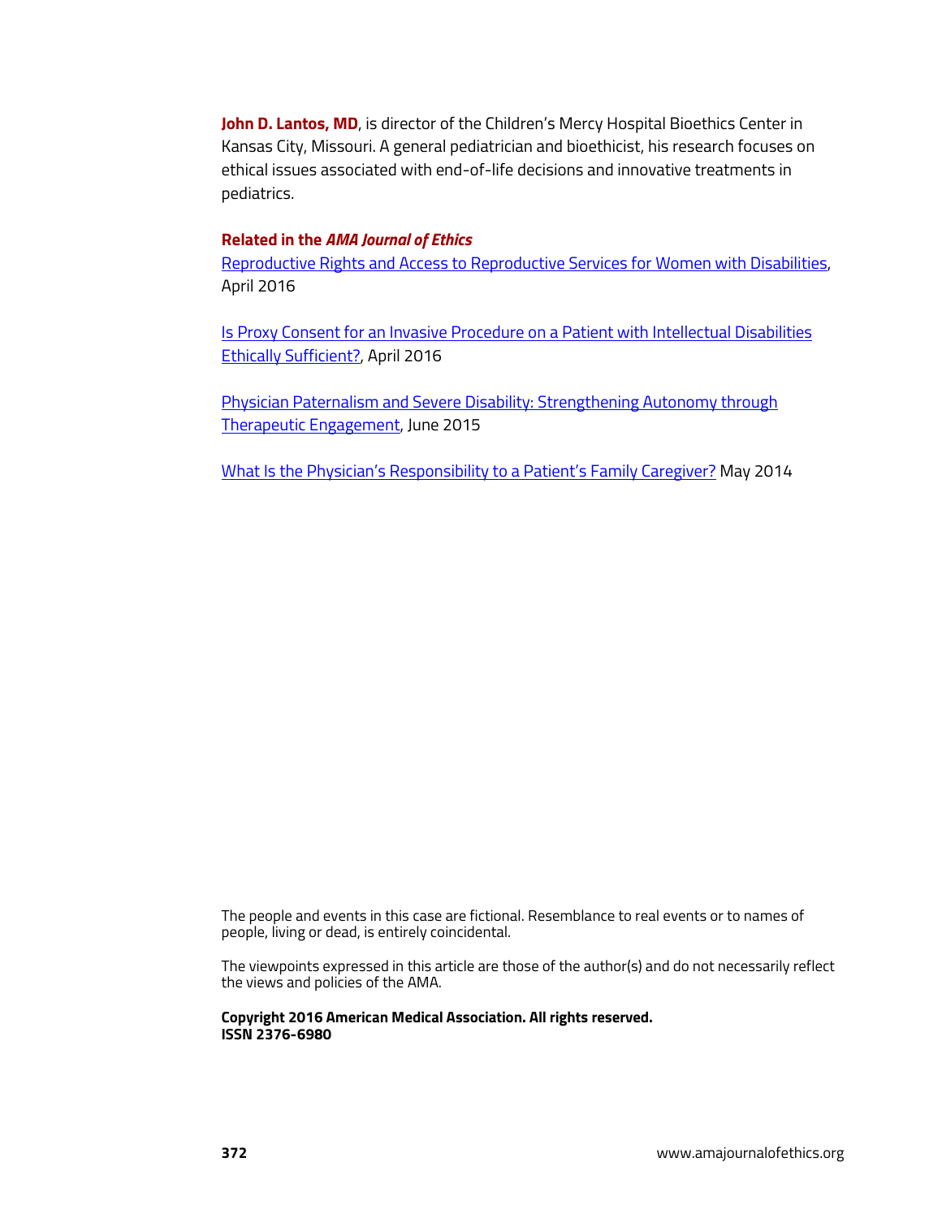**John D. Lantos, MD**, is director of the Children's Mercy Hospital Bioethics Center in Kansas City, Missouri. A general pediatrician and bioethicist, his research focuses on ethical issues associated with end-of-life decisions and innovative treatments in pediatrics.

**Related in the *AMA Journal of Ethics***

Reproductive Rights and Access to Reproductive Services for Women with Disabilities, April 2016

Is Proxy Consent for an Invasive Procedure on a Patient with Intellectual Disabilities Ethically Sufficient?, April 2016

Physician Paternalism and Severe Disability: Strengthening Autonomy through Therapeutic Engagement, June 2015

What Is the Physician's Responsibility to a Patient's Family Caregiver? May 2014

The people and events in this case are fictional. Resemblance to real events or to names of people, living or dead, is entirely coincidental.

The viewpoints expressed in this article are those of the author(s) and do not necessarily reflect the views and policies of the AMA.

**Copyright 2016 American Medical Association. All rights reserved.**
**ISSN 2376-6980**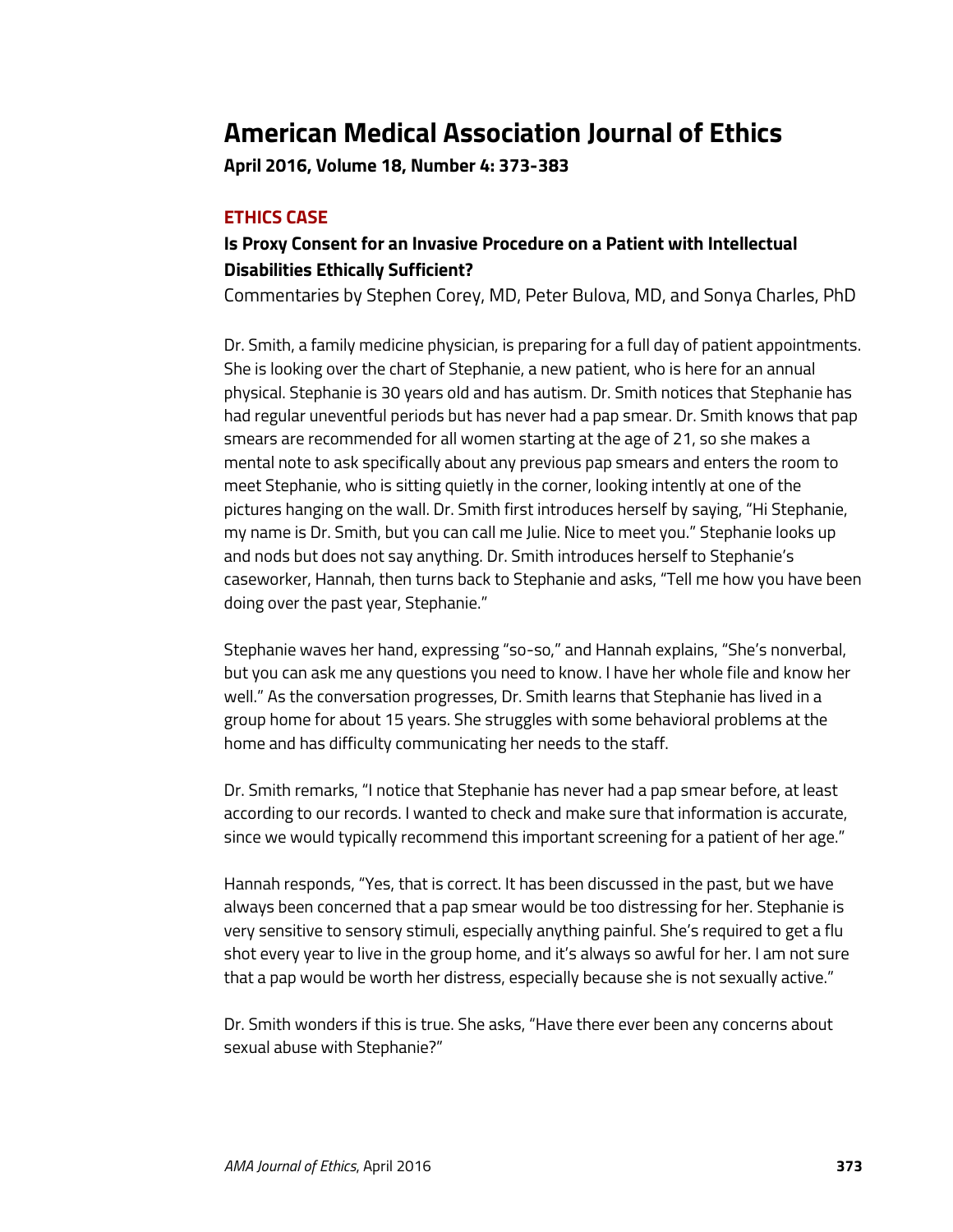# American Medical Association Journal of Ethics

**April 2016, Volume 18, Number 4: 373-383**

## ETHICS CASE

### Is Proxy Consent for an Invasive Procedure on a Patient with Intellectual Disabilities Ethically Sufficient?

Commentaries by Stephen Corey, MD, Peter Bulova, MD, and Sonya Charles, PhD

Dr. Smith, a family medicine physician, is preparing for a full day of patient appointments. She is looking over the chart of Stephanie, a new patient, who is here for an annual physical. Stephanie is 30 years old and has autism. Dr. Smith notices that Stephanie has had regular uneventful periods but has never had a pap smear. Dr. Smith knows that pap smears are recommended for all women starting at the age of 21, so she makes a mental note to ask specifically about any previous pap smears and enters the room to meet Stephanie, who is sitting quietly in the corner, looking intently at one of the pictures hanging on the wall. Dr. Smith first introduces herself by saying, "Hi Stephanie, my name is Dr. Smith, but you can call me Julie. Nice to meet you." Stephanie looks up and nods but does not say anything. Dr. Smith introduces herself to Stephanie's caseworker, Hannah, then turns back to Stephanie and asks, "Tell me how you have been doing over the past year, Stephanie."

Stephanie waves her hand, expressing "so-so," and Hannah explains, "She's nonverbal, but you can ask me any questions you need to know. I have her whole file and know her well." As the conversation progresses, Dr. Smith learns that Stephanie has lived in a group home for about 15 years. She struggles with some behavioral problems at the home and has difficulty communicating her needs to the staff.

Dr. Smith remarks, "I notice that Stephanie has never had a pap smear before, at least according to our records. I wanted to check and make sure that information is accurate, since we would typically recommend this important screening for a patient of her age."

Hannah responds, "Yes, that is correct. It has been discussed in the past, but we have always been concerned that a pap smear would be too distressing for her. Stephanie is very sensitive to sensory stimuli, especially anything painful. She's required to get a flu shot every year to live in the group home, and it's always so awful for her. I am not sure that a pap would be worth her distress, especially because she is not sexually active."

Dr. Smith wonders if this is true. She asks, "Have there ever been any concerns about sexual abuse with Stephanie?"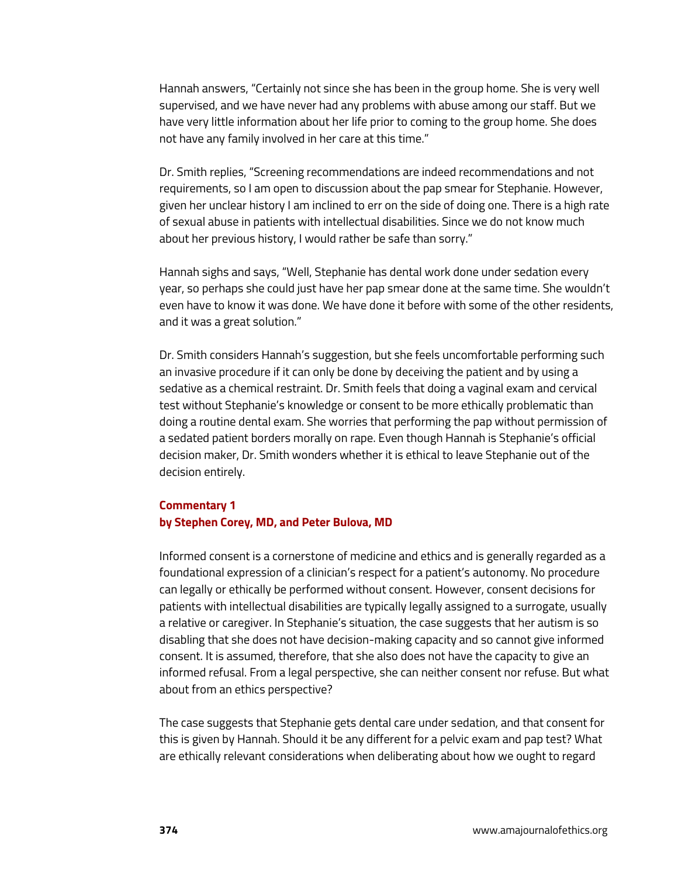Hannah answers, "Certainly not since she has been in the group home. She is very well supervised, and we have never had any problems with abuse among our staff. But we have very little information about her life prior to coming to the group home. She does not have any family involved in her care at this time."

Dr. Smith replies, "Screening recommendations are indeed recommendations and not requirements, so I am open to discussion about the pap smear for Stephanie. However, given her unclear history I am inclined to err on the side of doing one. There is a high rate of sexual abuse in patients with intellectual disabilities. Since we do not know much about her previous history, I would rather be safe than sorry."

Hannah sighs and says, "Well, Stephanie has dental work done under sedation every year, so perhaps she could just have her pap smear done at the same time. She wouldn't even have to know it was done. We have done it before with some of the other residents, and it was a great solution."

Dr. Smith considers Hannah's suggestion, but she feels uncomfortable performing such an invasive procedure if it can only be done by deceiving the patient and by using a sedative as a chemical restraint. Dr. Smith feels that doing a vaginal exam and cervical test without Stephanie's knowledge or consent to be more ethically problematic than doing a routine dental exam. She worries that performing the pap without permission of a sedated patient borders morally on rape. Even though Hannah is Stephanie's official decision maker, Dr. Smith wonders whether it is ethical to leave Stephanie out of the decision entirely.

## Commentary 1
**by Stephen Corey, MD, and Peter Bulova, MD**

Informed consent is a cornerstone of medicine and ethics and is generally regarded as a foundational expression of a clinician's respect for a patient's autonomy. No procedure can legally or ethically be performed without consent. However, consent decisions for patients with intellectual disabilities are typically legally assigned to a surrogate, usually a relative or caregiver. In Stephanie's situation, the case suggests that her autism is so disabling that she does not have decision-making capacity and so cannot give informed consent. It is assumed, therefore, that she also does not have the capacity to give an informed refusal. From a legal perspective, she can neither consent nor refuse. But what about from an ethics perspective?

The case suggests that Stephanie gets dental care under sedation, and that consent for this is given by Hannah. Should it be any different for a pelvic exam and pap test? What are ethically relevant considerations when deliberating about how we ought to regard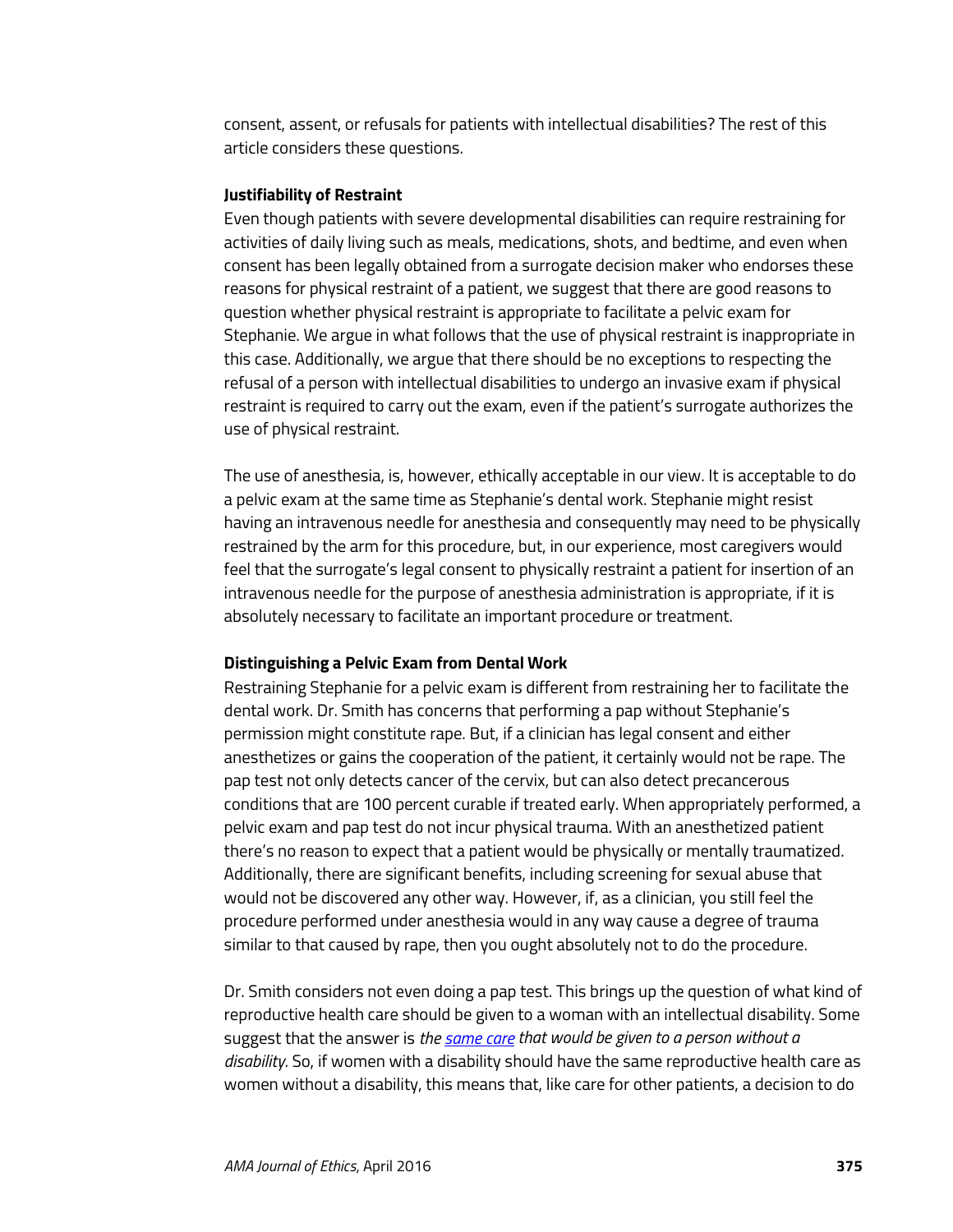consent, assent, or refusals for patients with intellectual disabilities? The rest of this article considers these questions.

**Justifiability of Restraint**

Even though patients with severe developmental disabilities can require restraining for activities of daily living such as meals, medications, shots, and bedtime, and even when consent has been legally obtained from a surrogate decision maker who endorses these reasons for physical restraint of a patient, we suggest that there are good reasons to question whether physical restraint is appropriate to facilitate a pelvic exam for Stephanie. We argue in what follows that the use of physical restraint is inappropriate in this case. Additionally, we argue that there should be no exceptions to respecting the refusal of a person with intellectual disabilities to undergo an invasive exam if physical restraint is required to carry out the exam, even if the patient's surrogate authorizes the use of physical restraint.

The use of anesthesia, is, however, ethically acceptable in our view. It is acceptable to do a pelvic exam at the same time as Stephanie's dental work. Stephanie might resist having an intravenous needle for anesthesia and consequently may need to be physically restrained by the arm for this procedure, but, in our experience, most caregivers would feel that the surrogate's legal consent to physically restraint a patient for insertion of an intravenous needle for the purpose of anesthesia administration is appropriate, if it is absolutely necessary to facilitate an important procedure or treatment.

**Distinguishing a Pelvic Exam from Dental Work**

Restraining Stephanie for a pelvic exam is different from restraining her to facilitate the dental work. Dr. Smith has concerns that performing a pap without Stephanie's permission might constitute rape. But, if a clinician has legal consent and either anesthetizes or gains the cooperation of the patient, it certainly would not be rape. The pap test not only detects cancer of the cervix, but can also detect precancerous conditions that are 100 percent curable if treated early. When appropriately performed, a pelvic exam and pap test do not incur physical trauma. With an anesthetized patient there's no reason to expect that a patient would be physically or mentally traumatized. Additionally, there are significant benefits, including screening for sexual abuse that would not be discovered any other way. However, if, as a clinician, you still feel the procedure performed under anesthesia would in any way cause a degree of trauma similar to that caused by rape, then you ought absolutely not to do the procedure.

Dr. Smith considers not even doing a pap test. This brings up the question of what kind of reproductive health care should be given to a woman with an intellectual disability. Some suggest that the answer is *the same care that would be given to a person without a disability*. So, if women with a disability should have the same reproductive health care as women without a disability, this means that, like care for other patients, a decision to do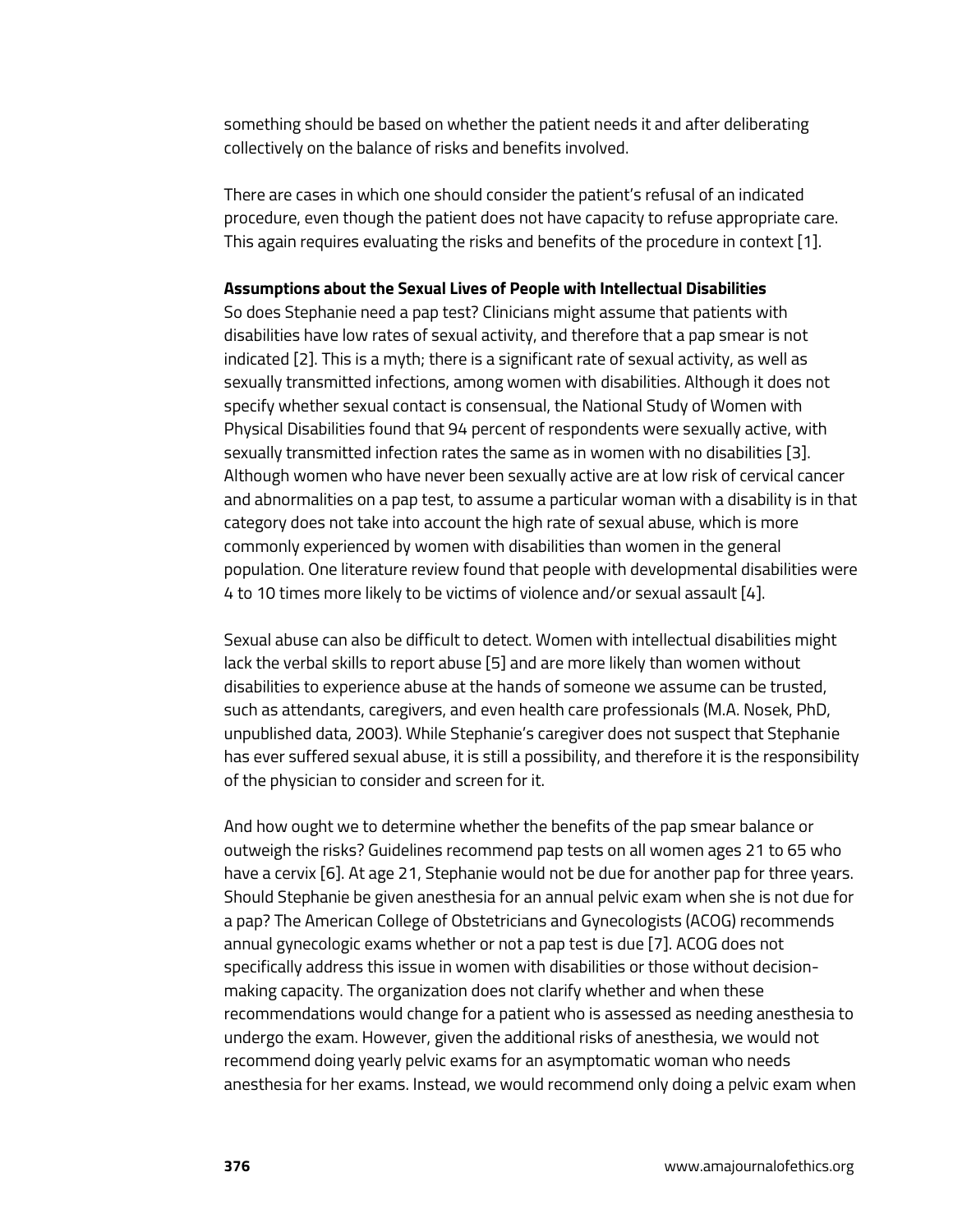something should be based on whether the patient needs it and after deliberating collectively on the balance of risks and benefits involved.

There are cases in which one should consider the patient's refusal of an indicated procedure, even though the patient does not have capacity to refuse appropriate care. This again requires evaluating the risks and benefits of the procedure in context [1].

**Assumptions about the Sexual Lives of People with Intellectual Disabilities**

So does Stephanie need a pap test? Clinicians might assume that patients with disabilities have low rates of sexual activity, and therefore that a pap smear is not indicated [2]. This is a myth; there is a significant rate of sexual activity, as well as sexually transmitted infections, among women with disabilities. Although it does not specify whether sexual contact is consensual, the National Study of Women with Physical Disabilities found that 94 percent of respondents were sexually active, with sexually transmitted infection rates the same as in women with no disabilities [3]. Although women who have never been sexually active are at low risk of cervical cancer and abnormalities on a pap test, to assume a particular woman with a disability is in that category does not take into account the high rate of sexual abuse, which is more commonly experienced by women with disabilities than women in the general population. One literature review found that people with developmental disabilities were 4 to 10 times more likely to be victims of violence and/or sexual assault [4].

Sexual abuse can also be difficult to detect. Women with intellectual disabilities might lack the verbal skills to report abuse [5] and are more likely than women without disabilities to experience abuse at the hands of someone we assume can be trusted, such as attendants, caregivers, and even health care professionals (M.A. Nosek, PhD, unpublished data, 2003). While Stephanie's caregiver does not suspect that Stephanie has ever suffered sexual abuse, it is still a possibility, and therefore it is the responsibility of the physician to consider and screen for it.

And how ought we to determine whether the benefits of the pap smear balance or outweigh the risks? Guidelines recommend pap tests on all women ages 21 to 65 who have a cervix [6]. At age 21, Stephanie would not be due for another pap for three years. Should Stephanie be given anesthesia for an annual pelvic exam when she is not due for a pap? The American College of Obstetricians and Gynecologists (ACOG) recommends annual gynecologic exams whether or not a pap test is due [7]. ACOG does not specifically address this issue in women with disabilities or those without decision-making capacity. The organization does not clarify whether and when these recommendations would change for a patient who is assessed as needing anesthesia to undergo the exam. However, given the additional risks of anesthesia, we would not recommend doing yearly pelvic exams for an asymptomatic woman who needs anesthesia for her exams. Instead, we would recommend only doing a pelvic exam when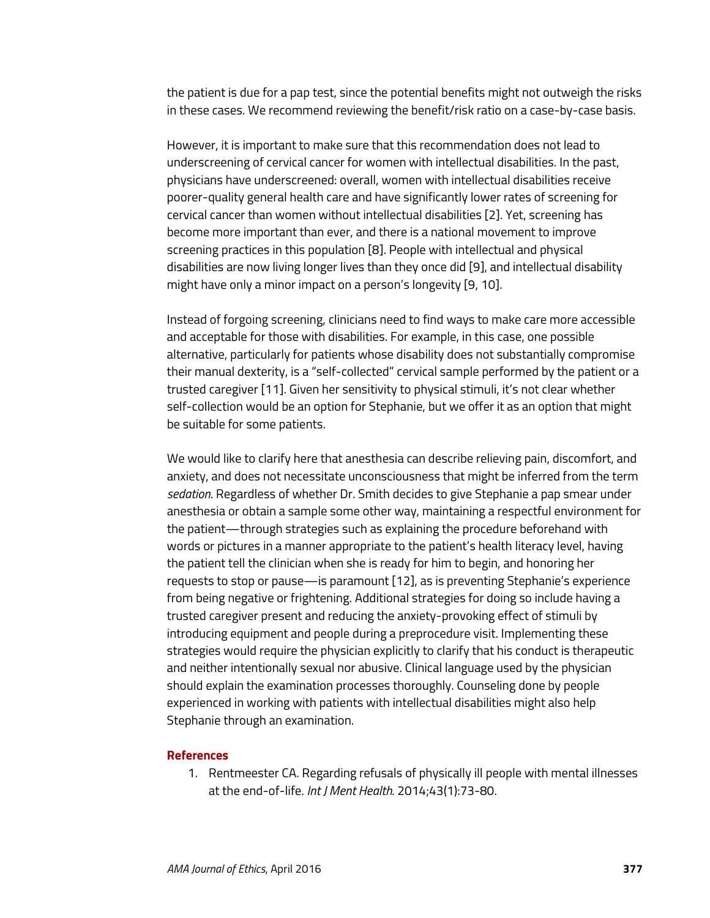the patient is due for a pap test, since the potential benefits might not outweigh the risks in these cases. We recommend reviewing the benefit/risk ratio on a case-by-case basis.

However, it is important to make sure that this recommendation does not lead to underscreening of cervical cancer for women with intellectual disabilities. In the past, physicians have underscreened: overall, women with intellectual disabilities receive poorer-quality general health care and have significantly lower rates of screening for cervical cancer than women without intellectual disabilities [2]. Yet, screening has become more important than ever, and there is a national movement to improve screening practices in this population [8]. People with intellectual and physical disabilities are now living longer lives than they once did [9], and intellectual disability might have only a minor impact on a person's longevity [9, 10].

Instead of forgoing screening, clinicians need to find ways to make care more accessible and acceptable for those with disabilities. For example, in this case, one possible alternative, particularly for patients whose disability does not substantially compromise their manual dexterity, is a "self-collected" cervical sample performed by the patient or a trusted caregiver [11]. Given her sensitivity to physical stimuli, it's not clear whether self-collection would be an option for Stephanie, but we offer it as an option that might be suitable for some patients.

We would like to clarify here that anesthesia can describe relieving pain, discomfort, and anxiety, and does not necessitate unconsciousness that might be inferred from the term *sedation*. Regardless of whether Dr. Smith decides to give Stephanie a pap smear under anesthesia or obtain a sample some other way, maintaining a respectful environment for the patient—through strategies such as explaining the procedure beforehand with words or pictures in a manner appropriate to the patient's health literacy level, having the patient tell the clinician when she is ready for him to begin, and honoring her requests to stop or pause—is paramount [12], as is preventing Stephanie's experience from being negative or frightening. Additional strategies for doing so include having a trusted caregiver present and reducing the anxiety-provoking effect of stimuli by introducing equipment and people during a preprocedure visit. Implementing these strategies would require the physician explicitly to clarify that his conduct is therapeutic and neither intentionally sexual nor abusive. Clinical language used by the physician should explain the examination processes thoroughly. Counseling done by people experienced in working with patients with intellectual disabilities might also help Stephanie through an examination.

## References

1. Rentmeester CA. Regarding refusals of physically ill people with mental illnesses at the end-of-life. *Int J Ment Health*. 2014;43(1):73-80.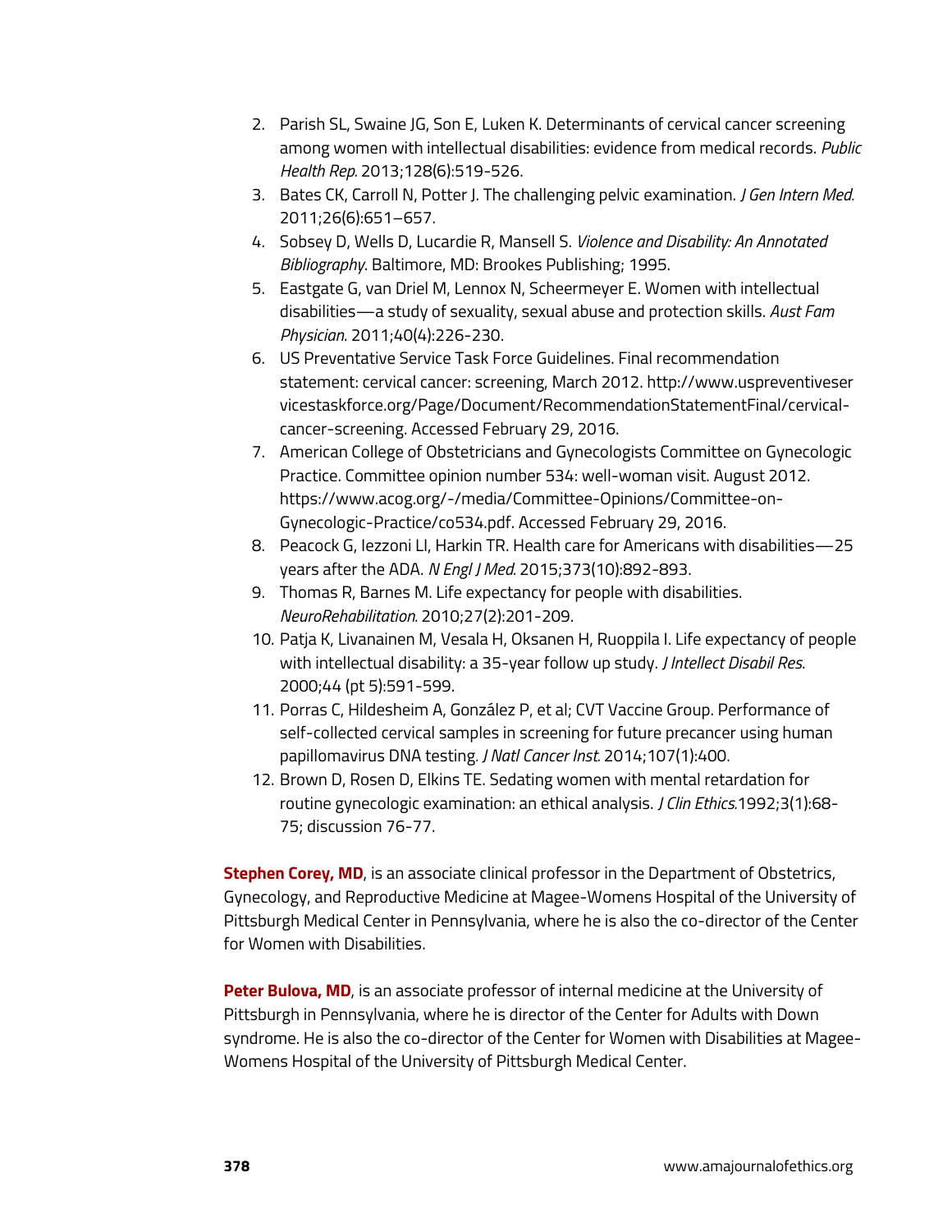2. Parish SL, Swaine JG, Son E, Luken K. Determinants of cervical cancer screening among women with intellectual disabilities: evidence from medical records. *Public Health Rep.* 2013;128(6):519-526.
3. Bates CK, Carroll N, Potter J. The challenging pelvic examination. *J Gen Intern Med.* 2011;26(6):651–657.
4. Sobsey D, Wells D, Lucardie R, Mansell S. *Violence and Disability: An Annotated Bibliography*. Baltimore, MD: Brookes Publishing; 1995.
5. Eastgate G, van Driel M, Lennox N, Scheermeyer E. Women with intellectual disabilities—a study of sexuality, sexual abuse and protection skills. *Aust Fam Physician*. 2011;40(4):226-230.
6. US Preventative Service Task Force Guidelines. Final recommendation statement: cervical cancer: screening, March 2012. http://www.uspreventiveservicestaskforce.org/Page/Document/RecommendationStatementFinal/cervical-cancer-screening. Accessed February 29, 2016.
7. American College of Obstetricians and Gynecologists Committee on Gynecologic Practice. Committee opinion number 534: well-woman visit. August 2012. https://www.acog.org/-/media/Committee-Opinions/Committee-on-Gynecologic-Practice/co534.pdf. Accessed February 29, 2016.
8. Peacock G, Iezzoni LI, Harkin TR. Health care for Americans with disabilities—25 years after the ADA. *N Engl J Med.* 2015;373(10):892-893.
9. Thomas R, Barnes M. Life expectancy for people with disabilities. *NeuroRehabilitation.* 2010;27(2):201-209.
10. Patja K, Livanainen M, Vesala H, Oksanen H, Ruoppila I. Life expectancy of people with intellectual disability: a 35-year follow up study. *J Intellect Disabil Res*. 2000;44 (pt 5):591-599.
11. Porras C, Hildesheim A, González P, et al; CVT Vaccine Group. Performance of self-collected cervical samples in screening for future precancer using human papillomavirus DNA testing. *J Natl Cancer Inst.* 2014;107(1):400.
12. Brown D, Rosen D, Elkins TE. Sedating women with mental retardation for routine gynecologic examination: an ethical analysis. *J Clin Ethics.*1992;3(1):68-75; discussion 76-77.

**Stephen Corey, MD**, is an associate clinical professor in the Department of Obstetrics, Gynecology, and Reproductive Medicine at Magee-Womens Hospital of the University of Pittsburgh Medical Center in Pennsylvania, where he is also the co-director of the Center for Women with Disabilities.

**Peter Bulova, MD**, is an associate professor of internal medicine at the University of Pittsburgh in Pennsylvania, where he is director of the Center for Adults with Down syndrome. He is also the co-director of the Center for Women with Disabilities at Magee-Womens Hospital of the University of Pittsburgh Medical Center.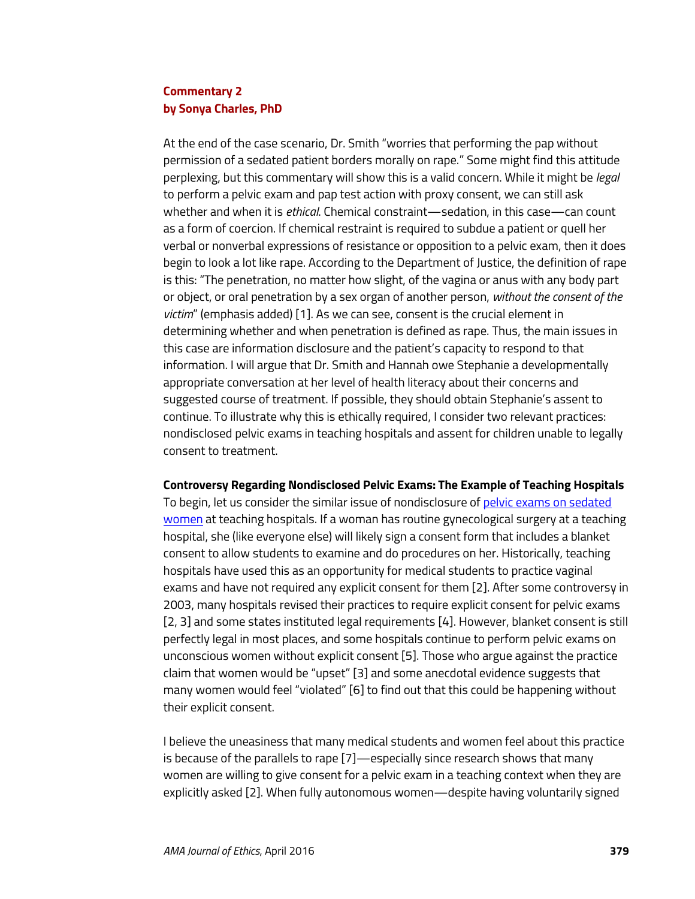## Commentary 2
## by Sonya Charles, PhD

At the end of the case scenario, Dr. Smith "worries that performing the pap without permission of a sedated patient borders morally on rape." Some might find this attitude perplexing, but this commentary will show this is a valid concern. While it might be *legal* to perform a pelvic exam and pap test action with proxy consent, we can still ask whether and when it is *ethical*. Chemical constraint—sedation, in this case—can count as a form of coercion. If chemical restraint is required to subdue a patient or quell her verbal or nonverbal expressions of resistance or opposition to a pelvic exam, then it does begin to look a lot like rape. According to the Department of Justice, the definition of rape is this: "The penetration, no matter how slight, of the vagina or anus with any body part or object, or oral penetration by a sex organ of another person, *without the consent of the victim*" (emphasis added) [1]. As we can see, consent is the crucial element in determining whether and when penetration is defined as rape. Thus, the main issues in this case are information disclosure and the patient's capacity to respond to that information. I will argue that Dr. Smith and Hannah owe Stephanie a developmentally appropriate conversation at her level of health literacy about their concerns and suggested course of treatment. If possible, they should obtain Stephanie's assent to continue. To illustrate why this is ethically required, I consider two relevant practices: nondisclosed pelvic exams in teaching hospitals and assent for children unable to legally consent to treatment.

**Controversy Regarding Nondisclosed Pelvic Exams: The Example of Teaching Hospitals**

To begin, let us consider the similar issue of nondisclosure of pelvic exams on sedated women at teaching hospitals. If a woman has routine gynecological surgery at a teaching hospital, she (like everyone else) will likely sign a consent form that includes a blanket consent to allow students to examine and do procedures on her. Historically, teaching hospitals have used this as an opportunity for medical students to practice vaginal exams and have not required any explicit consent for them [2]. After some controversy in 2003, many hospitals revised their practices to require explicit consent for pelvic exams [2, 3] and some states instituted legal requirements [4]. However, blanket consent is still perfectly legal in most places, and some hospitals continue to perform pelvic exams on unconscious women without explicit consent [5]. Those who argue against the practice claim that women would be "upset" [3] and some anecdotal evidence suggests that many women would feel "violated" [6] to find out that this could be happening without their explicit consent.

I believe the uneasiness that many medical students and women feel about this practice is because of the parallels to rape [7]—especially since research shows that many women are willing to give consent for a pelvic exam in a teaching context when they are explicitly asked [2]. When fully autonomous women—despite having voluntarily signed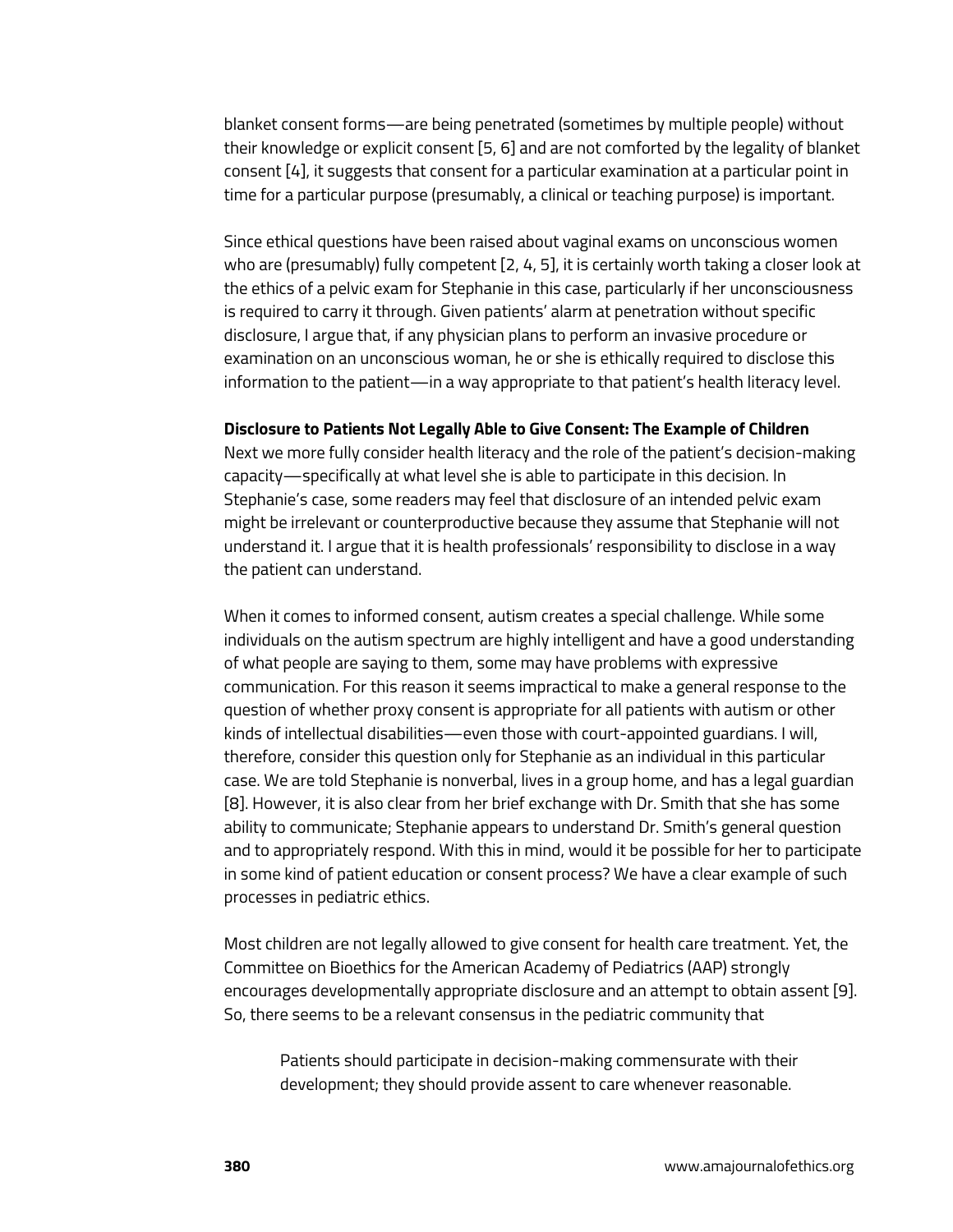blanket consent forms—are being penetrated (sometimes by multiple people) without their knowledge or explicit consent [5, 6] and are not comforted by the legality of blanket consent [4], it suggests that consent for a particular examination at a particular point in time for a particular purpose (presumably, a clinical or teaching purpose) is important.

Since ethical questions have been raised about vaginal exams on unconscious women who are (presumably) fully competent [2, 4, 5], it is certainly worth taking a closer look at the ethics of a pelvic exam for Stephanie in this case, particularly if her unconsciousness is required to carry it through. Given patients' alarm at penetration without specific disclosure, I argue that, if any physician plans to perform an invasive procedure or examination on an unconscious woman, he or she is ethically required to disclose this information to the patient—in a way appropriate to that patient's health literacy level.

**Disclosure to Patients Not Legally Able to Give Consent: The Example of Children**

Next we more fully consider health literacy and the role of the patient's decision-making capacity—specifically at what level she is able to participate in this decision. In Stephanie's case, some readers may feel that disclosure of an intended pelvic exam might be irrelevant or counterproductive because they assume that Stephanie will not understand it. I argue that it is health professionals' responsibility to disclose in a way the patient can understand.

When it comes to informed consent, autism creates a special challenge. While some individuals on the autism spectrum are highly intelligent and have a good understanding of what people are saying to them, some may have problems with expressive communication. For this reason it seems impractical to make a general response to the question of whether proxy consent is appropriate for all patients with autism or other kinds of intellectual disabilities—even those with court-appointed guardians. I will, therefore, consider this question only for Stephanie as an individual in this particular case. We are told Stephanie is nonverbal, lives in a group home, and has a legal guardian [8]. However, it is also clear from her brief exchange with Dr. Smith that she has some ability to communicate; Stephanie appears to understand Dr. Smith's general question and to appropriately respond. With this in mind, would it be possible for her to participate in some kind of patient education or consent process? We have a clear example of such processes in pediatric ethics.

Most children are not legally allowed to give consent for health care treatment. Yet, the Committee on Bioethics for the American Academy of Pediatrics (AAP) strongly encourages developmentally appropriate disclosure and an attempt to obtain assent [9]. So, there seems to be a relevant consensus in the pediatric community that

> Patients should participate in decision-making commensurate with their development; they should provide assent to care whenever reasonable.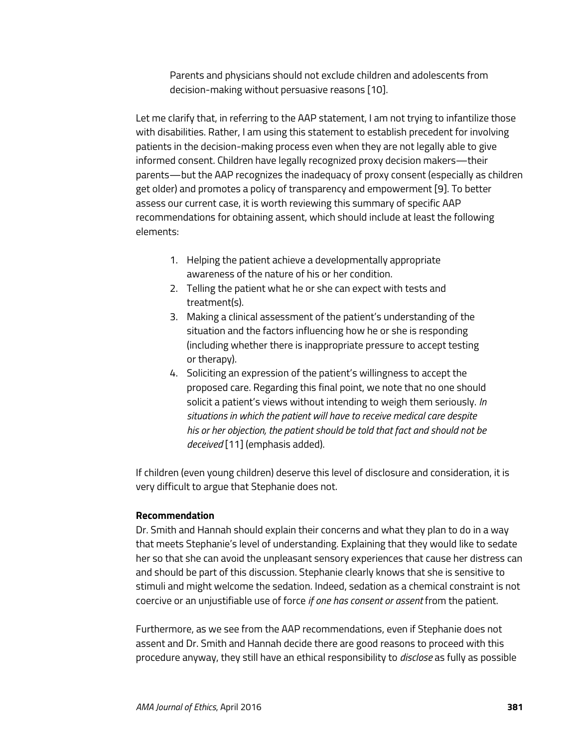> Parents and physicians should not exclude children and adolescents from decision-making without persuasive reasons [10].

Let me clarify that, in referring to the AAP statement, I am not trying to infantilize those with disabilities. Rather, I am using this statement to establish precedent for involving patients in the decision-making process even when they are not legally able to give informed consent. Children have legally recognized proxy decision makers—their parents—but the AAP recognizes the inadequacy of proxy consent (especially as children get older) and promotes a policy of transparency and empowerment [9]. To better assess our current case, it is worth reviewing this summary of specific AAP recommendations for obtaining assent, which should include at least the following elements:

> 1. Helping the patient achieve a developmentally appropriate awareness of the nature of his or her condition.
> 2. Telling the patient what he or she can expect with tests and treatment(s).
> 3. Making a clinical assessment of the patient's understanding of the situation and the factors influencing how he or she is responding (including whether there is inappropriate pressure to accept testing or therapy).
> 4. Soliciting an expression of the patient's willingness to accept the proposed care. Regarding this final point, we note that no one should solicit a patient's views without intending to weigh them seriously. *In situations in which the patient will have to receive medical care despite his or her objection, the patient should be told that fact and should not be deceived* [11] (emphasis added).

If children (even young children) deserve this level of disclosure and consideration, it is very difficult to argue that Stephanie does not.

**Recommendation**

Dr. Smith and Hannah should explain their concerns and what they plan to do in a way that meets Stephanie's level of understanding. Explaining that they would like to sedate her so that she can avoid the unpleasant sensory experiences that cause her distress can and should be part of this discussion. Stephanie clearly knows that she is sensitive to stimuli and might welcome the sedation. Indeed, sedation as a chemical constraint is not coercive or an unjustifiable use of force *if one has consent or assent* from the patient.

Furthermore, as we see from the AAP recommendations, even if Stephanie does not assent and Dr. Smith and Hannah decide there are good reasons to proceed with this procedure anyway, they still have an ethical responsibility to *disclose* as fully as possible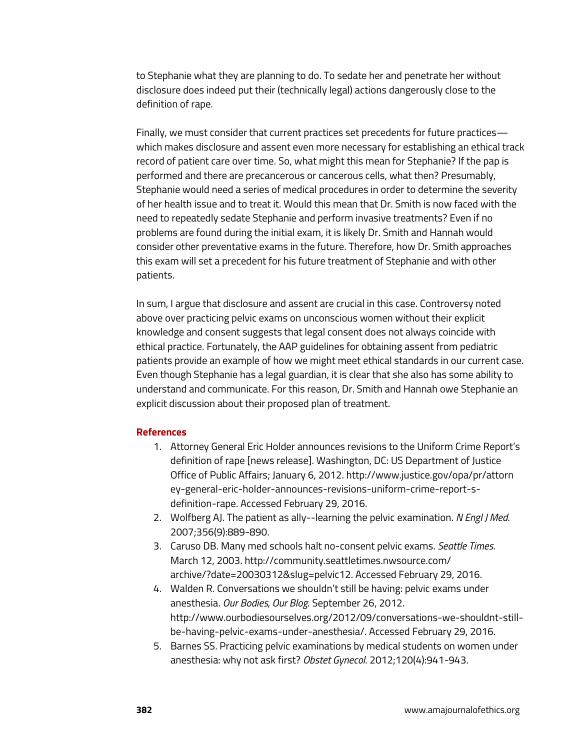to Stephanie what they are planning to do. To sedate her and penetrate her without disclosure does indeed put their (technically legal) actions dangerously close to the definition of rape.

Finally, we must consider that current practices set precedents for future practices—which makes disclosure and assent even more necessary for establishing an ethical track record of patient care over time. So, what might this mean for Stephanie? If the pap is performed and there are precancerous or cancerous cells, what then? Presumably, Stephanie would need a series of medical procedures in order to determine the severity of her health issue and to treat it. Would this mean that Dr. Smith is now faced with the need to repeatedly sedate Stephanie and perform invasive treatments? Even if no problems are found during the initial exam, it is likely Dr. Smith and Hannah would consider other preventative exams in the future. Therefore, how Dr. Smith approaches this exam will set a precedent for his future treatment of Stephanie and with other patients.

In sum, I argue that disclosure and assent are crucial in this case. Controversy noted above over practicing pelvic exams on unconscious women without their explicit knowledge and consent suggests that legal consent does not always coincide with ethical practice. Fortunately, the AAP guidelines for obtaining assent from pediatric patients provide an example of how we might meet ethical standards in our current case. Even though Stephanie has a legal guardian, it is clear that she also has some ability to understand and communicate. For this reason, Dr. Smith and Hannah owe Stephanie an explicit discussion about their proposed plan of treatment.

### References

1. Attorney General Eric Holder announces revisions to the Uniform Crime Report's definition of rape [news release]. Washington, DC: US Department of Justice Office of Public Affairs; January 6, 2012. http://www.justice.gov/opa/pr/attorney-general-eric-holder-announces-revisions-uniform-crime-report-s-definition-rape. Accessed February 29, 2016.
2. Wolfberg AJ. The patient as ally--learning the pelvic examination. *N Engl J Med*. 2007;356(9):889-890.
3. Caruso DB. Many med schools halt no-consent pelvic exams. *Seattle Times*. March 12, 2003. http://community.seattletimes.nwsource.com/archive/?date=20030312&slug=pelvic12. Accessed February 29, 2016.
4. Walden R. Conversations we shouldn't still be having: pelvic exams under anesthesia. *Our Bodies, Our Blog*. September 26, 2012. http://www.ourbodiesourselves.org/2012/09/conversations-we-shouldnt-still-be-having-pelvic-exams-under-anesthesia/. Accessed February 29, 2016.
5. Barnes SS. Practicing pelvic examinations by medical students on women under anesthesia: why not ask first? *Obstet Gynecol*. 2012;120(4):941-943.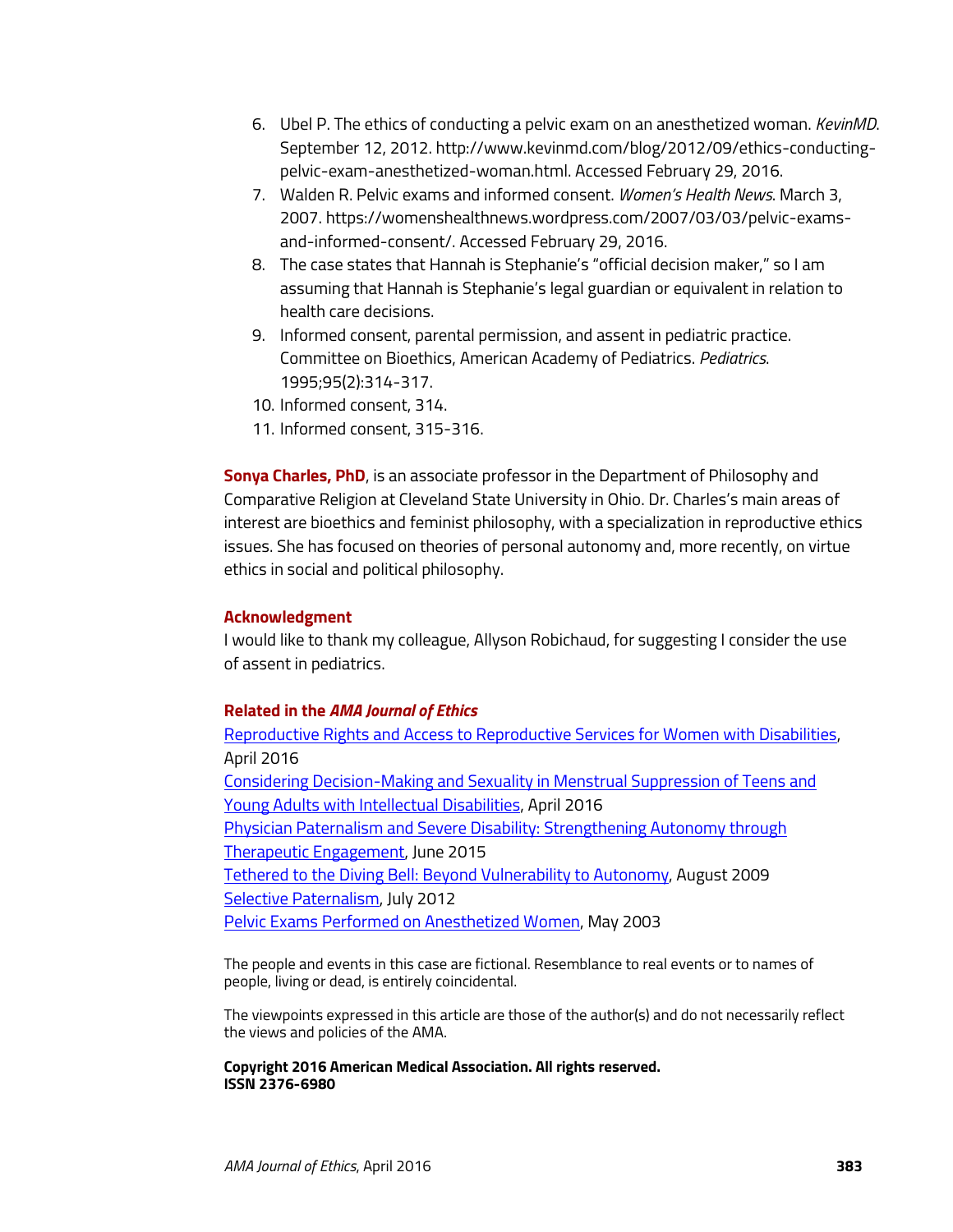6. Ubel P. The ethics of conducting a pelvic exam on an anesthetized woman. *KevinMD*. September 12, 2012. http://www.kevinmd.com/blog/2012/09/ethics-conducting-pelvic-exam-anesthetized-woman.html. Accessed February 29, 2016.
7. Walden R. Pelvic exams and informed consent. *Women's Health News*. March 3, 2007. https://womenshealthnews.wordpress.com/2007/03/03/pelvic-exams-and-informed-consent/. Accessed February 29, 2016.
8. The case states that Hannah is Stephanie's "official decision maker," so I am assuming that Hannah is Stephanie's legal guardian or equivalent in relation to health care decisions.
9. Informed consent, parental permission, and assent in pediatric practice. Committee on Bioethics, American Academy of Pediatrics. *Pediatrics*. 1995;95(2):314-317.
10. Informed consent, 314.
11. Informed consent, 315-316.

**Sonya Charles, PhD**, is an associate professor in the Department of Philosophy and Comparative Religion at Cleveland State University in Ohio. Dr. Charles's main areas of interest are bioethics and feminist philosophy, with a specialization in reproductive ethics issues. She has focused on theories of personal autonomy and, more recently, on virtue ethics in social and political philosophy.

### Acknowledgment

I would like to thank my colleague, Allyson Robichaud, for suggesting I consider the use of assent in pediatrics.

### Related in the *AMA Journal of Ethics*

Reproductive Rights and Access to Reproductive Services for Women with Disabilities, April 2016
Considering Decision-Making and Sexuality in Menstrual Suppression of Teens and Young Adults with Intellectual Disabilities, April 2016
Physician Paternalism and Severe Disability: Strengthening Autonomy through Therapeutic Engagement, June 2015
Tethered to the Diving Bell: Beyond Vulnerability to Autonomy, August 2009
Selective Paternalism, July 2012
Pelvic Exams Performed on Anesthetized Women, May 2003

The people and events in this case are fictional. Resemblance to real events or to names of people, living or dead, is entirely coincidental.

The viewpoints expressed in this article are those of the author(s) and do not necessarily reflect the views and policies of the AMA.

**Copyright 2016 American Medical Association. All rights reserved.**
**ISSN 2376-6980**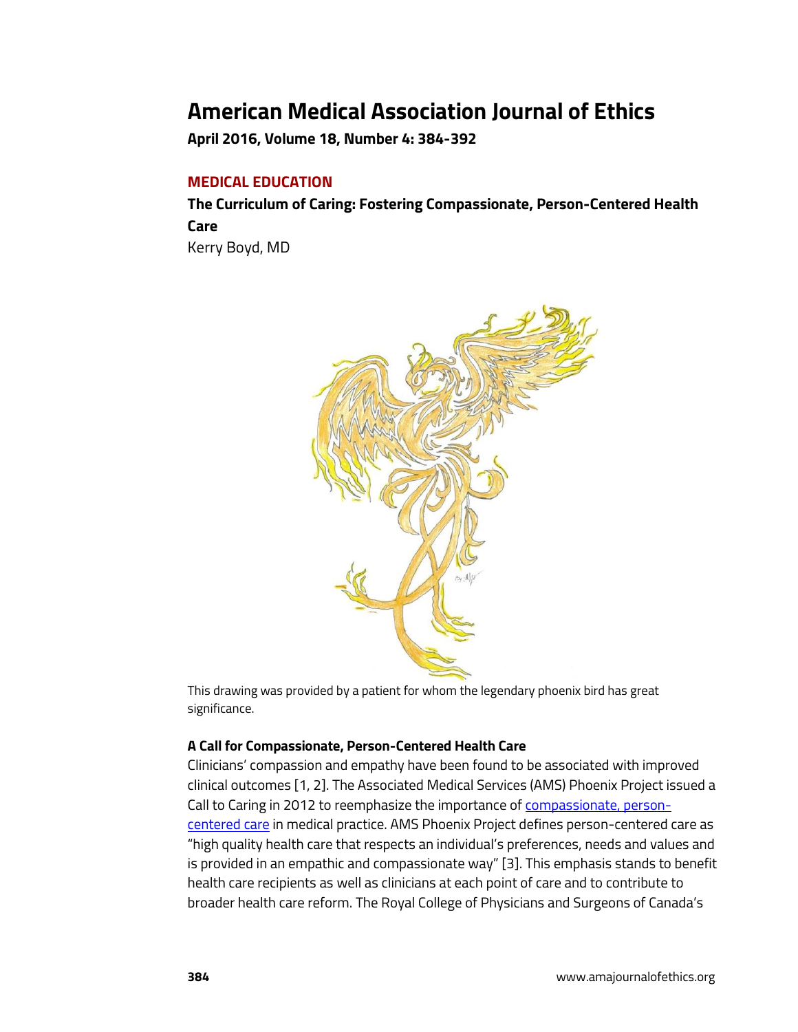# American Medical Association Journal of Ethics

**April 2016, Volume 18, Number 4: 384-392**

## MEDICAL EDUCATION

### The Curriculum of Caring: Fostering Compassionate, Person-Centered Health Care

Kerry Boyd, MD

This drawing was provided by a patient for whom the legendary phoenix bird has great significance.

#### A Call for Compassionate, Person-Centered Health Care

Clinicians' compassion and empathy have been found to be associated with improved clinical outcomes [1, 2]. The Associated Medical Services (AMS) Phoenix Project issued a Call to Caring in 2012 to reemphasize the importance of compassionate, person-centered care in medical practice. AMS Phoenix Project defines person-centered care as "high quality health care that respects an individual's preferences, needs and values and is provided in an empathic and compassionate way" [3]. This emphasis stands to benefit health care recipients as well as clinicians at each point of care and to contribute to broader health care reform. The Royal College of Physicians and Surgeons of Canada's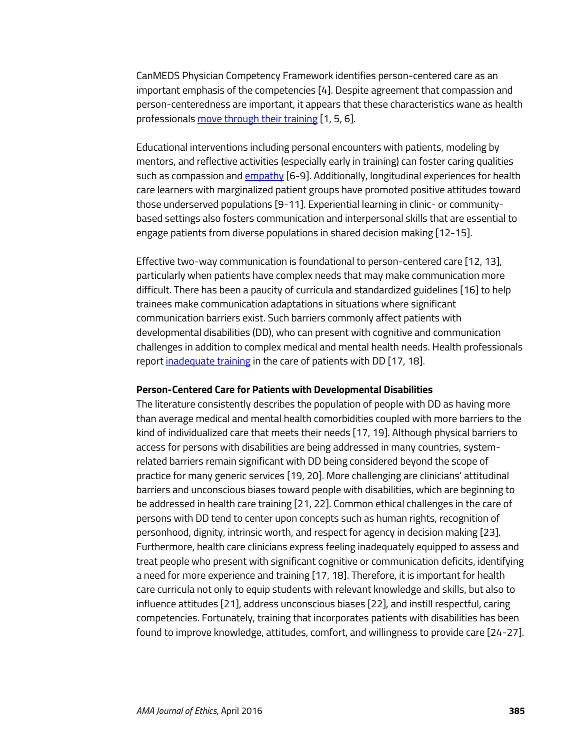CanMEDS Physician Competency Framework identifies person-centered care as an important emphasis of the competencies [4]. Despite agreement that compassion and person-centeredness are important, it appears that these characteristics wane as health professionals move through their training [1, 5, 6].

Educational interventions including personal encounters with patients, modeling by mentors, and reflective activities (especially early in training) can foster caring qualities such as compassion and empathy [6-9]. Additionally, longitudinal experiences for health care learners with marginalized patient groups have promoted positive attitudes toward those underserved populations [9-11]. Experiential learning in clinic- or community-based settings also fosters communication and interpersonal skills that are essential to engage patients from diverse populations in shared decision making [12-15].

Effective two-way communication is foundational to person-centered care [12, 13], particularly when patients have complex needs that may make communication more difficult. There has been a paucity of curricula and standardized guidelines [16] to help trainees make communication adaptations in situations where significant communication barriers exist. Such barriers commonly affect patients with developmental disabilities (DD), who can present with cognitive and communication challenges in addition to complex medical and mental health needs. Health professionals report inadequate training in the care of patients with DD [17, 18].

**Person-Centered Care for Patients with Developmental Disabilities**

The literature consistently describes the population of people with DD as having more than average medical and mental health comorbidities coupled with more barriers to the kind of individualized care that meets their needs [17, 19]. Although physical barriers to access for persons with disabilities are being addressed in many countries, system-related barriers remain significant with DD being considered beyond the scope of practice for many generic services [19, 20]. More challenging are clinicians' attitudinal barriers and unconscious biases toward people with disabilities, which are beginning to be addressed in health care training [21, 22]. Common ethical challenges in the care of persons with DD tend to center upon concepts such as human rights, recognition of personhood, dignity, intrinsic worth, and respect for agency in decision making [23]. Furthermore, health care clinicians express feeling inadequately equipped to assess and treat people who present with significant cognitive or communication deficits, identifying a need for more experience and training [17, 18]. Therefore, it is important for health care curricula not only to equip students with relevant knowledge and skills, but also to influence attitudes [21], address unconscious biases [22], and instill respectful, caring competencies. Fortunately, training that incorporates patients with disabilities has been found to improve knowledge, attitudes, comfort, and willingness to provide care [24-27].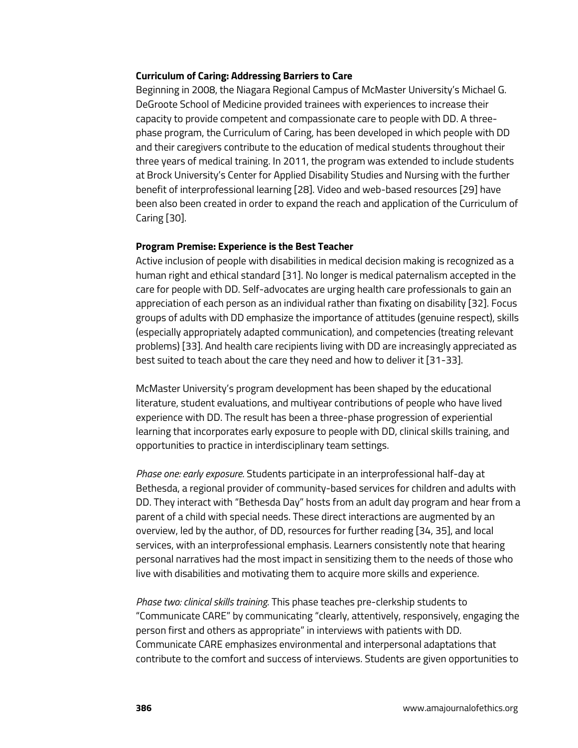**Curriculum of Caring: Addressing Barriers to Care**

Beginning in 2008, the Niagara Regional Campus of McMaster University's Michael G. DeGroote School of Medicine provided trainees with experiences to increase their capacity to provide competent and compassionate care to people with DD. A three-phase program, the Curriculum of Caring, has been developed in which people with DD and their caregivers contribute to the education of medical students throughout their three years of medical training. In 2011, the program was extended to include students at Brock University's Center for Applied Disability Studies and Nursing with the further benefit of interprofessional learning [28]. Video and web-based resources [29] have been also been created in order to expand the reach and application of the Curriculum of Caring [30].

**Program Premise: Experience is the Best Teacher**

Active inclusion of people with disabilities in medical decision making is recognized as a human right and ethical standard [31]. No longer is medical paternalism accepted in the care for people with DD. Self-advocates are urging health care professionals to gain an appreciation of each person as an individual rather than fixating on disability [32]. Focus groups of adults with DD emphasize the importance of attitudes (genuine respect), skills (especially appropriately adapted communication), and competencies (treating relevant problems) [33]. And health care recipients living with DD are increasingly appreciated as best suited to teach about the care they need and how to deliver it [31-33].

McMaster University's program development has been shaped by the educational literature, student evaluations, and multiyear contributions of people who have lived experience with DD. The result has been a three-phase progression of experiential learning that incorporates early exposure to people with DD, clinical skills training, and opportunities to practice in interdisciplinary team settings.

*Phase one: early exposure*. Students participate in an interprofessional half-day at Bethesda, a regional provider of community-based services for children and adults with DD. They interact with "Bethesda Day" hosts from an adult day program and hear from a parent of a child with special needs. These direct interactions are augmented by an overview, led by the author, of DD, resources for further reading [34, 35], and local services, with an interprofessional emphasis. Learners consistently note that hearing personal narratives had the most impact in sensitizing them to the needs of those who live with disabilities and motivating them to acquire more skills and experience.

*Phase two: clinical skills training*. This phase teaches pre-clerkship students to "Communicate CARE" by communicating "clearly, attentively, responsively, engaging the person first and others as appropriate" in interviews with patients with DD. Communicate CARE emphasizes environmental and interpersonal adaptations that contribute to the comfort and success of interviews. Students are given opportunities to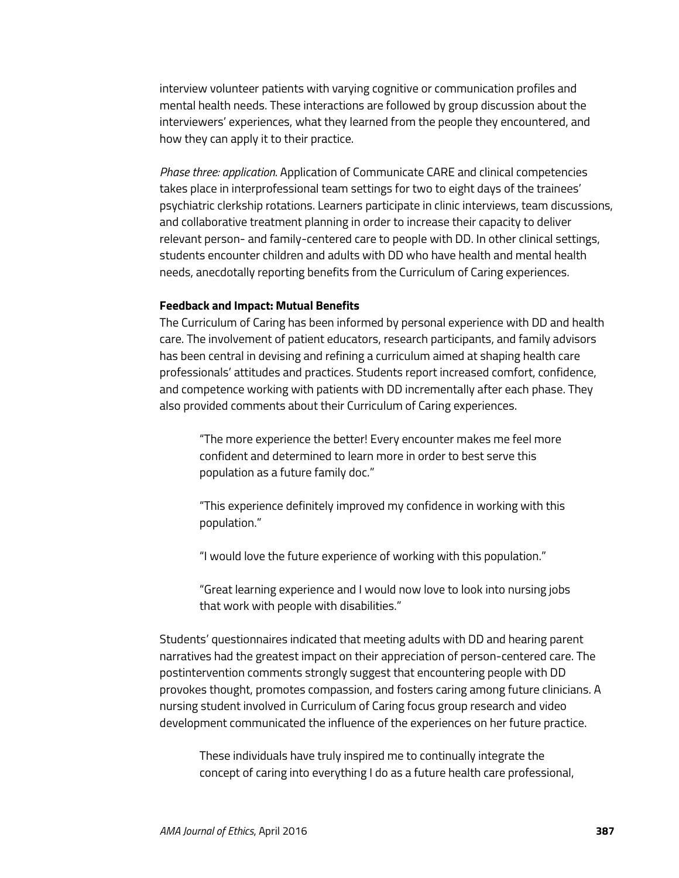interview volunteer patients with varying cognitive or communication profiles and mental health needs. These interactions are followed by group discussion about the interviewers' experiences, what they learned from the people they encountered, and how they can apply it to their practice.

*Phase three: application*. Application of Communicate CARE and clinical competencies takes place in interprofessional team settings for two to eight days of the trainees' psychiatric clerkship rotations. Learners participate in clinic interviews, team discussions, and collaborative treatment planning in order to increase their capacity to deliver relevant person- and family-centered care to people with DD. In other clinical settings, students encounter children and adults with DD who have health and mental health needs, anecdotally reporting benefits from the Curriculum of Caring experiences.

**Feedback and Impact: Mutual Benefits**

The Curriculum of Caring has been informed by personal experience with DD and health care. The involvement of patient educators, research participants, and family advisors has been central in devising and refining a curriculum aimed at shaping health care professionals' attitudes and practices. Students report increased comfort, confidence, and competence working with patients with DD incrementally after each phase. They also provided comments about their Curriculum of Caring experiences.

> "The more experience the better! Every encounter makes me feel more confident and determined to learn more in order to best serve this population as a future family doc."
>
> "This experience definitely improved my confidence in working with this population."
>
> "I would love the future experience of working with this population."
>
> "Great learning experience and I would now love to look into nursing jobs that work with people with disabilities."

Students' questionnaires indicated that meeting adults with DD and hearing parent narratives had the greatest impact on their appreciation of person-centered care. The postintervention comments strongly suggest that encountering people with DD provokes thought, promotes compassion, and fosters caring among future clinicians. A nursing student involved in Curriculum of Caring focus group research and video development communicated the influence of the experiences on her future practice.

> These individuals have truly inspired me to continually integrate the concept of caring into everything I do as a future health care professional,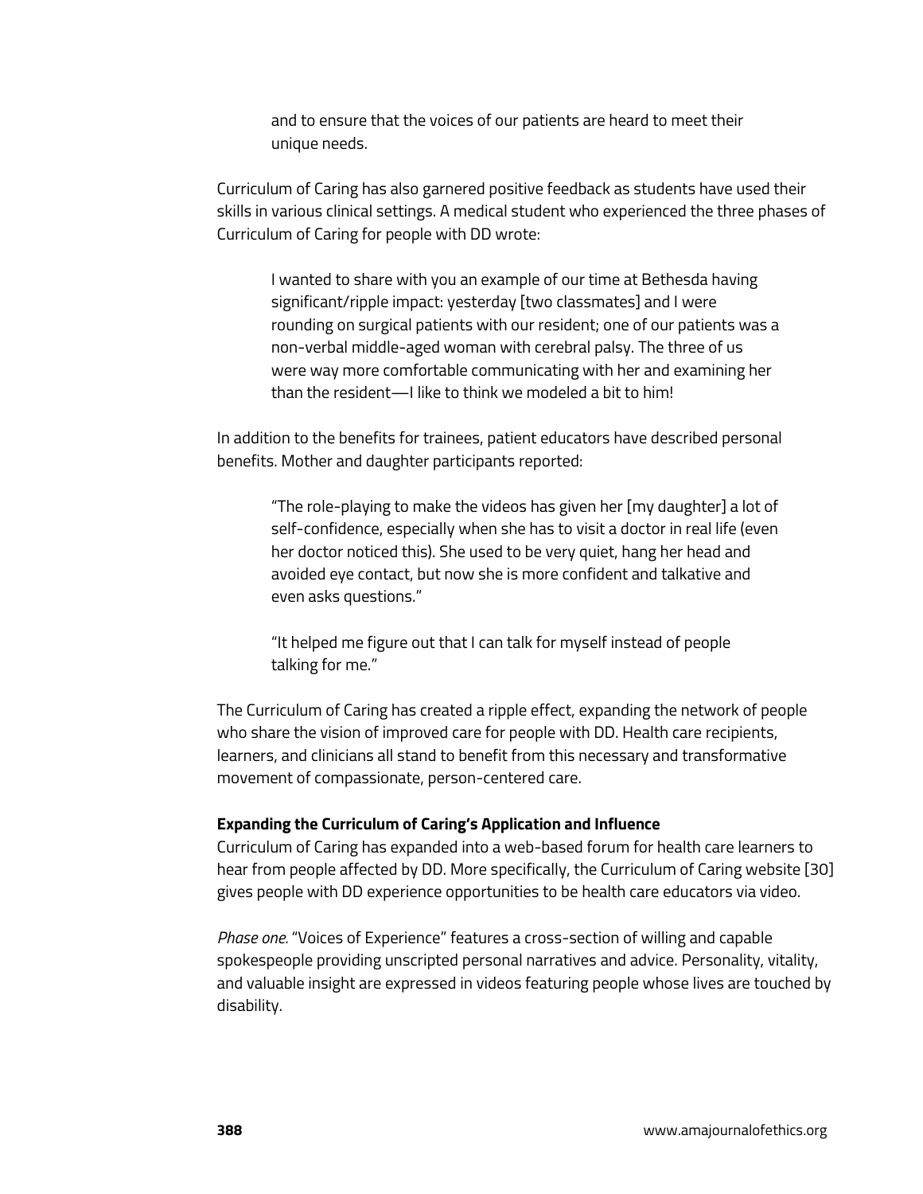> and to ensure that the voices of our patients are heard to meet their unique needs.

Curriculum of Caring has also garnered positive feedback as students have used their skills in various clinical settings. A medical student who experienced the three phases of Curriculum of Caring for people with DD wrote:

> I wanted to share with you an example of our time at Bethesda having significant/ripple impact: yesterday [two classmates] and I were rounding on surgical patients with our resident; one of our patients was a non-verbal middle-aged woman with cerebral palsy. The three of us were way more comfortable communicating with her and examining her than the resident—I like to think we modeled a bit to him!

In addition to the benefits for trainees, patient educators have described personal benefits. Mother and daughter participants reported:

> "The role-playing to make the videos has given her [my daughter] a lot of self-confidence, especially when she has to visit a doctor in real life (even her doctor noticed this). She used to be very quiet, hang her head and avoided eye contact, but now she is more confident and talkative and even asks questions."
>
> "It helped me figure out that I can talk for myself instead of people talking for me."

The Curriculum of Caring has created a ripple effect, expanding the network of people who share the vision of improved care for people with DD. Health care recipients, learners, and clinicians all stand to benefit from this necessary and transformative movement of compassionate, person-centered care.

**Expanding the Curriculum of Caring's Application and Influence**

Curriculum of Caring has expanded into a web-based forum for health care learners to hear from people affected by DD. More specifically, the Curriculum of Caring website [30] gives people with DD experience opportunities to be health care educators via video.

*Phase one.* "Voices of Experience" features a cross-section of willing and capable spokespeople providing unscripted personal narratives and advice. Personality, vitality, and valuable insight are expressed in videos featuring people whose lives are touched by disability.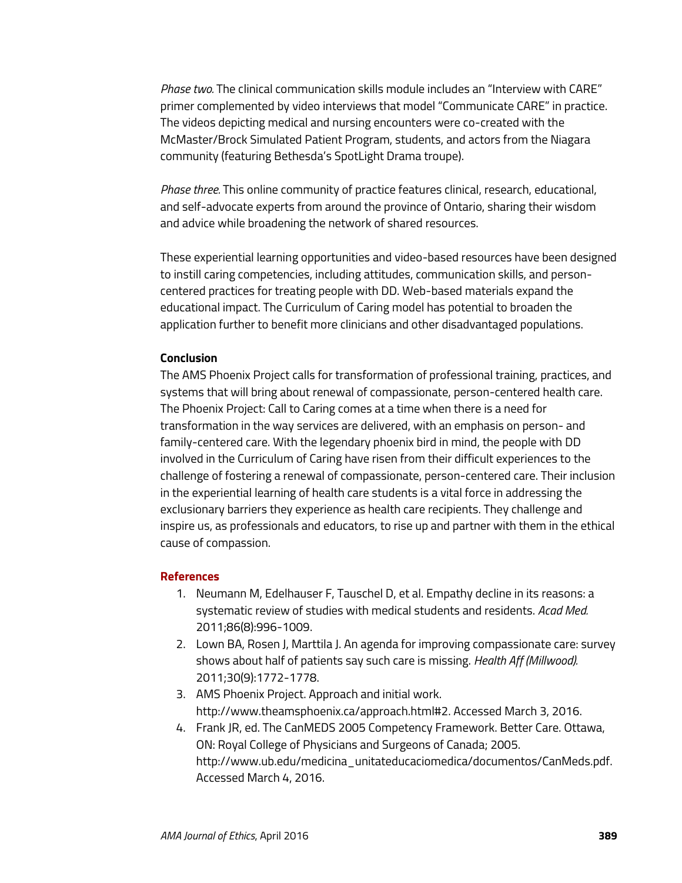*Phase two.* The clinical communication skills module includes an "Interview with CARE" primer complemented by video interviews that model "Communicate CARE" in practice. The videos depicting medical and nursing encounters were co-created with the McMaster/Brock Simulated Patient Program, students, and actors from the Niagara community (featuring Bethesda's SpotLight Drama troupe).

*Phase three.* This online community of practice features clinical, research, educational, and self-advocate experts from around the province of Ontario, sharing their wisdom and advice while broadening the network of shared resources.

These experiential learning opportunities and video-based resources have been designed to instill caring competencies, including attitudes, communication skills, and person-centered practices for treating people with DD. Web-based materials expand the educational impact. The Curriculum of Caring model has potential to broaden the application further to benefit more clinicians and other disadvantaged populations.

**Conclusion**

The AMS Phoenix Project calls for transformation of professional training, practices, and systems that will bring about renewal of compassionate, person-centered health care. The Phoenix Project: Call to Caring comes at a time when there is a need for transformation in the way services are delivered, with an emphasis on person- and family-centered care. With the legendary phoenix bird in mind, the people with DD involved in the Curriculum of Caring have risen from their difficult experiences to the challenge of fostering a renewal of compassionate, person-centered care. Their inclusion in the experiential learning of health care students is a vital force in addressing the exclusionary barriers they experience as health care recipients. They challenge and inspire us, as professionals and educators, to rise up and partner with them in the ethical cause of compassion.

## References

1. Neumann M, Edelhauser F, Tauschel D, et al. Empathy decline in its reasons: a systematic review of studies with medical students and residents. *Acad Med.* 2011;86(8):996-1009.
2. Lown BA, Rosen J, Marttila J. An agenda for improving compassionate care: survey shows about half of patients say such care is missing. *Health Aff (Millwood).* 2011;30(9):1772-1778.
3. AMS Phoenix Project. Approach and initial work. http://www.theamsphoenix.ca/approach.html#2. Accessed March 3, 2016.
4. Frank JR, ed. The CanMEDS 2005 Competency Framework. Better Care. Ottawa, ON: Royal College of Physicians and Surgeons of Canada; 2005. http://www.ub.edu/medicina_unitateducaciomedica/documentos/CanMeds.pdf. Accessed March 4, 2016.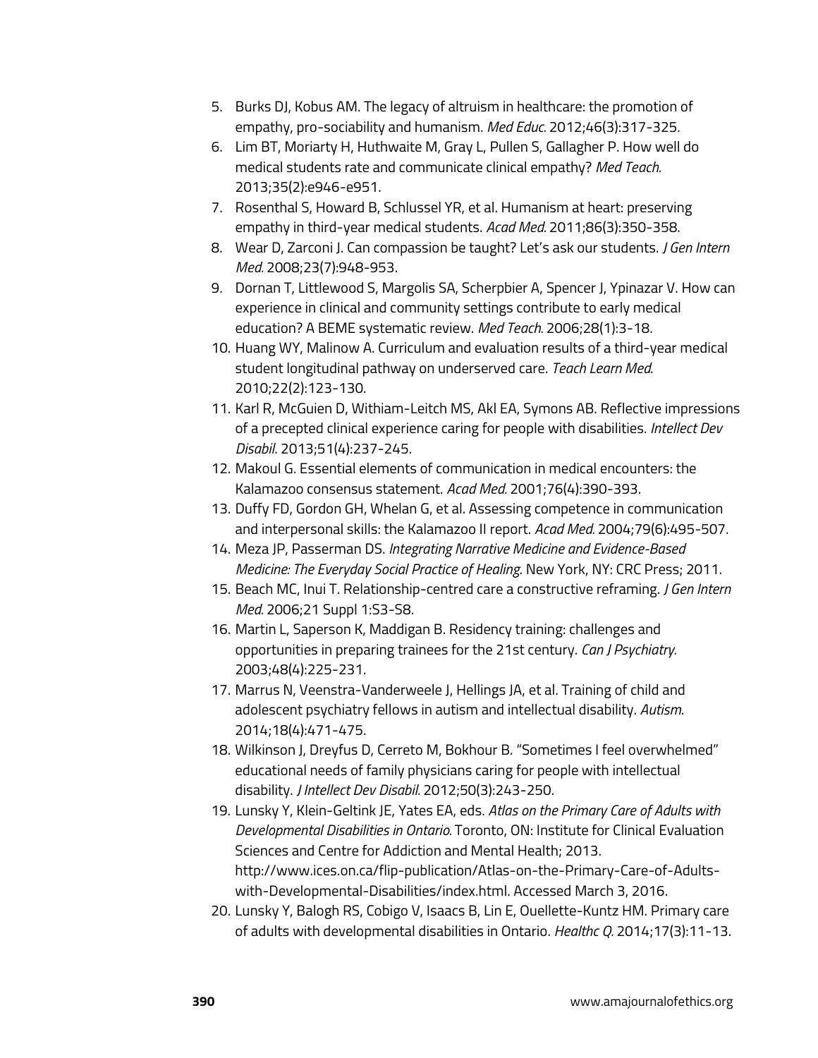5. Burks DJ, Kobus AM. The legacy of altruism in healthcare: the promotion of empathy, pro-sociability and humanism. *Med Educ.* 2012;46(3):317-325.
6. Lim BT, Moriarty H, Huthwaite M, Gray L, Pullen S, Gallagher P. How well do medical students rate and communicate clinical empathy? *Med Teach.* 2013;35(2):e946-e951.
7. Rosenthal S, Howard B, Schlussel YR, et al. Humanism at heart: preserving empathy in third-year medical students. *Acad Med.* 2011;86(3):350-358.
8. Wear D, Zarconi J. Can compassion be taught? Let's ask our students. *J Gen Intern Med.* 2008;23(7):948-953.
9. Dornan T, Littlewood S, Margolis SA, Scherpbier A, Spencer J, Ypinazar V. How can experience in clinical and community settings contribute to early medical education? A BEME systematic review. *Med Teach*. 2006;28(1):3-18.
10. Huang WY, Malinow A. Curriculum and evaluation results of a third-year medical student longitudinal pathway on underserved care. *Teach Learn Med.* 2010;22(2):123-130.
11. Karl R, McGuien D, Withiam-Leitch MS, Akl EA, Symons AB. Reflective impressions of a precepted clinical experience caring for people with disabilities. *Intellect Dev Disabil*. 2013;51(4):237-245.
12. Makoul G. Essential elements of communication in medical encounters: the Kalamazoo consensus statement. *Acad Med.* 2001;76(4):390-393.
13. Duffy FD, Gordon GH, Whelan G, et al. Assessing competence in communication and interpersonal skills: the Kalamazoo II report. *Acad Med.* 2004;79(6):495-507.
14. Meza JP, Passerman DS. *Integrating Narrative Medicine and Evidence-Based Medicine: The Everyday Social Practice of Healing*. New York, NY: CRC Press; 2011.
15. Beach MC, Inui T. Relationship-centred care a constructive reframing. *J Gen Intern Med.* 2006;21 Suppl 1:S3-S8.
16. Martin L, Saperson K, Maddigan B. Residency training: challenges and opportunities in preparing trainees for the 21st century. *Can J Psychiatry.* 2003;48(4):225-231.
17. Marrus N, Veenstra-Vanderweele J, Hellings JA, et al. Training of child and adolescent psychiatry fellows in autism and intellectual disability. *Autism*. 2014;18(4):471-475.
18. Wilkinson J, Dreyfus D, Cerreto M, Bokhour B. "Sometimes I feel overwhelmed" educational needs of family physicians caring for people with intellectual disability. *J Intellect Dev Disabil.* 2012;50(3):243-250.
19. Lunsky Y, Klein-Geltink JE, Yates EA, eds. *Atlas on the Primary Care of Adults with Developmental Disabilities in Ontario.* Toronto, ON: Institute for Clinical Evaluation Sciences and Centre for Addiction and Mental Health; 2013. http://www.ices.on.ca/flip-publication/Atlas-on-the-Primary-Care-of-Adults-with-Developmental-Disabilities/index.html. Accessed March 3, 2016.
20. Lunsky Y, Balogh RS, Cobigo V, Isaacs B, Lin E, Ouellette-Kuntz HM. Primary care of adults with developmental disabilities in Ontario. *Healthc Q.* 2014;17(3):11-13.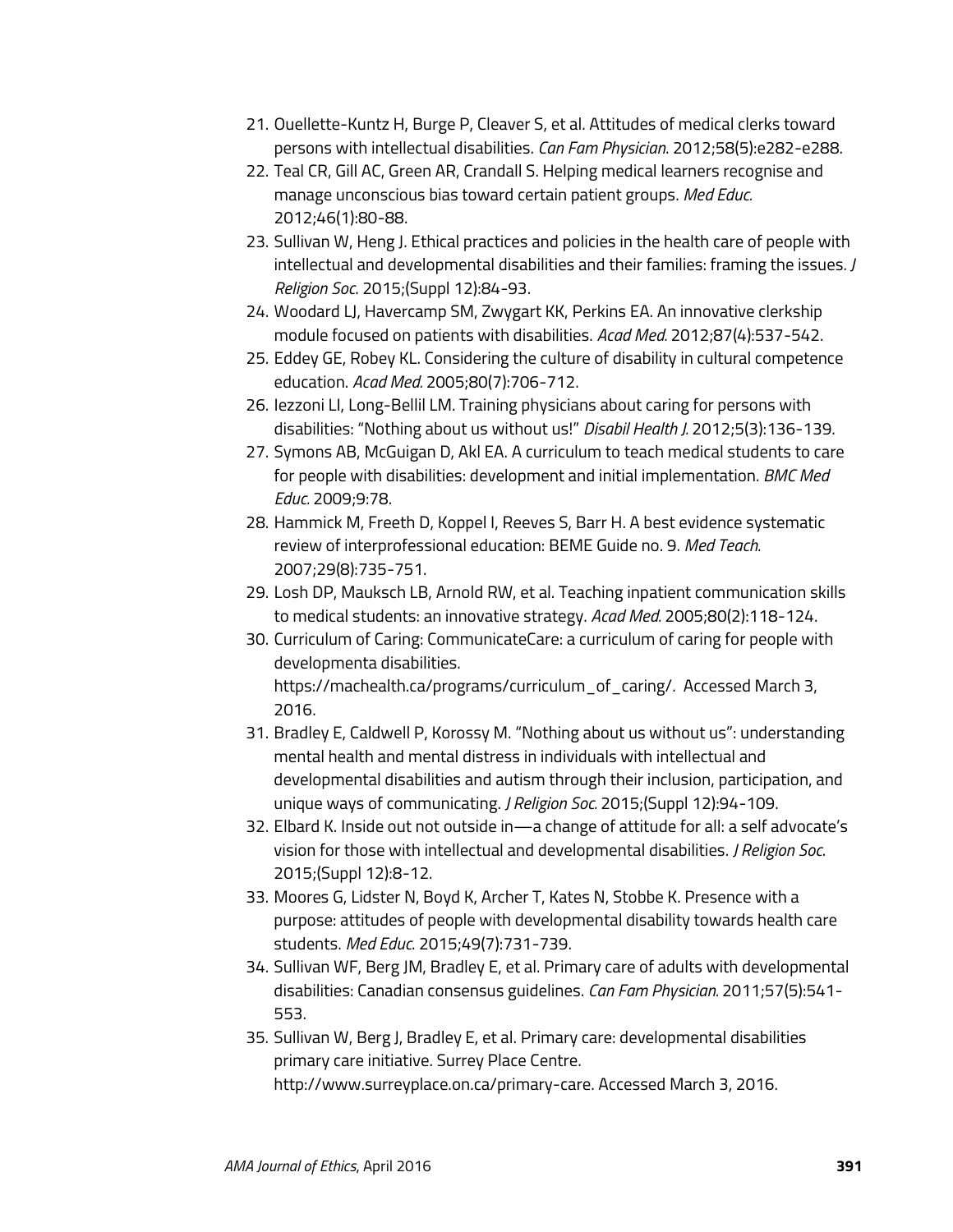21. Ouellette-Kuntz H, Burge P, Cleaver S, et al. Attitudes of medical clerks toward persons with intellectual disabilities. *Can Fam Physician*. 2012;58(5):e282-e288.
22. Teal CR, Gill AC, Green AR, Crandall S. Helping medical learners recognise and manage unconscious bias toward certain patient groups. *Med Educ.* 2012;46(1):80-88.
23. Sullivan W, Heng J. Ethical practices and policies in the health care of people with intellectual and developmental disabilities and their families: framing the issues. *J Religion Soc*. 2015;(Suppl 12):84-93.
24. Woodard LJ, Havercamp SM, Zwygart KK, Perkins EA. An innovative clerkship module focused on patients with disabilities. *Acad Med.* 2012;87(4):537-542.
25. Eddey GE, Robey KL. Considering the culture of disability in cultural competence education. *Acad Med*. 2005;80(7):706-712.
26. Iezzoni LI, Long-Bellil LM. Training physicians about caring for persons with disabilities: "Nothing about us without us!" *Disabil Health J.* 2012;5(3):136-139.
27. Symons AB, McGuigan D, Akl EA. A curriculum to teach medical students to care for people with disabilities: development and initial implementation. *BMC Med Educ.* 2009;9:78.
28. Hammick M, Freeth D, Koppel I, Reeves S, Barr H. A best evidence systematic review of interprofessional education: BEME Guide no. 9. *Med Teach.* 2007;29(8):735-751.
29. Losh DP, Mauksch LB, Arnold RW, et al. Teaching inpatient communication skills to medical students: an innovative strategy. *Acad Med*. 2005;80(2):118-124.
30. Curriculum of Caring: CommunicateCare: a curriculum of caring for people with developmenta disabilities. https://machealth.ca/programs/curriculum_of_caring/. Accessed March 3, 2016.
31. Bradley E, Caldwell P, Korossy M. "Nothing about us without us": understanding mental health and mental distress in individuals with intellectual and developmental disabilities and autism through their inclusion, participation, and unique ways of communicating. *J Religion Soc.* 2015;(Suppl 12):94-109.
32. Elbard K. Inside out not outside in—a change of attitude for all: a self advocate's vision for those with intellectual and developmental disabilities. *J Religion Soc*. 2015;(Suppl 12):8-12.
33. Moores G, Lidster N, Boyd K, Archer T, Kates N, Stobbe K. Presence with a purpose: attitudes of people with developmental disability towards health care students. *Med Educ*. 2015;49(7):731-739.
34. Sullivan WF, Berg JM, Bradley E, et al. Primary care of adults with developmental disabilities: Canadian consensus guidelines. *Can Fam Physician.* 2011;57(5):541-553.
35. Sullivan W, Berg J, Bradley E, et al. Primary care: developmental disabilities primary care initiative. Surrey Place Centre. http://www.surreyplace.on.ca/primary-care. Accessed March 3, 2016.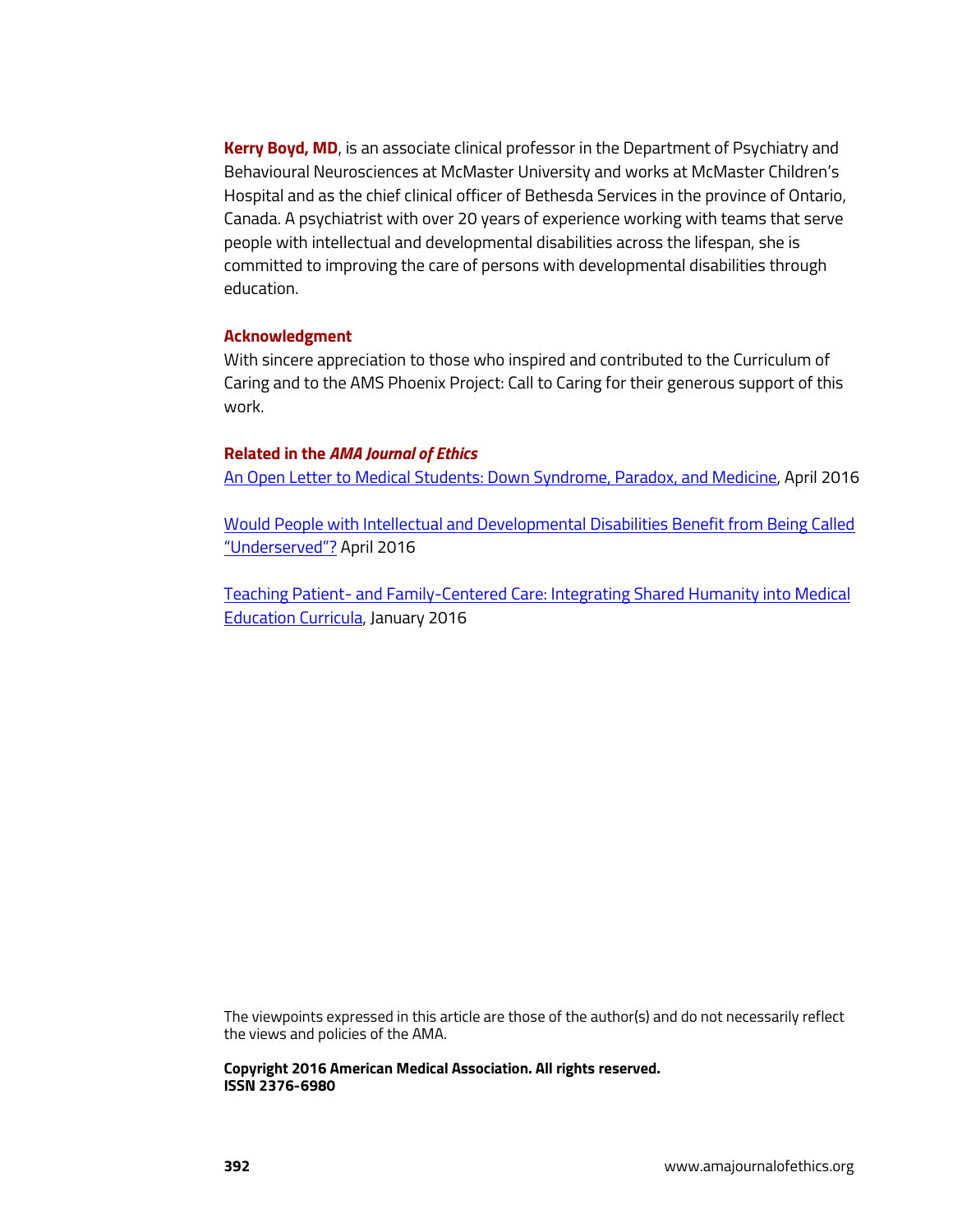**Kerry Boyd, MD**, is an associate clinical professor in the Department of Psychiatry and Behavioural Neurosciences at McMaster University and works at McMaster Children's Hospital and as the chief clinical officer of Bethesda Services in the province of Ontario, Canada. A psychiatrist with over 20 years of experience working with teams that serve people with intellectual and developmental disabilities across the lifespan, she is committed to improving the care of persons with developmental disabilities through education.

### Acknowledgment

With sincere appreciation to those who inspired and contributed to the Curriculum of Caring and to the AMS Phoenix Project: Call to Caring for their generous support of this work.

### Related in the *AMA Journal of Ethics*

An Open Letter to Medical Students: Down Syndrome, Paradox, and Medicine, April 2016

Would People with Intellectual and Developmental Disabilities Benefit from Being Called "Underserved"? April 2016

Teaching Patient- and Family-Centered Care: Integrating Shared Humanity into Medical Education Curricula, January 2016

The viewpoints expressed in this article are those of the author(s) and do not necessarily reflect the views and policies of the AMA.

**Copyright 2016 American Medical Association. All rights reserved.**
**ISSN 2376-6980**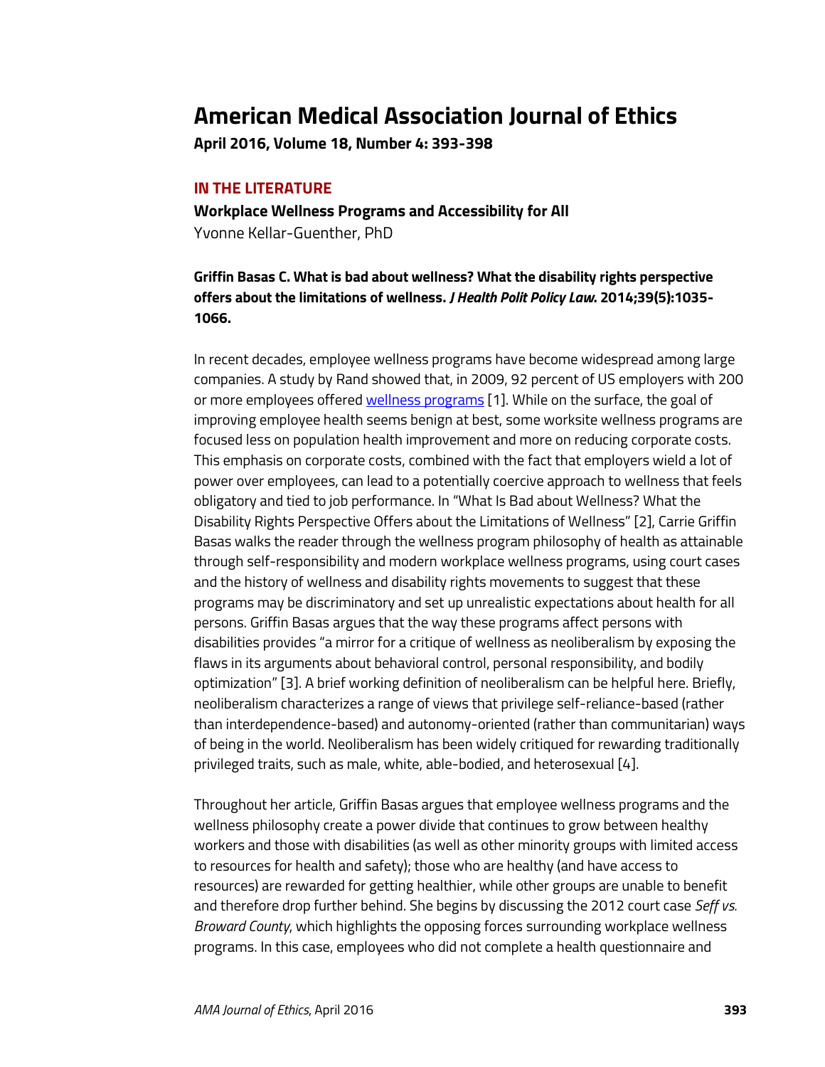# American Medical Association Journal of Ethics

**April 2016, Volume 18, Number 4: 393-398**

## IN THE LITERATURE

### Workplace Wellness Programs and Accessibility for All

Yvonne Kellar-Guenther, PhD

**Griffin Basas C. What is bad about wellness? What the disability rights perspective offers about the limitations of wellness. *J Health Polit Policy Law*. 2014;39(5):1035-1066.**

In recent decades, employee wellness programs have become widespread among large companies. A study by Rand showed that, in 2009, 92 percent of US employers with 200 or more employees offered wellness programs [1]. While on the surface, the goal of improving employee health seems benign at best, some worksite wellness programs are focused less on population health improvement and more on reducing corporate costs. This emphasis on corporate costs, combined with the fact that employers wield a lot of power over employees, can lead to a potentially coercive approach to wellness that feels obligatory and tied to job performance. In "What Is Bad about Wellness? What the Disability Rights Perspective Offers about the Limitations of Wellness" [2], Carrie Griffin Basas walks the reader through the wellness program philosophy of health as attainable through self-responsibility and modern workplace wellness programs, using court cases and the history of wellness and disability rights movements to suggest that these programs may be discriminatory and set up unrealistic expectations about health for all persons. Griffin Basas argues that the way these programs affect persons with disabilities provides "a mirror for a critique of wellness as neoliberalism by exposing the flaws in its arguments about behavioral control, personal responsibility, and bodily optimization" [3]. A brief working definition of neoliberalism can be helpful here. Briefly, neoliberalism characterizes a range of views that privilege self-reliance-based (rather than interdependence-based) and autonomy-oriented (rather than communitarian) ways of being in the world. Neoliberalism has been widely critiqued for rewarding traditionally privileged traits, such as male, white, able-bodied, and heterosexual [4].

Throughout her article, Griffin Basas argues that employee wellness programs and the wellness philosophy create a power divide that continues to grow between healthy workers and those with disabilities (as well as other minority groups with limited access to resources for health and safety); those who are healthy (and have access to resources) are rewarded for getting healthier, while other groups are unable to benefit and therefore drop further behind. She begins by discussing the 2012 court case *Seff vs. Broward County*, which highlights the opposing forces surrounding workplace wellness programs. In this case, employees who did not complete a health questionnaire and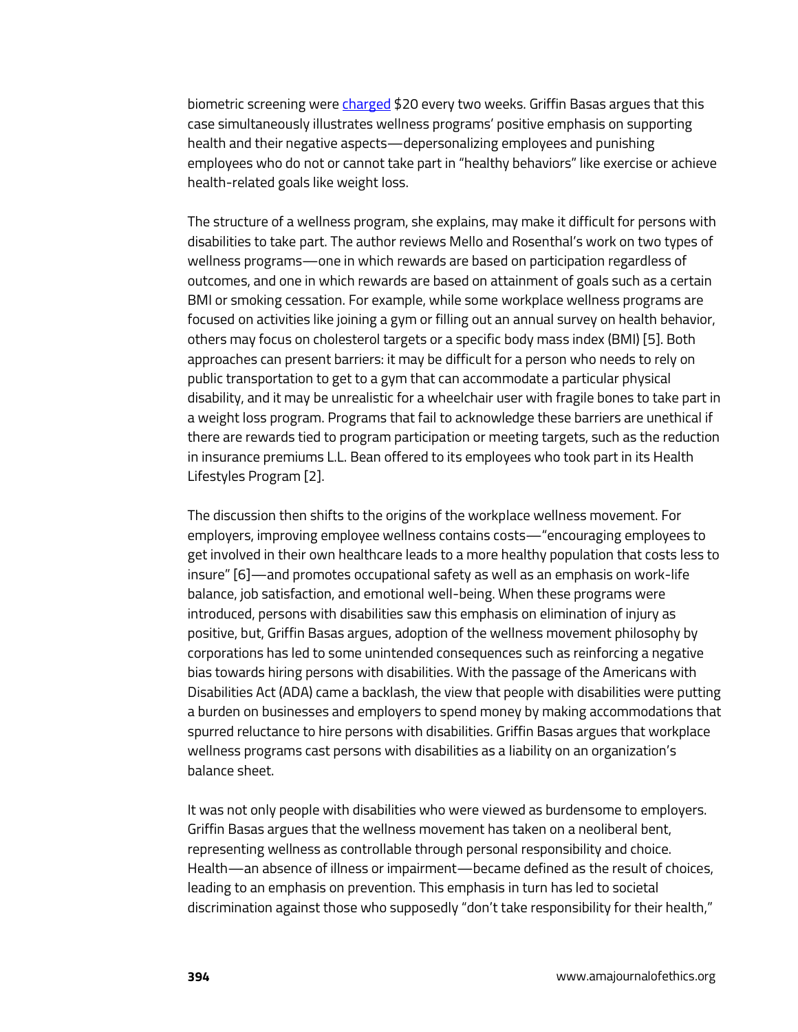biometric screening were charged $20 every two weeks. Griffin Basas argues that this case simultaneously illustrates wellness programs' positive emphasis on supporting health and their negative aspects—depersonalizing employees and punishing employees who do not or cannot take part in "healthy behaviors" like exercise or achieve health-related goals like weight loss.

The structure of a wellness program, she explains, may make it difficult for persons with disabilities to take part. The author reviews Mello and Rosenthal's work on two types of wellness programs—one in which rewards are based on participation regardless of outcomes, and one in which rewards are based on attainment of goals such as a certain BMI or smoking cessation. For example, while some workplace wellness programs are focused on activities like joining a gym or filling out an annual survey on health behavior, others may focus on cholesterol targets or a specific body mass index (BMI) [5]. Both approaches can present barriers: it may be difficult for a person who needs to rely on public transportation to get to a gym that can accommodate a particular physical disability, and it may be unrealistic for a wheelchair user with fragile bones to take part in a weight loss program. Programs that fail to acknowledge these barriers are unethical if there are rewards tied to program participation or meeting targets, such as the reduction in insurance premiums L.L. Bean offered to its employees who took part in its Health Lifestyles Program [2].

The discussion then shifts to the origins of the workplace wellness movement. For employers, improving employee wellness contains costs—"encouraging employees to get involved in their own healthcare leads to a more healthy population that costs less to insure" [6]—and promotes occupational safety as well as an emphasis on work-life balance, job satisfaction, and emotional well-being. When these programs were introduced, persons with disabilities saw this emphasis on elimination of injury as positive, but, Griffin Basas argues, adoption of the wellness movement philosophy by corporations has led to some unintended consequences such as reinforcing a negative bias towards hiring persons with disabilities. With the passage of the Americans with Disabilities Act (ADA) came a backlash, the view that people with disabilities were putting a burden on businesses and employers to spend money by making accommodations that spurred reluctance to hire persons with disabilities. Griffin Basas argues that workplace wellness programs cast persons with disabilities as a liability on an organization's balance sheet.

It was not only people with disabilities who were viewed as burdensome to employers. Griffin Basas argues that the wellness movement has taken on a neoliberal bent, representing wellness as controllable through personal responsibility and choice. Health—an absence of illness or impairment—became defined as the result of choices, leading to an emphasis on prevention. This emphasis in turn has led to societal discrimination against those who supposedly "don't take responsibility for their health,"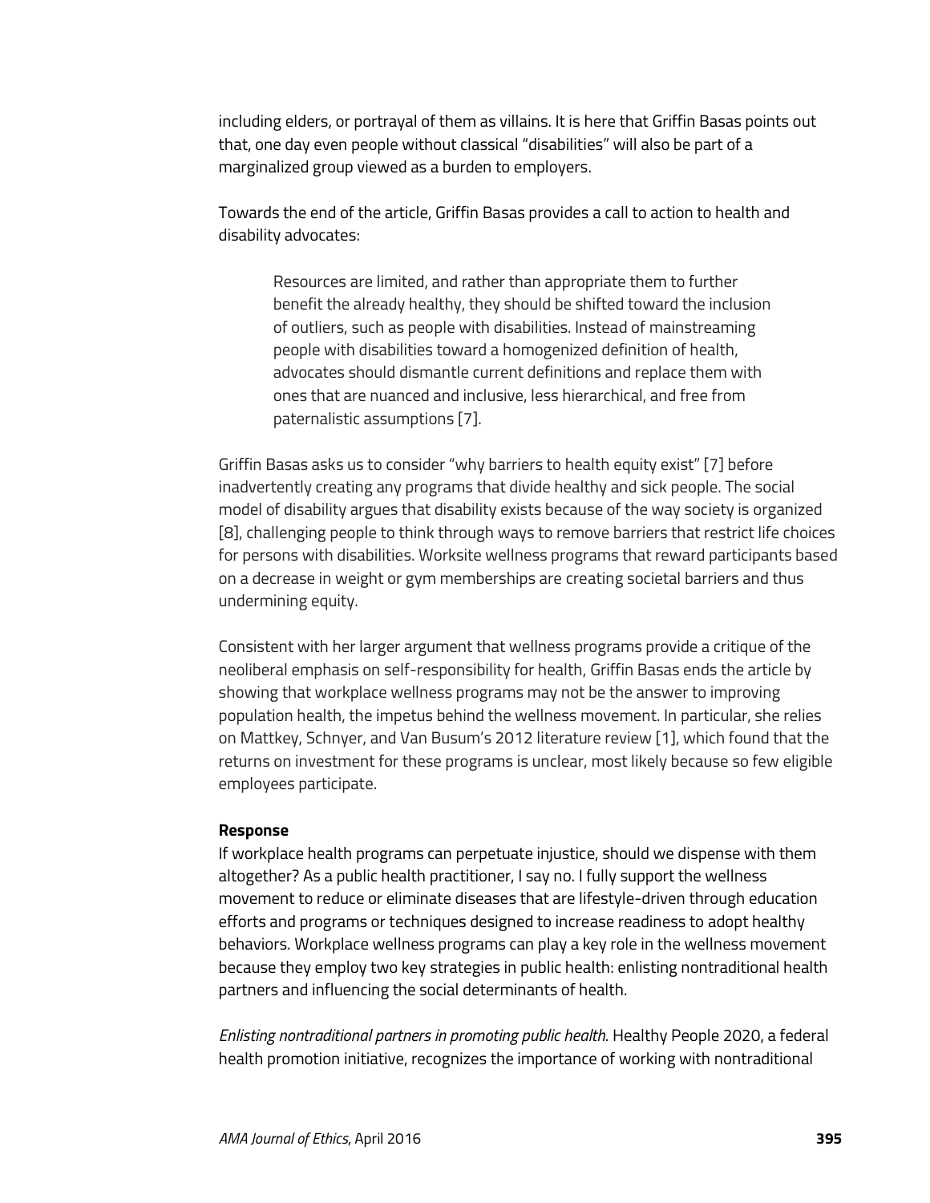including elders, or portrayal of them as villains. It is here that Griffin Basas points out that, one day even people without classical "disabilities" will also be part of a marginalized group viewed as a burden to employers.

Towards the end of the article, Griffin Basas provides a call to action to health and disability advocates:

> Resources are limited, and rather than appropriate them to further benefit the already healthy, they should be shifted toward the inclusion of outliers, such as people with disabilities. Instead of mainstreaming people with disabilities toward a homogenized definition of health, advocates should dismantle current definitions and replace them with ones that are nuanced and inclusive, less hierarchical, and free from paternalistic assumptions [7].

Griffin Basas asks us to consider "why barriers to health equity exist" [7] before inadvertently creating any programs that divide healthy and sick people. The social model of disability argues that disability exists because of the way society is organized [8], challenging people to think through ways to remove barriers that restrict life choices for persons with disabilities. Worksite wellness programs that reward participants based on a decrease in weight or gym memberships are creating societal barriers and thus undermining equity.

Consistent with her larger argument that wellness programs provide a critique of the neoliberal emphasis on self-responsibility for health, Griffin Basas ends the article by showing that workplace wellness programs may not be the answer to improving population health, the impetus behind the wellness movement. In particular, she relies on Mattkey, Schnyer, and Van Busum's 2012 literature review [1], which found that the returns on investment for these programs is unclear, most likely because so few eligible employees participate.

**Response**

If workplace health programs can perpetuate injustice, should we dispense with them altogether? As a public health practitioner, I say no. I fully support the wellness movement to reduce or eliminate diseases that are lifestyle-driven through education efforts and programs or techniques designed to increase readiness to adopt healthy behaviors. Workplace wellness programs can play a key role in the wellness movement because they employ two key strategies in public health: enlisting nontraditional health partners and influencing the social determinants of health.

*Enlisting nontraditional partners in promoting public health*. Healthy People 2020, a federal health promotion initiative, recognizes the importance of working with nontraditional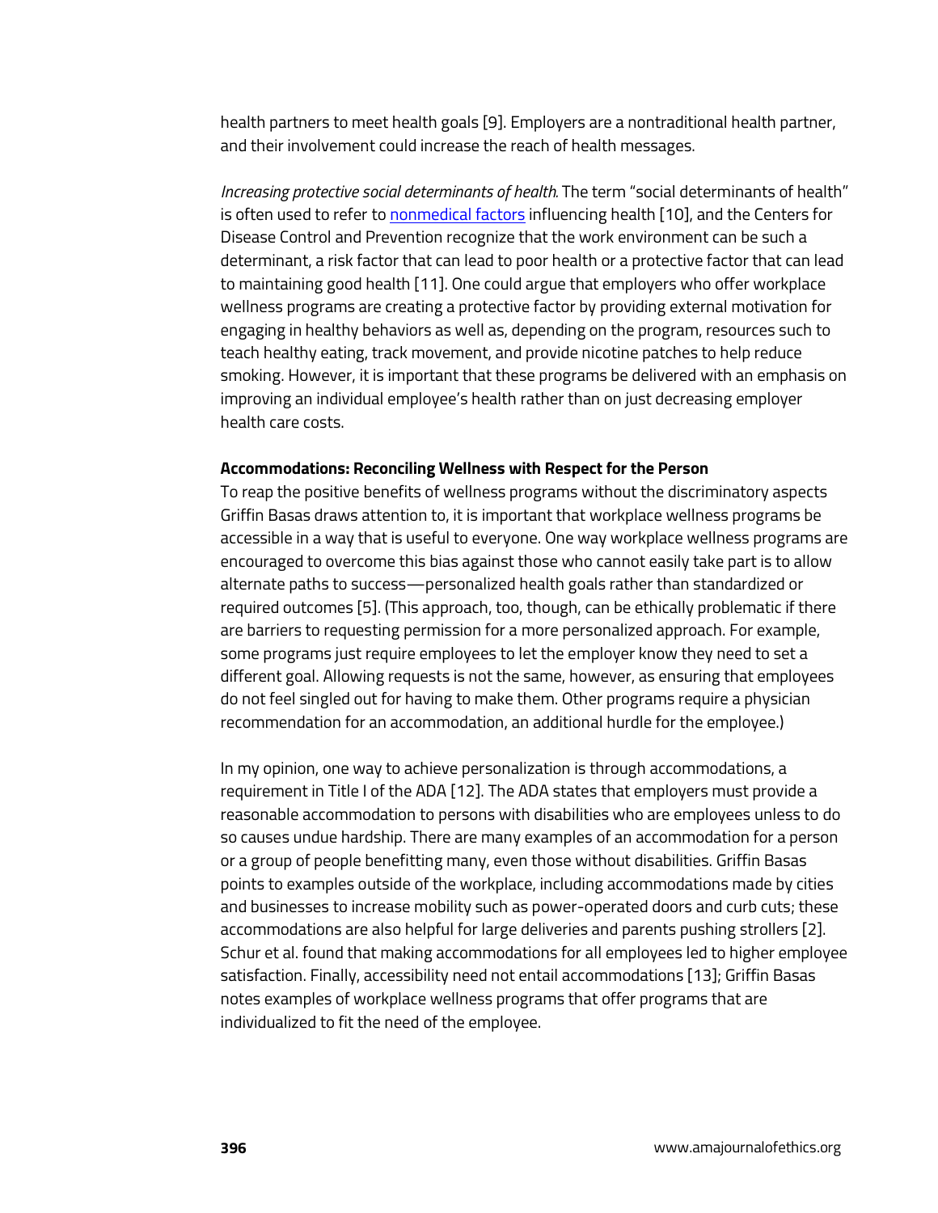health partners to meet health goals [9]. Employers are a nontraditional health partner, and their involvement could increase the reach of health messages.

*Increasing protective social determinants of health.* The term "social determinants of health" is often used to refer to nonmedical factors influencing health [10], and the Centers for Disease Control and Prevention recognize that the work environment can be such a determinant, a risk factor that can lead to poor health or a protective factor that can lead to maintaining good health [11]. One could argue that employers who offer workplace wellness programs are creating a protective factor by providing external motivation for engaging in healthy behaviors as well as, depending on the program, resources such to teach healthy eating, track movement, and provide nicotine patches to help reduce smoking. However, it is important that these programs be delivered with an emphasis on improving an individual employee's health rather than on just decreasing employer health care costs.

**Accommodations: Reconciling Wellness with Respect for the Person**

To reap the positive benefits of wellness programs without the discriminatory aspects Griffin Basas draws attention to, it is important that workplace wellness programs be accessible in a way that is useful to everyone. One way workplace wellness programs are encouraged to overcome this bias against those who cannot easily take part is to allow alternate paths to success—personalized health goals rather than standardized or required outcomes [5]. (This approach, too, though, can be ethically problematic if there are barriers to requesting permission for a more personalized approach. For example, some programs just require employees to let the employer know they need to set a different goal. Allowing requests is not the same, however, as ensuring that employees do not feel singled out for having to make them. Other programs require a physician recommendation for an accommodation, an additional hurdle for the employee.)

In my opinion, one way to achieve personalization is through accommodations, a requirement in Title I of the ADA [12]. The ADA states that employers must provide a reasonable accommodation to persons with disabilities who are employees unless to do so causes undue hardship. There are many examples of an accommodation for a person or a group of people benefitting many, even those without disabilities. Griffin Basas points to examples outside of the workplace, including accommodations made by cities and businesses to increase mobility such as power-operated doors and curb cuts; these accommodations are also helpful for large deliveries and parents pushing strollers [2]. Schur et al. found that making accommodations for all employees led to higher employee satisfaction. Finally, accessibility need not entail accommodations [13]; Griffin Basas notes examples of workplace wellness programs that offer programs that are individualized to fit the need of the employee.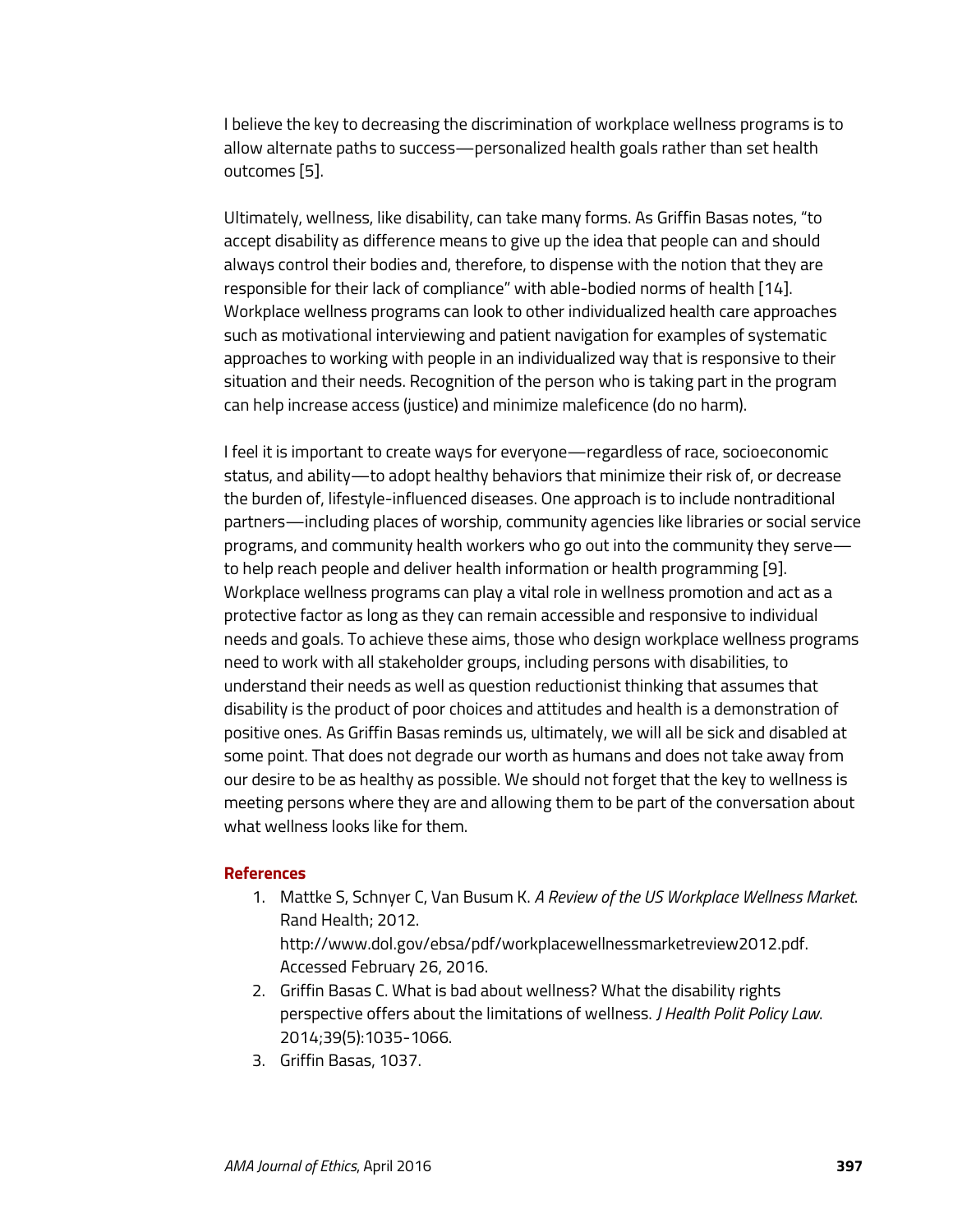I believe the key to decreasing the discrimination of workplace wellness programs is to allow alternate paths to success—personalized health goals rather than set health outcomes [5].

Ultimately, wellness, like disability, can take many forms. As Griffin Basas notes, "to accept disability as difference means to give up the idea that people can and should always control their bodies and, therefore, to dispense with the notion that they are responsible for their lack of compliance" with able-bodied norms of health [14]. Workplace wellness programs can look to other individualized health care approaches such as motivational interviewing and patient navigation for examples of systematic approaches to working with people in an individualized way that is responsive to their situation and their needs. Recognition of the person who is taking part in the program can help increase access (justice) and minimize maleficence (do no harm).

I feel it is important to create ways for everyone—regardless of race, socioeconomic status, and ability—to adopt healthy behaviors that minimize their risk of, or decrease the burden of, lifestyle-influenced diseases. One approach is to include nontraditional partners—including places of worship, community agencies like libraries or social service programs, and community health workers who go out into the community they serve—to help reach people and deliver health information or health programming [9]. Workplace wellness programs can play a vital role in wellness promotion and act as a protective factor as long as they can remain accessible and responsive to individual needs and goals. To achieve these aims, those who design workplace wellness programs need to work with all stakeholder groups, including persons with disabilities, to understand their needs as well as question reductionist thinking that assumes that disability is the product of poor choices and attitudes and health is a demonstration of positive ones. As Griffin Basas reminds us, ultimately, we will all be sick and disabled at some point. That does not degrade our worth as humans and does not take away from our desire to be as healthy as possible. We should not forget that the key to wellness is meeting persons where they are and allowing them to be part of the conversation about what wellness looks like for them.

## References

1. Mattke S, Schnyer C, Van Busum K. *A Review of the US Workplace Wellness Market*. Rand Health; 2012. http://www.dol.gov/ebsa/pdf/workplacewellnessmarketreview2012.pdf. Accessed February 26, 2016.
2. Griffin Basas C. What is bad about wellness? What the disability rights perspective offers about the limitations of wellness. *J Health Polit Policy Law*. 2014;39(5):1035-1066.
3. Griffin Basas, 1037.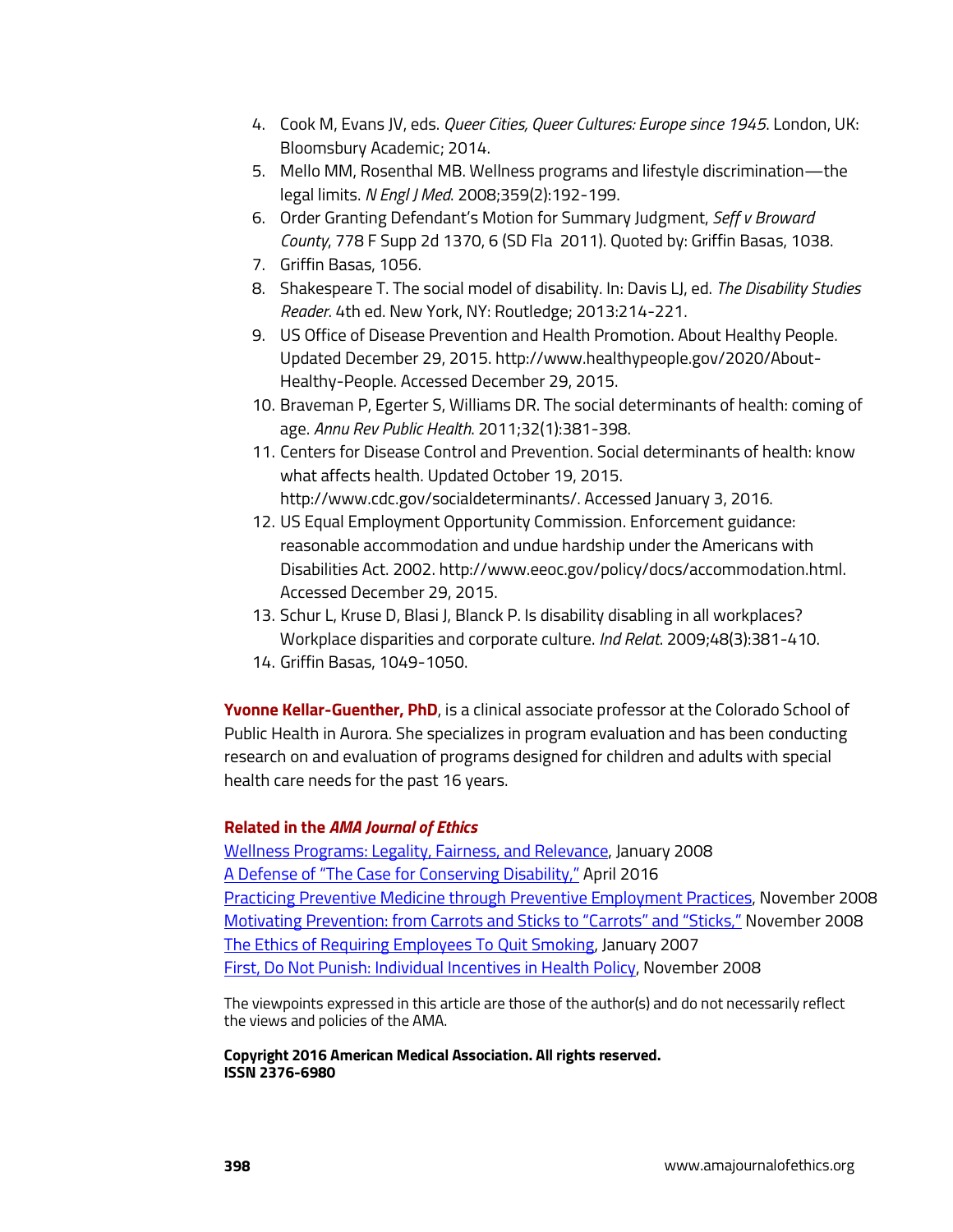4. Cook M, Evans JV, eds. *Queer Cities, Queer Cultures: Europe since 1945*. London, UK: Bloomsbury Academic; 2014.
5. Mello MM, Rosenthal MB. Wellness programs and lifestyle discrimination—the legal limits. *N Engl J Med*. 2008;359(2):192-199.
6. Order Granting Defendant's Motion for Summary Judgment, *Seff v Broward County*, 778 F Supp 2d 1370, 6 (SD Fla 2011). Quoted by: Griffin Basas, 1038.
7. Griffin Basas, 1056.
8. Shakespeare T. The social model of disability. In: Davis LJ, ed. *The Disability Studies Reader*. 4th ed. New York, NY: Routledge; 2013:214-221.
9. US Office of Disease Prevention and Health Promotion. About Healthy People. Updated December 29, 2015. http://www.healthypeople.gov/2020/About-Healthy-People. Accessed December 29, 2015.
10. Braveman P, Egerter S, Williams DR. The social determinants of health: coming of age. *Annu Rev Public Health*. 2011;32(1):381-398.
11. Centers for Disease Control and Prevention. Social determinants of health: know what affects health. Updated October 19, 2015. http://www.cdc.gov/socialdeterminants/. Accessed January 3, 2016.
12. US Equal Employment Opportunity Commission. Enforcement guidance: reasonable accommodation and undue hardship under the Americans with Disabilities Act. 2002. http://www.eeoc.gov/policy/docs/accommodation.html. Accessed December 29, 2015.
13. Schur L, Kruse D, Blasi J, Blanck P. Is disability disabling in all workplaces? Workplace disparities and corporate culture. *Ind Relat*. 2009;48(3):381-410.
14. Griffin Basas, 1049-1050.

**Yvonne Kellar-Guenther, PhD**, is a clinical associate professor at the Colorado School of Public Health in Aurora. She specializes in program evaluation and has been conducting research on and evaluation of programs designed for children and adults with special health care needs for the past 16 years.

**Related in the *AMA Journal of Ethics***

Wellness Programs: Legality, Fairness, and Relevance, January 2008
A Defense of "The Case for Conserving Disability," April 2016
Practicing Preventive Medicine through Preventive Employment Practices, November 2008
Motivating Prevention: from Carrots and Sticks to "Carrots" and "Sticks," November 2008
The Ethics of Requiring Employees To Quit Smoking, January 2007
First, Do Not Punish: Individual Incentives in Health Policy, November 2008

The viewpoints expressed in this article are those of the author(s) and do not necessarily reflect the views and policies of the AMA.

**Copyright 2016 American Medical Association. All rights reserved.**
**ISSN 2376-6980**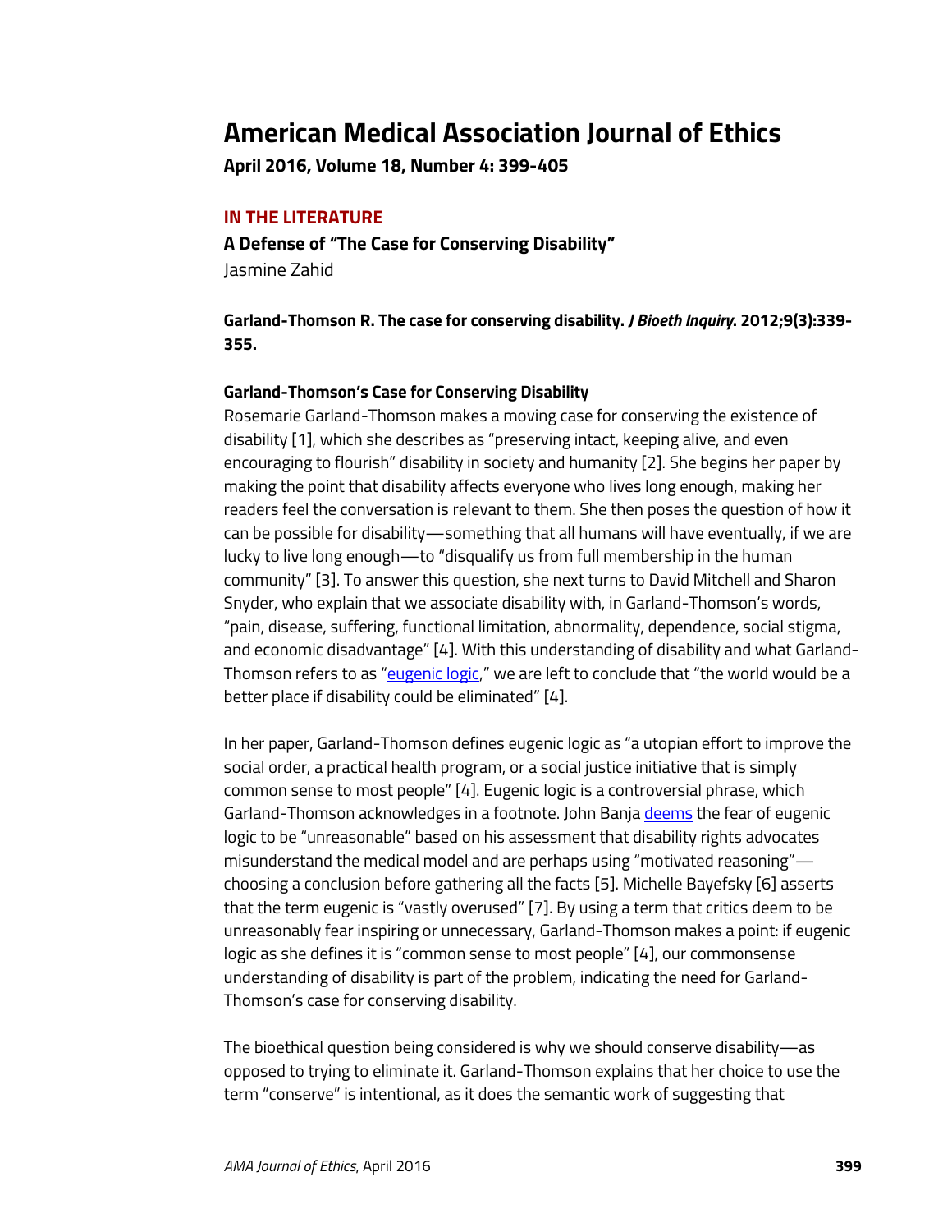# American Medical Association Journal of Ethics

**April 2016, Volume 18, Number 4: 399-405**

## IN THE LITERATURE

### A Defense of "The Case for Conserving Disability"

Jasmine Zahid

**Garland-Thomson R. The case for conserving disability. *J Bioeth Inquiry*. 2012;9(3):339-355.**

#### Garland-Thomson's Case for Conserving Disability

Rosemarie Garland-Thomson makes a moving case for conserving the existence of disability [1], which she describes as "preserving intact, keeping alive, and even encouraging to flourish" disability in society and humanity [2]. She begins her paper by making the point that disability affects everyone who lives long enough, making her readers feel the conversation is relevant to them. She then poses the question of how it can be possible for disability—something that all humans will have eventually, if we are lucky to live long enough—to "disqualify us from full membership in the human community" [3]. To answer this question, she next turns to David Mitchell and Sharon Snyder, who explain that we associate disability with, in Garland-Thomson's words, "pain, disease, suffering, functional limitation, abnormality, dependence, social stigma, and economic disadvantage" [4]. With this understanding of disability and what Garland-Thomson refers to as "eugenic logic," we are left to conclude that "the world would be a better place if disability could be eliminated" [4].

In her paper, Garland-Thomson defines eugenic logic as "a utopian effort to improve the social order, a practical health program, or a social justice initiative that is simply common sense to most people" [4]. Eugenic logic is a controversial phrase, which Garland-Thomson acknowledges in a footnote. John Banja deems the fear of eugenic logic to be "unreasonable" based on his assessment that disability rights advocates misunderstand the medical model and are perhaps using "motivated reasoning"—choosing a conclusion before gathering all the facts [5]. Michelle Bayefsky [6] asserts that the term eugenic is "vastly overused" [7]. By using a term that critics deem to be unreasonably fear inspiring or unnecessary, Garland-Thomson makes a point: if eugenic logic as she defines it is "common sense to most people" [4], our commonsense understanding of disability is part of the problem, indicating the need for Garland-Thomson's case for conserving disability.

The bioethical question being considered is why we should conserve disability—as opposed to trying to eliminate it. Garland-Thomson explains that her choice to use the term "conserve" is intentional, as it does the semantic work of suggesting that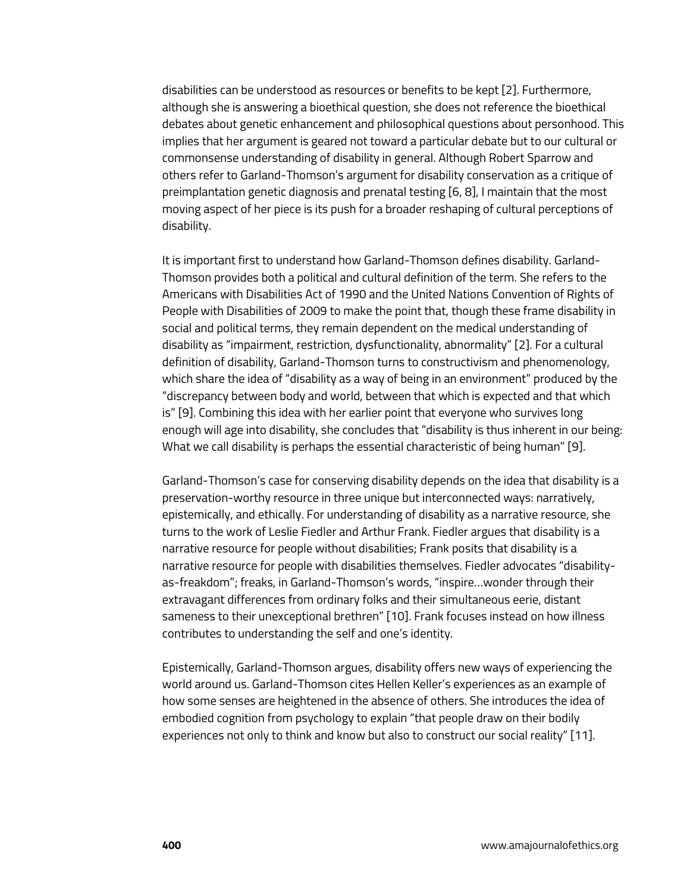disabilities can be understood as resources or benefits to be kept [2]. Furthermore, although she is answering a bioethical question, she does not reference the bioethical debates about genetic enhancement and philosophical questions about personhood. This implies that her argument is geared not toward a particular debate but to our cultural or commonsense understanding of disability in general. Although Robert Sparrow and others refer to Garland-Thomson's argument for disability conservation as a critique of preimplantation genetic diagnosis and prenatal testing [6, 8], I maintain that the most moving aspect of her piece is its push for a broader reshaping of cultural perceptions of disability.

It is important first to understand how Garland-Thomson defines disability. Garland-Thomson provides both a political and cultural definition of the term. She refers to the Americans with Disabilities Act of 1990 and the United Nations Convention of Rights of People with Disabilities of 2009 to make the point that, though these frame disability in social and political terms, they remain dependent on the medical understanding of disability as "impairment, restriction, dysfunctionality, abnormality" [2]. For a cultural definition of disability, Garland-Thomson turns to constructivism and phenomenology, which share the idea of "disability as a way of being in an environment" produced by the "discrepancy between body and world, between that which is expected and that which is" [9]. Combining this idea with her earlier point that everyone who survives long enough will age into disability, she concludes that "disability is thus inherent in our being: What we call disability is perhaps the essential characteristic of being human" [9].

Garland-Thomson's case for conserving disability depends on the idea that disability is a preservation-worthy resource in three unique but interconnected ways: narratively, epistemically, and ethically. For understanding of disability as a narrative resource, she turns to the work of Leslie Fiedler and Arthur Frank. Fiedler argues that disability is a narrative resource for people without disabilities; Frank posits that disability is a narrative resource for people with disabilities themselves. Fiedler advocates "disability-as-freakdom"; freaks, in Garland-Thomson's words, "inspire…wonder through their extravagant differences from ordinary folks and their simultaneous eerie, distant sameness to their unexceptional brethren" [10]. Frank focuses instead on how illness contributes to understanding the self and one's identity.

Epistemically, Garland-Thomson argues, disability offers new ways of experiencing the world around us. Garland-Thomson cites Hellen Keller's experiences as an example of how some senses are heightened in the absence of others. She introduces the idea of embodied cognition from psychology to explain "that people draw on their bodily experiences not only to think and know but also to construct our social reality" [11].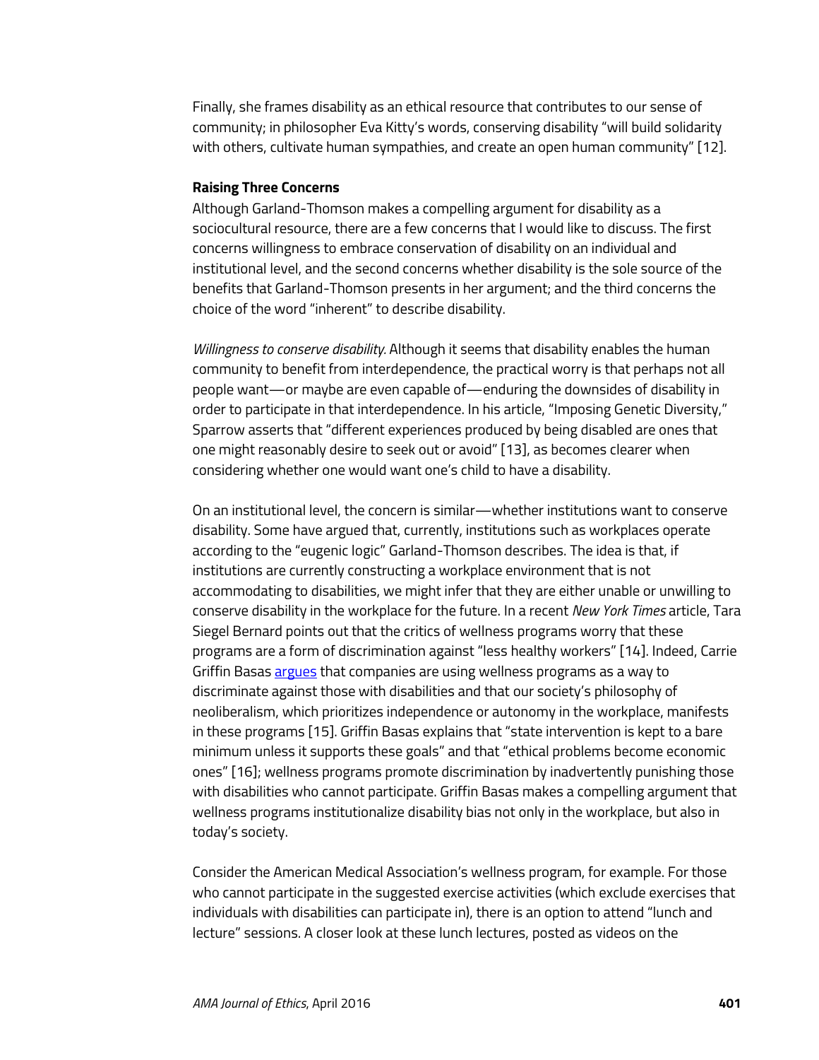Finally, she frames disability as an ethical resource that contributes to our sense of community; in philosopher Eva Kitty's words, conserving disability "will build solidarity with others, cultivate human sympathies, and create an open human community" [12].

**Raising Three Concerns**

Although Garland-Thomson makes a compelling argument for disability as a sociocultural resource, there are a few concerns that I would like to discuss. The first concerns willingness to embrace conservation of disability on an individual and institutional level, and the second concerns whether disability is the sole source of the benefits that Garland-Thomson presents in her argument; and the third concerns the choice of the word "inherent" to describe disability.

*Willingness to conserve disability.* Although it seems that disability enables the human community to benefit from interdependence, the practical worry is that perhaps not all people want—or maybe are even capable of—enduring the downsides of disability in order to participate in that interdependence. In his article, "Imposing Genetic Diversity," Sparrow asserts that "different experiences produced by being disabled are ones that one might reasonably desire to seek out or avoid" [13], as becomes clearer when considering whether one would want one's child to have a disability.

On an institutional level, the concern is similar—whether institutions want to conserve disability. Some have argued that, currently, institutions such as workplaces operate according to the "eugenic logic" Garland-Thomson describes. The idea is that, if institutions are currently constructing a workplace environment that is not accommodating to disabilities, we might infer that they are either unable or unwilling to conserve disability in the workplace for the future. In a recent *New York Times* article, Tara Siegel Bernard points out that the critics of wellness programs worry that these programs are a form of discrimination against "less healthy workers" [14]. Indeed, Carrie Griffin Basas argues that companies are using wellness programs as a way to discriminate against those with disabilities and that our society's philosophy of neoliberalism, which prioritizes independence or autonomy in the workplace, manifests in these programs [15]. Griffin Basas explains that "state intervention is kept to a bare minimum unless it supports these goals" and that "ethical problems become economic ones" [16]; wellness programs promote discrimination by inadvertently punishing those with disabilities who cannot participate. Griffin Basas makes a compelling argument that wellness programs institutionalize disability bias not only in the workplace, but also in today's society.

Consider the American Medical Association's wellness program, for example. For those who cannot participate in the suggested exercise activities (which exclude exercises that individuals with disabilities can participate in), there is an option to attend "lunch and lecture" sessions. A closer look at these lunch lectures, posted as videos on the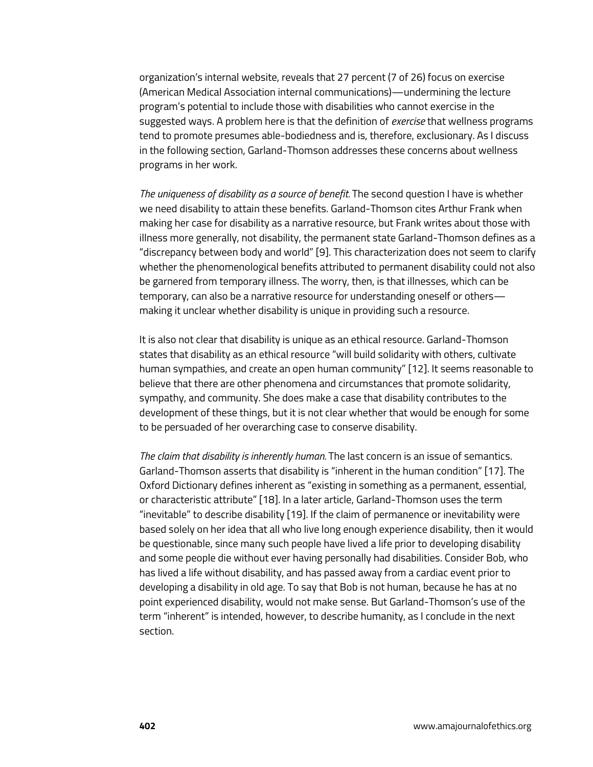organization's internal website, reveals that 27 percent (7 of 26) focus on exercise (American Medical Association internal communications)—undermining the lecture program's potential to include those with disabilities who cannot exercise in the suggested ways. A problem here is that the definition of *exercise* that wellness programs tend to promote presumes able-bodiedness and is, therefore, exclusionary. As I discuss in the following section, Garland-Thomson addresses these concerns about wellness programs in her work.

*The uniqueness of disability as a source of benefit.* The second question I have is whether we need disability to attain these benefits. Garland-Thomson cites Arthur Frank when making her case for disability as a narrative resource, but Frank writes about those with illness more generally, not disability, the permanent state Garland-Thomson defines as a "discrepancy between body and world" [9]. This characterization does not seem to clarify whether the phenomenological benefits attributed to permanent disability could not also be garnered from temporary illness. The worry, then, is that illnesses, which can be temporary, can also be a narrative resource for understanding oneself or others—making it unclear whether disability is unique in providing such a resource.

It is also not clear that disability is unique as an ethical resource. Garland-Thomson states that disability as an ethical resource "will build solidarity with others, cultivate human sympathies, and create an open human community" [12]. It seems reasonable to believe that there are other phenomena and circumstances that promote solidarity, sympathy, and community. She does make a case that disability contributes to the development of these things, but it is not clear whether that would be enough for some to be persuaded of her overarching case to conserve disability.

*The claim that disability is inherently human.* The last concern is an issue of semantics. Garland-Thomson asserts that disability is "inherent in the human condition" [17]. The Oxford Dictionary defines inherent as "existing in something as a permanent, essential, or characteristic attribute" [18]. In a later article, Garland-Thomson uses the term "inevitable" to describe disability [19]. If the claim of permanence or inevitability were based solely on her idea that all who live long enough experience disability, then it would be questionable, since many such people have lived a life prior to developing disability and some people die without ever having personally had disabilities. Consider Bob, who has lived a life without disability, and has passed away from a cardiac event prior to developing a disability in old age. To say that Bob is not human, because he has at no point experienced disability, would not make sense. But Garland-Thomson's use of the term "inherent" is intended, however, to describe humanity, as I conclude in the next section.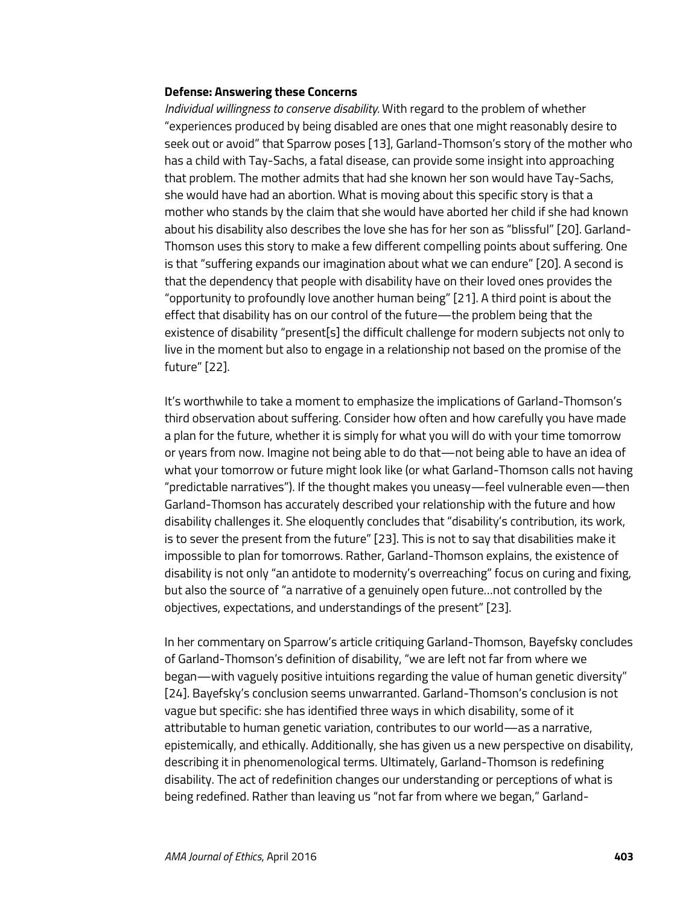**Defense: Answering these Concerns**

*Individual willingness to conserve disability.* With regard to the problem of whether "experiences produced by being disabled are ones that one might reasonably desire to seek out or avoid" that Sparrow poses [13], Garland-Thomson's story of the mother who has a child with Tay-Sachs, a fatal disease, can provide some insight into approaching that problem. The mother admits that had she known her son would have Tay-Sachs, she would have had an abortion. What is moving about this specific story is that a mother who stands by the claim that she would have aborted her child if she had known about his disability also describes the love she has for her son as "blissful" [20]. Garland-Thomson uses this story to make a few different compelling points about suffering. One is that "suffering expands our imagination about what we can endure" [20]. A second is that the dependency that people with disability have on their loved ones provides the "opportunity to profoundly love another human being" [21]. A third point is about the effect that disability has on our control of the future—the problem being that the existence of disability "present[s] the difficult challenge for modern subjects not only to live in the moment but also to engage in a relationship not based on the promise of the future" [22].

It's worthwhile to take a moment to emphasize the implications of Garland-Thomson's third observation about suffering. Consider how often and how carefully you have made a plan for the future, whether it is simply for what you will do with your time tomorrow or years from now. Imagine not being able to do that—not being able to have an idea of what your tomorrow or future might look like (or what Garland-Thomson calls not having "predictable narratives"). If the thought makes you uneasy—feel vulnerable even—then Garland-Thomson has accurately described your relationship with the future and how disability challenges it. She eloquently concludes that "disability's contribution, its work, is to sever the present from the future" [23]. This is not to say that disabilities make it impossible to plan for tomorrows. Rather, Garland-Thomson explains, the existence of disability is not only "an antidote to modernity's overreaching" focus on curing and fixing, but also the source of "a narrative of a genuinely open future…not controlled by the objectives, expectations, and understandings of the present" [23].

In her commentary on Sparrow's article critiquing Garland-Thomson, Bayefsky concludes of Garland-Thomson's definition of disability, "we are left not far from where we began—with vaguely positive intuitions regarding the value of human genetic diversity" [24]. Bayefsky's conclusion seems unwarranted. Garland-Thomson's conclusion is not vague but specific: she has identified three ways in which disability, some of it attributable to human genetic variation, contributes to our world—as a narrative, epistemically, and ethically. Additionally, she has given us a new perspective on disability, describing it in phenomenological terms. Ultimately, Garland-Thomson is redefining disability. The act of redefinition changes our understanding or perceptions of what is being redefined. Rather than leaving us "not far from where we began," Garland-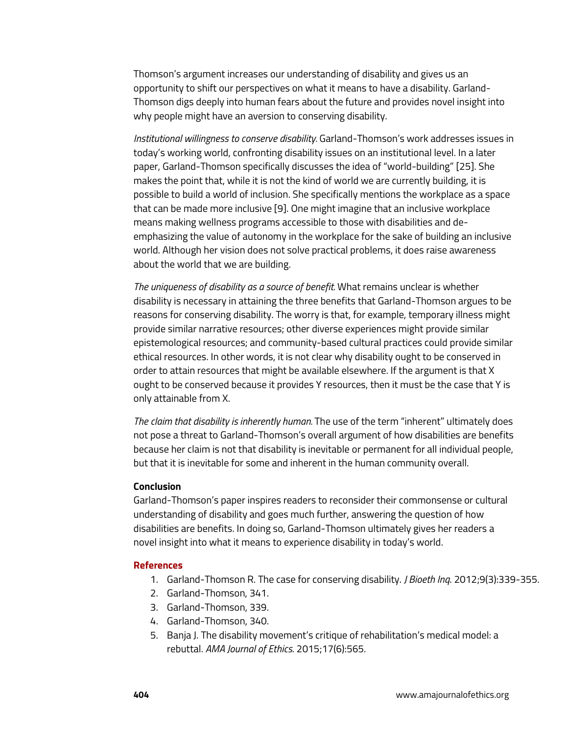Thomson's argument increases our understanding of disability and gives us an opportunity to shift our perspectives on what it means to have a disability. Garland-Thomson digs deeply into human fears about the future and provides novel insight into why people might have an aversion to conserving disability.

*Institutional willingness to conserve disability.* Garland-Thomson's work addresses issues in today's working world, confronting disability issues on an institutional level. In a later paper, Garland-Thomson specifically discusses the idea of "world-building" [25]. She makes the point that, while it is not the kind of world we are currently building, it is possible to build a world of inclusion. She specifically mentions the workplace as a space that can be made more inclusive [9]. One might imagine that an inclusive workplace means making wellness programs accessible to those with disabilities and de-emphasizing the value of autonomy in the workplace for the sake of building an inclusive world. Although her vision does not solve practical problems, it does raise awareness about the world that we are building.

*The uniqueness of disability as a source of benefit.* What remains unclear is whether disability is necessary in attaining the three benefits that Garland-Thomson argues to be reasons for conserving disability. The worry is that, for example, temporary illness might provide similar narrative resources; other diverse experiences might provide similar epistemological resources; and community-based cultural practices could provide similar ethical resources. In other words, it is not clear why disability ought to be conserved in order to attain resources that might be available elsewhere. If the argument is that X ought to be conserved because it provides Y resources, then it must be the case that Y is only attainable from X.

*The claim that disability is inherently human.* The use of the term "inherent" ultimately does not pose a threat to Garland-Thomson's overall argument of how disabilities are benefits because her claim is not that disability is inevitable or permanent for all individual people, but that it is inevitable for some and inherent in the human community overall.

**Conclusion**

Garland-Thomson's paper inspires readers to reconsider their commonsense or cultural understanding of disability and goes much further, answering the question of how disabilities are benefits. In doing so, Garland-Thomson ultimately gives her readers a novel insight into what it means to experience disability in today's world.

**References**

1. Garland-Thomson R. The case for conserving disability. *J Bioeth Inq*. 2012;9(3):339-355.
2. Garland-Thomson, 341.
3. Garland-Thomson, 339.
4. Garland-Thomson, 340.
5. Banja J. The disability movement's critique of rehabilitation's medical model: a rebuttal. *AMA Journal of Ethics*. 2015;17(6):565.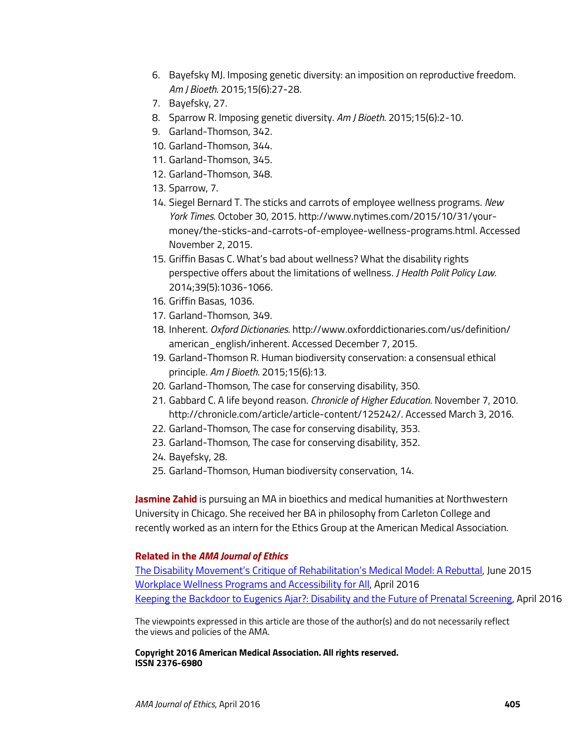6. Bayefsky MJ. Imposing genetic diversity: an imposition on reproductive freedom. *Am J Bioeth*. 2015;15(6):27-28.
7. Bayefsky, 27.
8. Sparrow R. Imposing genetic diversity. *Am J Bioeth*. 2015;15(6):2-10.
9. Garland-Thomson, 342.
10. Garland-Thomson, 344.
11. Garland-Thomson, 345.
12. Garland-Thomson, 348.
13. Sparrow, 7.
14. Siegel Bernard T. The sticks and carrots of employee wellness programs. *New York Times*. October 30, 2015. http://www.nytimes.com/2015/10/31/your-money/the-sticks-and-carrots-of-employee-wellness-programs.html. Accessed November 2, 2015.
15. Griffin Basas C. What's bad about wellness? What the disability rights perspective offers about the limitations of wellness. *J Health Polit Policy Law*. 2014;39(5):1036-1066.
16. Griffin Basas, 1036.
17. Garland-Thomson, 349.
18. Inherent. *Oxford Dictionaries*. http://www.oxforddictionaries.com/us/definition/american_english/inherent. Accessed December 7, 2015.
19. Garland-Thomson R. Human biodiversity conservation: a consensual ethical principle. *Am J Bioeth*. 2015;15(6):13.
20. Garland-Thomson, The case for conserving disability, 350.
21. Gabbard C. A life beyond reason. *Chronicle of Higher Education*. November 7, 2010. http://chronicle.com/article/article-content/125242/. Accessed March 3, 2016.
22. Garland-Thomson, The case for conserving disability, 353.
23. Garland-Thomson, The case for conserving disability, 352.
24. Bayefsky, 28.
25. Garland-Thomson, Human biodiversity conservation, 14.

**Jasmine Zahid** is pursuing an MA in bioethics and medical humanities at Northwestern University in Chicago. She received her BA in philosophy from Carleton College and recently worked as an intern for the Ethics Group at the American Medical Association.

#### Related in the *AMA Journal of Ethics*

The Disability Movement's Critique of Rehabilitation's Medical Model: A Rebuttal, June 2015
Workplace Wellness Programs and Accessibility for All, April 2016
Keeping the Backdoor to Eugenics Ajar?: Disability and the Future of Prenatal Screening, April 2016

The viewpoints expressed in this article are those of the author(s) and do not necessarily reflect the views and policies of the AMA.

**Copyright 2016 American Medical Association. All rights reserved.**
**ISSN 2376-6980**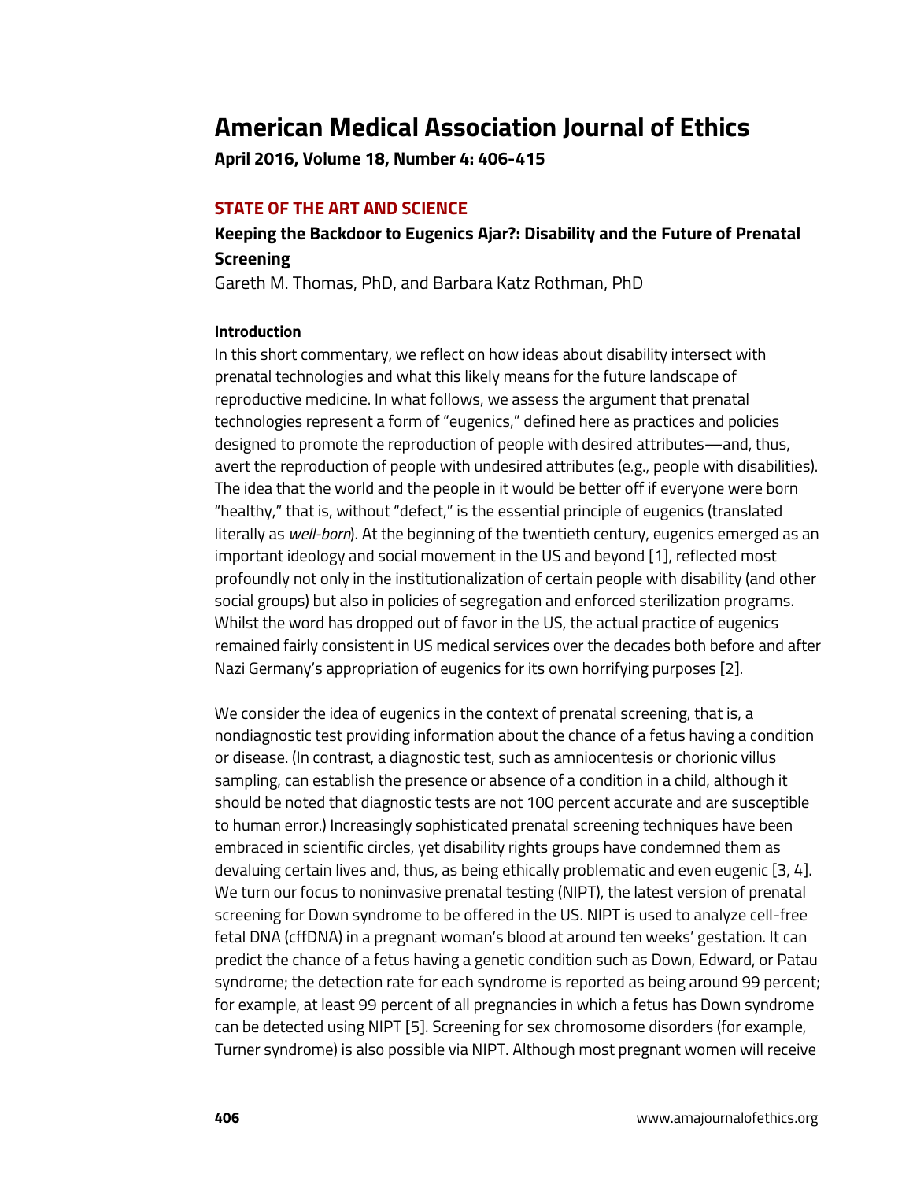# American Medical Association Journal of Ethics

**April 2016, Volume 18, Number 4: 406-415**

## STATE OF THE ART AND SCIENCE

### Keeping the Backdoor to Eugenics Ajar?: Disability and the Future of Prenatal Screening

Gareth M. Thomas, PhD, and Barbara Katz Rothman, PhD

#### Introduction

In this short commentary, we reflect on how ideas about disability intersect with prenatal technologies and what this likely means for the future landscape of reproductive medicine. In what follows, we assess the argument that prenatal technologies represent a form of "eugenics," defined here as practices and policies designed to promote the reproduction of people with desired attributes—and, thus, avert the reproduction of people with undesired attributes (e.g., people with disabilities). The idea that the world and the people in it would be better off if everyone were born "healthy," that is, without "defect," is the essential principle of eugenics (translated literally as *well-born*). At the beginning of the twentieth century, eugenics emerged as an important ideology and social movement in the US and beyond [1], reflected most profoundly not only in the institutionalization of certain people with disability (and other social groups) but also in policies of segregation and enforced sterilization programs. Whilst the word has dropped out of favor in the US, the actual practice of eugenics remained fairly consistent in US medical services over the decades both before and after Nazi Germany's appropriation of eugenics for its own horrifying purposes [2].

We consider the idea of eugenics in the context of prenatal screening, that is, a nondiagnostic test providing information about the chance of a fetus having a condition or disease. (In contrast, a diagnostic test, such as amniocentesis or chorionic villus sampling, can establish the presence or absence of a condition in a child, although it should be noted that diagnostic tests are not 100 percent accurate and are susceptible to human error.) Increasingly sophisticated prenatal screening techniques have been embraced in scientific circles, yet disability rights groups have condemned them as devaluing certain lives and, thus, as being ethically problematic and even eugenic [3, 4]. We turn our focus to noninvasive prenatal testing (NIPT), the latest version of prenatal screening for Down syndrome to be offered in the US. NIPT is used to analyze cell-free fetal DNA (cffDNA) in a pregnant woman's blood at around ten weeks' gestation. It can predict the chance of a fetus having a genetic condition such as Down, Edward, or Patau syndrome; the detection rate for each syndrome is reported as being around 99 percent; for example, at least 99 percent of all pregnancies in which a fetus has Down syndrome can be detected using NIPT [5]. Screening for sex chromosome disorders (for example, Turner syndrome) is also possible via NIPT. Although most pregnant women will receive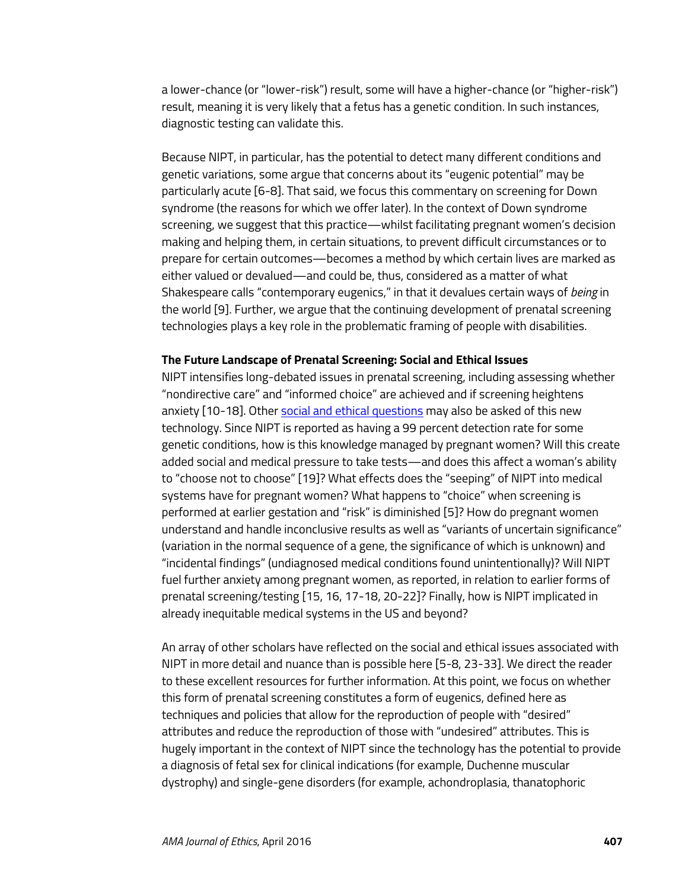a lower-chance (or "lower-risk") result, some will have a higher-chance (or "higher-risk") result, meaning it is very likely that a fetus has a genetic condition. In such instances, diagnostic testing can validate this.

Because NIPT, in particular, has the potential to detect many different conditions and genetic variations, some argue that concerns about its "eugenic potential" may be particularly acute [6-8]. That said, we focus this commentary on screening for Down syndrome (the reasons for which we offer later). In the context of Down syndrome screening, we suggest that this practice—whilst facilitating pregnant women's decision making and helping them, in certain situations, to prevent difficult circumstances or to prepare for certain outcomes—becomes a method by which certain lives are marked as either valued or devalued—and could be, thus, considered as a matter of what Shakespeare calls "contemporary eugenics," in that it devalues certain ways of *being* in the world [9]. Further, we argue that the continuing development of prenatal screening technologies plays a key role in the problematic framing of people with disabilities.

**The Future Landscape of Prenatal Screening: Social and Ethical Issues**

NIPT intensifies long-debated issues in prenatal screening, including assessing whether "nondirective care" and "informed choice" are achieved and if screening heightens anxiety [10-18]. Other social and ethical questions may also be asked of this new technology. Since NIPT is reported as having a 99 percent detection rate for some genetic conditions, how is this knowledge managed by pregnant women? Will this create added social and medical pressure to take tests—and does this affect a woman's ability to "choose not to choose" [19]? What effects does the "seeping" of NIPT into medical systems have for pregnant women? What happens to "choice" when screening is performed at earlier gestation and "risk" is diminished [5]? How do pregnant women understand and handle inconclusive results as well as "variants of uncertain significance" (variation in the normal sequence of a gene, the significance of which is unknown) and "incidental findings" (undiagnosed medical conditions found unintentionally)? Will NIPT fuel further anxiety among pregnant women, as reported, in relation to earlier forms of prenatal screening/testing [15, 16, 17-18, 20-22]? Finally, how is NIPT implicated in already inequitable medical systems in the US and beyond?

An array of other scholars have reflected on the social and ethical issues associated with NIPT in more detail and nuance than is possible here [5-8, 23-33]. We direct the reader to these excellent resources for further information. At this point, we focus on whether this form of prenatal screening constitutes a form of eugenics, defined here as techniques and policies that allow for the reproduction of people with "desired" attributes and reduce the reproduction of those with "undesired" attributes. This is hugely important in the context of NIPT since the technology has the potential to provide a diagnosis of fetal sex for clinical indications (for example, Duchenne muscular dystrophy) and single-gene disorders (for example, achondroplasia, thanatophoric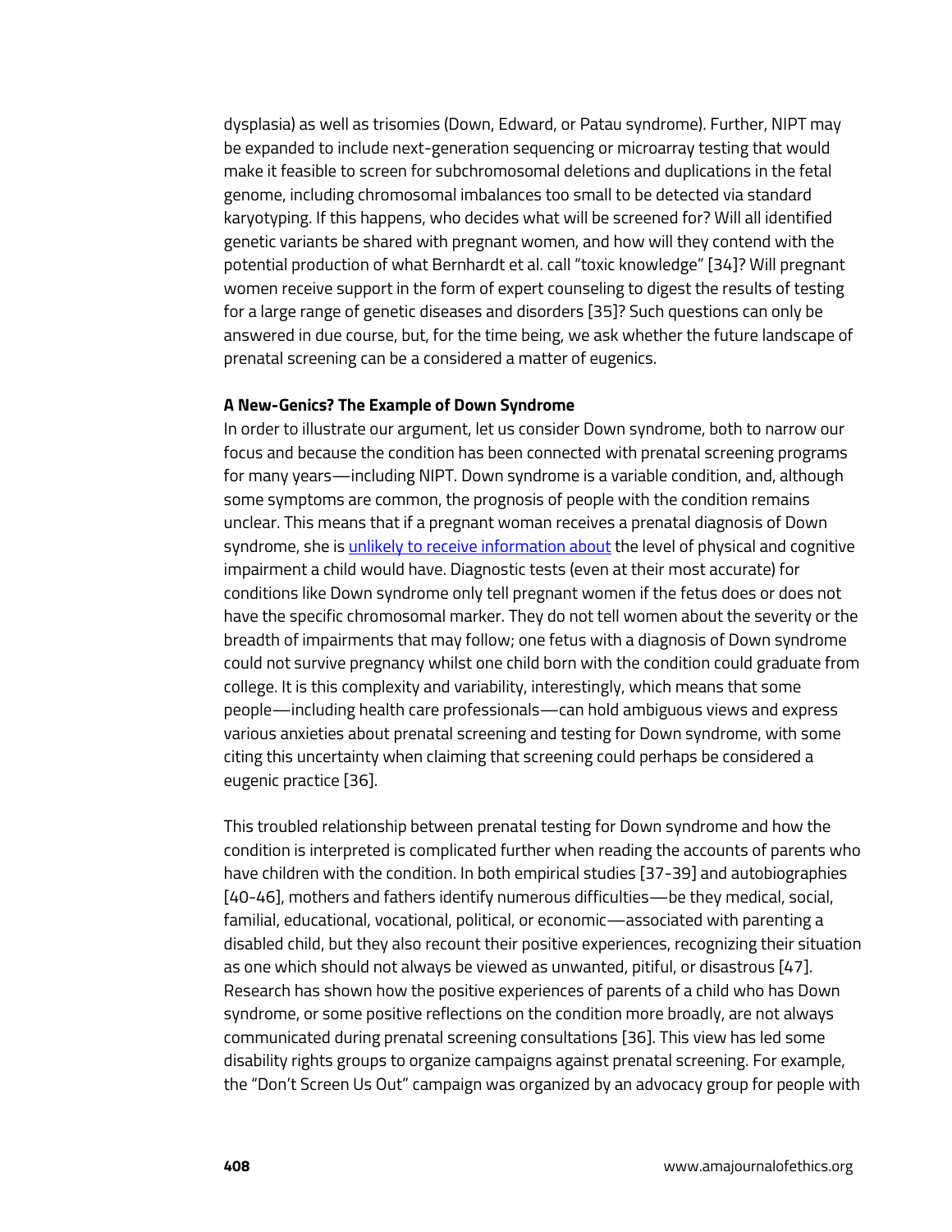dysplasia) as well as trisomies (Down, Edward, or Patau syndrome). Further, NIPT may be expanded to include next-generation sequencing or microarray testing that would make it feasible to screen for subchromosomal deletions and duplications in the fetal genome, including chromosomal imbalances too small to be detected via standard karyotyping. If this happens, who decides what will be screened for? Will all identified genetic variants be shared with pregnant women, and how will they contend with the potential production of what Bernhardt et al. call "toxic knowledge" [34]? Will pregnant women receive support in the form of expert counseling to digest the results of testing for a large range of genetic diseases and disorders [35]? Such questions can only be answered in due course, but, for the time being, we ask whether the future landscape of prenatal screening can be a considered a matter of eugenics.

**A New-Genics? The Example of Down Syndrome**

In order to illustrate our argument, let us consider Down syndrome, both to narrow our focus and because the condition has been connected with prenatal screening programs for many years—including NIPT. Down syndrome is a variable condition, and, although some symptoms are common, the prognosis of people with the condition remains unclear. This means that if a pregnant woman receives a prenatal diagnosis of Down syndrome, she is unlikely to receive information about the level of physical and cognitive impairment a child would have. Diagnostic tests (even at their most accurate) for conditions like Down syndrome only tell pregnant women if the fetus does or does not have the specific chromosomal marker. They do not tell women about the severity or the breadth of impairments that may follow; one fetus with a diagnosis of Down syndrome could not survive pregnancy whilst one child born with the condition could graduate from college. It is this complexity and variability, interestingly, which means that some people—including health care professionals—can hold ambiguous views and express various anxieties about prenatal screening and testing for Down syndrome, with some citing this uncertainty when claiming that screening could perhaps be considered a eugenic practice [36].

This troubled relationship between prenatal testing for Down syndrome and how the condition is interpreted is complicated further when reading the accounts of parents who have children with the condition. In both empirical studies [37-39] and autobiographies [40-46], mothers and fathers identify numerous difficulties—be they medical, social, familial, educational, vocational, political, or economic—associated with parenting a disabled child, but they also recount their positive experiences, recognizing their situation as one which should not always be viewed as unwanted, pitiful, or disastrous [47]. Research has shown how the positive experiences of parents of a child who has Down syndrome, or some positive reflections on the condition more broadly, are not always communicated during prenatal screening consultations [36]. This view has led some disability rights groups to organize campaigns against prenatal screening. For example, the "Don't Screen Us Out" campaign was organized by an advocacy group for people with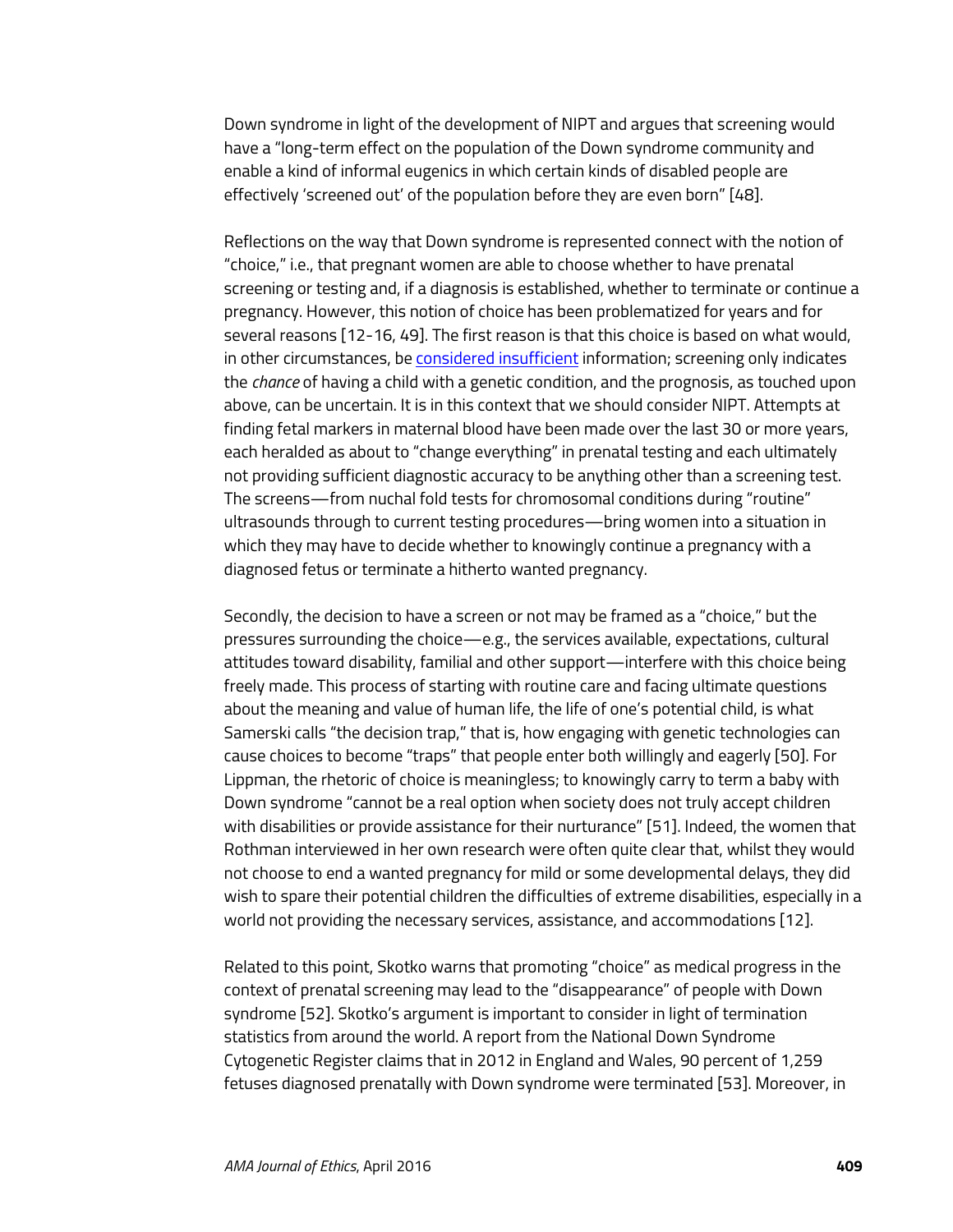Down syndrome in light of the development of NIPT and argues that screening would have a "long-term effect on the population of the Down syndrome community and enable a kind of informal eugenics in which certain kinds of disabled people are effectively 'screened out' of the population before they are even born" [48].

Reflections on the way that Down syndrome is represented connect with the notion of "choice," i.e., that pregnant women are able to choose whether to have prenatal screening or testing and, if a diagnosis is established, whether to terminate or continue a pregnancy. However, this notion of choice has been problematized for years and for several reasons [12-16, 49]. The first reason is that this choice is based on what would, in other circumstances, be considered insufficient information; screening only indicates the *chance* of having a child with a genetic condition, and the prognosis, as touched upon above, can be uncertain. It is in this context that we should consider NIPT. Attempts at finding fetal markers in maternal blood have been made over the last 30 or more years, each heralded as about to "change everything" in prenatal testing and each ultimately not providing sufficient diagnostic accuracy to be anything other than a screening test. The screens—from nuchal fold tests for chromosomal conditions during "routine" ultrasounds through to current testing procedures—bring women into a situation in which they may have to decide whether to knowingly continue a pregnancy with a diagnosed fetus or terminate a hitherto wanted pregnancy.

Secondly, the decision to have a screen or not may be framed as a "choice," but the pressures surrounding the choice—e.g., the services available, expectations, cultural attitudes toward disability, familial and other support—interfere with this choice being freely made. This process of starting with routine care and facing ultimate questions about the meaning and value of human life, the life of one's potential child, is what Samerski calls "the decision trap," that is, how engaging with genetic technologies can cause choices to become "traps" that people enter both willingly and eagerly [50]. For Lippman, the rhetoric of choice is meaningless; to knowingly carry to term a baby with Down syndrome "cannot be a real option when society does not truly accept children with disabilities or provide assistance for their nurturance" [51]. Indeed, the women that Rothman interviewed in her own research were often quite clear that, whilst they would not choose to end a wanted pregnancy for mild or some developmental delays, they did wish to spare their potential children the difficulties of extreme disabilities, especially in a world not providing the necessary services, assistance, and accommodations [12].

Related to this point, Skotko warns that promoting "choice" as medical progress in the context of prenatal screening may lead to the "disappearance" of people with Down syndrome [52]. Skotko's argument is important to consider in light of termination statistics from around the world. A report from the National Down Syndrome Cytogenetic Register claims that in 2012 in England and Wales, 90 percent of 1,259 fetuses diagnosed prenatally with Down syndrome were terminated [53]. Moreover, in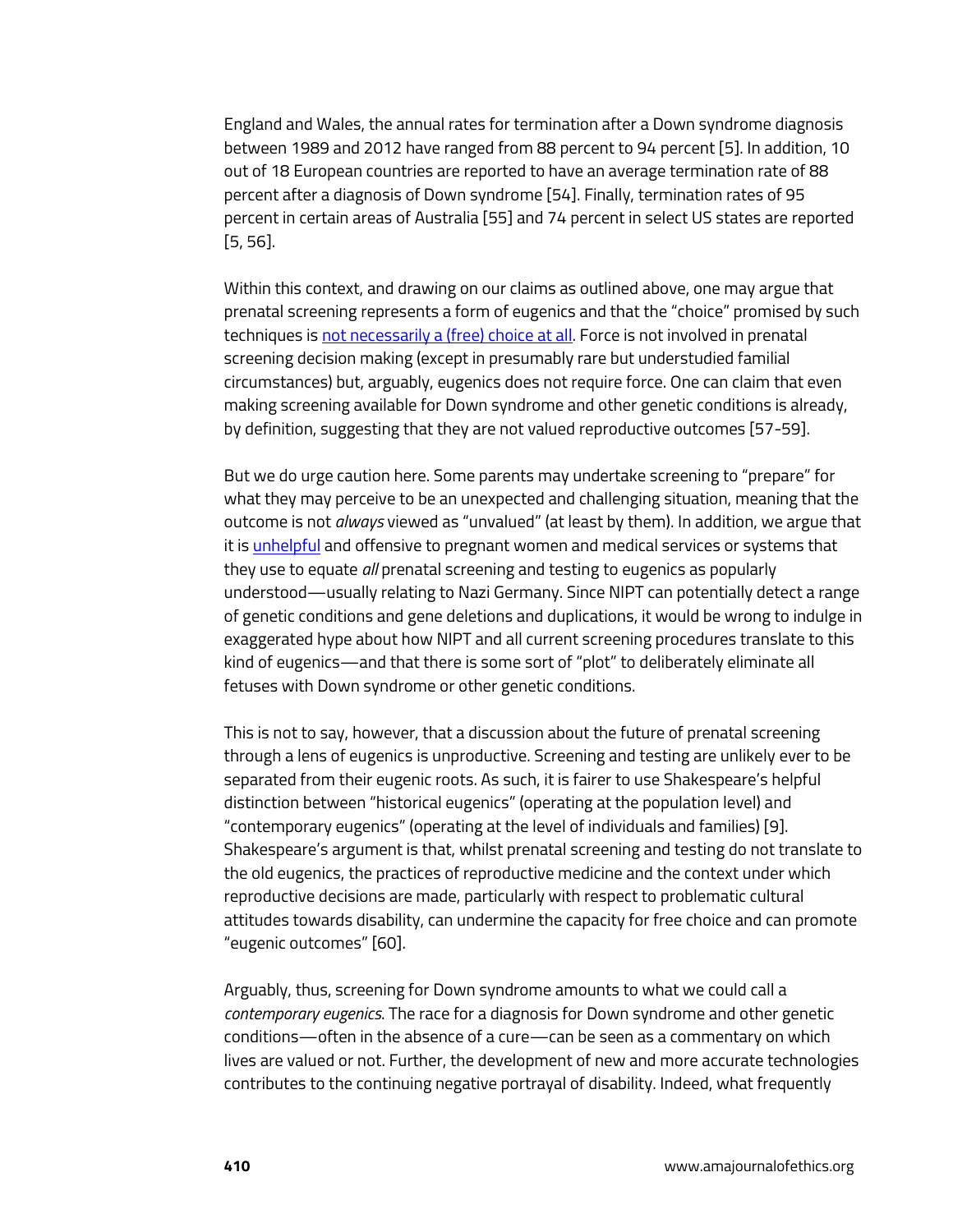England and Wales, the annual rates for termination after a Down syndrome diagnosis between 1989 and 2012 have ranged from 88 percent to 94 percent [5]. In addition, 10 out of 18 European countries are reported to have an average termination rate of 88 percent after a diagnosis of Down syndrome [54]. Finally, termination rates of 95 percent in certain areas of Australia [55] and 74 percent in select US states are reported [5, 56].

Within this context, and drawing on our claims as outlined above, one may argue that prenatal screening represents a form of eugenics and that the "choice" promised by such techniques is not necessarily a (free) choice at all. Force is not involved in prenatal screening decision making (except in presumably rare but understudied familial circumstances) but, arguably, eugenics does not require force. One can claim that even making screening available for Down syndrome and other genetic conditions is already, by definition, suggesting that they are not valued reproductive outcomes [57-59].

But we do urge caution here. Some parents may undertake screening to "prepare" for what they may perceive to be an unexpected and challenging situation, meaning that the outcome is not *always* viewed as "unvalued" (at least by them). In addition, we argue that it is unhelpful and offensive to pregnant women and medical services or systems that they use to equate *all* prenatal screening and testing to eugenics as popularly understood—usually relating to Nazi Germany. Since NIPT can potentially detect a range of genetic conditions and gene deletions and duplications, it would be wrong to indulge in exaggerated hype about how NIPT and all current screening procedures translate to this kind of eugenics—and that there is some sort of "plot" to deliberately eliminate all fetuses with Down syndrome or other genetic conditions.

This is not to say, however, that a discussion about the future of prenatal screening through a lens of eugenics is unproductive. Screening and testing are unlikely ever to be separated from their eugenic roots. As such, it is fairer to use Shakespeare's helpful distinction between "historical eugenics" (operating at the population level) and "contemporary eugenics" (operating at the level of individuals and families) [9]. Shakespeare's argument is that, whilst prenatal screening and testing do not translate to the old eugenics, the practices of reproductive medicine and the context under which reproductive decisions are made, particularly with respect to problematic cultural attitudes towards disability, can undermine the capacity for free choice and can promote "eugenic outcomes" [60].

Arguably, thus, screening for Down syndrome amounts to what we could call a *contemporary eugenics*. The race for a diagnosis for Down syndrome and other genetic conditions—often in the absence of a cure—can be seen as a commentary on which lives are valued or not. Further, the development of new and more accurate technologies contributes to the continuing negative portrayal of disability. Indeed, what frequently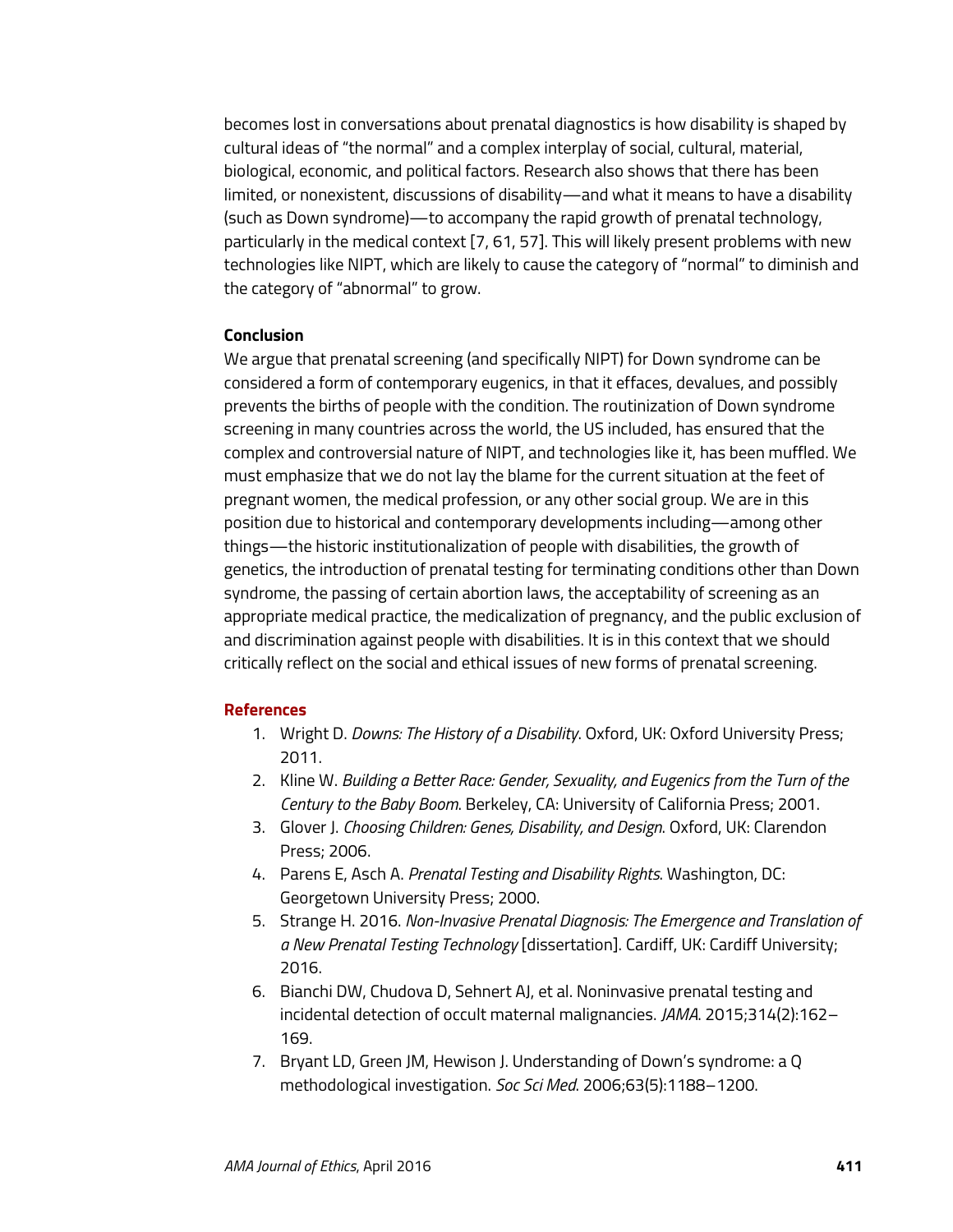becomes lost in conversations about prenatal diagnostics is how disability is shaped by cultural ideas of "the normal" and a complex interplay of social, cultural, material, biological, economic, and political factors. Research also shows that there has been limited, or nonexistent, discussions of disability—and what it means to have a disability (such as Down syndrome)—to accompany the rapid growth of prenatal technology, particularly in the medical context [7, 61, 57]. This will likely present problems with new technologies like NIPT, which are likely to cause the category of "normal" to diminish and the category of "abnormal" to grow.

## Conclusion

We argue that prenatal screening (and specifically NIPT) for Down syndrome can be considered a form of contemporary eugenics, in that it effaces, devalues, and possibly prevents the births of people with the condition. The routinization of Down syndrome screening in many countries across the world, the US included, has ensured that the complex and controversial nature of NIPT, and technologies like it, has been muffled. We must emphasize that we do not lay the blame for the current situation at the feet of pregnant women, the medical profession, or any other social group. We are in this position due to historical and contemporary developments including—among other things—the historic institutionalization of people with disabilities, the growth of genetics, the introduction of prenatal testing for terminating conditions other than Down syndrome, the passing of certain abortion laws, the acceptability of screening as an appropriate medical practice, the medicalization of pregnancy, and the public exclusion of and discrimination against people with disabilities. It is in this context that we should critically reflect on the social and ethical issues of new forms of prenatal screening.

## References

1. Wright D. *Downs: The History of a Disability*. Oxford, UK: Oxford University Press; 2011.
2. Kline W. *Building a Better Race: Gender, Sexuality, and Eugenics from the Turn of the Century to the Baby Boom*. Berkeley, CA: University of California Press; 2001.
3. Glover J. *Choosing Children: Genes, Disability, and Design*. Oxford, UK: Clarendon Press; 2006.
4. Parens E, Asch A. *Prenatal Testing and Disability Rights*. Washington, DC: Georgetown University Press; 2000.
5. Strange H. 2016. *Non-Invasive Prenatal Diagnosis: The Emergence and Translation of a New Prenatal Testing Technology* [dissertation]. Cardiff, UK: Cardiff University; 2016.
6. Bianchi DW, Chudova D, Sehnert AJ, et al. Noninvasive prenatal testing and incidental detection of occult maternal malignancies. *JAMA*. 2015;314(2):162–169.
7. Bryant LD, Green JM, Hewison J. Understanding of Down's syndrome: a Q methodological investigation. *Soc Sci Med*. 2006;63(5):1188–1200.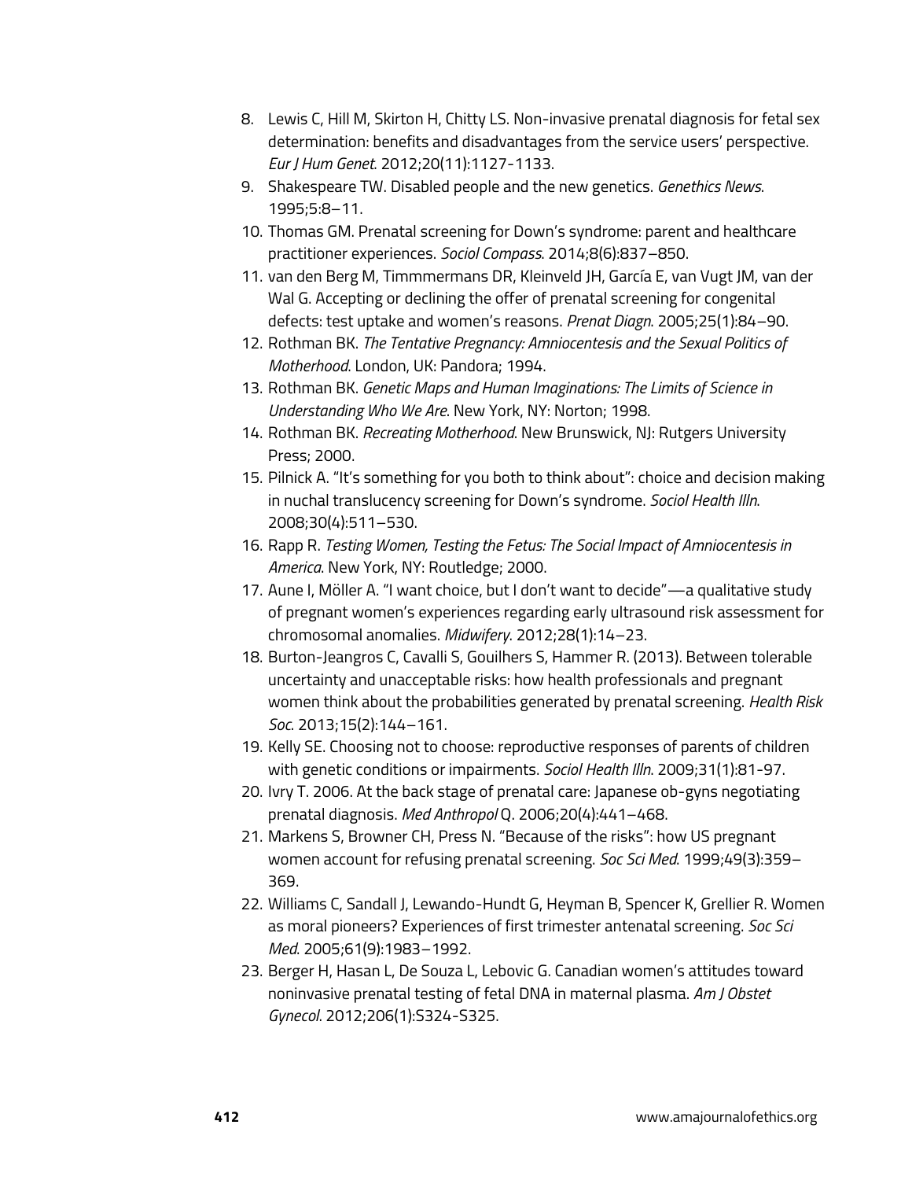8. Lewis C, Hill M, Skirton H, Chitty LS. Non-invasive prenatal diagnosis for fetal sex determination: benefits and disadvantages from the service users' perspective. *Eur J Hum Genet*. 2012;20(11):1127-1133.
9. Shakespeare TW. Disabled people and the new genetics. *Genethics News*. 1995;5:8–11.
10. Thomas GM. Prenatal screening for Down's syndrome: parent and healthcare practitioner experiences. *Sociol Compass*. 2014;8(6):837–850.
11. van den Berg M, Timmmermans DR, Kleinveld JH, García E, van Vugt JM, van der Wal G. Accepting or declining the offer of prenatal screening for congenital defects: test uptake and women's reasons. *Prenat Diagn*. 2005;25(1):84–90.
12. Rothman BK. *The Tentative Pregnancy: Amniocentesis and the Sexual Politics of Motherhood*. London, UK: Pandora; 1994.
13. Rothman BK. *Genetic Maps and Human Imaginations: The Limits of Science in Understanding Who We Are*. New York, NY: Norton; 1998.
14. Rothman BK. *Recreating Motherhood*. New Brunswick, NJ: Rutgers University Press; 2000.
15. Pilnick A. "It's something for you both to think about": choice and decision making in nuchal translucency screening for Down's syndrome. *Sociol Health Illn*. 2008;30(4):511–530.
16. Rapp R. *Testing Women, Testing the Fetus: The Social Impact of Amniocentesis in America*. New York, NY: Routledge; 2000.
17. Aune I, Möller A. "I want choice, but I don't want to decide"—a qualitative study of pregnant women's experiences regarding early ultrasound risk assessment for chromosomal anomalies. *Midwifery*. 2012;28(1):14–23.
18. Burton-Jeangros C, Cavalli S, Gouilhers S, Hammer R. (2013). Between tolerable uncertainty and unacceptable risks: how health professionals and pregnant women think about the probabilities generated by prenatal screening. *Health Risk Soc*. 2013;15(2):144–161.
19. Kelly SE. Choosing not to choose: reproductive responses of parents of children with genetic conditions or impairments. *Sociol Health Illn*. 2009;31(1):81-97.
20. Ivry T. 2006. At the back stage of prenatal care: Japanese ob-gyns negotiating prenatal diagnosis. *Med Anthropol* Q. 2006;20(4):441–468.
21. Markens S, Browner CH, Press N. "Because of the risks": how US pregnant women account for refusing prenatal screening. *Soc Sci Med*. 1999;49(3):359–369.
22. Williams C, Sandall J, Lewando-Hundt G, Heyman B, Spencer K, Grellier R. Women as moral pioneers? Experiences of first trimester antenatal screening. *Soc Sci Med*. 2005;61(9):1983–1992.
23. Berger H, Hasan L, De Souza L, Lebovic G. Canadian women's attitudes toward noninvasive prenatal testing of fetal DNA in maternal plasma. *Am J Obstet Gynecol*. 2012;206(1):S324-S325.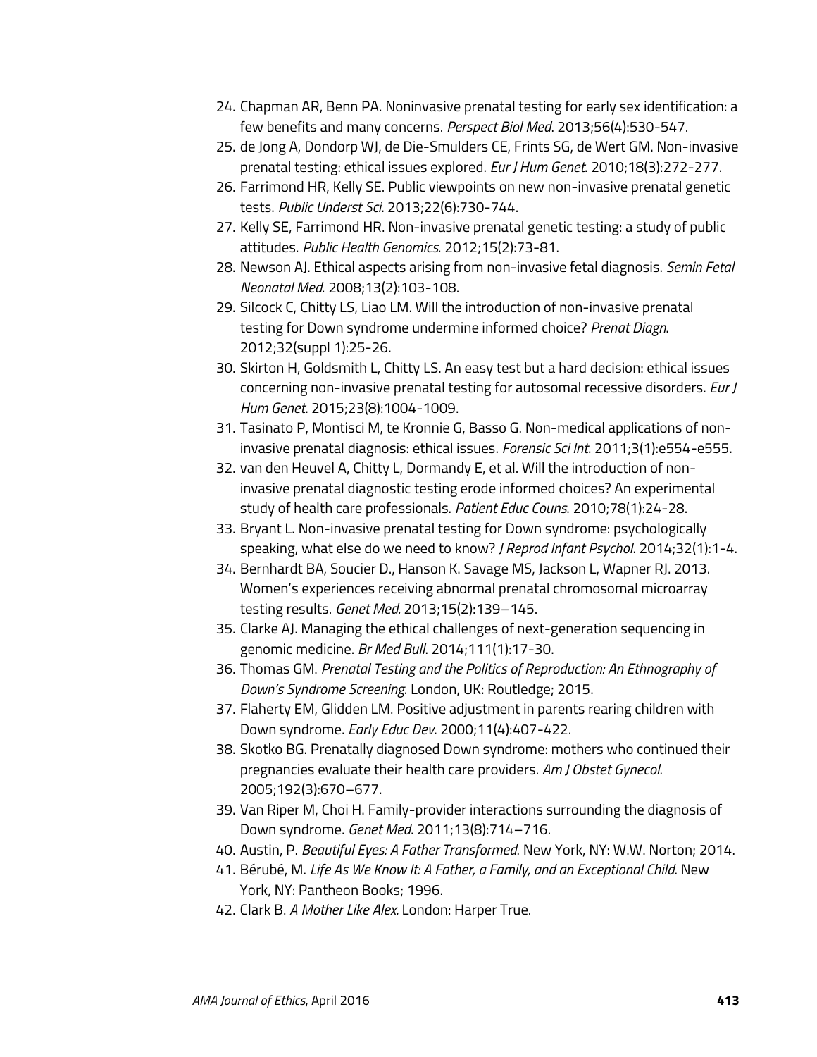24. Chapman AR, Benn PA. Noninvasive prenatal testing for early sex identification: a few benefits and many concerns. *Perspect Biol Med*. 2013;56(4):530-547.
25. de Jong A, Dondorp WJ, de Die-Smulders CE, Frints SG, de Wert GM. Non-invasive prenatal testing: ethical issues explored. *Eur J Hum Genet*. 2010;18(3):272-277.
26. Farrimond HR, Kelly SE. Public viewpoints on new non-invasive prenatal genetic tests. *Public Underst Sci*. 2013;22(6):730-744.
27. Kelly SE, Farrimond HR. Non-invasive prenatal genetic testing: a study of public attitudes. *Public Health Genomics*. 2012;15(2):73-81.
28. Newson AJ. Ethical aspects arising from non-invasive fetal diagnosis. *Semin Fetal Neonatal Med*. 2008;13(2):103-108.
29. Silcock C, Chitty LS, Liao LM. Will the introduction of non-invasive prenatal testing for Down syndrome undermine informed choice? *Prenat Diagn*. 2012;32(suppl 1):25-26.
30. Skirton H, Goldsmith L, Chitty LS. An easy test but a hard decision: ethical issues concerning non-invasive prenatal testing for autosomal recessive disorders. *Eur J Hum Genet*. 2015;23(8):1004-1009.
31. Tasinato P, Montisci M, te Kronnie G, Basso G. Non-medical applications of non-invasive prenatal diagnosis: ethical issues. *Forensic Sci Int*. 2011;3(1):e554-e555.
32. van den Heuvel A, Chitty L, Dormandy E, et al. Will the introduction of non-invasive prenatal diagnostic testing erode informed choices? An experimental study of health care professionals. *Patient Educ Couns*. 2010;78(1):24-28.
33. Bryant L. Non-invasive prenatal testing for Down syndrome: psychologically speaking, what else do we need to know? *J Reprod Infant Psychol*. 2014;32(1):1-4.
34. Bernhardt BA, Soucier D., Hanson K. Savage MS, Jackson L, Wapner RJ. 2013. Women's experiences receiving abnormal prenatal chromosomal microarray testing results. *Genet Med.* 2013;15(2):139–145.
35. Clarke AJ. Managing the ethical challenges of next-generation sequencing in genomic medicine. *Br Med Bull*. 2014;111(1):17-30.
36. Thomas GM. *Prenatal Testing and the Politics of Reproduction: An Ethnography of Down's Syndrome Screening*. London, UK: Routledge; 2015.
37. Flaherty EM, Glidden LM. Positive adjustment in parents rearing children with Down syndrome. *Early Educ Dev*. 2000;11(4):407-422.
38. Skotko BG. Prenatally diagnosed Down syndrome: mothers who continued their pregnancies evaluate their health care providers. *Am J Obstet Gynecol*. 2005;192(3):670–677.
39. Van Riper M, Choi H. Family-provider interactions surrounding the diagnosis of Down syndrome. *Genet Med*. 2011;13(8):714–716.
40. Austin, P. *Beautiful Eyes: A Father Transformed*. New York, NY: W.W. Norton; 2014.
41. Bérubé, M. *Life As We Know It: A Father, a Family, and an Exceptional Child*. New York, NY: Pantheon Books; 1996.
42. Clark B. *A Mother Like Alex.* London: Harper True.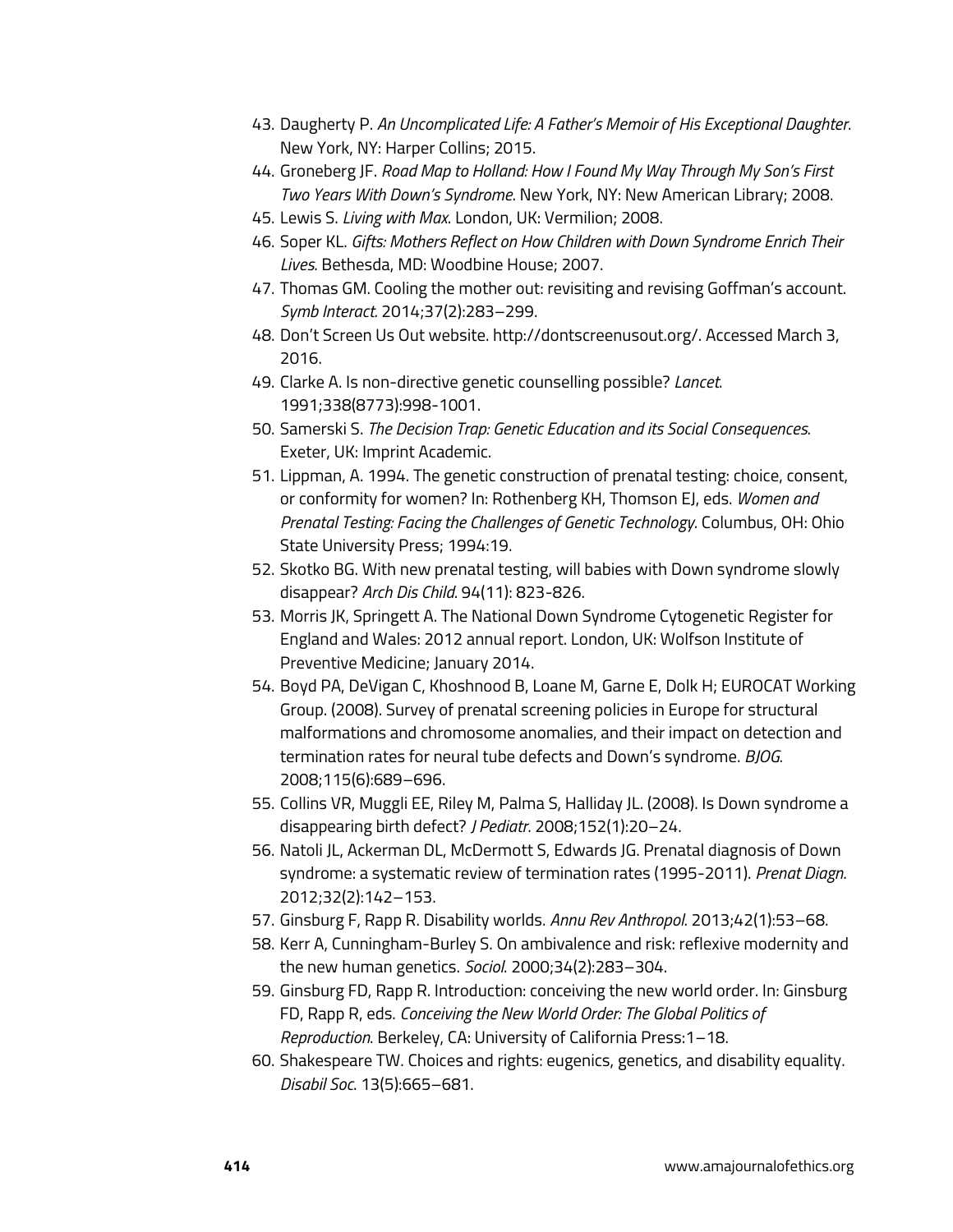43. Daugherty P. *An Uncomplicated Life: A Father's Memoir of His Exceptional Daughter*. New York, NY: Harper Collins; 2015.
44. Groneberg JF. *Road Map to Holland: How I Found My Way Through My Son's First Two Years With Down's Syndrome*. New York, NY: New American Library; 2008.
45. Lewis S. *Living with Max*. London, UK: Vermilion; 2008.
46. Soper KL. *Gifts: Mothers Reflect on How Children with Down Syndrome Enrich Their Lives*. Bethesda, MD: Woodbine House; 2007.
47. Thomas GM. Cooling the mother out: revisiting and revising Goffman's account. *Symb Interact*. 2014;37(2):283–299.
48. Don't Screen Us Out website. http://dontscreenusout.org/. Accessed March 3, 2016.
49. Clarke A. Is non-directive genetic counselling possible? *Lancet*. 1991;338(8773):998-1001.
50. Samerski S. *The Decision Trap: Genetic Education and its Social Consequences*. Exeter, UK: Imprint Academic.
51. Lippman, A. 1994. The genetic construction of prenatal testing: choice, consent, or conformity for women? In: Rothenberg KH, Thomson EJ, eds. *Women and Prenatal Testing: Facing the Challenges of Genetic Technology*. Columbus, OH: Ohio State University Press; 1994:19.
52. Skotko BG. With new prenatal testing, will babies with Down syndrome slowly disappear? *Arch Dis Child*. 94(11): 823-826.
53. Morris JK, Springett A. The National Down Syndrome Cytogenetic Register for England and Wales: 2012 annual report. London, UK: Wolfson Institute of Preventive Medicine; January 2014.
54. Boyd PA, DeVigan C, Khoshnood B, Loane M, Garne E, Dolk H; EUROCAT Working Group. (2008). Survey of prenatal screening policies in Europe for structural malformations and chromosome anomalies, and their impact on detection and termination rates for neural tube defects and Down's syndrome. *BJOG*. 2008;115(6):689–696.
55. Collins VR, Muggli EE, Riley M, Palma S, Halliday JL. (2008). Is Down syndrome a disappearing birth defect? *J Pediatr*. 2008;152(1):20–24.
56. Natoli JL, Ackerman DL, McDermott S, Edwards JG. Prenatal diagnosis of Down syndrome: a systematic review of termination rates (1995-2011). *Prenat Diagn*. 2012;32(2):142–153.
57. Ginsburg F, Rapp R. Disability worlds. *Annu Rev Anthropol*. 2013;42(1):53–68.
58. Kerr A, Cunningham-Burley S. On ambivalence and risk: reflexive modernity and the new human genetics. *Sociol*. 2000;34(2):283–304.
59. Ginsburg FD, Rapp R. Introduction: conceiving the new world order. In: Ginsburg FD, Rapp R, eds. *Conceiving the New World Order: The Global Politics of Reproduction*. Berkeley, CA: University of California Press:1–18.
60. Shakespeare TW. Choices and rights: eugenics, genetics, and disability equality. *Disabil Soc*. 13(5):665–681.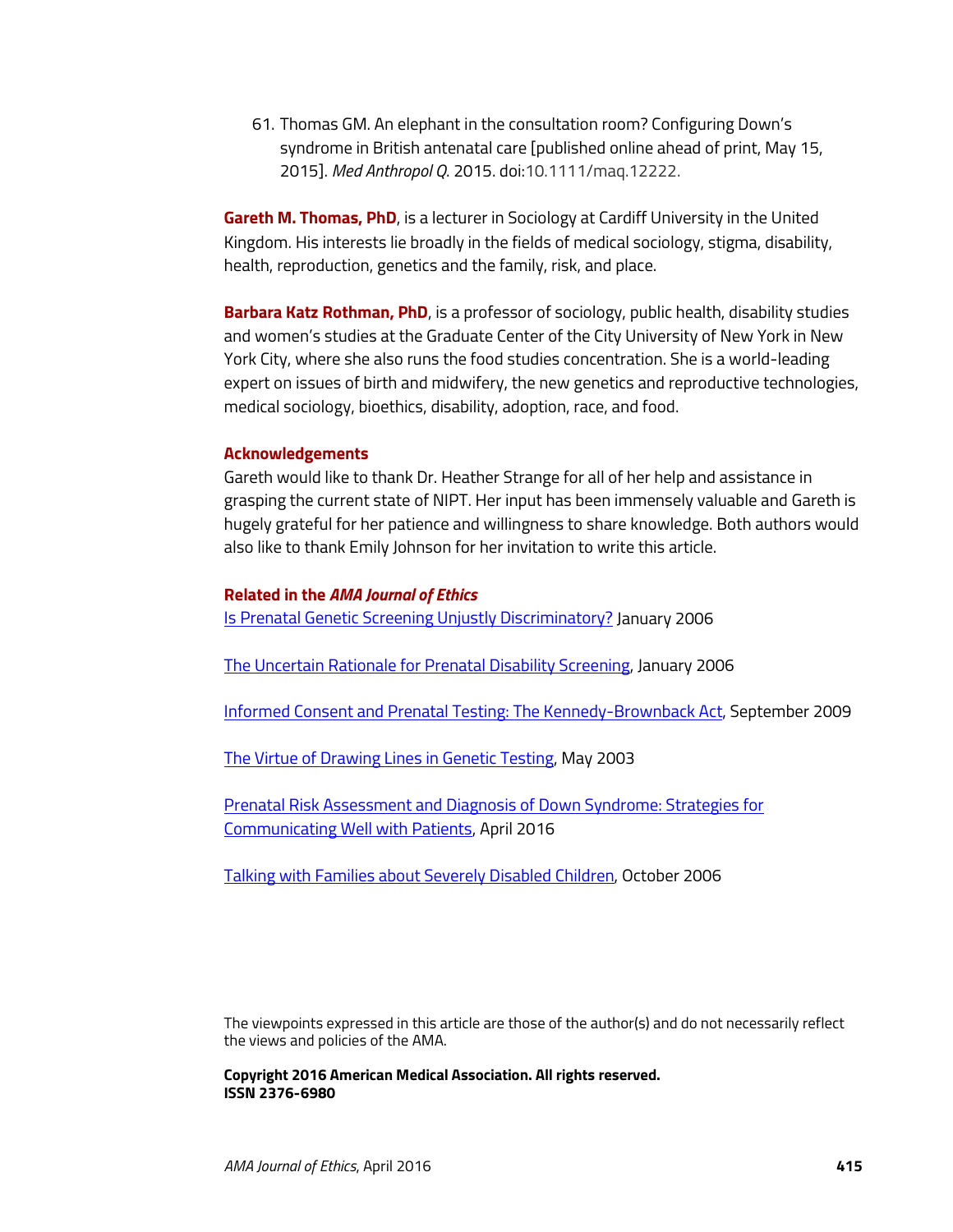61. Thomas GM. An elephant in the consultation room? Configuring Down's syndrome in British antenatal care [published online ahead of print, May 15, 2015]. *Med Anthropol Q*. 2015. doi:10.1111/maq.12222.

**Gareth M. Thomas, PhD**, is a lecturer in Sociology at Cardiff University in the United Kingdom. His interests lie broadly in the fields of medical sociology, stigma, disability, health, reproduction, genetics and the family, risk, and place.

**Barbara Katz Rothman, PhD**, is a professor of sociology, public health, disability studies and women's studies at the Graduate Center of the City University of New York in New York City, where she also runs the food studies concentration. She is a world-leading expert on issues of birth and midwifery, the new genetics and reproductive technologies, medical sociology, bioethics, disability, adoption, race, and food.

### Acknowledgements

Gareth would like to thank Dr. Heather Strange for all of her help and assistance in grasping the current state of NIPT. Her input has been immensely valuable and Gareth is hugely grateful for her patience and willingness to share knowledge. Both authors would also like to thank Emily Johnson for her invitation to write this article.

### Related in the *AMA Journal of Ethics*

Is Prenatal Genetic Screening Unjustly Discriminatory? January 2006

The Uncertain Rationale for Prenatal Disability Screening, January 2006

Informed Consent and Prenatal Testing: The Kennedy-Brownback Act, September 2009

The Virtue of Drawing Lines in Genetic Testing, May 2003

Prenatal Risk Assessment and Diagnosis of Down Syndrome: Strategies for Communicating Well with Patients, April 2016

Talking with Families about Severely Disabled Children, October 2006

The viewpoints expressed in this article are those of the author(s) and do not necessarily reflect the views and policies of the AMA.

**Copyright 2016 American Medical Association. All rights reserved.**
**ISSN 2376-6980**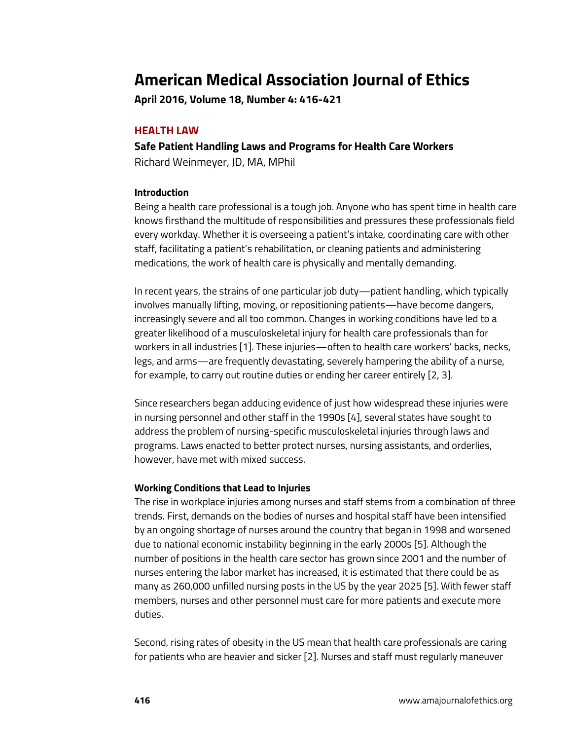# American Medical Association Journal of Ethics

**April 2016, Volume 18, Number 4: 416-421**

## HEALTH LAW

**Safe Patient Handling Laws and Programs for Health Care Workers**

Richard Weinmeyer, JD, MA, MPhil

### Introduction

Being a health care professional is a tough job. Anyone who has spent time in health care knows firsthand the multitude of responsibilities and pressures these professionals field every workday. Whether it is overseeing a patient's intake, coordinating care with other staff, facilitating a patient's rehabilitation, or cleaning patients and administering medications, the work of health care is physically and mentally demanding.

In recent years, the strains of one particular job duty—patient handling, which typically involves manually lifting, moving, or repositioning patients—have become dangers, increasingly severe and all too common. Changes in working conditions have led to a greater likelihood of a musculoskeletal injury for health care professionals than for workers in all industries [1]. These injuries—often to health care workers' backs, necks, legs, and arms—are frequently devastating, severely hampering the ability of a nurse, for example, to carry out routine duties or ending her career entirely [2, 3].

Since researchers began adducing evidence of just how widespread these injuries were in nursing personnel and other staff in the 1990s [4], several states have sought to address the problem of nursing-specific musculoskeletal injuries through laws and programs. Laws enacted to better protect nurses, nursing assistants, and orderlies, however, have met with mixed success.

### Working Conditions that Lead to Injuries

The rise in workplace injuries among nurses and staff stems from a combination of three trends. First, demands on the bodies of nurses and hospital staff have been intensified by an ongoing shortage of nurses around the country that began in 1998 and worsened due to national economic instability beginning in the early 2000s [5]. Although the number of positions in the health care sector has grown since 2001 and the number of nurses entering the labor market has increased, it is estimated that there could be as many as 260,000 unfilled nursing posts in the US by the year 2025 [5]. With fewer staff members, nurses and other personnel must care for more patients and execute more duties.

Second, rising rates of obesity in the US mean that health care professionals are caring for patients who are heavier and sicker [2]. Nurses and staff must regularly maneuver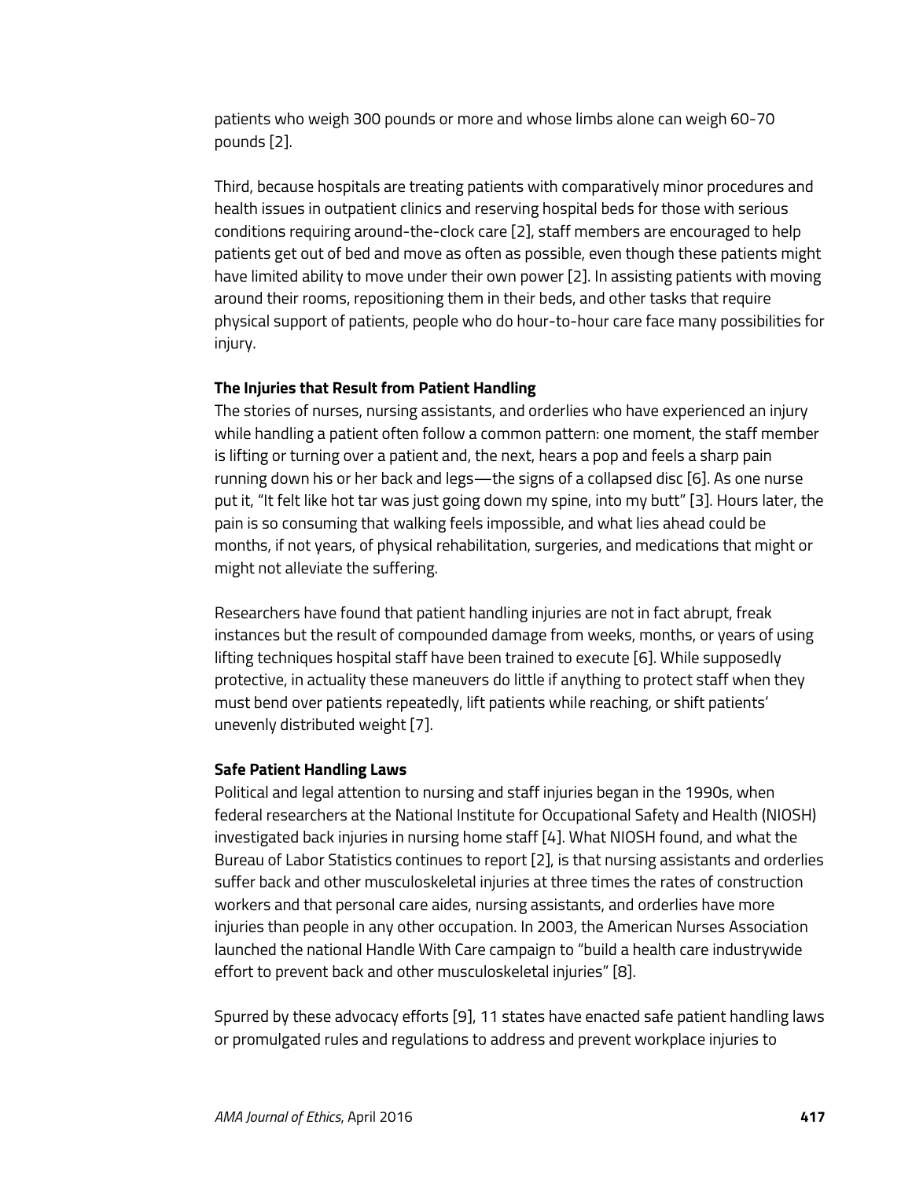patients who weigh 300 pounds or more and whose limbs alone can weigh 60-70 pounds [2].

Third, because hospitals are treating patients with comparatively minor procedures and health issues in outpatient clinics and reserving hospital beds for those with serious conditions requiring around-the-clock care [2], staff members are encouraged to help patients get out of bed and move as often as possible, even though these patients might have limited ability to move under their own power [2]. In assisting patients with moving around their rooms, repositioning them in their beds, and other tasks that require physical support of patients, people who do hour-to-hour care face many possibilities for injury.

**The Injuries that Result from Patient Handling**

The stories of nurses, nursing assistants, and orderlies who have experienced an injury while handling a patient often follow a common pattern: one moment, the staff member is lifting or turning over a patient and, the next, hears a pop and feels a sharp pain running down his or her back and legs—the signs of a collapsed disc [6]. As one nurse put it, "It felt like hot tar was just going down my spine, into my butt" [3]. Hours later, the pain is so consuming that walking feels impossible, and what lies ahead could be months, if not years, of physical rehabilitation, surgeries, and medications that might or might not alleviate the suffering.

Researchers have found that patient handling injuries are not in fact abrupt, freak instances but the result of compounded damage from weeks, months, or years of using lifting techniques hospital staff have been trained to execute [6]. While supposedly protective, in actuality these maneuvers do little if anything to protect staff when they must bend over patients repeatedly, lift patients while reaching, or shift patients' unevenly distributed weight [7].

**Safe Patient Handling Laws**

Political and legal attention to nursing and staff injuries began in the 1990s, when federal researchers at the National Institute for Occupational Safety and Health (NIOSH) investigated back injuries in nursing home staff [4]. What NIOSH found, and what the Bureau of Labor Statistics continues to report [2], is that nursing assistants and orderlies suffer back and other musculoskeletal injuries at three times the rates of construction workers and that personal care aides, nursing assistants, and orderlies have more injuries than people in any other occupation. In 2003, the American Nurses Association launched the national Handle With Care campaign to "build a health care industrywide effort to prevent back and other musculoskeletal injuries" [8].

Spurred by these advocacy efforts [9], 11 states have enacted safe patient handling laws or promulgated rules and regulations to address and prevent workplace injuries to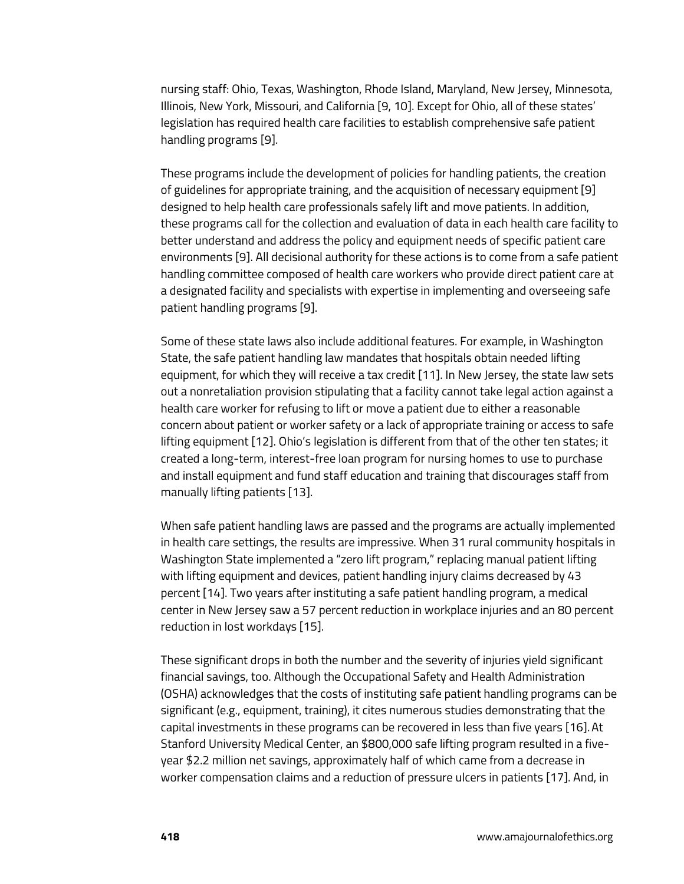nursing staff: Ohio, Texas, Washington, Rhode Island, Maryland, New Jersey, Minnesota, Illinois, New York, Missouri, and California [9, 10]. Except for Ohio, all of these states' legislation has required health care facilities to establish comprehensive safe patient handling programs [9].

These programs include the development of policies for handling patients, the creation of guidelines for appropriate training, and the acquisition of necessary equipment [9] designed to help health care professionals safely lift and move patients. In addition, these programs call for the collection and evaluation of data in each health care facility to better understand and address the policy and equipment needs of specific patient care environments [9]. All decisional authority for these actions is to come from a safe patient handling committee composed of health care workers who provide direct patient care at a designated facility and specialists with expertise in implementing and overseeing safe patient handling programs [9].

Some of these state laws also include additional features. For example, in Washington State, the safe patient handling law mandates that hospitals obtain needed lifting equipment, for which they will receive a tax credit [11]. In New Jersey, the state law sets out a nonretaliation provision stipulating that a facility cannot take legal action against a health care worker for refusing to lift or move a patient due to either a reasonable concern about patient or worker safety or a lack of appropriate training or access to safe lifting equipment [12]. Ohio's legislation is different from that of the other ten states; it created a long-term, interest-free loan program for nursing homes to use to purchase and install equipment and fund staff education and training that discourages staff from manually lifting patients [13].

When safe patient handling laws are passed and the programs are actually implemented in health care settings, the results are impressive. When 31 rural community hospitals in Washington State implemented a "zero lift program," replacing manual patient lifting with lifting equipment and devices, patient handling injury claims decreased by 43 percent [14]. Two years after instituting a safe patient handling program, a medical center in New Jersey saw a 57 percent reduction in workplace injuries and an 80 percent reduction in lost workdays [15].

These significant drops in both the number and the severity of injuries yield significant financial savings, too. Although the Occupational Safety and Health Administration (OSHA) acknowledges that the costs of instituting safe patient handling programs can be significant (e.g., equipment, training), it cites numerous studies demonstrating that the capital investments in these programs can be recovered in less than five years [16]. At Stanford University Medical Center, an $800,000 safe lifting program resulted in a five-year $2.2 million net savings, approximately half of which came from a decrease in worker compensation claims and a reduction of pressure ulcers in patients [17]. And, in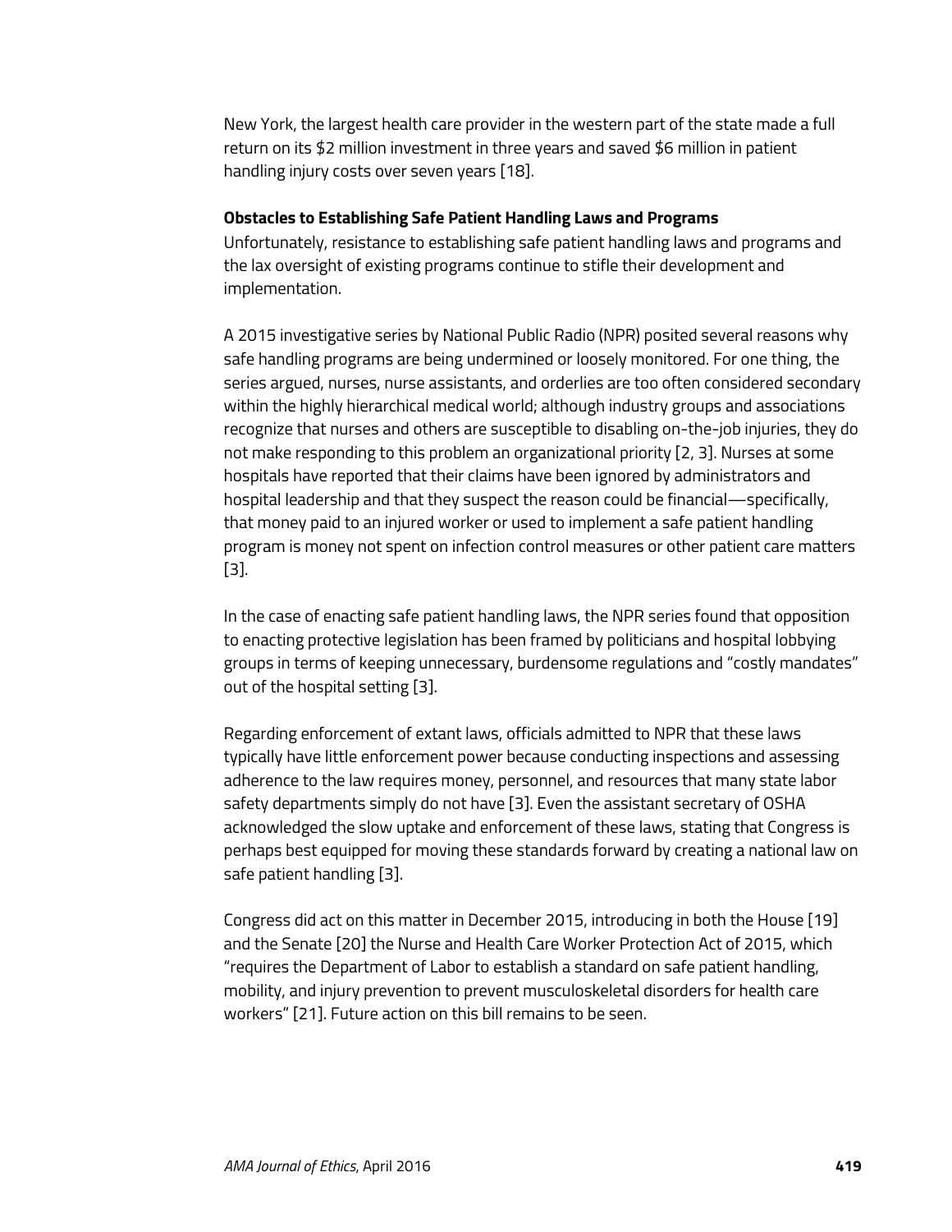New York, the largest health care provider in the western part of the state made a full return on its $2 million investment in three years and saved $6 million in patient handling injury costs over seven years [18].

**Obstacles to Establishing Safe Patient Handling Laws and Programs**

Unfortunately, resistance to establishing safe patient handling laws and programs and the lax oversight of existing programs continue to stifle their development and implementation.

A 2015 investigative series by National Public Radio (NPR) posited several reasons why safe handling programs are being undermined or loosely monitored. For one thing, the series argued, nurses, nurse assistants, and orderlies are too often considered secondary within the highly hierarchical medical world; although industry groups and associations recognize that nurses and others are susceptible to disabling on-the-job injuries, they do not make responding to this problem an organizational priority [2, 3]. Nurses at some hospitals have reported that their claims have been ignored by administrators and hospital leadership and that they suspect the reason could be financial—specifically, that money paid to an injured worker or used to implement a safe patient handling program is money not spent on infection control measures or other patient care matters [3].

In the case of enacting safe patient handling laws, the NPR series found that opposition to enacting protective legislation has been framed by politicians and hospital lobbying groups in terms of keeping unnecessary, burdensome regulations and "costly mandates" out of the hospital setting [3].

Regarding enforcement of extant laws, officials admitted to NPR that these laws typically have little enforcement power because conducting inspections and assessing adherence to the law requires money, personnel, and resources that many state labor safety departments simply do not have [3]. Even the assistant secretary of OSHA acknowledged the slow uptake and enforcement of these laws, stating that Congress is perhaps best equipped for moving these standards forward by creating a national law on safe patient handling [3].

Congress did act on this matter in December 2015, introducing in both the House [19] and the Senate [20] the Nurse and Health Care Worker Protection Act of 2015, which "requires the Department of Labor to establish a standard on safe patient handling, mobility, and injury prevention to prevent musculoskeletal disorders for health care workers" [21]. Future action on this bill remains to be seen.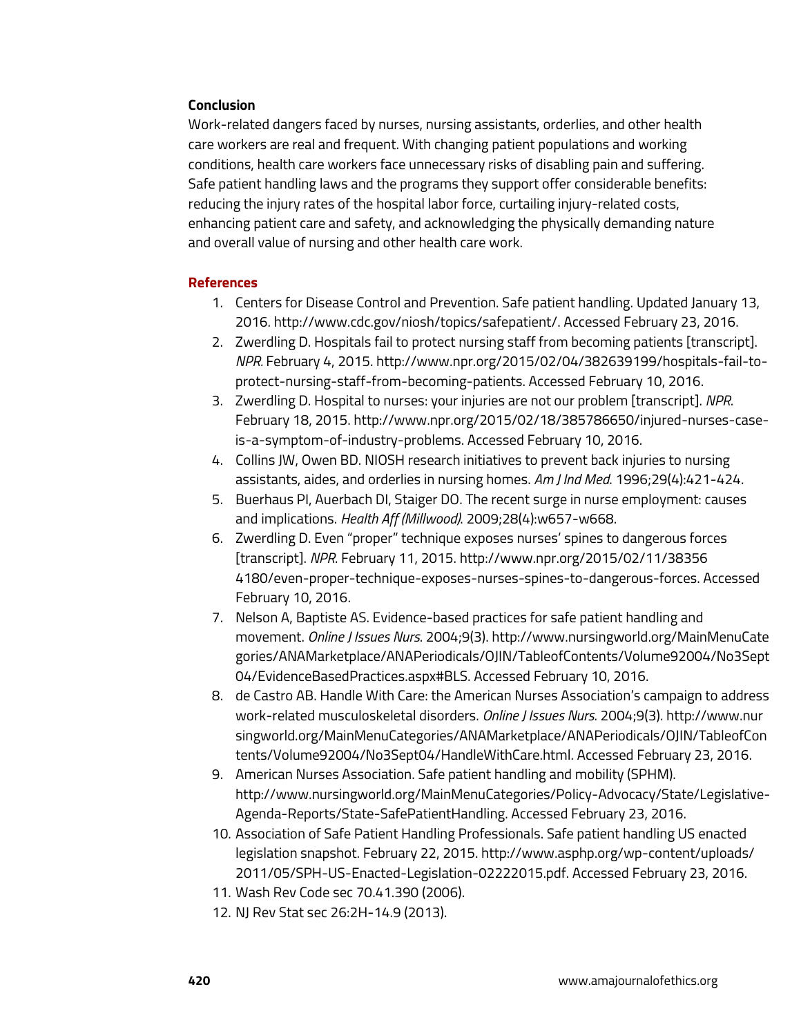### Conclusion

Work-related dangers faced by nurses, nursing assistants, orderlies, and other health care workers are real and frequent. With changing patient populations and working conditions, health care workers face unnecessary risks of disabling pain and suffering. Safe patient handling laws and the programs they support offer considerable benefits: reducing the injury rates of the hospital labor force, curtailing injury-related costs, enhancing patient care and safety, and acknowledging the physically demanding nature and overall value of nursing and other health care work.

### References

1. Centers for Disease Control and Prevention. Safe patient handling. Updated January 13, 2016. http://www.cdc.gov/niosh/topics/safepatient/. Accessed February 23, 2016.
2. Zwerdling D. Hospitals fail to protect nursing staff from becoming patients [transcript]. *NPR*. February 4, 2015. http://www.npr.org/2015/02/04/382639199/hospitals-fail-to-protect-nursing-staff-from-becoming-patients. Accessed February 10, 2016.
3. Zwerdling D. Hospital to nurses: your injuries are not our problem [transcript]. *NPR*. February 18, 2015. http://www.npr.org/2015/02/18/385786650/injured-nurses-case-is-a-symptom-of-industry-problems. Accessed February 10, 2016.
4. Collins JW, Owen BD. NIOSH research initiatives to prevent back injuries to nursing assistants, aides, and orderlies in nursing homes. *Am J Ind Med*. 1996;29(4):421-424.
5. Buerhaus PI, Auerbach DI, Staiger DO. The recent surge in nurse employment: causes and implications. *Health Aff (Millwood)*. 2009;28(4):w657-w668.
6. Zwerdling D. Even "proper" technique exposes nurses' spines to dangerous forces [transcript]. *NPR*. February 11, 2015. http://www.npr.org/2015/02/11/383564180/even-proper-technique-exposes-nurses-spines-to-dangerous-forces. Accessed February 10, 2016.
7. Nelson A, Baptiste AS. Evidence-based practices for safe patient handling and movement. *Online J Issues Nurs*. 2004;9(3). http://www.nursingworld.org/MainMenuCategories/ANAMarketplace/ANAPeriodicals/OJIN/TableofContents/Volume92004/No3Sept04/EvidenceBasedPractices.aspx#BLS. Accessed February 10, 2016.
8. de Castro AB. Handle With Care: the American Nurses Association's campaign to address work-related musculoskeletal disorders. *Online J Issues Nurs*. 2004;9(3). http://www.nursingworld.org/MainMenuCategories/ANAMarketplace/ANAPeriodicals/OJIN/TableofContents/Volume92004/No3Sept04/HandleWithCare.html. Accessed February 23, 2016.
9. American Nurses Association. Safe patient handling and mobility (SPHM). http://www.nursingworld.org/MainMenuCategories/Policy-Advocacy/State/Legislative-Agenda-Reports/State-SafePatientHandling. Accessed February 23, 2016.
10. Association of Safe Patient Handling Professionals. Safe patient handling US enacted legislation snapshot. February 22, 2015. http://www.asphp.org/wp-content/uploads/2011/05/SPH-US-Enacted-Legislation-02222015.pdf. Accessed February 23, 2016.
11. Wash Rev Code sec 70.41.390 (2006).
12. NJ Rev Stat sec 26:2H-14.9 (2013).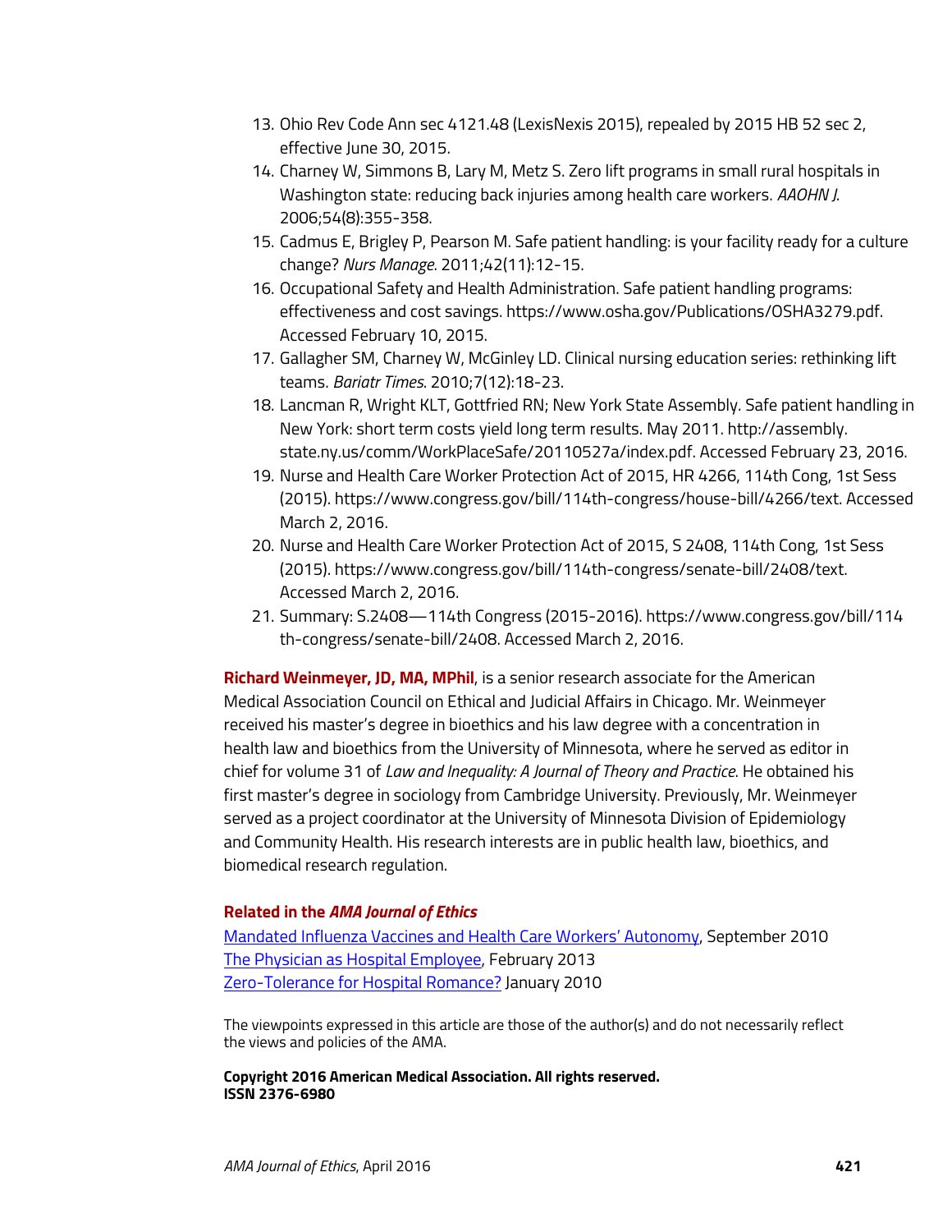13. Ohio Rev Code Ann sec 4121.48 (LexisNexis 2015), repealed by 2015 HB 52 sec 2, effective June 30, 2015.
14. Charney W, Simmons B, Lary M, Metz S. Zero lift programs in small rural hospitals in Washington state: reducing back injuries among health care workers. *AAOHN J*. 2006;54(8):355-358.
15. Cadmus E, Brigley P, Pearson M. Safe patient handling: is your facility ready for a culture change? *Nurs Manage*. 2011;42(11):12-15.
16. Occupational Safety and Health Administration. Safe patient handling programs: effectiveness and cost savings. https://www.osha.gov/Publications/OSHA3279.pdf. Accessed February 10, 2015.
17. Gallagher SM, Charney W, McGinley LD. Clinical nursing education series: rethinking lift teams. *Bariatr Times*. 2010;7(12):18-23.
18. Lancman R, Wright KLT, Gottfried RN; New York State Assembly. Safe patient handling in New York: short term costs yield long term results. May 2011. http://assembly.state.ny.us/comm/WorkPlaceSafe/20110527a/index.pdf. Accessed February 23, 2016.
19. Nurse and Health Care Worker Protection Act of 2015, HR 4266, 114th Cong, 1st Sess (2015). https://www.congress.gov/bill/114th-congress/house-bill/4266/text. Accessed March 2, 2016.
20. Nurse and Health Care Worker Protection Act of 2015, S 2408, 114th Cong, 1st Sess (2015). https://www.congress.gov/bill/114th-congress/senate-bill/2408/text. Accessed March 2, 2016.
21. Summary: S.2408—114th Congress (2015-2016). https://www.congress.gov/bill/114th-congress/senate-bill/2408. Accessed March 2, 2016.

**Richard Weinmeyer, JD, MA, MPhil**, is a senior research associate for the American Medical Association Council on Ethical and Judicial Affairs in Chicago. Mr. Weinmeyer received his master's degree in bioethics and his law degree with a concentration in health law and bioethics from the University of Minnesota, where he served as editor in chief for volume 31 of *Law and Inequality: A Journal of Theory and Practice*. He obtained his first master's degree in sociology from Cambridge University. Previously, Mr. Weinmeyer served as a project coordinator at the University of Minnesota Division of Epidemiology and Community Health. His research interests are in public health law, bioethics, and biomedical research regulation.

### Related in the *AMA Journal of Ethics*

Mandated Influenza Vaccines and Health Care Workers' Autonomy, September 2010
The Physician as Hospital Employee, February 2013
Zero-Tolerance for Hospital Romance? January 2010

The viewpoints expressed in this article are those of the author(s) and do not necessarily reflect the views and policies of the AMA.

**Copyright 2016 American Medical Association. All rights reserved.**
**ISSN 2376-6980**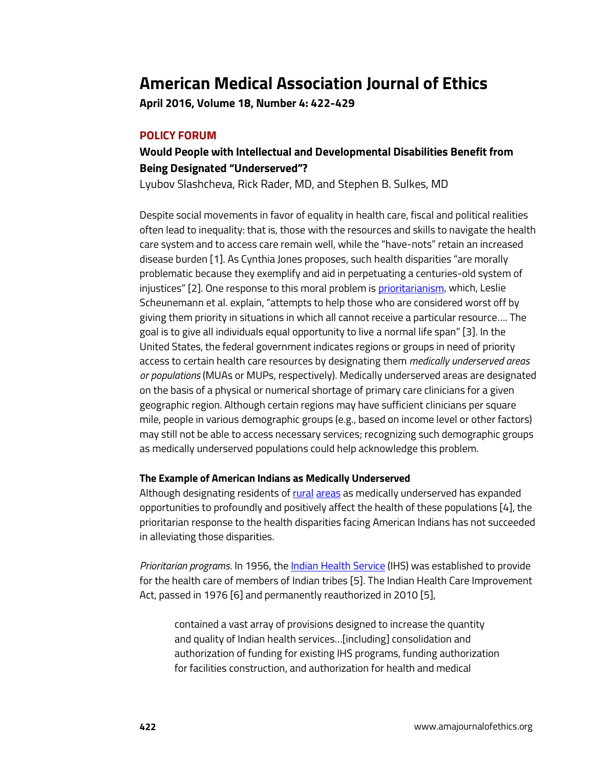# American Medical Association Journal of Ethics

**April 2016, Volume 18, Number 4: 422-429**

## POLICY FORUM

### Would People with Intellectual and Developmental Disabilities Benefit from Being Designated "Underserved"?

Lyubov Slashcheva, Rick Rader, MD, and Stephen B. Sulkes, MD

Despite social movements in favor of equality in health care, fiscal and political realities often lead to inequality: that is, those with the resources and skills to navigate the health care system and to access care remain well, while the "have-nots" retain an increased disease burden [1]. As Cynthia Jones proposes, such health disparities "are morally problematic because they exemplify and aid in perpetuating a centuries-old system of injustices" [2]. One response to this moral problem is prioritarianism, which, Leslie Scheunemann et al. explain, "attempts to help those who are considered worst off by giving them priority in situations in which all cannot receive a particular resource…. The goal is to give all individuals equal opportunity to live a normal life span" [3]. In the United States, the federal government indicates regions or groups in need of priority access to certain health care resources by designating them *medically underserved areas or populations* (MUAs or MUPs, respectively). Medically underserved areas are designated on the basis of a physical or numerical shortage of primary care clinicians for a given geographic region. Although certain regions may have sufficient clinicians per square mile, people in various demographic groups (e.g., based on income level or other factors) may still not be able to access necessary services; recognizing such demographic groups as medically underserved populations could help acknowledge this problem.

#### The Example of American Indians as Medically Underserved

Although designating residents of rural areas as medically underserved has expanded opportunities to profoundly and positively affect the health of these populations [4], the prioritarian response to the health disparities facing American Indians has not succeeded in alleviating those disparities.

*Prioritarian programs.* In 1956, the Indian Health Service (IHS) was established to provide for the health care of members of Indian tribes [5]. The Indian Health Care Improvement Act, passed in 1976 [6] and permanently reauthorized in 2010 [5],

> contained a vast array of provisions designed to increase the quantity and quality of Indian health services…[including] consolidation and authorization of funding for existing IHS programs, funding authorization for facilities construction, and authorization for health and medical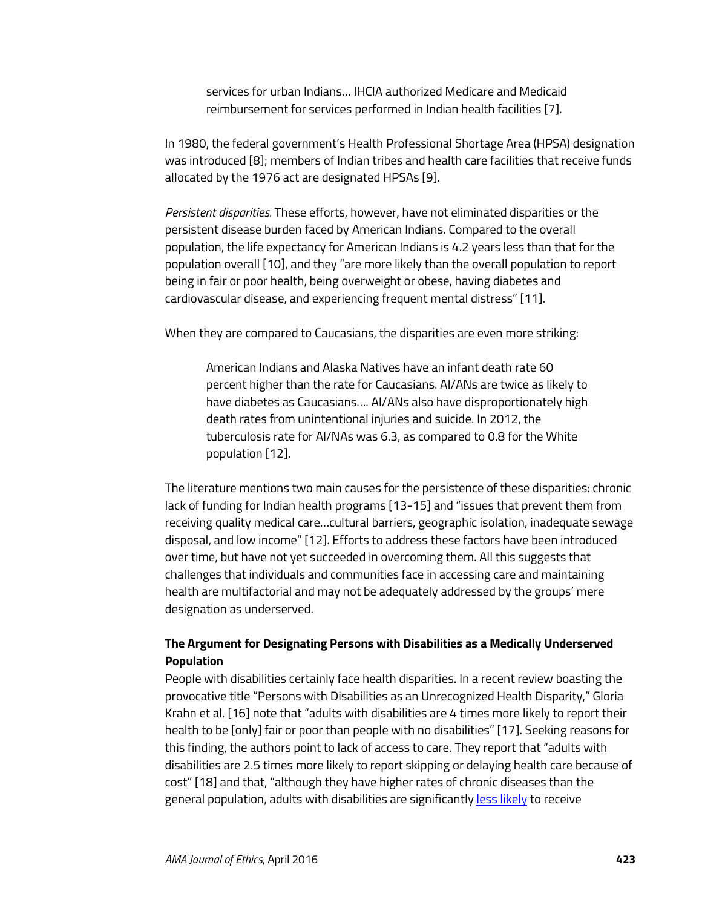> services for urban Indians… IHCIA authorized Medicare and Medicaid reimbursement for services performed in Indian health facilities [7].

In 1980, the federal government's Health Professional Shortage Area (HPSA) designation was introduced [8]; members of Indian tribes and health care facilities that receive funds allocated by the 1976 act are designated HPSAs [9].

*Persistent disparities.* These efforts, however, have not eliminated disparities or the persistent disease burden faced by American Indians. Compared to the overall population, the life expectancy for American Indians is 4.2 years less than that for the population overall [10], and they "are more likely than the overall population to report being in fair or poor health, being overweight or obese, having diabetes and cardiovascular disease, and experiencing frequent mental distress" [11].

When they are compared to Caucasians, the disparities are even more striking:

> American Indians and Alaska Natives have an infant death rate 60 percent higher than the rate for Caucasians. AI/ANs are twice as likely to have diabetes as Caucasians…. AI/ANs also have disproportionately high death rates from unintentional injuries and suicide. In 2012, the tuberculosis rate for AI/NAs was 6.3, as compared to 0.8 for the White population [12].

The literature mentions two main causes for the persistence of these disparities: chronic lack of funding for Indian health programs [13-15] and "issues that prevent them from receiving quality medical care…cultural barriers, geographic isolation, inadequate sewage disposal, and low income" [12]. Efforts to address these factors have been introduced over time, but have not yet succeeded in overcoming them. All this suggests that challenges that individuals and communities face in accessing care and maintaining health are multifactorial and may not be adequately addressed by the groups' mere designation as underserved.

**The Argument for Designating Persons with Disabilities as a Medically Underserved Population**

People with disabilities certainly face health disparities. In a recent review boasting the provocative title "Persons with Disabilities as an Unrecognized Health Disparity," Gloria Krahn et al. [16] note that "adults with disabilities are 4 times more likely to report their health to be [only] fair or poor than people with no disabilities" [17]. Seeking reasons for this finding, the authors point to lack of access to care. They report that "adults with disabilities are 2.5 times more likely to report skipping or delaying health care because of cost" [18] and that, "although they have higher rates of chronic diseases than the general population, adults with disabilities are significantly less likely to receive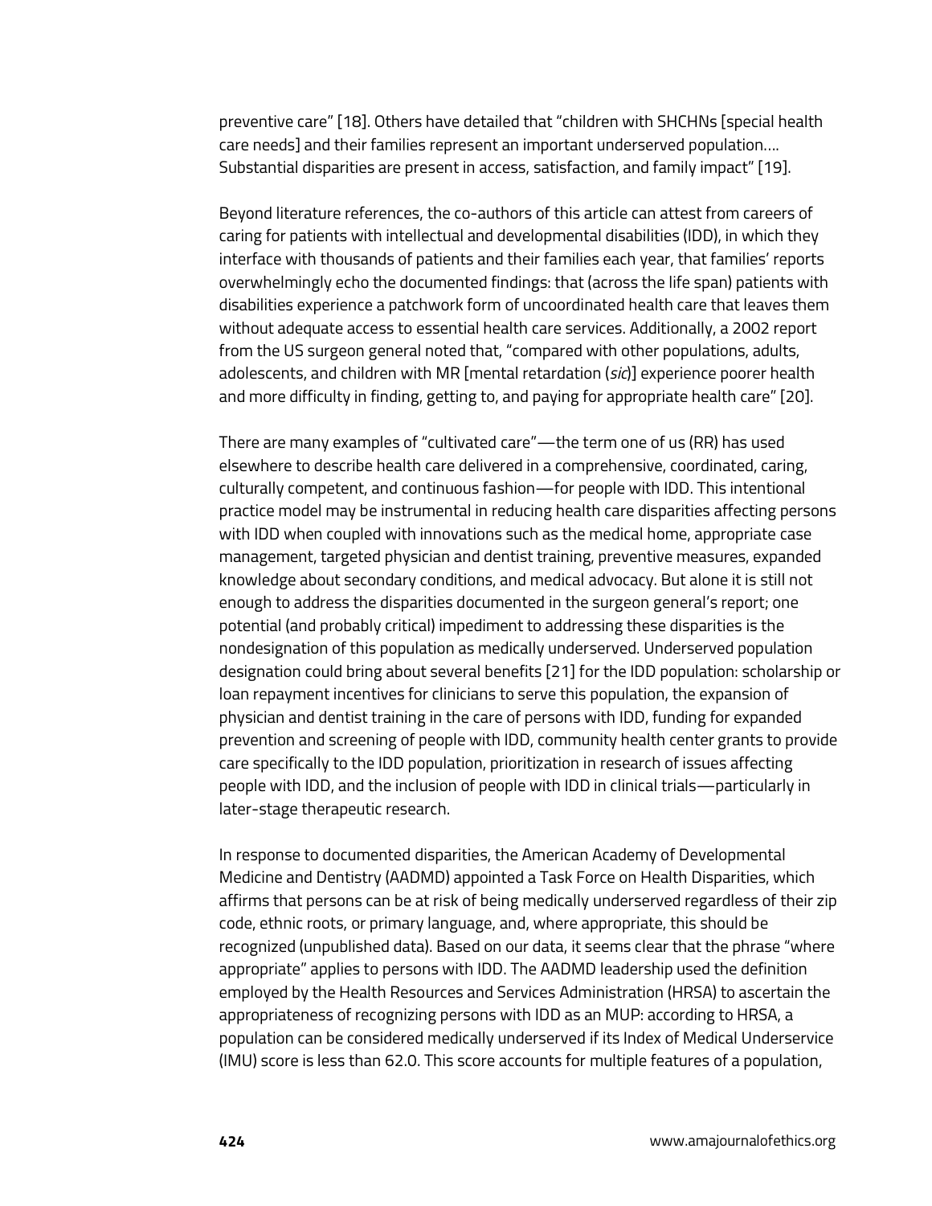preventive care" [18]. Others have detailed that "children with SHCHNs [special health care needs] and their families represent an important underserved population.... Substantial disparities are present in access, satisfaction, and family impact" [19].

Beyond literature references, the co-authors of this article can attest from careers of caring for patients with intellectual and developmental disabilities (IDD), in which they interface with thousands of patients and their families each year, that families' reports overwhelmingly echo the documented findings: that (across the life span) patients with disabilities experience a patchwork form of uncoordinated health care that leaves them without adequate access to essential health care services. Additionally, a 2002 report from the US surgeon general noted that, "compared with other populations, adults, adolescents, and children with MR [mental retardation (*sic*)] experience poorer health and more difficulty in finding, getting to, and paying for appropriate health care" [20].

There are many examples of "cultivated care"—the term one of us (RR) has used elsewhere to describe health care delivered in a comprehensive, coordinated, caring, culturally competent, and continuous fashion—for people with IDD. This intentional practice model may be instrumental in reducing health care disparities affecting persons with IDD when coupled with innovations such as the medical home, appropriate case management, targeted physician and dentist training, preventive measures, expanded knowledge about secondary conditions, and medical advocacy. But alone it is still not enough to address the disparities documented in the surgeon general's report; one potential (and probably critical) impediment to addressing these disparities is the nondesignation of this population as medically underserved. Underserved population designation could bring about several benefits [21] for the IDD population: scholarship or loan repayment incentives for clinicians to serve this population, the expansion of physician and dentist training in the care of persons with IDD, funding for expanded prevention and screening of people with IDD, community health center grants to provide care specifically to the IDD population, prioritization in research of issues affecting people with IDD, and the inclusion of people with IDD in clinical trials—particularly in later-stage therapeutic research.

In response to documented disparities, the American Academy of Developmental Medicine and Dentistry (AADMD) appointed a Task Force on Health Disparities, which affirms that persons can be at risk of being medically underserved regardless of their zip code, ethnic roots, or primary language, and, where appropriate, this should be recognized (unpublished data). Based on our data, it seems clear that the phrase "where appropriate" applies to persons with IDD. The AADMD leadership used the definition employed by the Health Resources and Services Administration (HRSA) to ascertain the appropriateness of recognizing persons with IDD as an MUP: according to HRSA, a population can be considered medically underserved if its Index of Medical Underservice (IMU) score is less than 62.0. This score accounts for multiple features of a population,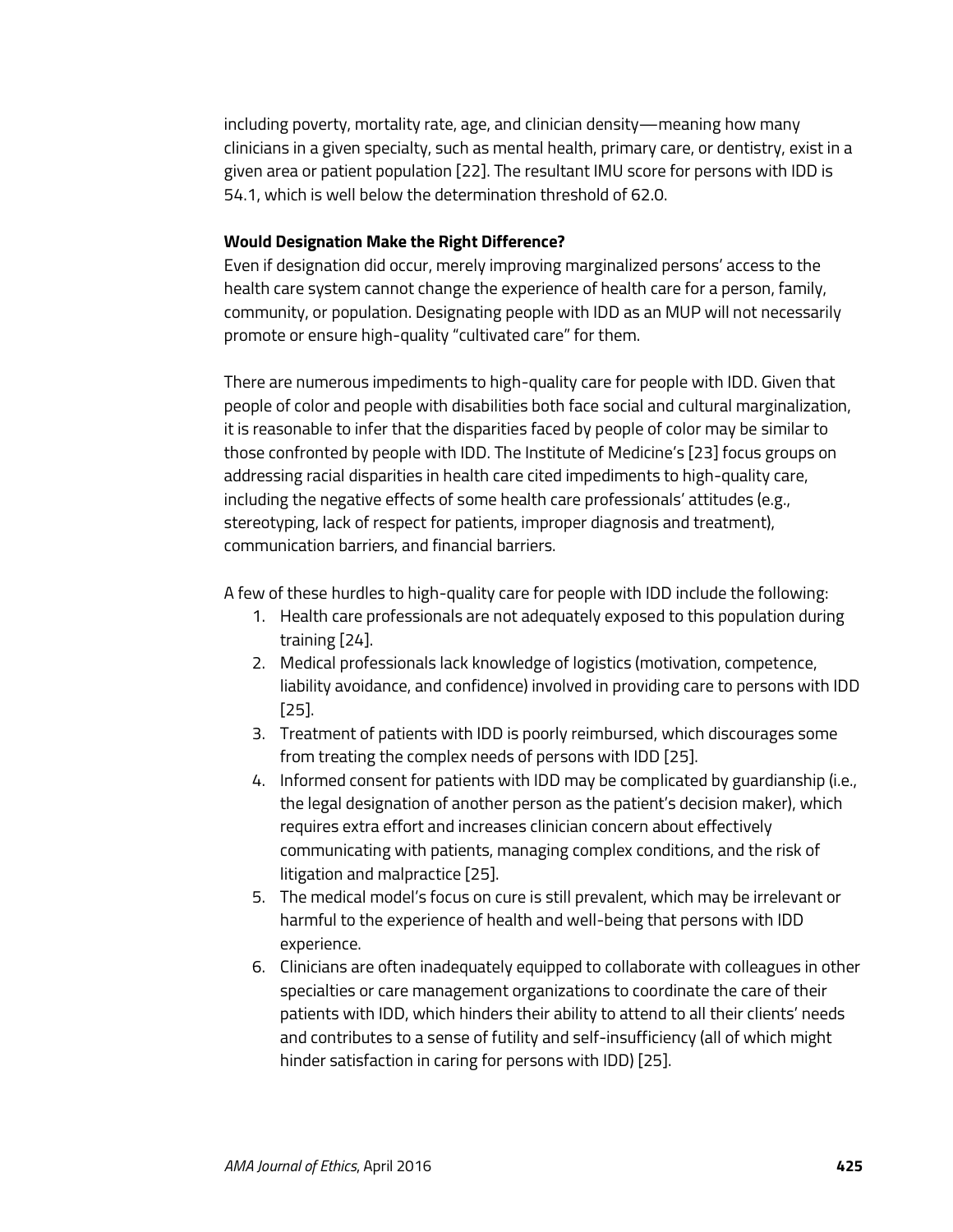including poverty, mortality rate, age, and clinician density—meaning how many clinicians in a given specialty, such as mental health, primary care, or dentistry, exist in a given area or patient population [22]. The resultant IMU score for persons with IDD is 54.1, which is well below the determination threshold of 62.0.

**Would Designation Make the Right Difference?**

Even if designation did occur, merely improving marginalized persons' access to the health care system cannot change the experience of health care for a person, family, community, or population. Designating people with IDD as an MUP will not necessarily promote or ensure high-quality "cultivated care" for them.

There are numerous impediments to high-quality care for people with IDD. Given that people of color and people with disabilities both face social and cultural marginalization, it is reasonable to infer that the disparities faced by people of color may be similar to those confronted by people with IDD. The Institute of Medicine's [23] focus groups on addressing racial disparities in health care cited impediments to high-quality care, including the negative effects of some health care professionals' attitudes (e.g., stereotyping, lack of respect for patients, improper diagnosis and treatment), communication barriers, and financial barriers.

A few of these hurdles to high-quality care for people with IDD include the following:

1. Health care professionals are not adequately exposed to this population during training [24].
2. Medical professionals lack knowledge of logistics (motivation, competence, liability avoidance, and confidence) involved in providing care to persons with IDD [25].
3. Treatment of patients with IDD is poorly reimbursed, which discourages some from treating the complex needs of persons with IDD [25].
4. Informed consent for patients with IDD may be complicated by guardianship (i.e., the legal designation of another person as the patient's decision maker), which requires extra effort and increases clinician concern about effectively communicating with patients, managing complex conditions, and the risk of litigation and malpractice [25].
5. The medical model's focus on cure is still prevalent, which may be irrelevant or harmful to the experience of health and well-being that persons with IDD experience.
6. Clinicians are often inadequately equipped to collaborate with colleagues in other specialties or care management organizations to coordinate the care of their patients with IDD, which hinders their ability to attend to all their clients' needs and contributes to a sense of futility and self-insufficiency (all of which might hinder satisfaction in caring for persons with IDD) [25].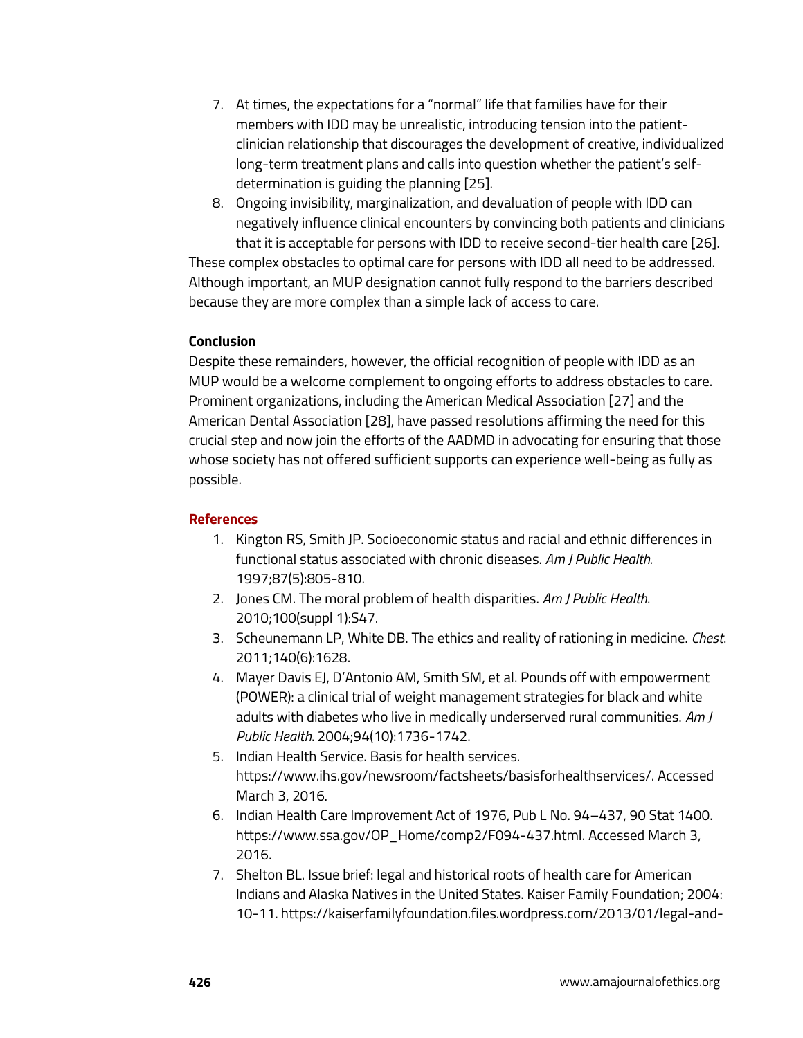7. At times, the expectations for a "normal" life that families have for their members with IDD may be unrealistic, introducing tension into the patient-clinician relationship that discourages the development of creative, individualized long-term treatment plans and calls into question whether the patient's self-determination is guiding the planning [25].
8. Ongoing invisibility, marginalization, and devaluation of people with IDD can negatively influence clinical encounters by convincing both patients and clinicians that it is acceptable for persons with IDD to receive second-tier health care [26].

These complex obstacles to optimal care for persons with IDD all need to be addressed. Although important, an MUP designation cannot fully respond to the barriers described because they are more complex than a simple lack of access to care.

**Conclusion**

Despite these remainders, however, the official recognition of people with IDD as an MUP would be a welcome complement to ongoing efforts to address obstacles to care. Prominent organizations, including the American Medical Association [27] and the American Dental Association [28], have passed resolutions affirming the need for this crucial step and now join the efforts of the AADMD in advocating for ensuring that those whose society has not offered sufficient supports can experience well-being as fully as possible.

**References**

1. Kington RS, Smith JP. Socioeconomic status and racial and ethnic differences in functional status associated with chronic diseases. *Am J Public Health.* 1997;87(5):805-810.
2. Jones CM. The moral problem of health disparities. *Am J Public Health*. 2010;100(suppl 1):S47.
3. Scheunemann LP, White DB. The ethics and reality of rationing in medicine. *Chest*. 2011;140(6):1628.
4. Mayer Davis EJ, D'Antonio AM, Smith SM, et al. Pounds off with empowerment (POWER): a clinical trial of weight management strategies for black and white adults with diabetes who live in medically underserved rural communities. *Am J Public Health*. 2004;94(10):1736-1742.
5. Indian Health Service. Basis for health services. https://www.ihs.gov/newsroom/factsheets/basisforhealthservices/. Accessed March 3, 2016.
6. Indian Health Care Improvement Act of 1976, Pub L No. 94–437, 90 Stat 1400. https://www.ssa.gov/OP_Home/comp2/F094-437.html. Accessed March 3, 2016.
7. Shelton BL. Issue brief: legal and historical roots of health care for American Indians and Alaska Natives in the United States. Kaiser Family Foundation; 2004: 10-11. https://kaiserfamilyfoundation.files.wordpress.com/2013/01/legal-and-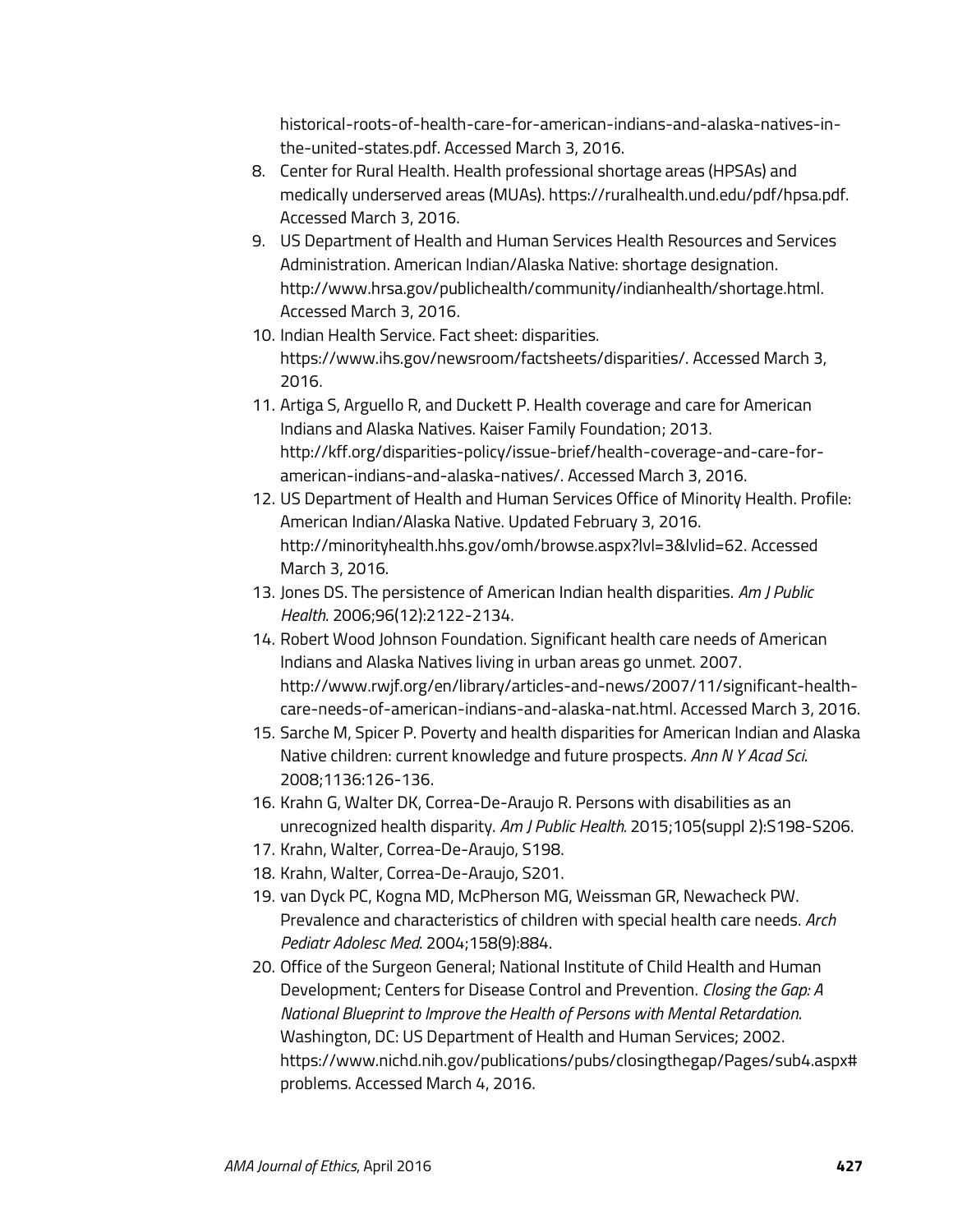historical-roots-of-health-care-for-american-indians-and-alaska-natives-in-the-united-states.pdf. Accessed March 3, 2016.

8. Center for Rural Health. Health professional shortage areas (HPSAs) and medically underserved areas (MUAs). https://ruralhealth.und.edu/pdf/hpsa.pdf. Accessed March 3, 2016.
9. US Department of Health and Human Services Health Resources and Services Administration. American Indian/Alaska Native: shortage designation. http://www.hrsa.gov/publichealth/community/indianhealth/shortage.html. Accessed March 3, 2016.
10. Indian Health Service. Fact sheet: disparities. https://www.ihs.gov/newsroom/factsheets/disparities/. Accessed March 3, 2016.
11. Artiga S, Arguello R, and Duckett P. Health coverage and care for American Indians and Alaska Natives. Kaiser Family Foundation; 2013. http://kff.org/disparities-policy/issue-brief/health-coverage-and-care-for-american-indians-and-alaska-natives/. Accessed March 3, 2016.
12. US Department of Health and Human Services Office of Minority Health. Profile: American Indian/Alaska Native. Updated February 3, 2016. http://minorityhealth.hhs.gov/omh/browse.aspx?lvl=3&lvlid=62. Accessed March 3, 2016.
13. Jones DS. The persistence of American Indian health disparities. *Am J Public Health*. 2006;96(12):2122-2134.
14. Robert Wood Johnson Foundation. Significant health care needs of American Indians and Alaska Natives living in urban areas go unmet. 2007. http://www.rwjf.org/en/library/articles-and-news/2007/11/significant-health-care-needs-of-american-indians-and-alaska-nat.html. Accessed March 3, 2016.
15. Sarche M, Spicer P. Poverty and health disparities for American Indian and Alaska Native children: current knowledge and future prospects. *Ann N Y Acad Sci*. 2008;1136:126-136.
16. Krahn G, Walter DK, Correa-De-Araujo R. Persons with disabilities as an unrecognized health disparity. *Am J Public Health.* 2015;105(suppl 2):S198-S206.
17. Krahn, Walter, Correa-De-Araujo, S198.
18. Krahn, Walter, Correa-De-Araujo, S201.
19. van Dyck PC, Kogna MD, McPherson MG, Weissman GR, Newacheck PW. Prevalence and characteristics of children with special health care needs. *Arch Pediatr Adolesc Med*. 2004;158(9):884.
20. Office of the Surgeon General; National Institute of Child Health and Human Development; Centers for Disease Control and Prevention. *Closing the Gap: A National Blueprint to Improve the Health of Persons with Mental Retardation*. Washington, DC: US Department of Health and Human Services; 2002. https://www.nichd.nih.gov/publications/pubs/closingthegap/Pages/sub4.aspx#problems. Accessed March 4, 2016.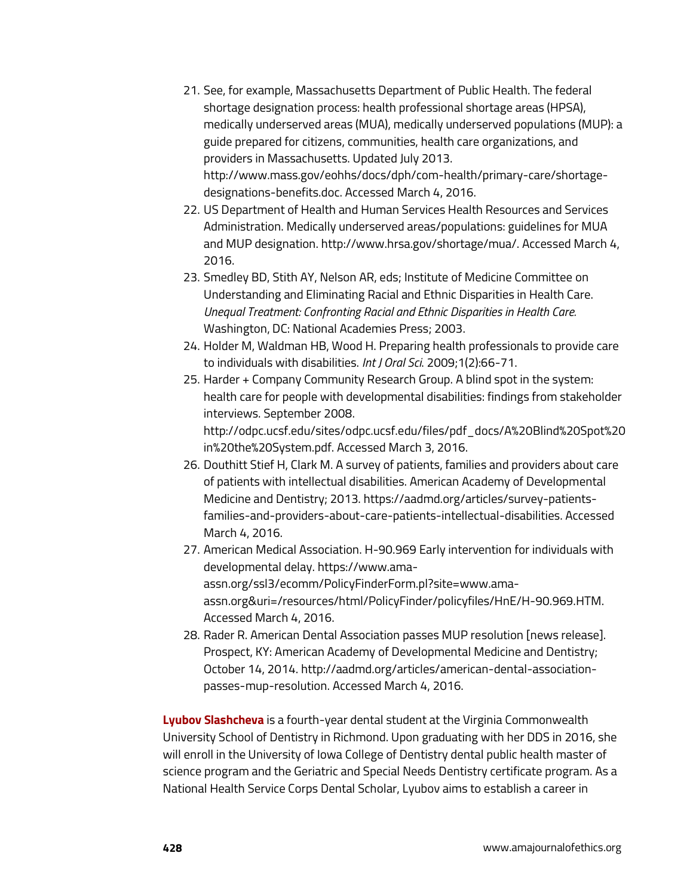21. See, for example, Massachusetts Department of Public Health. The federal shortage designation process: health professional shortage areas (HPSA), medically underserved areas (MUA), medically underserved populations (MUP): a guide prepared for citizens, communities, health care organizations, and providers in Massachusetts. Updated July 2013. http://www.mass.gov/eohhs/docs/dph/com-health/primary-care/shortage-designations-benefits.doc. Accessed March 4, 2016.
22. US Department of Health and Human Services Health Resources and Services Administration. Medically underserved areas/populations: guidelines for MUA and MUP designation. http://www.hrsa.gov/shortage/mua/. Accessed March 4, 2016.
23. Smedley BD, Stith AY, Nelson AR, eds; Institute of Medicine Committee on Understanding and Eliminating Racial and Ethnic Disparities in Health Care. *Unequal Treatment: Confronting Racial and Ethnic Disparities in Health Care.* Washington, DC: National Academies Press; 2003.
24. Holder M, Waldman HB, Wood H. Preparing health professionals to provide care to individuals with disabilities. *Int J Oral Sci.* 2009;1(2):66-71.
25. Harder + Company Community Research Group. A blind spot in the system: health care for people with developmental disabilities: findings from stakeholder interviews. September 2008. http://odpc.ucsf.edu/sites/odpc.ucsf.edu/files/pdf_docs/A%20Blind%20Spot%20in%20the%20System.pdf. Accessed March 3, 2016.
26. Douthitt Stief H, Clark M. A survey of patients, families and providers about care of patients with intellectual disabilities. American Academy of Developmental Medicine and Dentistry; 2013. https://aadmd.org/articles/survey-patients-families-and-providers-about-care-patients-intellectual-disabilities. Accessed March 4, 2016.
27. American Medical Association. H-90.969 Early intervention for individuals with developmental delay. https://www.ama-assn.org/ssl3/ecomm/PolicyFinderForm.pl?site=www.ama-assn.org&uri=/resources/html/PolicyFinder/policyfiles/HnE/H-90.969.HTM. Accessed March 4, 2016.
28. Rader R. American Dental Association passes MUP resolution [news release]. Prospect, KY: American Academy of Developmental Medicine and Dentistry; October 14, 2014. http://aadmd.org/articles/american-dental-association-passes-mup-resolution. Accessed March 4, 2016.

**Lyubov Slashcheva** is a fourth-year dental student at the Virginia Commonwealth University School of Dentistry in Richmond. Upon graduating with her DDS in 2016, she will enroll in the University of Iowa College of Dentistry dental public health master of science program and the Geriatric and Special Needs Dentistry certificate program. As a National Health Service Corps Dental Scholar, Lyubov aims to establish a career in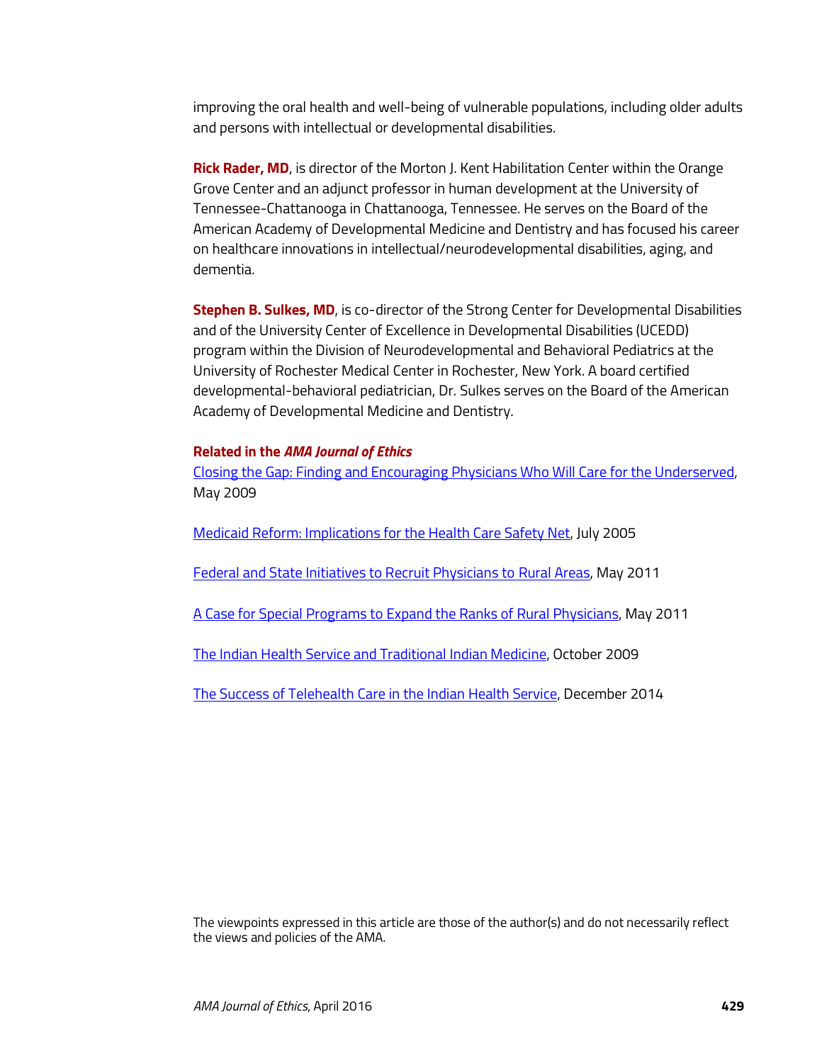improving the oral health and well-being of vulnerable populations, including older adults and persons with intellectual or developmental disabilities.

**Rick Rader, MD**, is director of the Morton J. Kent Habilitation Center within the Orange Grove Center and an adjunct professor in human development at the University of Tennessee-Chattanooga in Chattanooga, Tennessee. He serves on the Board of the American Academy of Developmental Medicine and Dentistry and has focused his career on healthcare innovations in intellectual/neurodevelopmental disabilities, aging, and dementia.

**Stephen B. Sulkes, MD**, is co-director of the Strong Center for Developmental Disabilities and of the University Center of Excellence in Developmental Disabilities (UCEDD) program within the Division of Neurodevelopmental and Behavioral Pediatrics at the University of Rochester Medical Center in Rochester, New York. A board certified developmental-behavioral pediatrician, Dr. Sulkes serves on the Board of the American Academy of Developmental Medicine and Dentistry.

#### Related in the *AMA Journal of Ethics*

Closing the Gap: Finding and Encouraging Physicians Who Will Care for the Underserved, May 2009

Medicaid Reform: Implications for the Health Care Safety Net, July 2005

Federal and State Initiatives to Recruit Physicians to Rural Areas, May 2011

A Case for Special Programs to Expand the Ranks of Rural Physicians, May 2011

The Indian Health Service and Traditional Indian Medicine, October 2009

The Success of Telehealth Care in the Indian Health Service, December 2014

The viewpoints expressed in this article are those of the author(s) and do not necessarily reflect the views and policies of the AMA.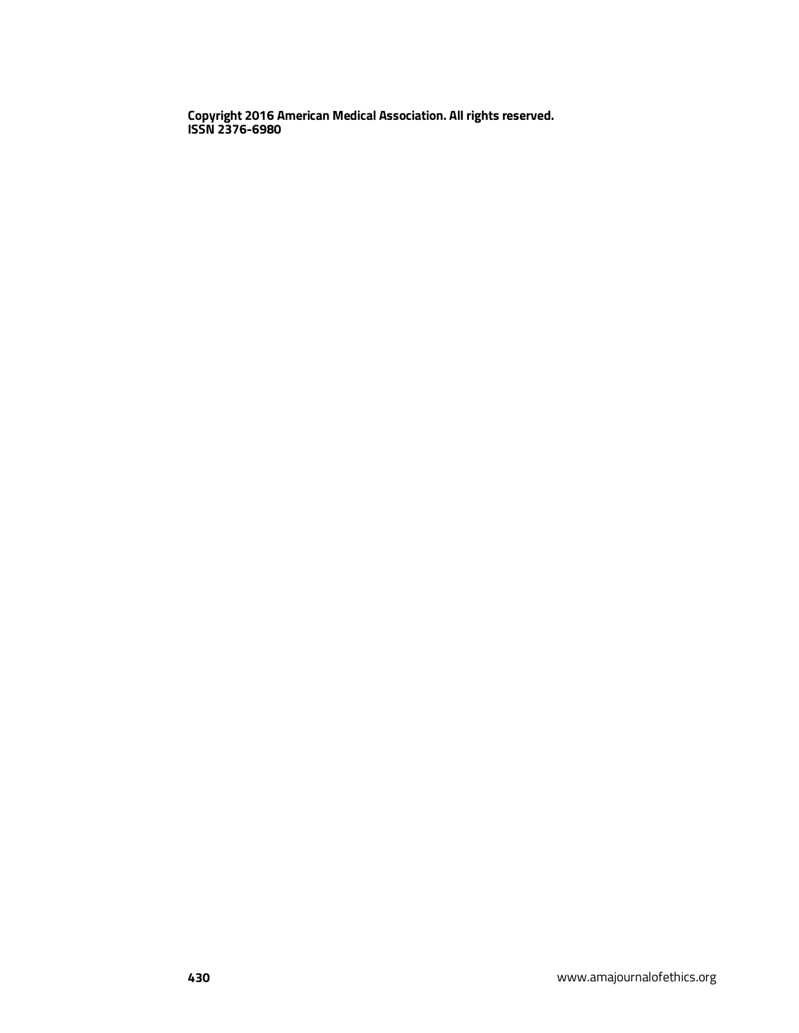**Copyright 2016 American Medical Association. All rights reserved.**
**ISSN 2376-6980**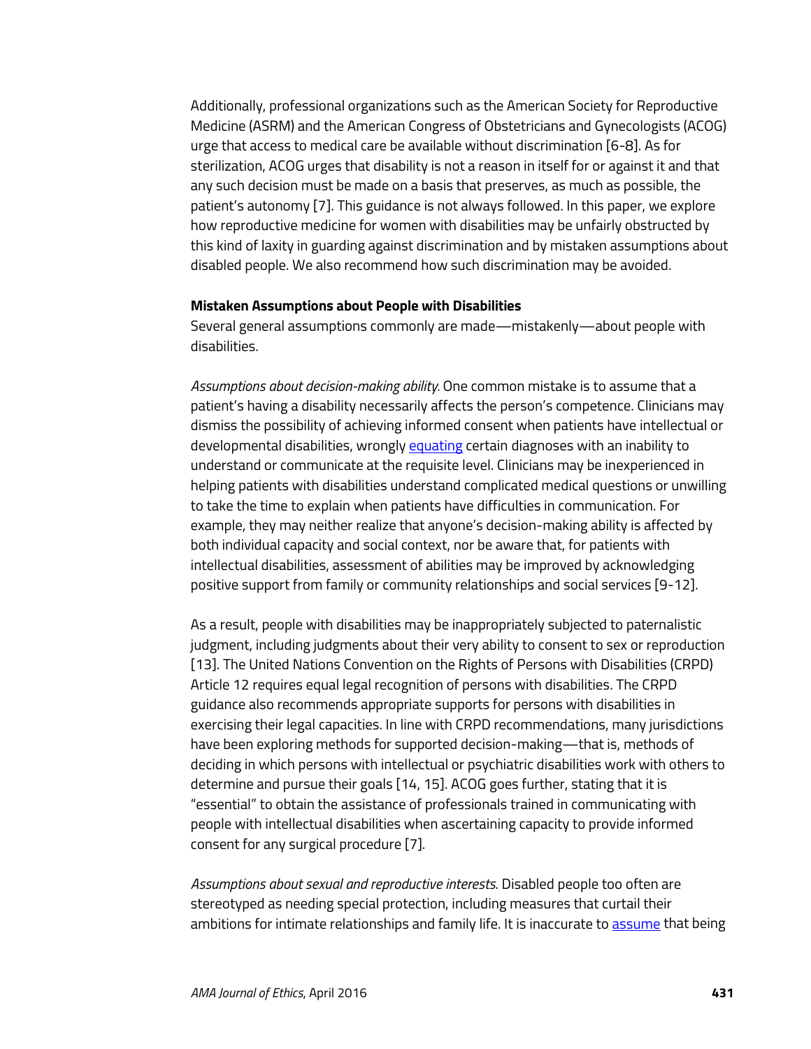Additionally, professional organizations such as the American Society for Reproductive Medicine (ASRM) and the American Congress of Obstetricians and Gynecologists (ACOG) urge that access to medical care be available without discrimination [6-8]. As for sterilization, ACOG urges that disability is not a reason in itself for or against it and that any such decision must be made on a basis that preserves, as much as possible, the patient's autonomy [7]. This guidance is not always followed. In this paper, we explore how reproductive medicine for women with disabilities may be unfairly obstructed by this kind of laxity in guarding against discrimination and by mistaken assumptions about disabled people. We also recommend how such discrimination may be avoided.

**Mistaken Assumptions about People with Disabilities**

Several general assumptions commonly are made—mistakenly—about people with disabilities.

*Assumptions about decision-making ability.* One common mistake is to assume that a patient's having a disability necessarily affects the person's competence. Clinicians may dismiss the possibility of achieving informed consent when patients have intellectual or developmental disabilities, wrongly equating certain diagnoses with an inability to understand or communicate at the requisite level. Clinicians may be inexperienced in helping patients with disabilities understand complicated medical questions or unwilling to take the time to explain when patients have difficulties in communication. For example, they may neither realize that anyone's decision-making ability is affected by both individual capacity and social context, nor be aware that, for patients with intellectual disabilities, assessment of abilities may be improved by acknowledging positive support from family or community relationships and social services [9-12].

As a result, people with disabilities may be inappropriately subjected to paternalistic judgment, including judgments about their very ability to consent to sex or reproduction [13]. The United Nations Convention on the Rights of Persons with Disabilities (CRPD) Article 12 requires equal legal recognition of persons with disabilities. The CRPD guidance also recommends appropriate supports for persons with disabilities in exercising their legal capacities. In line with CRPD recommendations, many jurisdictions have been exploring methods for supported decision-making—that is, methods of deciding in which persons with intellectual or psychiatric disabilities work with others to determine and pursue their goals [14, 15]. ACOG goes further, stating that it is "essential" to obtain the assistance of professionals trained in communicating with people with intellectual disabilities when ascertaining capacity to provide informed consent for any surgical procedure [7].

*Assumptions about sexual and reproductive interests.* Disabled people too often are stereotyped as needing special protection, including measures that curtail their ambitions for intimate relationships and family life. It is inaccurate to assume that being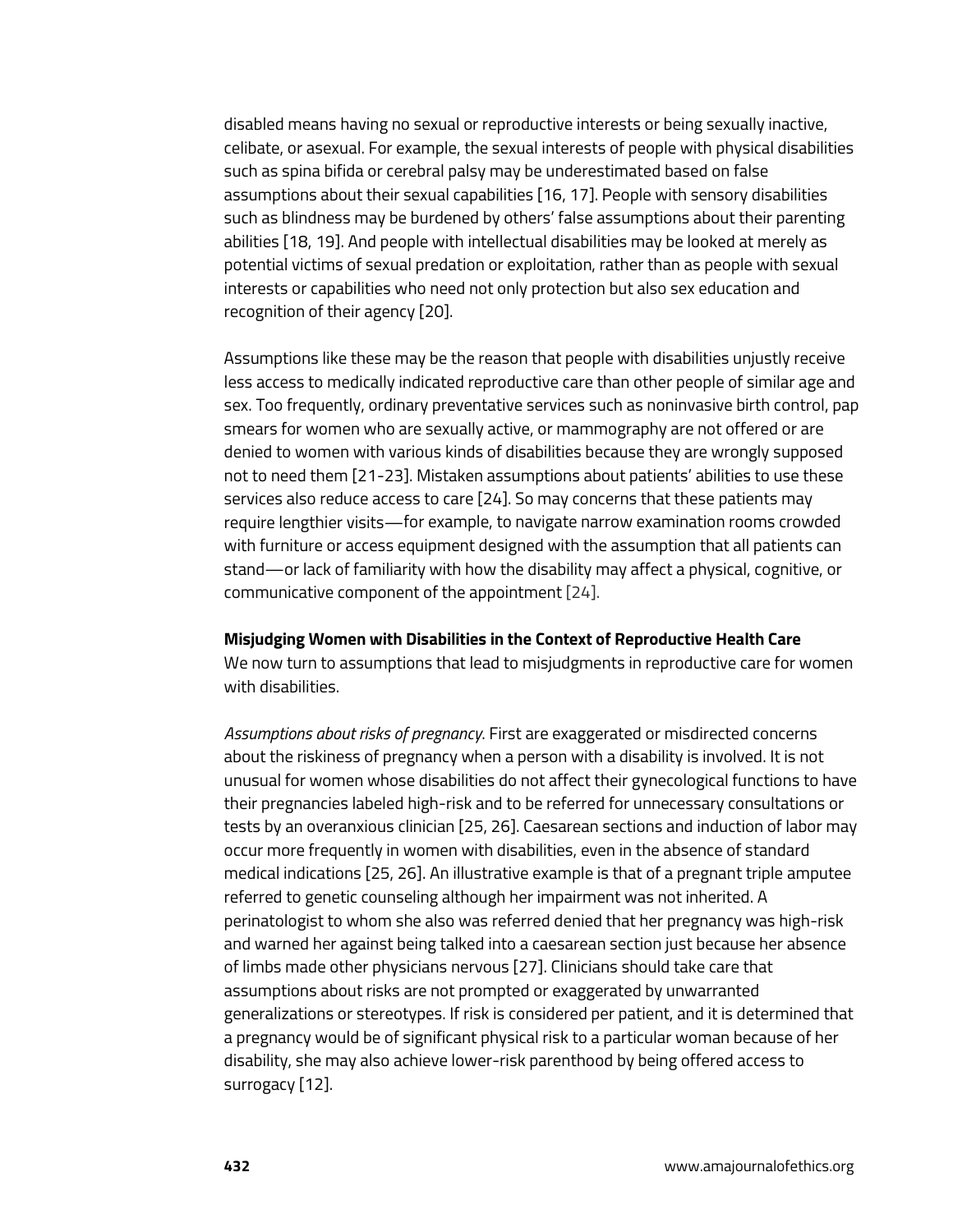disabled means having no sexual or reproductive interests or being sexually inactive, celibate, or asexual. For example, the sexual interests of people with physical disabilities such as spina bifida or cerebral palsy may be underestimated based on false assumptions about their sexual capabilities [16, 17]. People with sensory disabilities such as blindness may be burdened by others' false assumptions about their parenting abilities [18, 19]. And people with intellectual disabilities may be looked at merely as potential victims of sexual predation or exploitation, rather than as people with sexual interests or capabilities who need not only protection but also sex education and recognition of their agency [20].

Assumptions like these may be the reason that people with disabilities unjustly receive less access to medically indicated reproductive care than other people of similar age and sex. Too frequently, ordinary preventative services such as noninvasive birth control, pap smears for women who are sexually active, or mammography are not offered or are denied to women with various kinds of disabilities because they are wrongly supposed not to need them [21-23]. Mistaken assumptions about patients' abilities to use these services also reduce access to care [24]. So may concerns that these patients may require lengthier visits—for example, to navigate narrow examination rooms crowded with furniture or access equipment designed with the assumption that all patients can stand—or lack of familiarity with how the disability may affect a physical, cognitive, or communicative component of the appointment [24].

**Misjudging Women with Disabilities in the Context of Reproductive Health Care**
We now turn to assumptions that lead to misjudgments in reproductive care for women with disabilities.

*Assumptions about risks of pregnancy.* First are exaggerated or misdirected concerns about the riskiness of pregnancy when a person with a disability is involved. It is not unusual for women whose disabilities do not affect their gynecological functions to have their pregnancies labeled high-risk and to be referred for unnecessary consultations or tests by an overanxious clinician [25, 26]. Caesarean sections and induction of labor may occur more frequently in women with disabilities, even in the absence of standard medical indications [25, 26]. An illustrative example is that of a pregnant triple amputee referred to genetic counseling although her impairment was not inherited. A perinatologist to whom she also was referred denied that her pregnancy was high-risk and warned her against being talked into a caesarean section just because her absence of limbs made other physicians nervous [27]. Clinicians should take care that assumptions about risks are not prompted or exaggerated by unwarranted generalizations or stereotypes. If risk is considered per patient, and it is determined that a pregnancy would be of significant physical risk to a particular woman because of her disability, she may also achieve lower-risk parenthood by being offered access to surrogacy [12].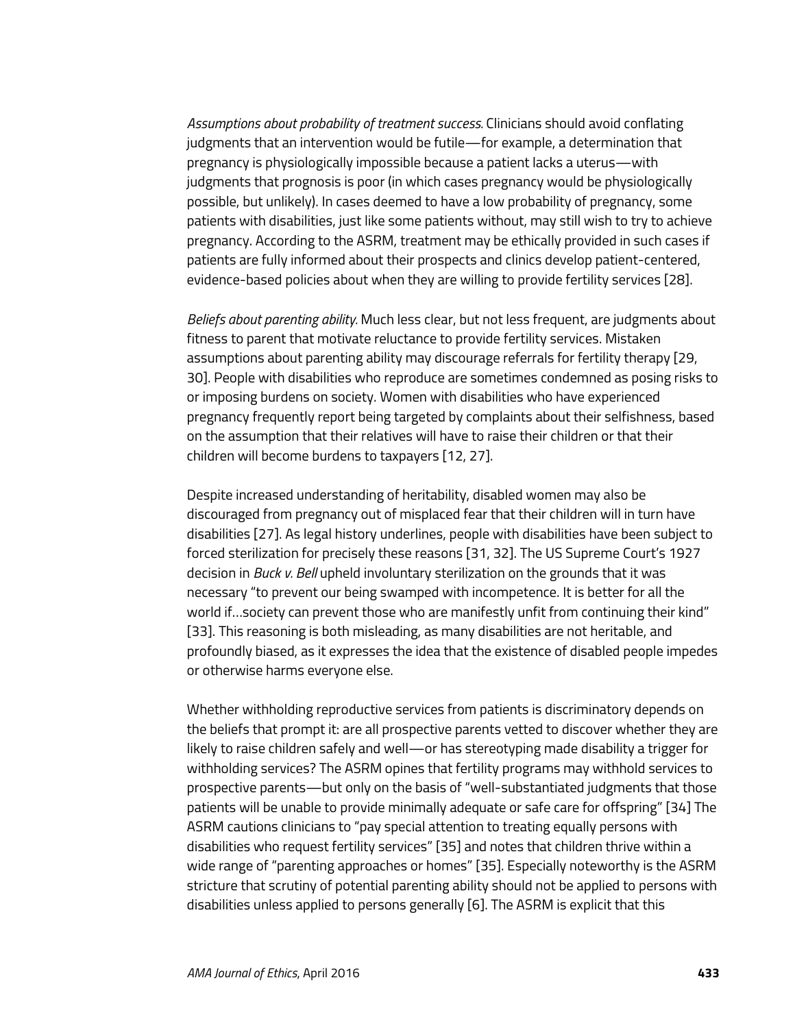*Assumptions about probability of treatment success.* Clinicians should avoid conflating judgments that an intervention would be futile—for example, a determination that pregnancy is physiologically impossible because a patient lacks a uterus—with judgments that prognosis is poor (in which cases pregnancy would be physiologically possible, but unlikely). In cases deemed to have a low probability of pregnancy, some patients with disabilities, just like some patients without, may still wish to try to achieve pregnancy. According to the ASRM, treatment may be ethically provided in such cases if patients are fully informed about their prospects and clinics develop patient-centered, evidence-based policies about when they are willing to provide fertility services [28].

*Beliefs about parenting ability.* Much less clear, but not less frequent, are judgments about fitness to parent that motivate reluctance to provide fertility services. Mistaken assumptions about parenting ability may discourage referrals for fertility therapy [29, 30]. People with disabilities who reproduce are sometimes condemned as posing risks to or imposing burdens on society. Women with disabilities who have experienced pregnancy frequently report being targeted by complaints about their selfishness, based on the assumption that their relatives will have to raise their children or that their children will become burdens to taxpayers [12, 27].

Despite increased understanding of heritability, disabled women may also be discouraged from pregnancy out of misplaced fear that their children will in turn have disabilities [27]. As legal history underlines, people with disabilities have been subject to forced sterilization for precisely these reasons [31, 32]. The US Supreme Court's 1927 decision in *Buck v. Bell* upheld involuntary sterilization on the grounds that it was necessary "to prevent our being swamped with incompetence. It is better for all the world if…society can prevent those who are manifestly unfit from continuing their kind" [33]. This reasoning is both misleading, as many disabilities are not heritable, and profoundly biased, as it expresses the idea that the existence of disabled people impedes or otherwise harms everyone else.

Whether withholding reproductive services from patients is discriminatory depends on the beliefs that prompt it: are all prospective parents vetted to discover whether they are likely to raise children safely and well—or has stereotyping made disability a trigger for withholding services? The ASRM opines that fertility programs may withhold services to prospective parents—but only on the basis of "well-substantiated judgments that those patients will be unable to provide minimally adequate or safe care for offspring" [34] The ASRM cautions clinicians to "pay special attention to treating equally persons with disabilities who request fertility services" [35] and notes that children thrive within a wide range of "parenting approaches or homes" [35]. Especially noteworthy is the ASRM stricture that scrutiny of potential parenting ability should not be applied to persons with disabilities unless applied to persons generally [6]. The ASRM is explicit that this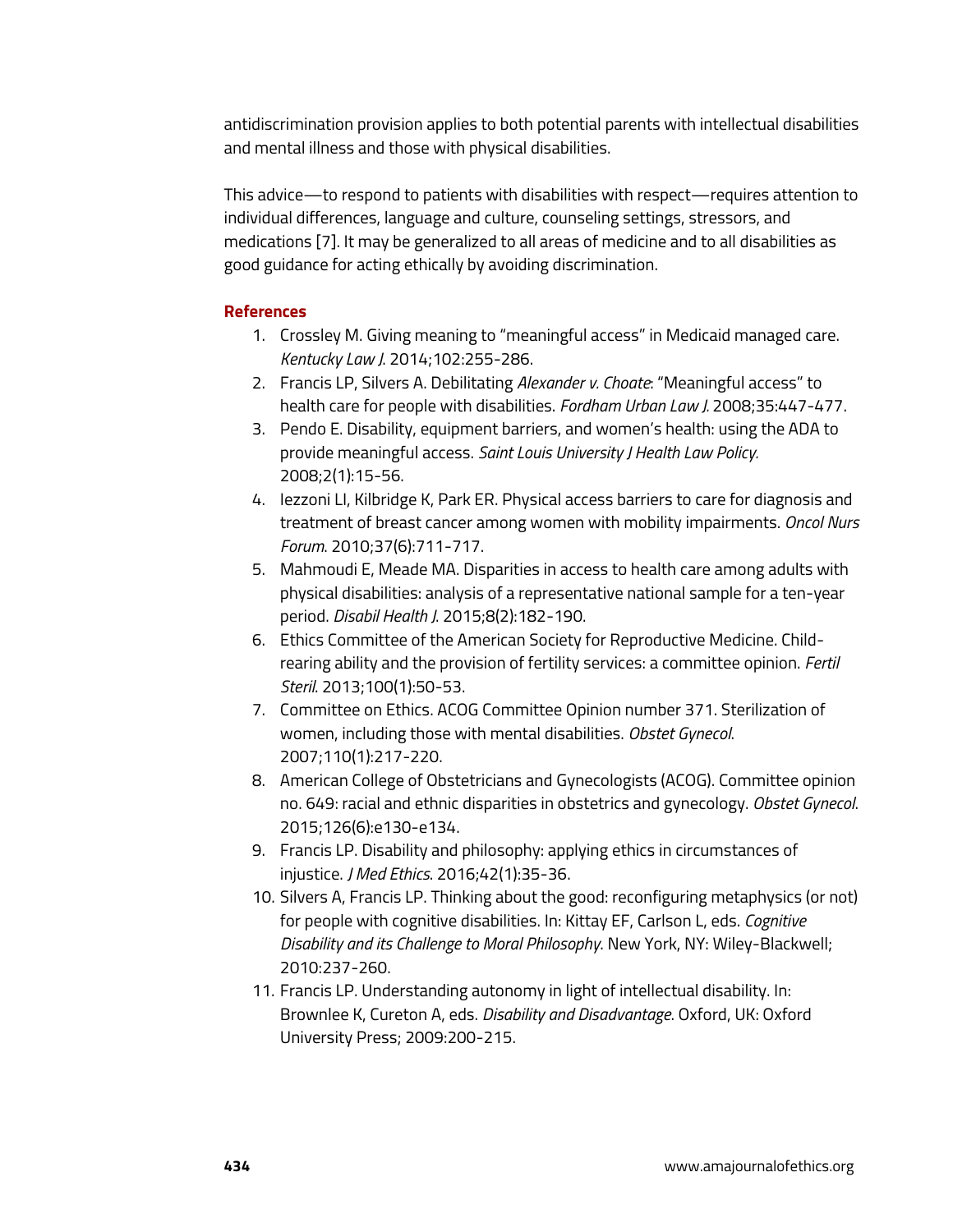antidiscrimination provision applies to both potential parents with intellectual disabilities and mental illness and those with physical disabilities.

This advice—to respond to patients with disabilities with respect—requires attention to individual differences, language and culture, counseling settings, stressors, and medications [7]. It may be generalized to all areas of medicine and to all disabilities as good guidance for acting ethically by avoiding discrimination.

### References

1. Crossley M. Giving meaning to "meaningful access" in Medicaid managed care. *Kentucky Law J*. 2014;102:255-286.
2. Francis LP, Silvers A. Debilitating *Alexander v. Choate*: "Meaningful access" to health care for people with disabilities. *Fordham Urban Law J.* 2008;35:447-477.
3. Pendo E. Disability, equipment barriers, and women's health: using the ADA to provide meaningful access. *Saint Louis University J Health Law Policy.* 2008;2(1):15-56.
4. Iezzoni LI, Kilbridge K, Park ER. Physical access barriers to care for diagnosis and treatment of breast cancer among women with mobility impairments. *Oncol Nurs Forum*. 2010;37(6):711-717.
5. Mahmoudi E, Meade MA. Disparities in access to health care among adults with physical disabilities: analysis of a representative national sample for a ten-year period. *Disabil Health J.* 2015;8(2):182-190.
6. Ethics Committee of the American Society for Reproductive Medicine. Child-rearing ability and the provision of fertility services: a committee opinion. *Fertil Steril*. 2013;100(1):50-53.
7. Committee on Ethics. ACOG Committee Opinion number 371. Sterilization of women, including those with mental disabilities. *Obstet Gynecol*. 2007;110(1):217-220.
8. American College of Obstetricians and Gynecologists (ACOG). Committee opinion no. 649: racial and ethnic disparities in obstetrics and gynecology. *Obstet Gynecol*. 2015;126(6):e130-e134.
9. Francis LP. Disability and philosophy: applying ethics in circumstances of injustice. *J Med Ethics*. 2016;42(1):35-36.
10. Silvers A, Francis LP. Thinking about the good: reconfiguring metaphysics (or not) for people with cognitive disabilities. In: Kittay EF, Carlson L, eds. *Cognitive Disability and its Challenge to Moral Philosophy*. New York, NY: Wiley-Blackwell; 2010:237-260.
11. Francis LP. Understanding autonomy in light of intellectual disability. In: Brownlee K, Cureton A, eds. *Disability and Disadvantage*. Oxford, UK: Oxford University Press; 2009:200-215.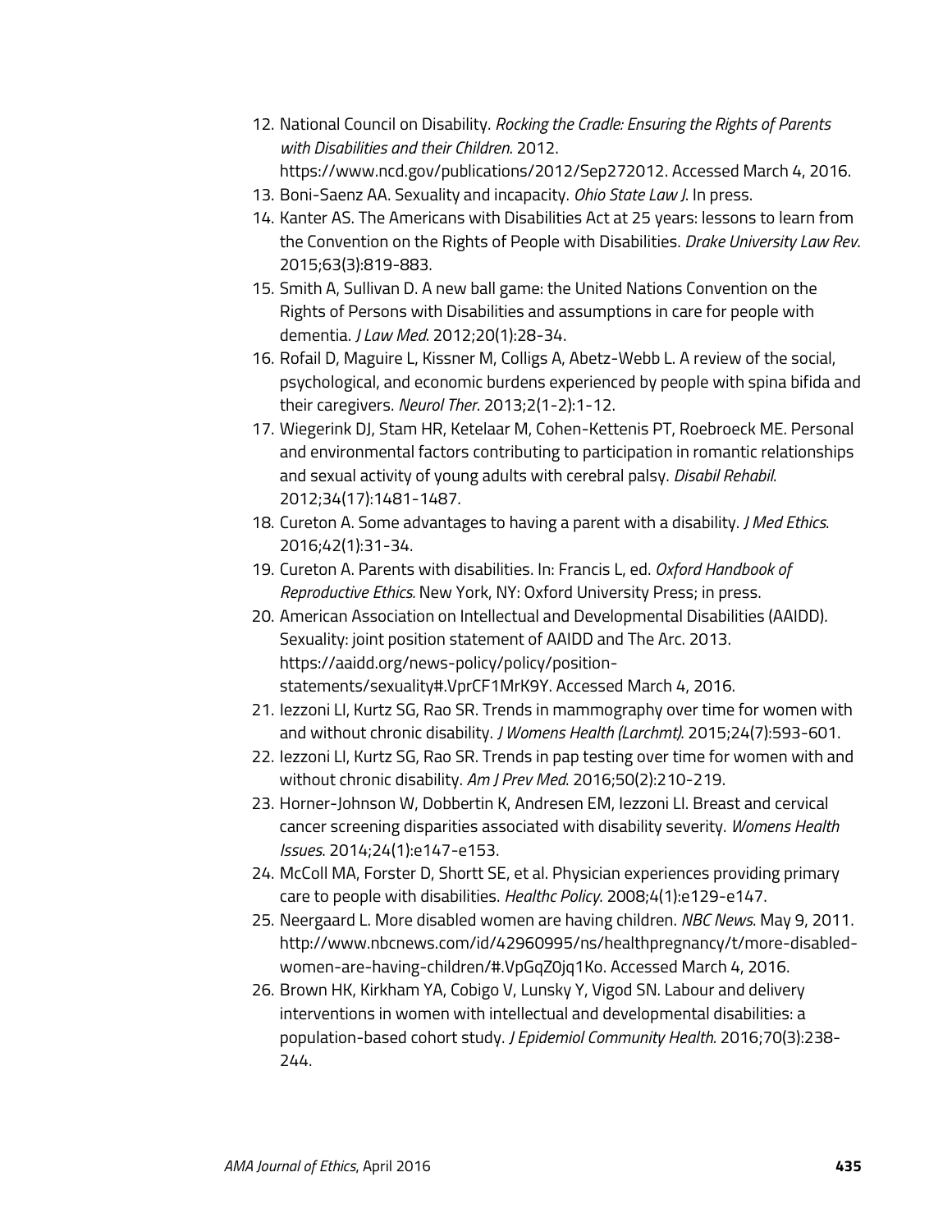12. National Council on Disability. *Rocking the Cradle: Ensuring the Rights of Parents with Disabilities and their Children*. 2012. https://www.ncd.gov/publications/2012/Sep272012. Accessed March 4, 2016.
13. Boni-Saenz AA. Sexuality and incapacity. *Ohio State Law J*. In press.
14. Kanter AS. The Americans with Disabilities Act at 25 years: lessons to learn from the Convention on the Rights of People with Disabilities. *Drake University Law Rev*. 2015;63(3):819-883.
15. Smith A, Sullivan D. A new ball game: the United Nations Convention on the Rights of Persons with Disabilities and assumptions in care for people with dementia. *J Law Med*. 2012;20(1):28-34.
16. Rofail D, Maguire L, Kissner M, Colligs A, Abetz-Webb L. A review of the social, psychological, and economic burdens experienced by people with spina bifida and their caregivers. *Neurol Ther*. 2013;2(1-2):1-12.
17. Wiegerink DJ, Stam HR, Ketelaar M, Cohen-Kettenis PT, Roebroeck ME. Personal and environmental factors contributing to participation in romantic relationships and sexual activity of young adults with cerebral palsy. *Disabil Rehabil*. 2012;34(17):1481-1487.
18. Cureton A. Some advantages to having a parent with a disability. *J Med Ethics*. 2016;42(1):31-34.
19. Cureton A. Parents with disabilities. In: Francis L, ed. *Oxford Handbook of Reproductive Ethics*. New York, NY: Oxford University Press; in press.
20. American Association on Intellectual and Developmental Disabilities (AAIDD). Sexuality: joint position statement of AAIDD and The Arc. 2013. https://aaidd.org/news-policy/policy/position-statements/sexuality#.VprCF1MrK9Y. Accessed March 4, 2016.
21. Iezzoni LI, Kurtz SG, Rao SR. Trends in mammography over time for women with and without chronic disability. *J Womens Health (Larchmt)*. 2015;24(7):593-601.
22. Iezzoni LI, Kurtz SG, Rao SR. Trends in pap testing over time for women with and without chronic disability. *Am J Prev Med*. 2016;50(2):210-219.
23. Horner-Johnson W, Dobbertin K, Andresen EM, Iezzoni LI. Breast and cervical cancer screening disparities associated with disability severity. *Womens Health Issues*. 2014;24(1):e147-e153.
24. McColl MA, Forster D, Shortt SE, et al. Physician experiences providing primary care to people with disabilities. *Healthc Policy*. 2008;4(1):e129-e147.
25. Neergaard L. More disabled women are having children. *NBC News*. May 9, 2011. http://www.nbcnews.com/id/42960995/ns/healthpregnancy/t/more-disabled-women-are-having-children/#.VpGqZ0jq1Ko. Accessed March 4, 2016.
26. Brown HK, Kirkham YA, Cobigo V, Lunsky Y, Vigod SN. Labour and delivery interventions in women with intellectual and developmental disabilities: a population-based cohort study. *J Epidemiol Community Health*. 2016;70(3):238-244.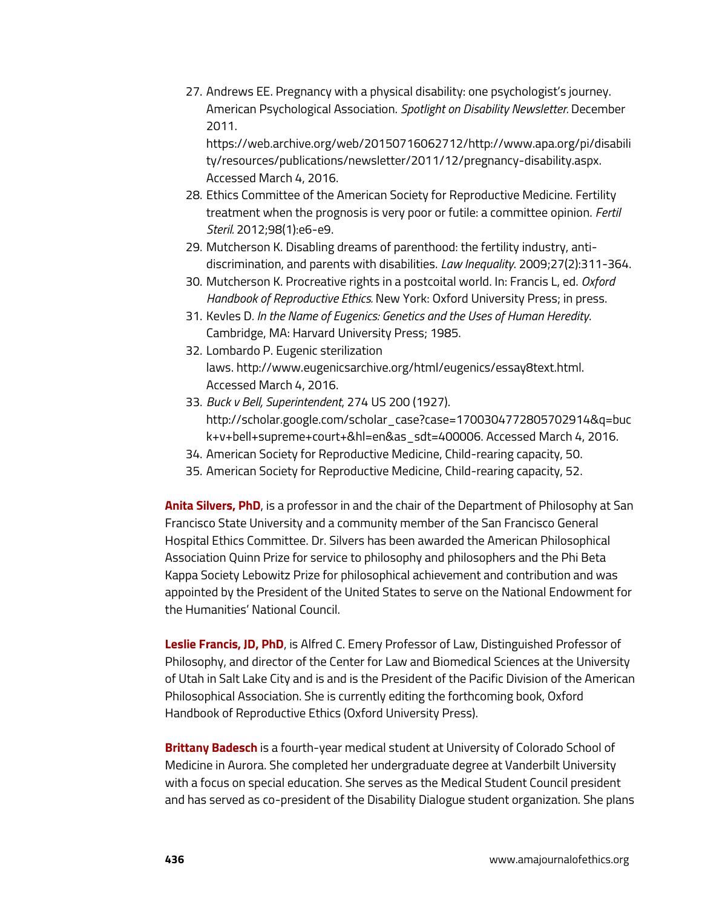27. Andrews EE. Pregnancy with a physical disability: one psychologist's journey. American Psychological Association. *Spotlight on Disability Newsletter.* December 2011. https://web.archive.org/web/20150716062712/http://www.apa.org/pi/disability/resources/publications/newsletter/2011/12/pregnancy-disability.aspx. Accessed March 4, 2016.
28. Ethics Committee of the American Society for Reproductive Medicine. Fertility treatment when the prognosis is very poor or futile: a committee opinion. *Fertil Steril.* 2012;98(1):e6-e9.
29. Mutcherson K. Disabling dreams of parenthood: the fertility industry, anti-discrimination, and parents with disabilities. *Law Inequality*. 2009;27(2):311-364.
30. Mutcherson K. Procreative rights in a postcoital world. In: Francis L, ed. *Oxford Handbook of Reproductive Ethics.* New York: Oxford University Press; in press.
31. Kevles D. *In the Name of Eugenics: Genetics and the Uses of Human Heredity.* Cambridge, MA: Harvard University Press; 1985.
32. Lombardo P. Eugenic sterilization laws. http://www.eugenicsarchive.org/html/eugenics/essay8text.html. Accessed March 4, 2016.
33. *Buck v Bell, Superintendent*, 274 US 200 (1927). http://scholar.google.com/scholar_case?case=17003047728057029148&q=buck+v+bell+supreme+court+&hl=en&as_sdt=400006. Accessed March 4, 2016.
34. American Society for Reproductive Medicine, Child-rearing capacity, 50.
35. American Society for Reproductive Medicine, Child-rearing capacity, 52.

**Anita Silvers, PhD**, is a professor in and the chair of the Department of Philosophy at San Francisco State University and a community member of the San Francisco General Hospital Ethics Committee. Dr. Silvers has been awarded the American Philosophical Association Quinn Prize for service to philosophy and philosophers and the Phi Beta Kappa Society Lebowitz Prize for philosophical achievement and contribution and was appointed by the President of the United States to serve on the National Endowment for the Humanities' National Council.

**Leslie Francis, JD, PhD**, is Alfred C. Emery Professor of Law, Distinguished Professor of Philosophy, and director of the Center for Law and Biomedical Sciences at the University of Utah in Salt Lake City and is and is the President of the Pacific Division of the American Philosophical Association. She is currently editing the forthcoming book, Oxford Handbook of Reproductive Ethics (Oxford University Press).

**Brittany Badesch** is a fourth-year medical student at University of Colorado School of Medicine in Aurora. She completed her undergraduate degree at Vanderbilt University with a focus on special education. She serves as the Medical Student Council president and has served as co-president of the Disability Dialogue student organization. She plans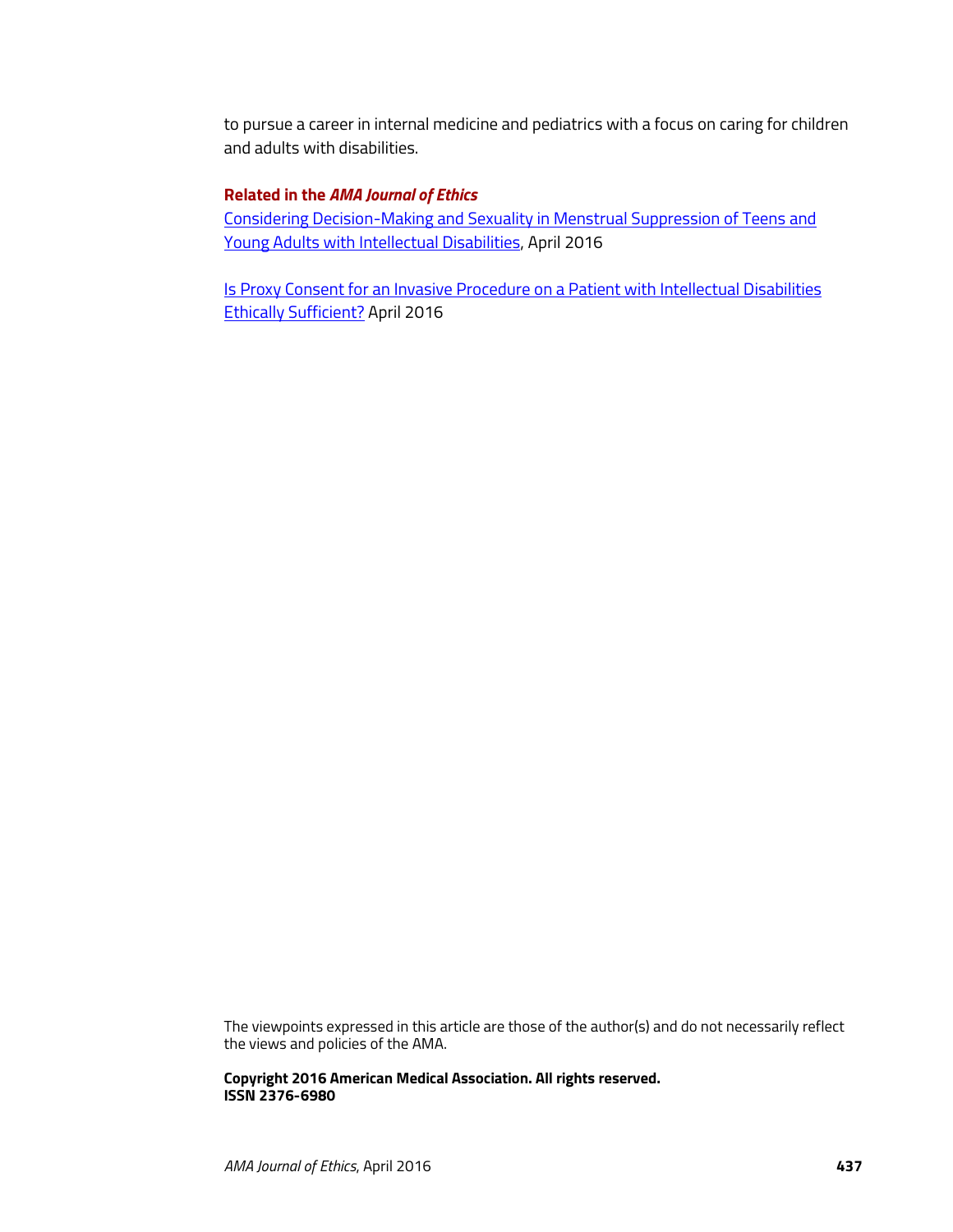to pursue a career in internal medicine and pediatrics with a focus on caring for children and adults with disabilities.

**Related in the *AMA Journal of Ethics***

Considering Decision-Making and Sexuality in Menstrual Suppression of Teens and Young Adults with Intellectual Disabilities, April 2016

Is Proxy Consent for an Invasive Procedure on a Patient with Intellectual Disabilities Ethically Sufficient? April 2016

The viewpoints expressed in this article are those of the author(s) and do not necessarily reflect the views and policies of the AMA.

**Copyright 2016 American Medical Association. All rights reserved.**
**ISSN 2376-6980**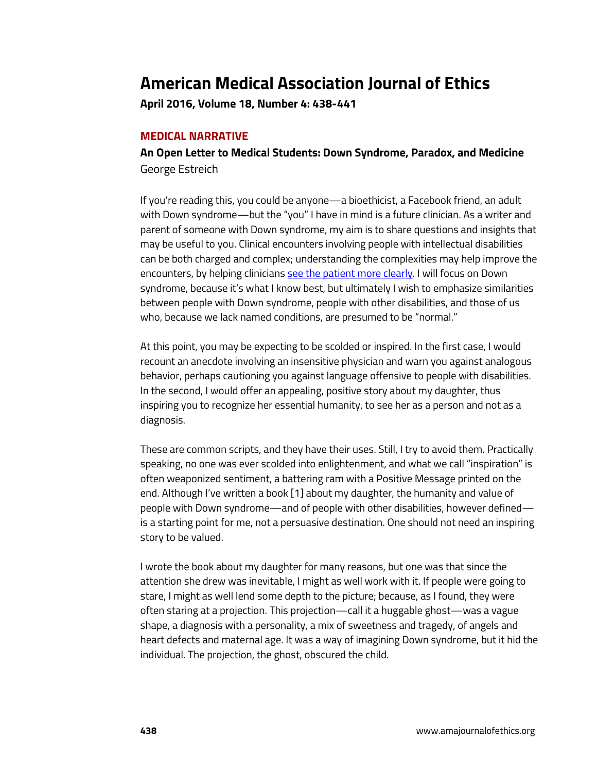# American Medical Association Journal of Ethics

**April 2016, Volume 18, Number 4: 438-441**

## MEDICAL NARRATIVE

### An Open Letter to Medical Students: Down Syndrome, Paradox, and Medicine

George Estreich

If you're reading this, you could be anyone—a bioethicist, a Facebook friend, an adult with Down syndrome—but the "you" I have in mind is a future clinician. As a writer and parent of someone with Down syndrome, my aim is to share questions and insights that may be useful to you. Clinical encounters involving people with intellectual disabilities can be both charged and complex; understanding the complexities may help improve the encounters, by helping clinicians see the patient more clearly. I will focus on Down syndrome, because it's what I know best, but ultimately I wish to emphasize similarities between people with Down syndrome, people with other disabilities, and those of us who, because we lack named conditions, are presumed to be "normal."

At this point, you may be expecting to be scolded or inspired. In the first case, I would recount an anecdote involving an insensitive physician and warn you against analogous behavior, perhaps cautioning you against language offensive to people with disabilities. In the second, I would offer an appealing, positive story about my daughter, thus inspiring you to recognize her essential humanity, to see her as a person and not as a diagnosis.

These are common scripts, and they have their uses. Still, I try to avoid them. Practically speaking, no one was ever scolded into enlightenment, and what we call "inspiration" is often weaponized sentiment, a battering ram with a Positive Message printed on the end. Although I've written a book [1] about my daughter, the humanity and value of people with Down syndrome—and of people with other disabilities, however defined—is a starting point for me, not a persuasive destination. One should not need an inspiring story to be valued.

I wrote the book about my daughter for many reasons, but one was that since the attention she drew was inevitable, I might as well work with it. If people were going to stare, I might as well lend some depth to the picture; because, as I found, they were often staring at a projection. This projection—call it a huggable ghost—was a vague shape, a diagnosis with a personality, a mix of sweetness and tragedy, of angels and heart defects and maternal age. It was a way of imagining Down syndrome, but it hid the individual. The projection, the ghost, obscured the child.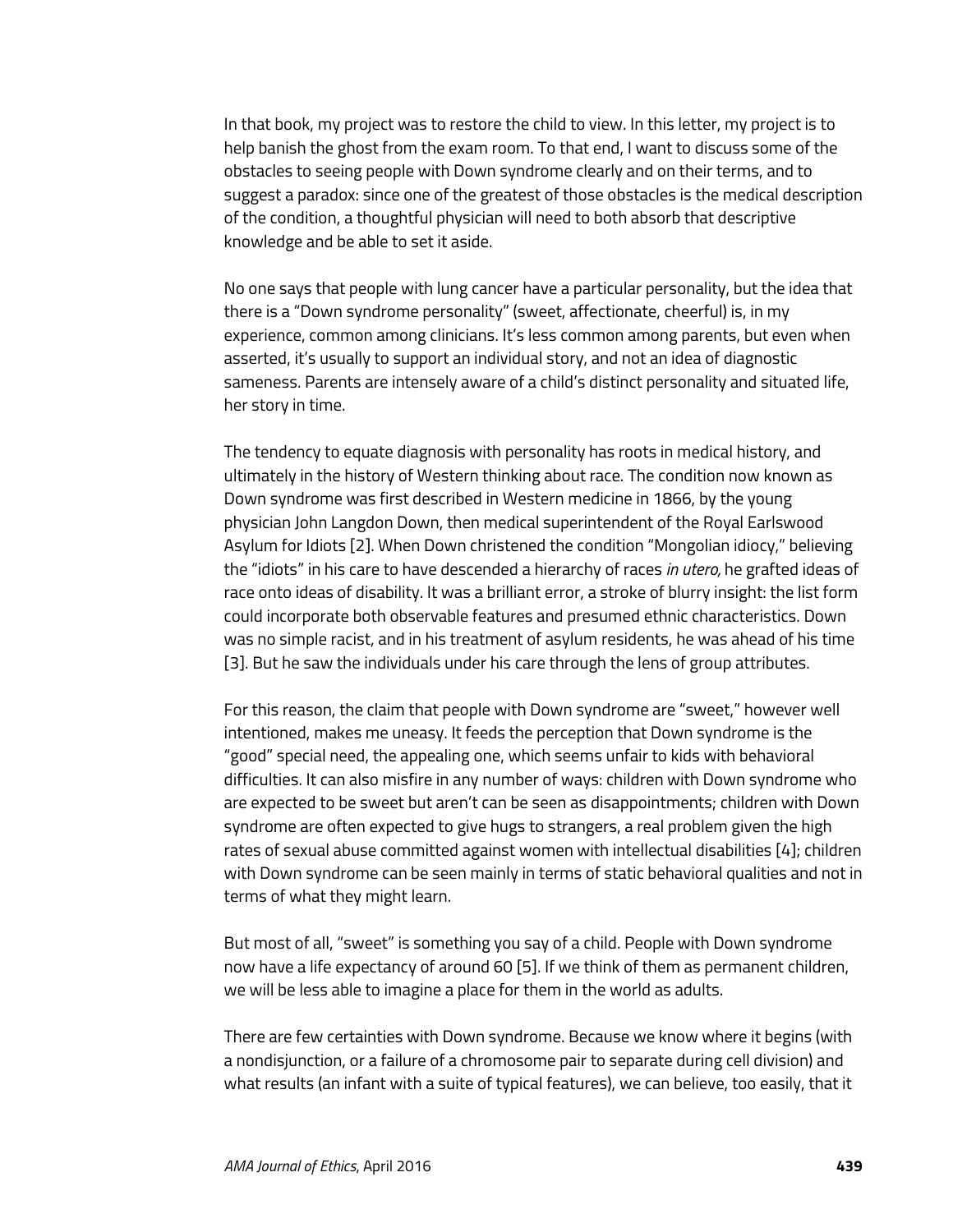In that book, my project was to restore the child to view. In this letter, my project is to help banish the ghost from the exam room. To that end, I want to discuss some of the obstacles to seeing people with Down syndrome clearly and on their terms, and to suggest a paradox: since one of the greatest of those obstacles is the medical description of the condition, a thoughtful physician will need to both absorb that descriptive knowledge and be able to set it aside.

No one says that people with lung cancer have a particular personality, but the idea that there is a "Down syndrome personality" (sweet, affectionate, cheerful) is, in my experience, common among clinicians. It's less common among parents, but even when asserted, it's usually to support an individual story, and not an idea of diagnostic sameness. Parents are intensely aware of a child's distinct personality and situated life, her story in time.

The tendency to equate diagnosis with personality has roots in medical history, and ultimately in the history of Western thinking about race. The condition now known as Down syndrome was first described in Western medicine in 1866, by the young physician John Langdon Down, then medical superintendent of the Royal Earlswood Asylum for Idiots [2]. When Down christened the condition "Mongolian idiocy," believing the "idiots" in his care to have descended a hierarchy of races *in utero,* he grafted ideas of race onto ideas of disability. It was a brilliant error, a stroke of blurry insight: the list form could incorporate both observable features and presumed ethnic characteristics. Down was no simple racist, and in his treatment of asylum residents, he was ahead of his time [3]. But he saw the individuals under his care through the lens of group attributes.

For this reason, the claim that people with Down syndrome are "sweet," however well intentioned, makes me uneasy. It feeds the perception that Down syndrome is the "good" special need, the appealing one, which seems unfair to kids with behavioral difficulties. It can also misfire in any number of ways: children with Down syndrome who are expected to be sweet but aren't can be seen as disappointments; children with Down syndrome are often expected to give hugs to strangers, a real problem given the high rates of sexual abuse committed against women with intellectual disabilities [4]; children with Down syndrome can be seen mainly in terms of static behavioral qualities and not in terms of what they might learn.

But most of all, "sweet" is something you say of a child. People with Down syndrome now have a life expectancy of around 60 [5]. If we think of them as permanent children, we will be less able to imagine a place for them in the world as adults.

There are few certainties with Down syndrome. Because we know where it begins (with a nondisjunction, or a failure of a chromosome pair to separate during cell division) and what results (an infant with a suite of typical features), we can believe, too easily, that it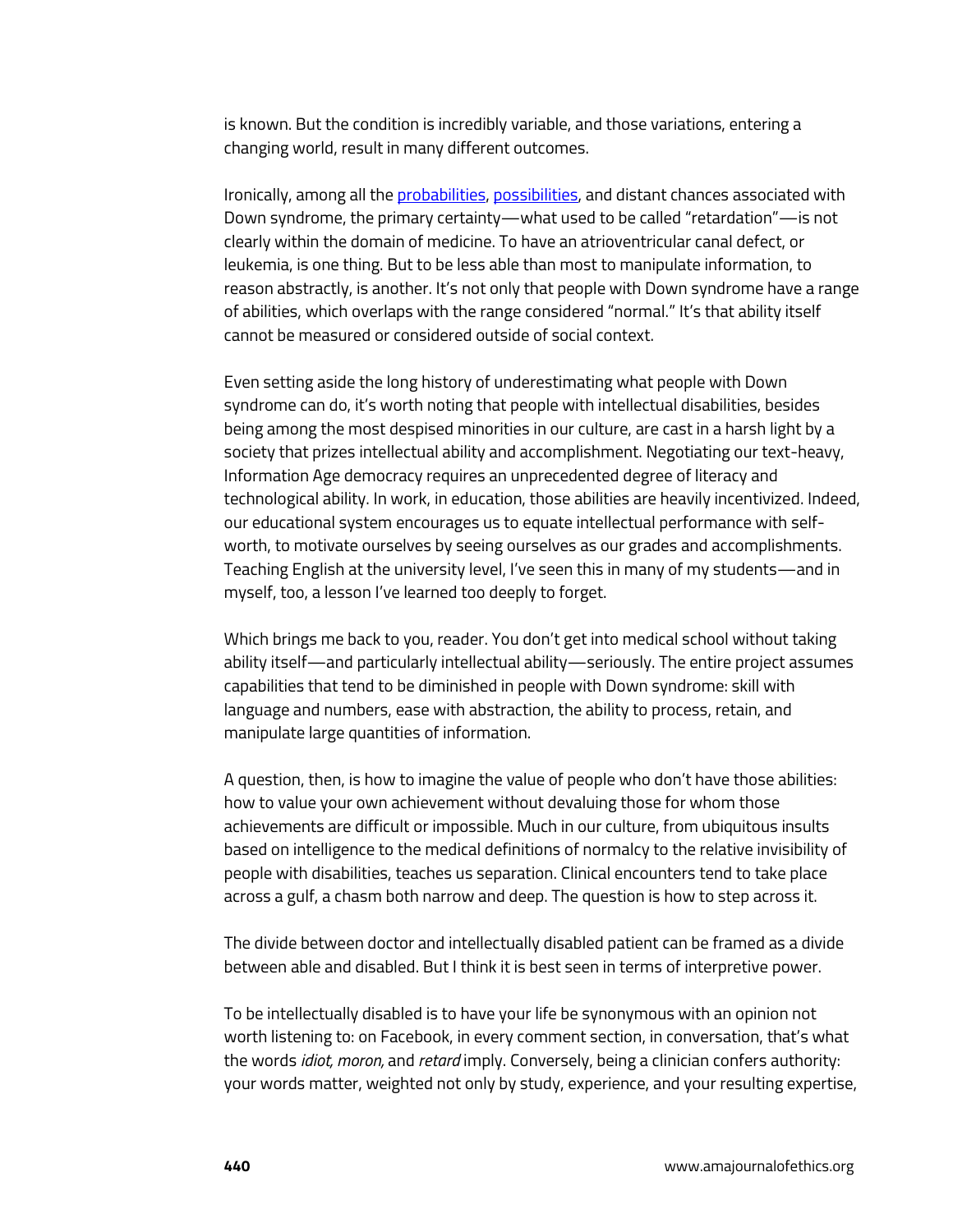is known. But the condition is incredibly variable, and those variations, entering a changing world, result in many different outcomes.

Ironically, among all the probabilities, possibilities, and distant chances associated with Down syndrome, the primary certainty—what used to be called "retardation"—is not clearly within the domain of medicine. To have an atrioventricular canal defect, or leukemia, is one thing. But to be less able than most to manipulate information, to reason abstractly, is another. It's not only that people with Down syndrome have a range of abilities, which overlaps with the range considered "normal." It's that ability itself cannot be measured or considered outside of social context.

Even setting aside the long history of underestimating what people with Down syndrome can do, it's worth noting that people with intellectual disabilities, besides being among the most despised minorities in our culture, are cast in a harsh light by a society that prizes intellectual ability and accomplishment. Negotiating our text-heavy, Information Age democracy requires an unprecedented degree of literacy and technological ability. In work, in education, those abilities are heavily incentivized. Indeed, our educational system encourages us to equate intellectual performance with self-worth, to motivate ourselves by seeing ourselves as our grades and accomplishments. Teaching English at the university level, I've seen this in many of my students—and in myself, too, a lesson I've learned too deeply to forget.

Which brings me back to you, reader. You don't get into medical school without taking ability itself—and particularly intellectual ability—seriously. The entire project assumes capabilities that tend to be diminished in people with Down syndrome: skill with language and numbers, ease with abstraction, the ability to process, retain, and manipulate large quantities of information.

A question, then, is how to imagine the value of people who don't have those abilities: how to value your own achievement without devaluing those for whom those achievements are difficult or impossible. Much in our culture, from ubiquitous insults based on intelligence to the medical definitions of normalcy to the relative invisibility of people with disabilities, teaches us separation. Clinical encounters tend to take place across a gulf, a chasm both narrow and deep. The question is how to step across it.

The divide between doctor and intellectually disabled patient can be framed as a divide between able and disabled. But I think it is best seen in terms of interpretive power.

To be intellectually disabled is to have your life be synonymous with an opinion not worth listening to: on Facebook, in every comment section, in conversation, that's what the words *idiot, moron,* and *retard* imply. Conversely, being a clinician confers authority: your words matter, weighted not only by study, experience, and your resulting expertise,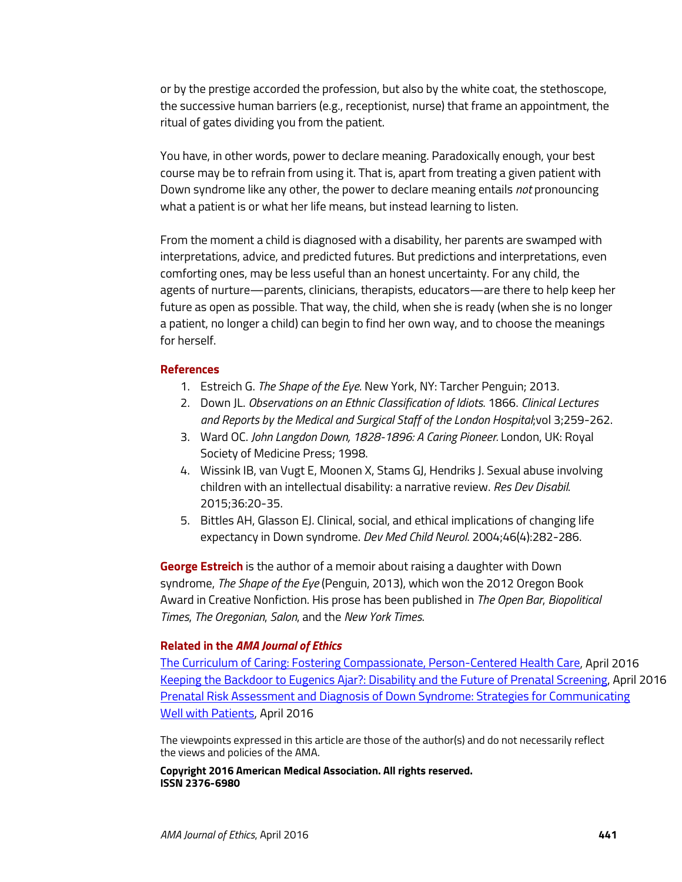or by the prestige accorded the profession, but also by the white coat, the stethoscope, the successive human barriers (e.g., receptionist, nurse) that frame an appointment, the ritual of gates dividing you from the patient.

You have, in other words, power to declare meaning. Paradoxically enough, your best course may be to refrain from using it. That is, apart from treating a given patient with Down syndrome like any other, the power to declare meaning entails *not* pronouncing what a patient is or what her life means, but instead learning to listen.

From the moment a child is diagnosed with a disability, her parents are swamped with interpretations, advice, and predicted futures. But predictions and interpretations, even comforting ones, may be less useful than an honest uncertainty. For any child, the agents of nurture—parents, clinicians, therapists, educators—are there to help keep her future as open as possible. That way, the child, when she is ready (when she is no longer a patient, no longer a child) can begin to find her own way, and to choose the meanings for herself.

### References

1. Estreich G. *The Shape of the Eye*. New York, NY: Tarcher Penguin; 2013.
2. Down JL. *Observations on an Ethnic Classification of Idiots*. 1866. *Clinical Lectures and Reports by the Medical and Surgical Staff of the London Hospital*;vol 3;259-262.
3. Ward OC. *John Langdon Down, 1828-1896: A Caring Pioneer.* London, UK: Royal Society of Medicine Press; 1998.
4. Wissink IB, van Vugt E, Moonen X, Stams GJ, Hendriks J. Sexual abuse involving children with an intellectual disability: a narrative review. *Res Dev Disabil*. 2015;36:20-35.
5. Bittles AH, Glasson EJ. Clinical, social, and ethical implications of changing life expectancy in Down syndrome. *Dev Med Child Neurol*. 2004;46(4):282-286.

**George Estreich** is the author of a memoir about raising a daughter with Down syndrome, *The Shape of the Eye* (Penguin, 2013), which won the 2012 Oregon Book Award in Creative Nonfiction. His prose has been published in *The Open Bar*, *Biopolitical Times*, *The Oregonian*, *Salon*, and the *New York Times*.

### Related in the *AMA Journal of Ethics*

The Curriculum of Caring: Fostering Compassionate, Person-Centered Health Care, April 2016

Keeping the Backdoor to Eugenics Ajar?: Disability and the Future of Prenatal Screening, April 2016

Prenatal Risk Assessment and Diagnosis of Down Syndrome: Strategies for Communicating Well with Patients, April 2016

The viewpoints expressed in this article are those of the author(s) and do not necessarily reflect the views and policies of the AMA.

**Copyright 2016 American Medical Association. All rights reserved.**
**ISSN 2376-6980**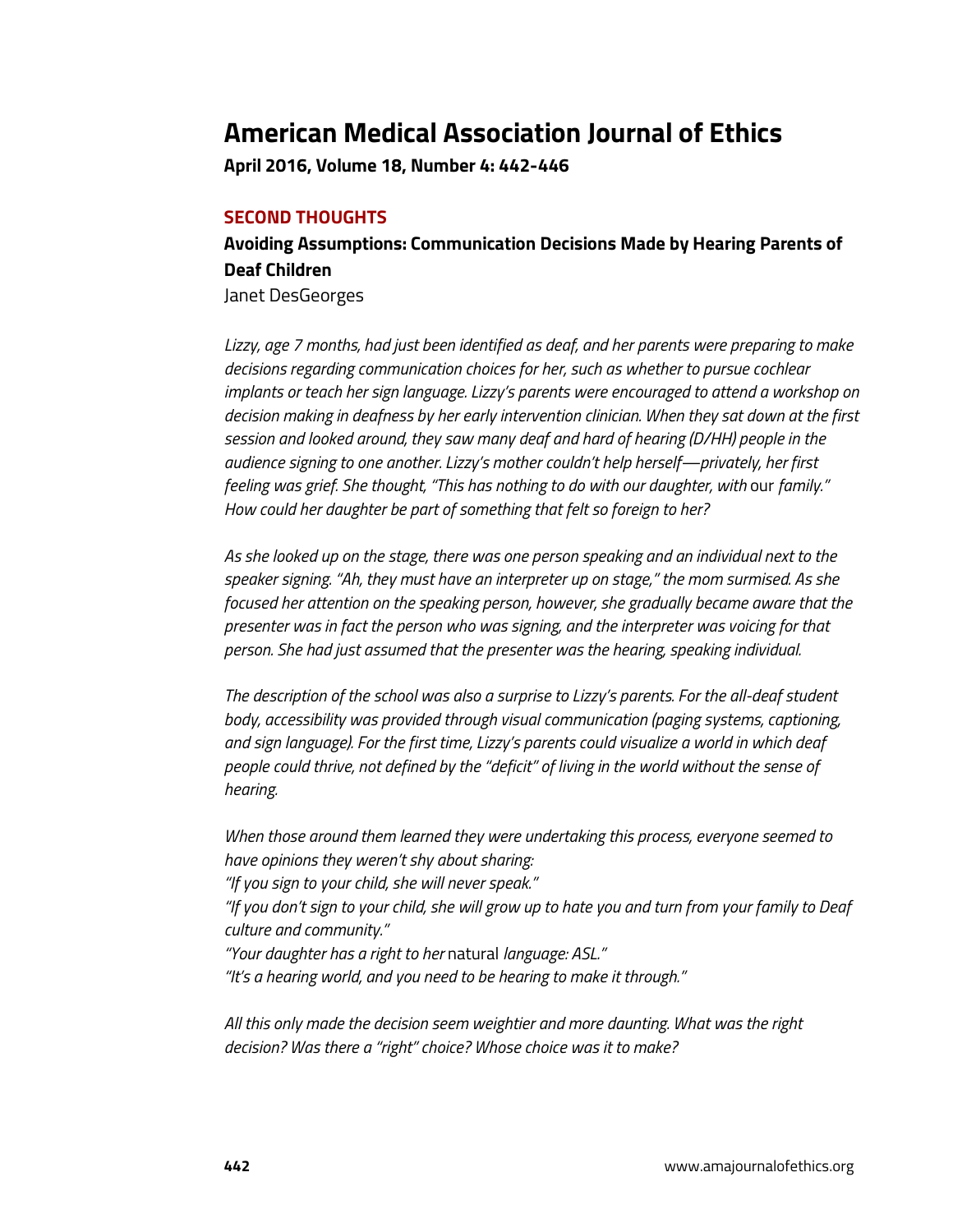# American Medical Association Journal of Ethics

**April 2016, Volume 18, Number 4: 442-446**

## SECOND THOUGHTS

### Avoiding Assumptions: Communication Decisions Made by Hearing Parents of Deaf Children

Janet DesGeorges

*Lizzy, age 7 months, had just been identified as deaf, and her parents were preparing to make decisions regarding communication choices for her, such as whether to pursue cochlear implants or teach her sign language. Lizzy's parents were encouraged to attend a workshop on decision making in deafness by her early intervention clinician. When they sat down at the first session and looked around, they saw many deaf and hard of hearing (D/HH) people in the audience signing to one another. Lizzy's mother couldn't help herself—privately, her first feeling was grief. She thought, "This has nothing to do with our daughter, with* our *family." How could her daughter be part of something that felt so foreign to her?*

*As she looked up on the stage, there was one person speaking and an individual next to the speaker signing. "Ah, they must have an interpreter up on stage," the mom surmised. As she focused her attention on the speaking person, however, she gradually became aware that the presenter was in fact the person who was signing, and the interpreter was voicing for that person. She had just assumed that the presenter was the hearing, speaking individual.*

*The description of the school was also a surprise to Lizzy's parents. For the all-deaf student body, accessibility was provided through visual communication (paging systems, captioning, and sign language). For the first time, Lizzy's parents could visualize a world in which deaf people could thrive, not defined by the "deficit" of living in the world without the sense of hearing.*

*When those around them learned they were undertaking this process, everyone seemed to have opinions they weren't shy about sharing:*
*"If you sign to your child, she will never speak."*
*"If you don't sign to your child, she will grow up to hate you and turn from your family to Deaf culture and community."*
*"Your daughter has a right to her* natural *language: ASL."*
*"It's a hearing world, and you need to be hearing to make it through."*

*All this only made the decision seem weightier and more daunting. What was the right decision? Was there a "right" choice? Whose choice was it to make?*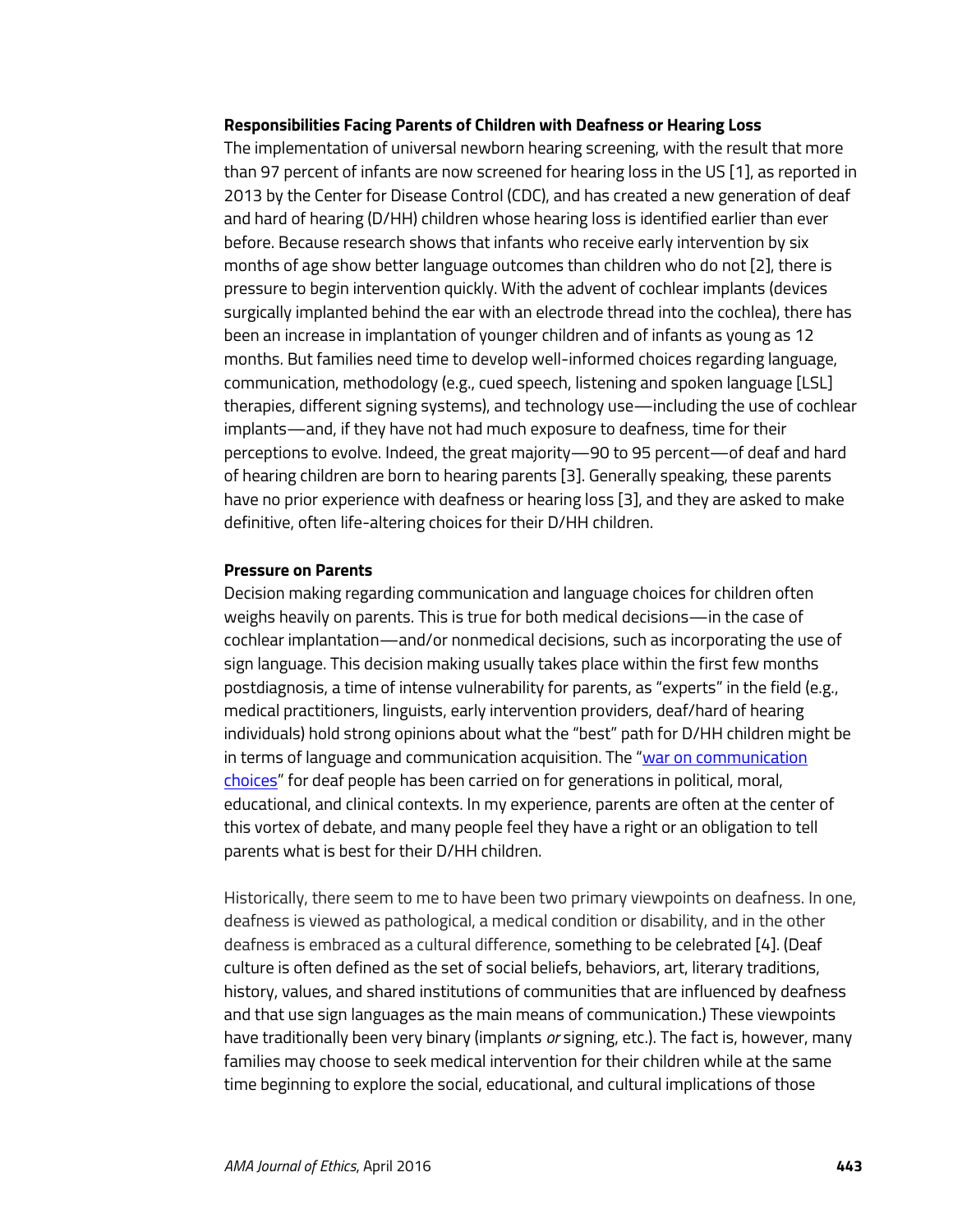**Responsibilities Facing Parents of Children with Deafness or Hearing Loss**

The implementation of universal newborn hearing screening, with the result that more than 97 percent of infants are now screened for hearing loss in the US [1], as reported in 2013 by the Center for Disease Control (CDC), and has created a new generation of deaf and hard of hearing (D/HH) children whose hearing loss is identified earlier than ever before. Because research shows that infants who receive early intervention by six months of age show better language outcomes than children who do not [2], there is pressure to begin intervention quickly. With the advent of cochlear implants (devices surgically implanted behind the ear with an electrode thread into the cochlea), there has been an increase in implantation of younger children and of infants as young as 12 months. But families need time to develop well-informed choices regarding language, communication, methodology (e.g., cued speech, listening and spoken language [LSL] therapies, different signing systems), and technology use—including the use of cochlear implants—and, if they have not had much exposure to deafness, time for their perceptions to evolve. Indeed, the great majority—90 to 95 percent—of deaf and hard of hearing children are born to hearing parents [3]. Generally speaking, these parents have no prior experience with deafness or hearing loss [3], and they are asked to make definitive, often life-altering choices for their D/HH children.

**Pressure on Parents**

Decision making regarding communication and language choices for children often weighs heavily on parents. This is true for both medical decisions—in the case of cochlear implantation—and/or nonmedical decisions, such as incorporating the use of sign language. This decision making usually takes place within the first few months postdiagnosis, a time of intense vulnerability for parents, as "experts" in the field (e.g., medical practitioners, linguists, early intervention providers, deaf/hard of hearing individuals) hold strong opinions about what the "best" path for D/HH children might be in terms of language and communication acquisition. The "war on communication choices" for deaf people has been carried on for generations in political, moral, educational, and clinical contexts. In my experience, parents are often at the center of this vortex of debate, and many people feel they have a right or an obligation to tell parents what is best for their D/HH children.

Historically, there seem to me to have been two primary viewpoints on deafness. In one, deafness is viewed as pathological, a medical condition or disability, and in the other deafness is embraced as a cultural difference, something to be celebrated [4]. (Deaf culture is often defined as the set of social beliefs, behaviors, art, literary traditions, history, values, and shared institutions of communities that are influenced by deafness and that use sign languages as the main means of communication.) These viewpoints have traditionally been very binary (implants *or* signing, etc.). The fact is, however, many families may choose to seek medical intervention for their children while at the same time beginning to explore the social, educational, and cultural implications of those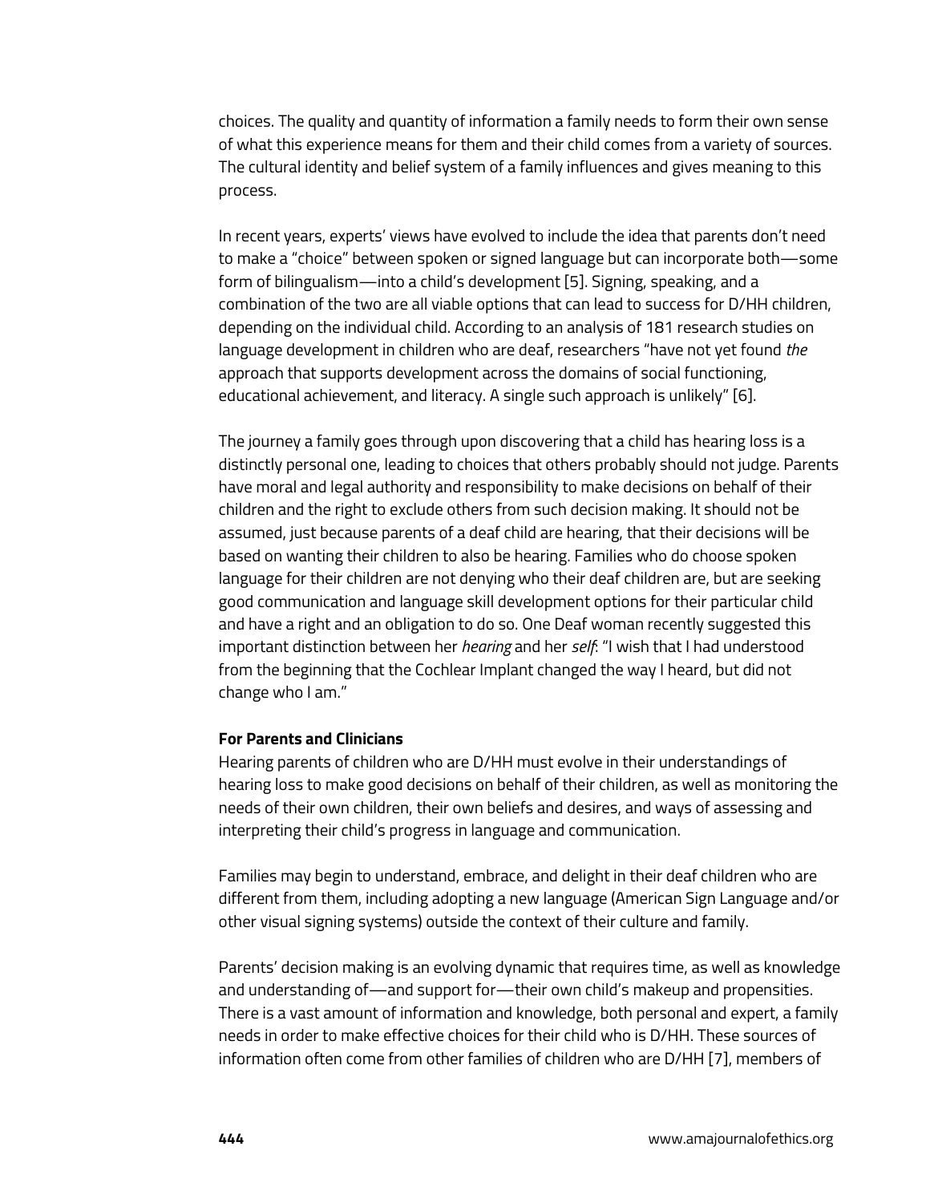choices. The quality and quantity of information a family needs to form their own sense of what this experience means for them and their child comes from a variety of sources. The cultural identity and belief system of a family influences and gives meaning to this process.

In recent years, experts' views have evolved to include the idea that parents don't need to make a "choice" between spoken or signed language but can incorporate both—some form of bilingualism—into a child's development [5]. Signing, speaking, and a combination of the two are all viable options that can lead to success for D/HH children, depending on the individual child. According to an analysis of 181 research studies on language development in children who are deaf, researchers "have not yet found *the* approach that supports development across the domains of social functioning, educational achievement, and literacy. A single such approach is unlikely" [6].

The journey a family goes through upon discovering that a child has hearing loss is a distinctly personal one, leading to choices that others probably should not judge. Parents have moral and legal authority and responsibility to make decisions on behalf of their children and the right to exclude others from such decision making. It should not be assumed, just because parents of a deaf child are hearing, that their decisions will be based on wanting their children to also be hearing. Families who do choose spoken language for their children are not denying who their deaf children are, but are seeking good communication and language skill development options for their particular child and have a right and an obligation to do so. One Deaf woman recently suggested this important distinction between her *hearing* and her *self*: "I wish that I had understood from the beginning that the Cochlear Implant changed the way I heard, but did not change who I am."

**For Parents and Clinicians**

Hearing parents of children who are D/HH must evolve in their understandings of hearing loss to make good decisions on behalf of their children, as well as monitoring the needs of their own children, their own beliefs and desires, and ways of assessing and interpreting their child's progress in language and communication.

Families may begin to understand, embrace, and delight in their deaf children who are different from them, including adopting a new language (American Sign Language and/or other visual signing systems) outside the context of their culture and family.

Parents' decision making is an evolving dynamic that requires time, as well as knowledge and understanding of—and support for—their own child's makeup and propensities. There is a vast amount of information and knowledge, both personal and expert, a family needs in order to make effective choices for their child who is D/HH. These sources of information often come from other families of children who are D/HH [7], members of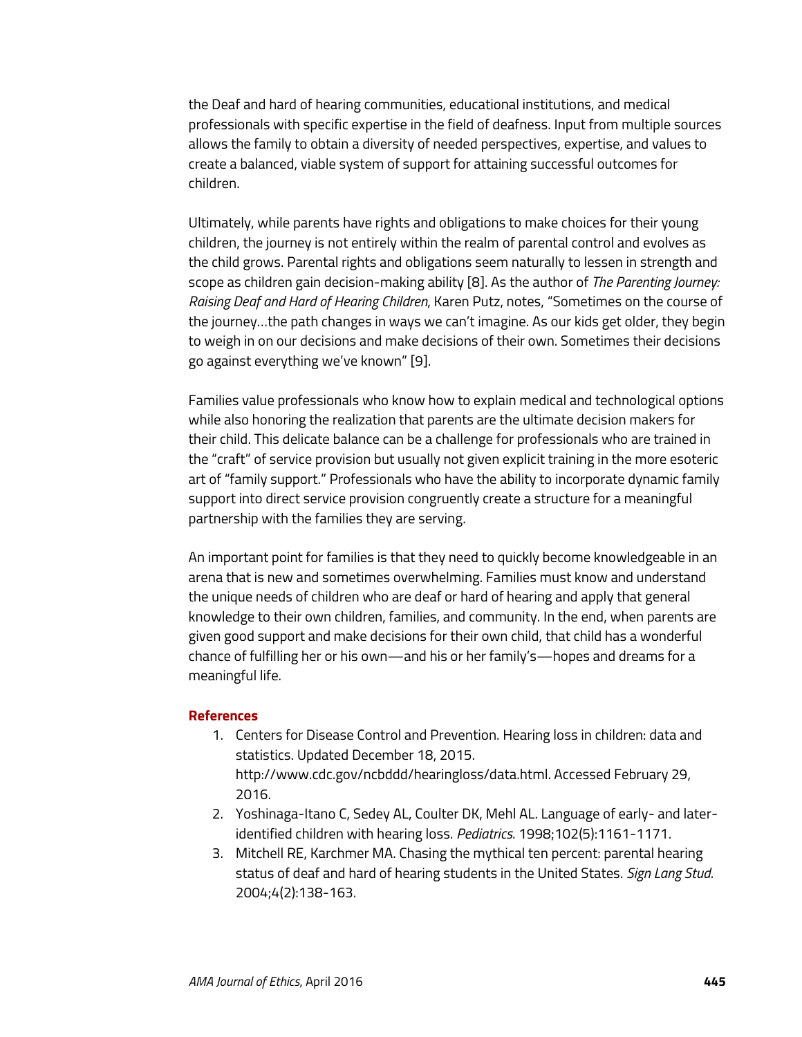the Deaf and hard of hearing communities, educational institutions, and medical professionals with specific expertise in the field of deafness. Input from multiple sources allows the family to obtain a diversity of needed perspectives, expertise, and values to create a balanced, viable system of support for attaining successful outcomes for children.

Ultimately, while parents have rights and obligations to make choices for their young children, the journey is not entirely within the realm of parental control and evolves as the child grows. Parental rights and obligations seem naturally to lessen in strength and scope as children gain decision-making ability [8]. As the author of *The Parenting Journey: Raising Deaf and Hard of Hearing Children*, Karen Putz, notes, "Sometimes on the course of the journey…the path changes in ways we can't imagine. As our kids get older, they begin to weigh in on our decisions and make decisions of their own. Sometimes their decisions go against everything we've known" [9].

Families value professionals who know how to explain medical and technological options while also honoring the realization that parents are the ultimate decision makers for their child. This delicate balance can be a challenge for professionals who are trained in the "craft" of service provision but usually not given explicit training in the more esoteric art of "family support." Professionals who have the ability to incorporate dynamic family support into direct service provision congruently create a structure for a meaningful partnership with the families they are serving.

An important point for families is that they need to quickly become knowledgeable in an arena that is new and sometimes overwhelming. Families must know and understand the unique needs of children who are deaf or hard of hearing and apply that general knowledge to their own children, families, and community. In the end, when parents are given good support and make decisions for their own child, that child has a wonderful chance of fulfilling her or his own—and his or her family's—hopes and dreams for a meaningful life.

## References

1. Centers for Disease Control and Prevention. Hearing loss in children: data and statistics. Updated December 18, 2015. http://www.cdc.gov/ncbddd/hearingloss/data.html. Accessed February 29, 2016.
2. Yoshinaga-Itano C, Sedey AL, Coulter DK, Mehl AL. Language of early- and later-identified children with hearing loss. *Pediatrics*. 1998;102(5):1161-1171.
3. Mitchell RE, Karchmer MA. Chasing the mythical ten percent: parental hearing status of deaf and hard of hearing students in the United States. *Sign Lang Stud*. 2004;4(2):138-163.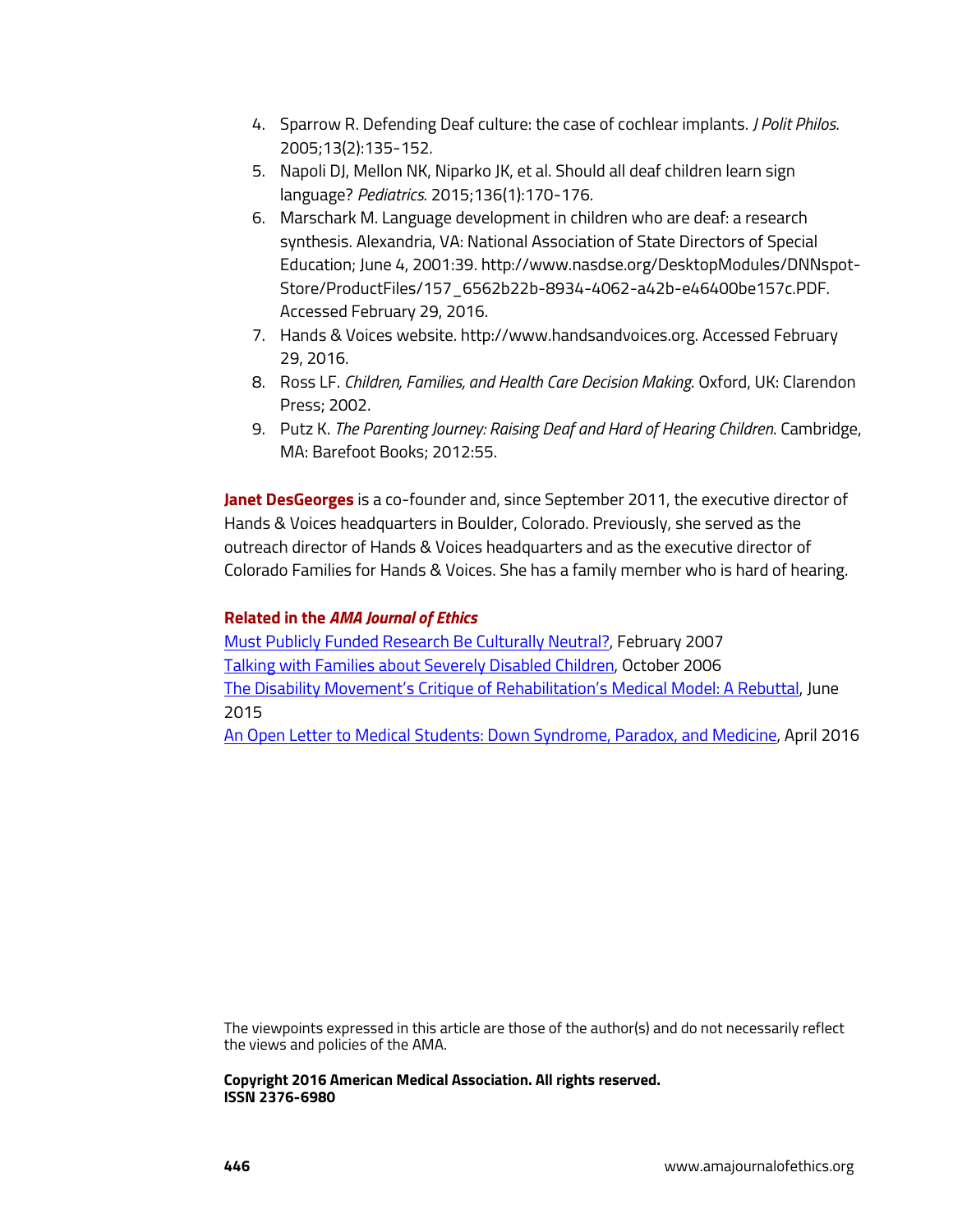4. Sparrow R. Defending Deaf culture: the case of cochlear implants. *J Polit Philos*. 2005;13(2):135-152.
5. Napoli DJ, Mellon NK, Niparko JK, et al. Should all deaf children learn sign language? *Pediatrics*. 2015;136(1):170-176.
6. Marschark M. Language development in children who are deaf: a research synthesis. Alexandria, VA: National Association of State Directors of Special Education; June 4, 2001:39. http://www.nasdse.org/DesktopModules/DNNspot-Store/ProductFiles/157_6562b22b-8934-4062-a42b-e46400be157c.PDF. Accessed February 29, 2016.
7. Hands & Voices website. http://www.handsandvoices.org. Accessed February 29, 2016.
8. Ross LF. *Children, Families, and Health Care Decision Making*. Oxford, UK: Clarendon Press; 2002.
9. Putz K. *The Parenting Journey: Raising Deaf and Hard of Hearing Children*. Cambridge, MA: Barefoot Books; 2012:55.

**Janet DesGeorges** is a co-founder and, since September 2011, the executive director of Hands & Voices headquarters in Boulder, Colorado. Previously, she served as the outreach director of Hands & Voices headquarters and as the executive director of Colorado Families for Hands & Voices. She has a family member who is hard of hearing.

### Related in the *AMA Journal of Ethics*

Must Publicly Funded Research Be Culturally Neutral?, February 2007
Talking with Families about Severely Disabled Children, October 2006
The Disability Movement's Critique of Rehabilitation's Medical Model: A Rebuttal, June 2015
An Open Letter to Medical Students: Down Syndrome, Paradox, and Medicine, April 2016

The viewpoints expressed in this article are those of the author(s) and do not necessarily reflect the views and policies of the AMA.

**Copyright 2016 American Medical Association. All rights reserved.**
**ISSN 2376-6980**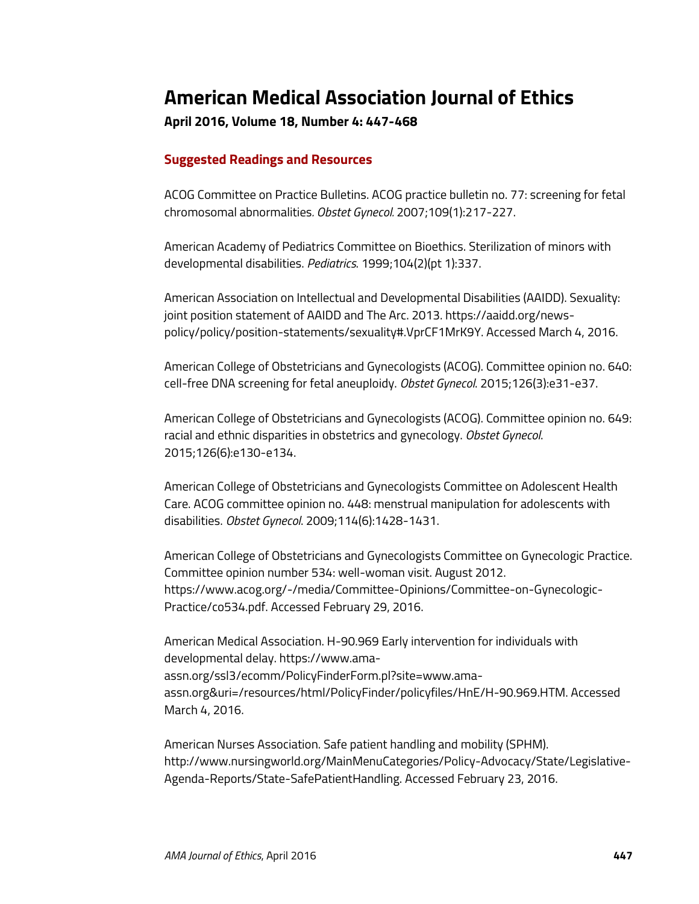# American Medical Association Journal of Ethics

**April 2016, Volume 18, Number 4: 447-468**

## Suggested Readings and Resources

ACOG Committee on Practice Bulletins. ACOG practice bulletin no. 77: screening for fetal chromosomal abnormalities. *Obstet Gynecol.* 2007;109(1):217-227.

American Academy of Pediatrics Committee on Bioethics. Sterilization of minors with developmental disabilities. *Pediatrics*. 1999;104(2)(pt 1):337.

American Association on Intellectual and Developmental Disabilities (AAIDD). Sexuality: joint position statement of AAIDD and The Arc. 2013. https://aaidd.org/news-policy/policy/position-statements/sexuality#.VprCF1MrK9Y. Accessed March 4, 2016.

American College of Obstetricians and Gynecologists (ACOG). Committee opinion no. 640: cell-free DNA screening for fetal aneuploidy. *Obstet Gynecol.* 2015;126(3):e31-e37.

American College of Obstetricians and Gynecologists (ACOG). Committee opinion no. 649: racial and ethnic disparities in obstetrics and gynecology. *Obstet Gynecol*. 2015;126(6):e130-e134.

American College of Obstetricians and Gynecologists Committee on Adolescent Health Care. ACOG committee opinion no. 448: menstrual manipulation for adolescents with disabilities. *Obstet Gynecol*. 2009;114(6):1428-1431.

American College of Obstetricians and Gynecologists Committee on Gynecologic Practice. Committee opinion number 534: well-woman visit. August 2012. https://www.acog.org/-/media/Committee-Opinions/Committee-on-Gynecologic-Practice/co534.pdf. Accessed February 29, 2016.

American Medical Association. H-90.969 Early intervention for individuals with developmental delay. https://www.ama-assn.org/ssl3/ecomm/PolicyFinderForm.pl?site=www.ama-assn.org&uri=/resources/html/PolicyFinder/policyfiles/HnE/H-90.969.HTM. Accessed March 4, 2016.

American Nurses Association. Safe patient handling and mobility (SPHM). http://www.nursingworld.org/MainMenuCategories/Policy-Advocacy/State/Legislative-Agenda-Reports/State-SafePatientHandling. Accessed February 23, 2016.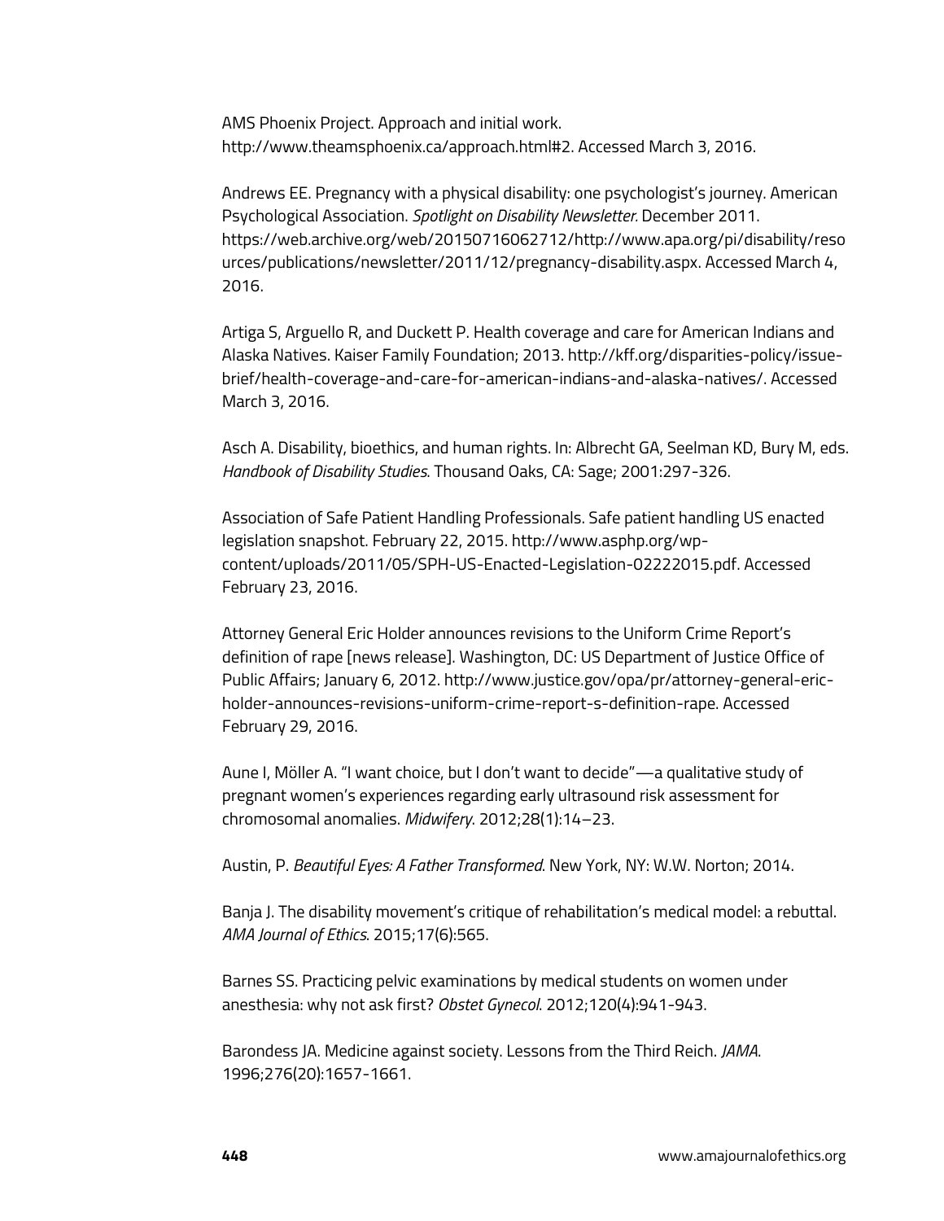AMS Phoenix Project. Approach and initial work. http://www.theamsphoenix.ca/approach.html#2. Accessed March 3, 2016.

Andrews EE. Pregnancy with a physical disability: one psychologist's journey. American Psychological Association. *Spotlight on Disability Newsletter.* December 2011. https://web.archive.org/web/20150716062712/http://www.apa.org/pi/disability/resources/publications/newsletter/2011/12/pregnancy-disability.aspx. Accessed March 4, 2016.

Artiga S, Arguello R, and Duckett P. Health coverage and care for American Indians and Alaska Natives. Kaiser Family Foundation; 2013. http://kff.org/disparities-policy/issue-brief/health-coverage-and-care-for-american-indians-and-alaska-natives/. Accessed March 3, 2016.

Asch A. Disability, bioethics, and human rights. In: Albrecht GA, Seelman KD, Bury M, eds. *Handbook of Disability Studies*. Thousand Oaks, CA: Sage; 2001:297-326.

Association of Safe Patient Handling Professionals. Safe patient handling US enacted legislation snapshot. February 22, 2015. http://www.asphp.org/wp-content/uploads/2011/05/SPH-US-Enacted-Legislation-02222015.pdf. Accessed February 23, 2016.

Attorney General Eric Holder announces revisions to the Uniform Crime Report's definition of rape [news release]. Washington, DC: US Department of Justice Office of Public Affairs; January 6, 2012. http://www.justice.gov/opa/pr/attorney-general-eric-holder-announces-revisions-uniform-crime-report-s-definition-rape. Accessed February 29, 2016.

Aune I, Möller A. "I want choice, but I don't want to decide"—a qualitative study of pregnant women's experiences regarding early ultrasound risk assessment for chromosomal anomalies. *Midwifery*. 2012;28(1):14–23.

Austin, P. *Beautiful Eyes: A Father Transformed*. New York, NY: W.W. Norton; 2014.

Banja J. The disability movement's critique of rehabilitation's medical model: a rebuttal. *AMA Journal of Ethics*. 2015;17(6):565.

Barnes SS. Practicing pelvic examinations by medical students on women under anesthesia: why not ask first? *Obstet Gynecol*. 2012;120(4):941-943.

Barondess JA. Medicine against society. Lessons from the Third Reich. *JAMA*. 1996;276(20):1657-1661.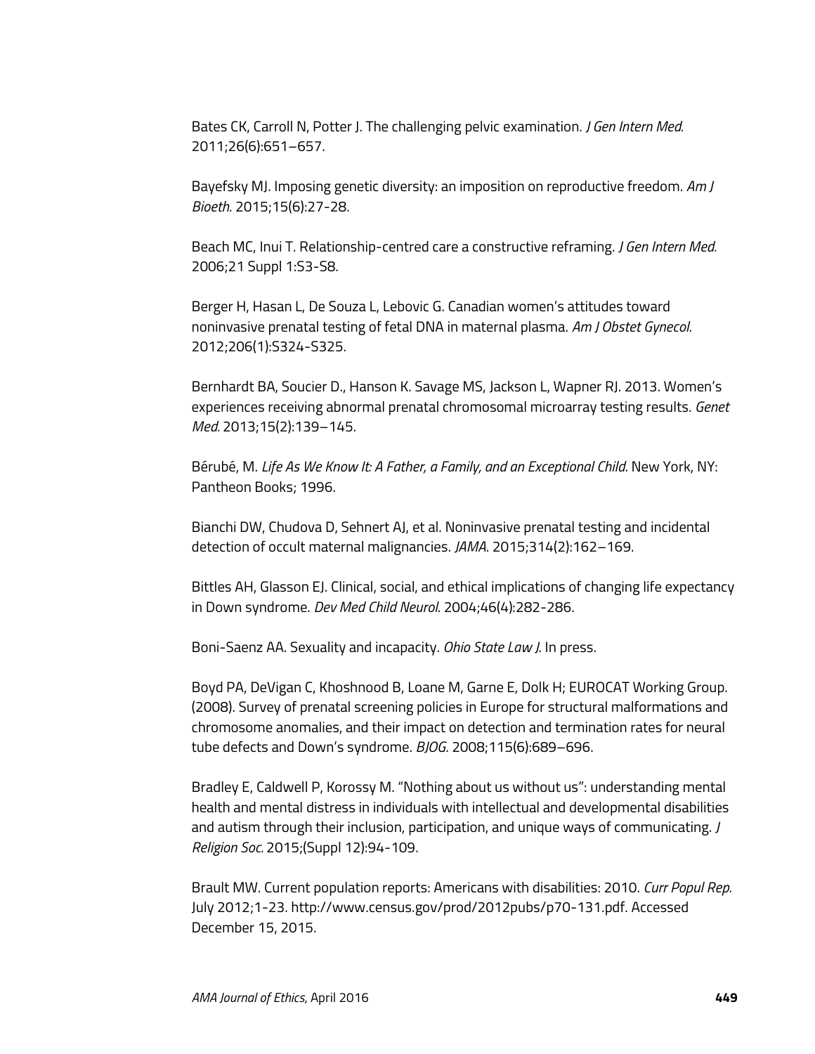Bates CK, Carroll N, Potter J. The challenging pelvic examination. *J Gen Intern Med.* 2011;26(6):651–657.

Bayefsky MJ. Imposing genetic diversity: an imposition on reproductive freedom. *Am J Bioeth*. 2015;15(6):27-28.

Beach MC, Inui T. Relationship-centred care a constructive reframing. *J Gen Intern Med.* 2006;21 Suppl 1:S3-S8.

Berger H, Hasan L, De Souza L, Lebovic G. Canadian women's attitudes toward noninvasive prenatal testing of fetal DNA in maternal plasma. *Am J Obstet Gynecol*. 2012;206(1):S324-S325.

Bernhardt BA, Soucier D., Hanson K. Savage MS, Jackson L, Wapner RJ. 2013. Women's experiences receiving abnormal prenatal chromosomal microarray testing results. *Genet Med.* 2013;15(2):139–145.

Bérubé, M. *Life As We Know It: A Father, a Family, and an Exceptional Child*. New York, NY: Pantheon Books; 1996.

Bianchi DW, Chudova D, Sehnert AJ, et al. Noninvasive prenatal testing and incidental detection of occult maternal malignancies. *JAMA*. 2015;314(2):162–169.

Bittles AH, Glasson EJ. Clinical, social, and ethical implications of changing life expectancy in Down syndrome. *Dev Med Child Neurol*. 2004;46(4):282-286.

Boni-Saenz AA. Sexuality and incapacity. *Ohio State Law J*. In press.

Boyd PA, DeVigan C, Khoshnood B, Loane M, Garne E, Dolk H; EUROCAT Working Group. (2008). Survey of prenatal screening policies in Europe for structural malformations and chromosome anomalies, and their impact on detection and termination rates for neural tube defects and Down's syndrome. *BJOG*. 2008;115(6):689–696.

Bradley E, Caldwell P, Korossy M. "Nothing about us without us": understanding mental health and mental distress in individuals with intellectual and developmental disabilities and autism through their inclusion, participation, and unique ways of communicating. *J Religion Soc.* 2015;(Suppl 12):94-109.

Brault MW. Current population reports: Americans with disabilities: 2010. *Curr Popul Rep*. July 2012;1-23. http://www.census.gov/prod/2012pubs/p70-131.pdf. Accessed December 15, 2015.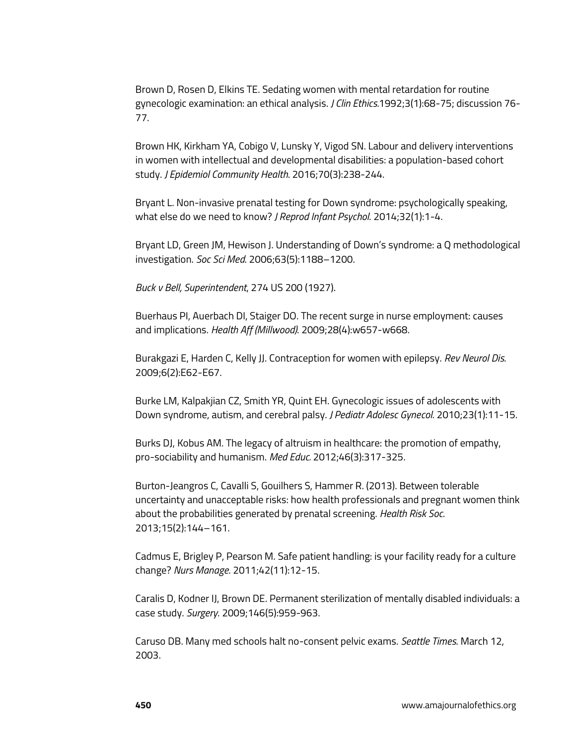Brown D, Rosen D, Elkins TE. Sedating women with mental retardation for routine gynecologic examination: an ethical analysis. *J Clin Ethics.*1992;3(1):68-75; discussion 76-77.

Brown HK, Kirkham YA, Cobigo V, Lunsky Y, Vigod SN. Labour and delivery interventions in women with intellectual and developmental disabilities: a population-based cohort study. *J Epidemiol Community Health*. 2016;70(3):238-244.

Bryant L. Non-invasive prenatal testing for Down syndrome: psychologically speaking, what else do we need to know? *J Reprod Infant Psychol*. 2014;32(1):1-4.

Bryant LD, Green JM, Hewison J. Understanding of Down's syndrome: a Q methodological investigation. *Soc Sci Med*. 2006;63(5):1188–1200.

*Buck v Bell, Superintendent*, 274 US 200 (1927).

Buerhaus PI, Auerbach DI, Staiger DO. The recent surge in nurse employment: causes and implications. *Health Aff (Millwood)*. 2009;28(4):w657-w668.

Burakgazi E, Harden C, Kelly JJ. Contraception for women with epilepsy. *Rev Neurol Dis*. 2009;6(2):E62-E67.

Burke LM, Kalpakjian CZ, Smith YR, Quint EH. Gynecologic issues of adolescents with Down syndrome, autism, and cerebral palsy. *J Pediatr Adolesc Gynecol*. 2010;23(1):11-15.

Burks DJ, Kobus AM. The legacy of altruism in healthcare: the promotion of empathy, pro-sociability and humanism. *Med Educ.* 2012;46(3):317-325.

Burton-Jeangros C, Cavalli S, Gouilhers S, Hammer R. (2013). Between tolerable uncertainty and unacceptable risks: how health professionals and pregnant women think about the probabilities generated by prenatal screening. *Health Risk Soc*. 2013;15(2):144–161.

Cadmus E, Brigley P, Pearson M. Safe patient handling: is your facility ready for a culture change? *Nurs Manage*. 2011;42(11):12-15.

Caralis D, Kodner IJ, Brown DE. Permanent sterilization of mentally disabled individuals: a case study. *Surgery*. 2009;146(5):959-963.

Caruso DB. Many med schools halt no-consent pelvic exams. *Seattle Times*. March 12, 2003.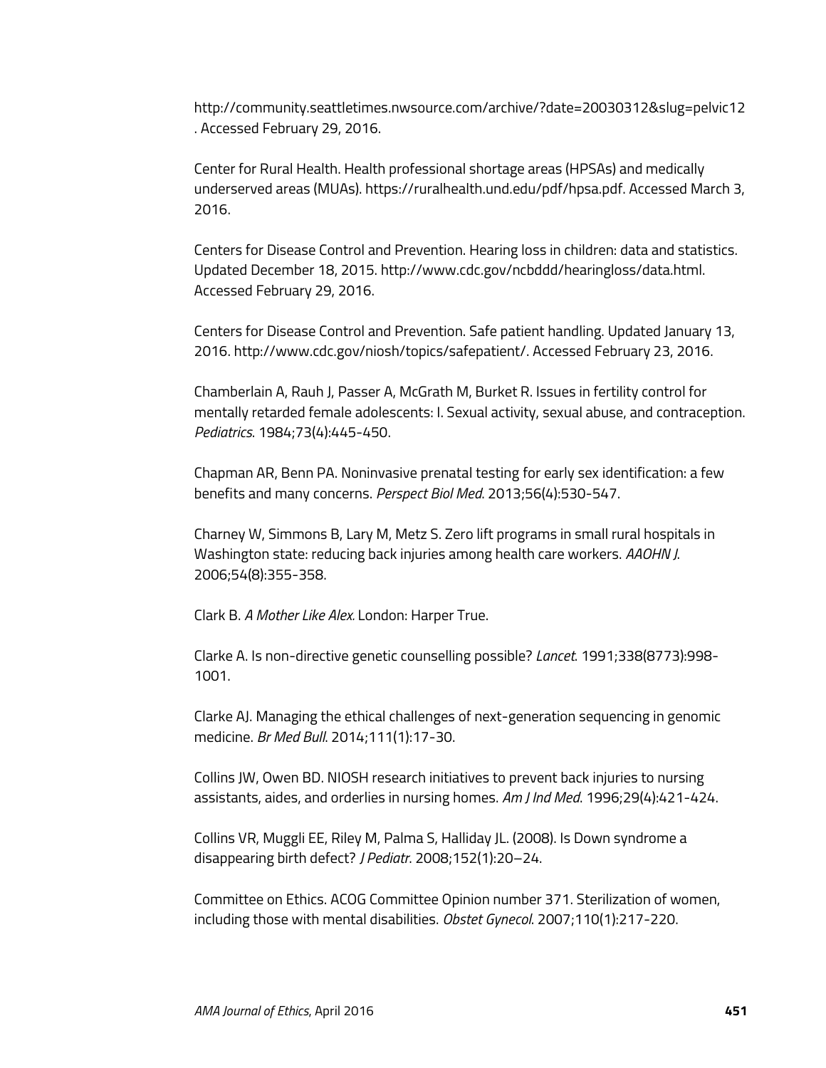http://community.seattletimes.nwsource.com/archive/?date=20030312&slug=pelvic12. Accessed February 29, 2016.

Center for Rural Health. Health professional shortage areas (HPSAs) and medically underserved areas (MUAs). https://ruralhealth.und.edu/pdf/hpsa.pdf. Accessed March 3, 2016.

Centers for Disease Control and Prevention. Hearing loss in children: data and statistics. Updated December 18, 2015. http://www.cdc.gov/ncbddd/hearingloss/data.html. Accessed February 29, 2016.

Centers for Disease Control and Prevention. Safe patient handling. Updated January 13, 2016. http://www.cdc.gov/niosh/topics/safepatient/. Accessed February 23, 2016.

Chamberlain A, Rauh J, Passer A, McGrath M, Burket R. Issues in fertility control for mentally retarded female adolescents: I. Sexual activity, sexual abuse, and contraception. *Pediatrics*. 1984;73(4):445-450.

Chapman AR, Benn PA. Noninvasive prenatal testing for early sex identification: a few benefits and many concerns. *Perspect Biol Med*. 2013;56(4):530-547.

Charney W, Simmons B, Lary M, Metz S. Zero lift programs in small rural hospitals in Washington state: reducing back injuries among health care workers. *AAOHN J*. 2006;54(8):355-358.

Clark B. *A Mother Like Alex*. London: Harper True.

Clarke A. Is non-directive genetic counselling possible? *Lancet*. 1991;338(8773):998-1001.

Clarke AJ. Managing the ethical challenges of next-generation sequencing in genomic medicine. *Br Med Bull*. 2014;111(1):17-30.

Collins JW, Owen BD. NIOSH research initiatives to prevent back injuries to nursing assistants, aides, and orderlies in nursing homes. *Am J Ind Med*. 1996;29(4):421-424.

Collins VR, Muggli EE, Riley M, Palma S, Halliday JL. (2008). Is Down syndrome a disappearing birth defect? *J Pediatr*. 2008;152(1):20–24.

Committee on Ethics. ACOG Committee Opinion number 371. Sterilization of women, including those with mental disabilities. *Obstet Gynecol*. 2007;110(1):217-220.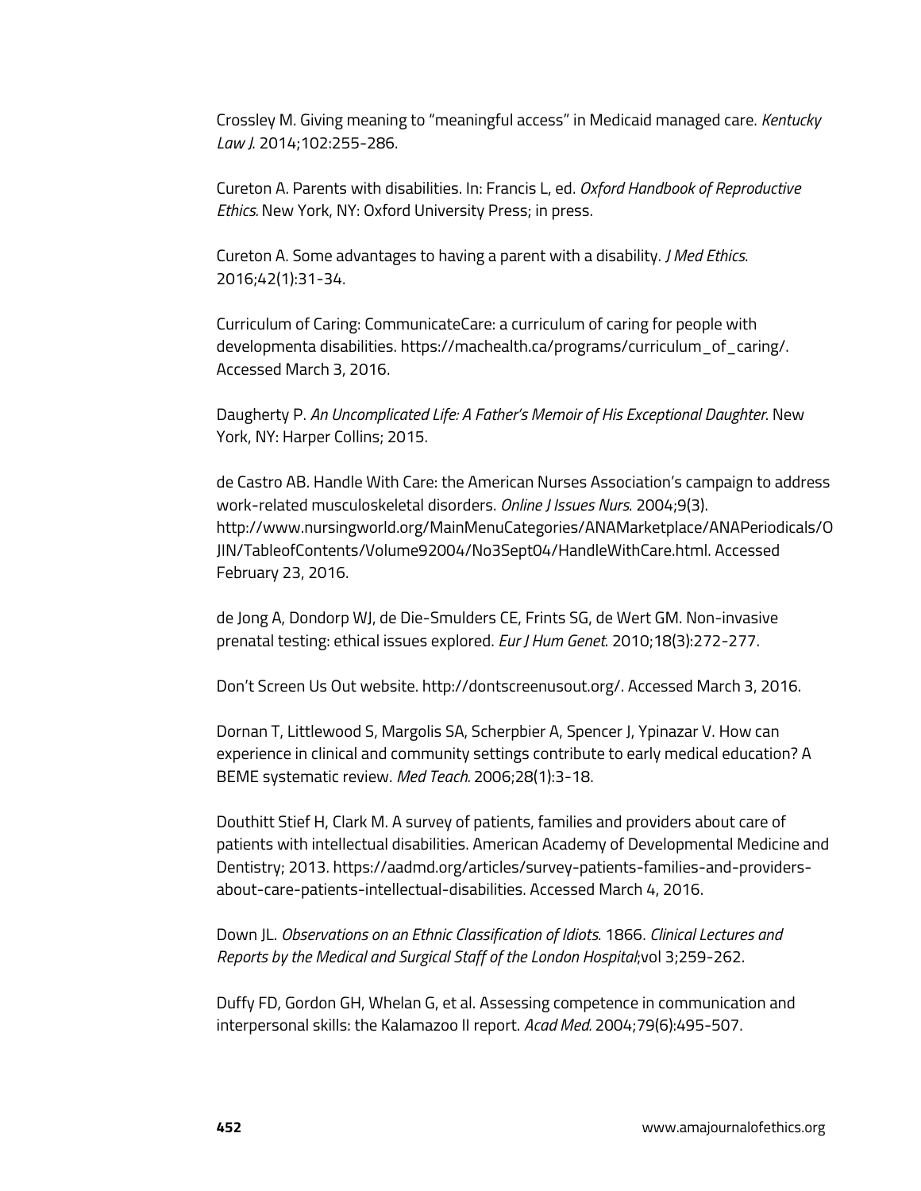Crossley M. Giving meaning to "meaningful access" in Medicaid managed care. *Kentucky Law J.* 2014;102:255-286.

Cureton A. Parents with disabilities. In: Francis L, ed. *Oxford Handbook of Reproductive Ethics.* New York, NY: Oxford University Press; in press.

Cureton A. Some advantages to having a parent with a disability. *J Med Ethics*. 2016;42(1):31-34.

Curriculum of Caring: CommunicateCare: a curriculum of caring for people with developmenta disabilities. https://machealth.ca/programs/curriculum_of_caring/. Accessed March 3, 2016.

Daugherty P. *An Uncomplicated Life: A Father's Memoir of His Exceptional Daughter*. New York, NY: Harper Collins; 2015.

de Castro AB. Handle With Care: the American Nurses Association's campaign to address work-related musculoskeletal disorders. *Online J Issues Nurs*. 2004;9(3). http://www.nursingworld.org/MainMenuCategories/ANAMarketplace/ANAPeriodicals/OJIN/TableofContents/Volume92004/No3Sept04/HandleWithCare.html. Accessed February 23, 2016.

de Jong A, Dondorp WJ, de Die-Smulders CE, Frints SG, de Wert GM. Non-invasive prenatal testing: ethical issues explored. *Eur J Hum Genet.* 2010;18(3):272-277.

Don't Screen Us Out website. http://dontscreenusout.org/. Accessed March 3, 2016.

Dornan T, Littlewood S, Margolis SA, Scherpbier A, Spencer J, Ypinazar V. How can experience in clinical and community settings contribute to early medical education? A BEME systematic review. *Med Teach.* 2006;28(1):3-18.

Douthitt Stief H, Clark M. A survey of patients, families and providers about care of patients with intellectual disabilities. American Academy of Developmental Medicine and Dentistry; 2013. https://aadmd.org/articles/survey-patients-families-and-providers-about-care-patients-intellectual-disabilities. Accessed March 4, 2016.

Down JL. *Observations on an Ethnic Classification of Idiots.* 1866. *Clinical Lectures and Reports by the Medical and Surgical Staff of the London Hospital*;vol 3;259-262.

Duffy FD, Gordon GH, Whelan G, et al. Assessing competence in communication and interpersonal skills: the Kalamazoo II report. *Acad Med.* 2004;79(6):495-507.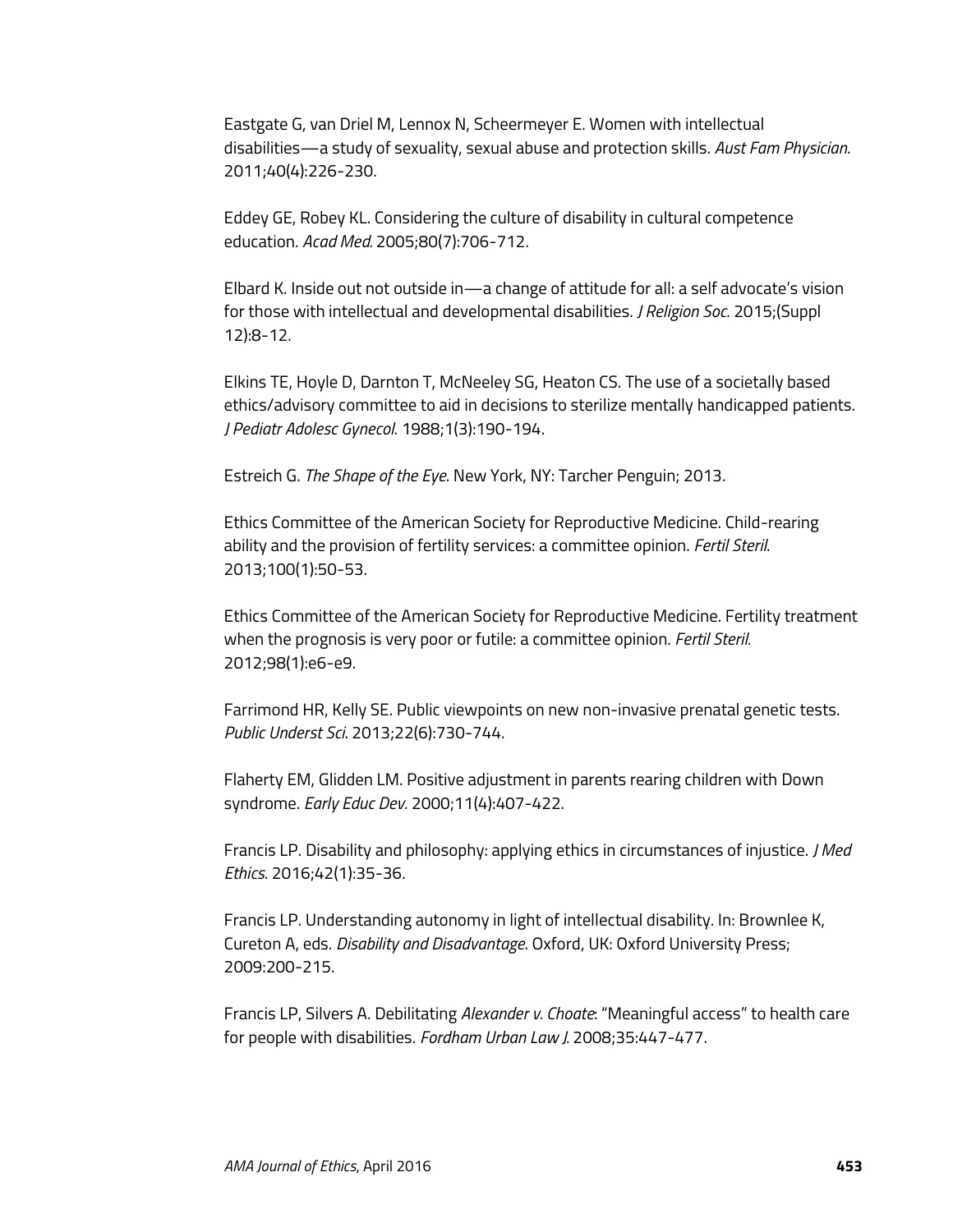Eastgate G, van Driel M, Lennox N, Scheermeyer E. Women with intellectual disabilities—a study of sexuality, sexual abuse and protection skills. *Aust Fam Physician*. 2011;40(4):226-230.

Eddey GE, Robey KL. Considering the culture of disability in cultural competence education. *Acad Med*. 2005;80(7):706-712.

Elbard K. Inside out not outside in—a change of attitude for all: a self advocate's vision for those with intellectual and developmental disabilities. *J Religion Soc*. 2015;(Suppl 12):8-12.

Elkins TE, Hoyle D, Darnton T, McNeeley SG, Heaton CS. The use of a societally based ethics/advisory committee to aid in decisions to sterilize mentally handicapped patients. *J Pediatr Adolesc Gynecol*. 1988;1(3):190-194.

Estreich G. *The Shape of the Eye*. New York, NY: Tarcher Penguin; 2013.

Ethics Committee of the American Society for Reproductive Medicine. Child-rearing ability and the provision of fertility services: a committee opinion. *Fertil Steril*. 2013;100(1):50-53.

Ethics Committee of the American Society for Reproductive Medicine. Fertility treatment when the prognosis is very poor or futile: a committee opinion. *Fertil Steril*. 2012;98(1):e6-e9.

Farrimond HR, Kelly SE. Public viewpoints on new non-invasive prenatal genetic tests. *Public Underst Sci*. 2013;22(6):730-744.

Flaherty EM, Glidden LM. Positive adjustment in parents rearing children with Down syndrome. *Early Educ Dev*. 2000;11(4):407-422.

Francis LP. Disability and philosophy: applying ethics in circumstances of injustice. *J Med Ethics*. 2016;42(1):35-36.

Francis LP. Understanding autonomy in light of intellectual disability. In: Brownlee K, Cureton A, eds. *Disability and Disadvantage*. Oxford, UK: Oxford University Press; 2009:200-215.

Francis LP, Silvers A. Debilitating *Alexander v. Choate*: "Meaningful access" to health care for people with disabilities. *Fordham Urban Law J*. 2008;35:447-477.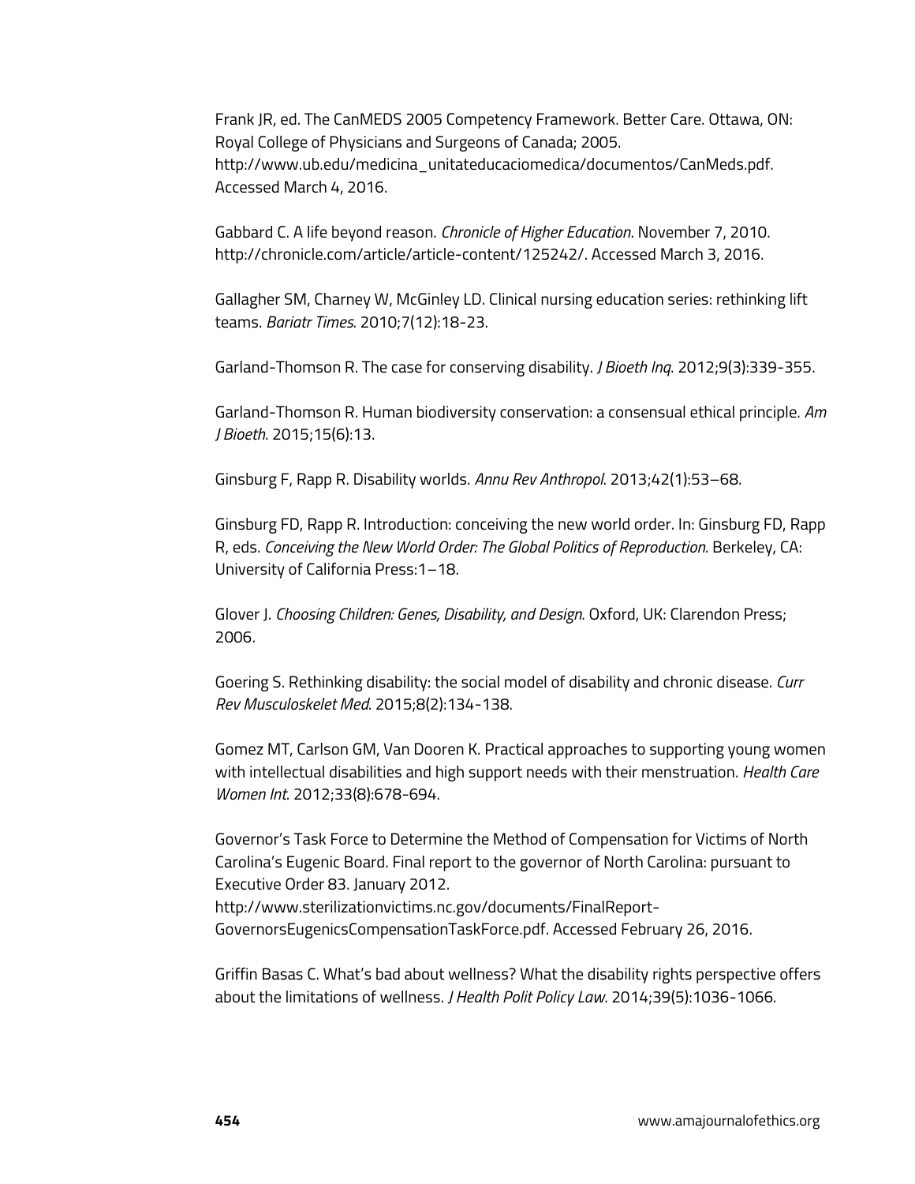Frank JR, ed. The CanMEDS 2005 Competency Framework. Better Care. Ottawa, ON: Royal College of Physicians and Surgeons of Canada; 2005. http://www.ub.edu/medicina_unitateducaciomedica/documentos/CanMeds.pdf. Accessed March 4, 2016.

Gabbard C. A life beyond reason. *Chronicle of Higher Education*. November 7, 2010. http://chronicle.com/article/article-content/125242/. Accessed March 3, 2016.

Gallagher SM, Charney W, McGinley LD. Clinical nursing education series: rethinking lift teams. *Bariatr Times*. 2010;7(12):18-23.

Garland-Thomson R. The case for conserving disability. *J Bioeth Inq*. 2012;9(3):339-355.

Garland-Thomson R. Human biodiversity conservation: a consensual ethical principle. *Am J Bioeth*. 2015;15(6):13.

Ginsburg F, Rapp R. Disability worlds. *Annu Rev Anthropol*. 2013;42(1):53–68.

Ginsburg FD, Rapp R. Introduction: conceiving the new world order. In: Ginsburg FD, Rapp R, eds. *Conceiving the New World Order: The Global Politics of Reproduction*. Berkeley, CA: University of California Press:1–18.

Glover J. *Choosing Children: Genes, Disability, and Design*. Oxford, UK: Clarendon Press; 2006.

Goering S. Rethinking disability: the social model of disability and chronic disease. *Curr Rev Musculoskelet Med*. 2015;8(2):134-138.

Gomez MT, Carlson GM, Van Dooren K. Practical approaches to supporting young women with intellectual disabilities and high support needs with their menstruation. *Health Care Women Int*. 2012;33(8):678-694.

Governor's Task Force to Determine the Method of Compensation for Victims of North Carolina's Eugenic Board. Final report to the governor of North Carolina: pursuant to Executive Order 83. January 2012. http://www.sterilizationvictims.nc.gov/documents/FinalReport-GovernorsEugenicsCompensationTaskForce.pdf. Accessed February 26, 2016.

Griffin Basas C. What's bad about wellness? What the disability rights perspective offers about the limitations of wellness. *J Health Polit Policy Law*. 2014;39(5):1036-1066.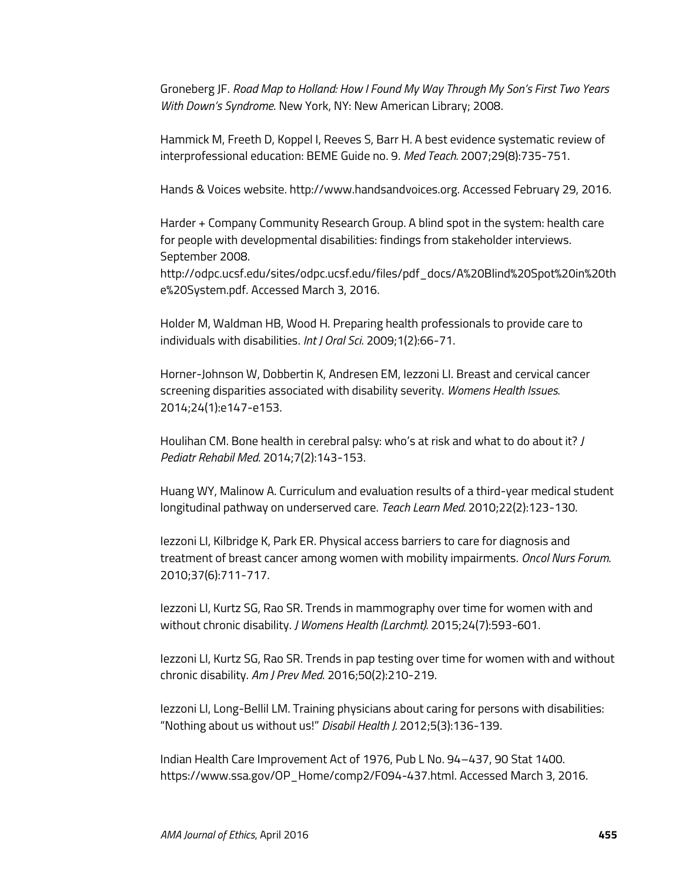Groneberg JF. *Road Map to Holland: How I Found My Way Through My Son's First Two Years With Down's Syndrome*. New York, NY: New American Library; 2008.

Hammick M, Freeth D, Koppel I, Reeves S, Barr H. A best evidence systematic review of interprofessional education: BEME Guide no. 9. *Med Teach.* 2007;29(8):735-751.

Hands & Voices website. http://www.handsandvoices.org. Accessed February 29, 2016.

Harder + Company Community Research Group. A blind spot in the system: health care for people with developmental disabilities: findings from stakeholder interviews. September 2008. http://odpc.ucsf.edu/sites/odpc.ucsf.edu/files/pdf_docs/A%20Blind%20Spot%20in%20the%20System.pdf. Accessed March 3, 2016.

Holder M, Waldman HB, Wood H. Preparing health professionals to provide care to individuals with disabilities. *Int J Oral Sci.* 2009;1(2):66-71.

Horner-Johnson W, Dobbertin K, Andresen EM, Iezzoni LI. Breast and cervical cancer screening disparities associated with disability severity. *Womens Health Issues*. 2014;24(1):e147-e153.

Houlihan CM. Bone health in cerebral palsy: who's at risk and what to do about it? *J Pediatr Rehabil Med*. 2014;7(2):143-153.

Huang WY, Malinow A. Curriculum and evaluation results of a third-year medical student longitudinal pathway on underserved care. *Teach Learn Med.* 2010;22(2):123-130.

Iezzoni LI, Kilbridge K, Park ER. Physical access barriers to care for diagnosis and treatment of breast cancer among women with mobility impairments. *Oncol Nurs Forum*. 2010;37(6):711-717.

Iezzoni LI, Kurtz SG, Rao SR. Trends in mammography over time for women with and without chronic disability. *J Womens Health (Larchmt)*. 2015;24(7):593-601.

Iezzoni LI, Kurtz SG, Rao SR. Trends in pap testing over time for women with and without chronic disability. *Am J Prev Med*. 2016;50(2):210-219.

Iezzoni LI, Long-Bellil LM. Training physicians about caring for persons with disabilities: "Nothing about us without us!" *Disabil Health J.* 2012;5(3):136-139.

Indian Health Care Improvement Act of 1976, Pub L No. 94–437, 90 Stat 1400. https://www.ssa.gov/OP_Home/comp2/F094-437.html. Accessed March 3, 2016.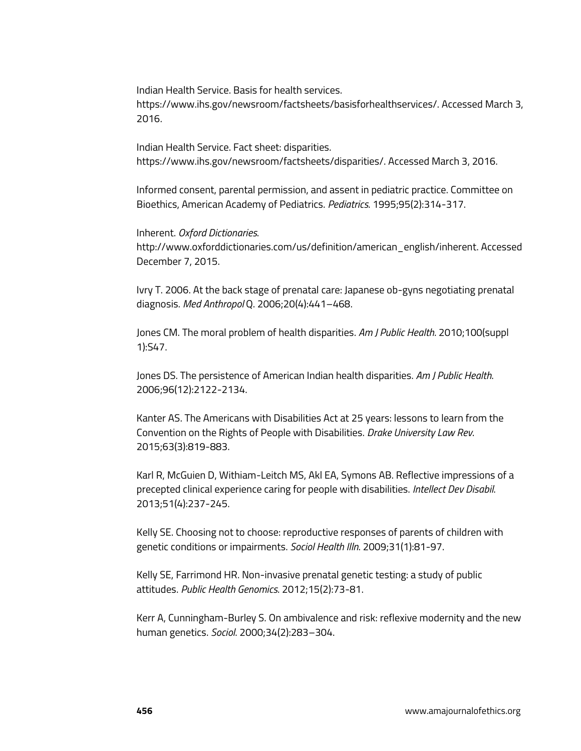Indian Health Service. Basis for health services. https://www.ihs.gov/newsroom/factsheets/basisforhealthservices/. Accessed March 3, 2016.

Indian Health Service. Fact sheet: disparities. https://www.ihs.gov/newsroom/factsheets/disparities/. Accessed March 3, 2016.

Informed consent, parental permission, and assent in pediatric practice. Committee on Bioethics, American Academy of Pediatrics. *Pediatrics*. 1995;95(2):314-317.

Inherent. *Oxford Dictionaries*. http://www.oxforddictionaries.com/us/definition/american_english/inherent. Accessed December 7, 2015.

Ivry T. 2006. At the back stage of prenatal care: Japanese ob-gyns negotiating prenatal diagnosis. *Med Anthropol* Q. 2006;20(4):441–468.

Jones CM. The moral problem of health disparities. *Am J Public Health*. 2010;100(suppl 1):S47.

Jones DS. The persistence of American Indian health disparities. *Am J Public Health*. 2006;96(12):2122-2134.

Kanter AS. The Americans with Disabilities Act at 25 years: lessons to learn from the Convention on the Rights of People with Disabilities. *Drake University Law Rev*. 2015;63(3):819-883.

Karl R, McGuien D, Withiam-Leitch MS, Akl EA, Symons AB. Reflective impressions of a precepted clinical experience caring for people with disabilities. *Intellect Dev Disabil*. 2013;51(4):237-245.

Kelly SE. Choosing not to choose: reproductive responses of parents of children with genetic conditions or impairments. *Sociol Health Illn*. 2009;31(1):81-97.

Kelly SE, Farrimond HR. Non-invasive prenatal genetic testing: a study of public attitudes. *Public Health Genomics*. 2012;15(2):73-81.

Kerr A, Cunningham-Burley S. On ambivalence and risk: reflexive modernity and the new human genetics. *Sociol*. 2000;34(2):283–304.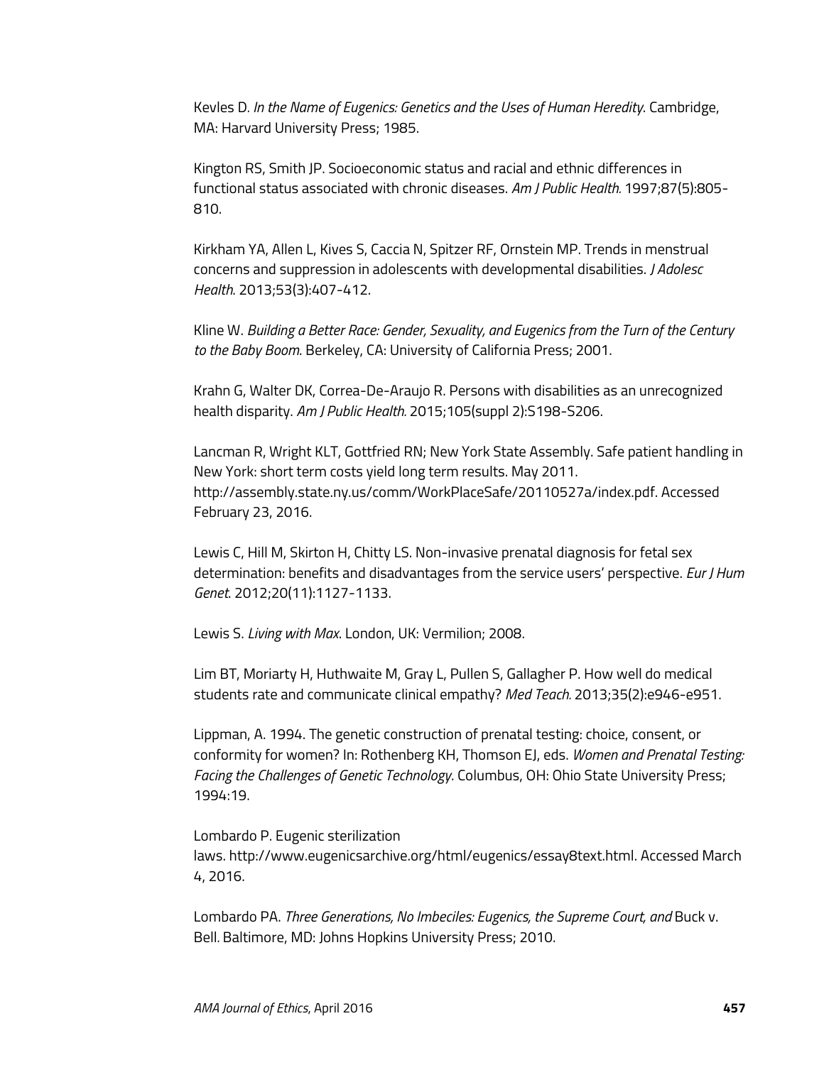Kevles D. *In the Name of Eugenics: Genetics and the Uses of Human Heredity*. Cambridge, MA: Harvard University Press; 1985.

Kington RS, Smith JP. Socioeconomic status and racial and ethnic differences in functional status associated with chronic diseases. *Am J Public Health.* 1997;87(5):805-810.

Kirkham YA, Allen L, Kives S, Caccia N, Spitzer RF, Ornstein MP. Trends in menstrual concerns and suppression in adolescents with developmental disabilities. *J Adolesc Health*. 2013;53(3):407-412.

Kline W. *Building a Better Race: Gender, Sexuality, and Eugenics from the Turn of the Century to the Baby Boom*. Berkeley, CA: University of California Press; 2001.

Krahn G, Walter DK, Correa-De-Araujo R. Persons with disabilities as an unrecognized health disparity. *Am J Public Health.* 2015;105(suppl 2):S198-S206.

Lancman R, Wright KLT, Gottfried RN; New York State Assembly. Safe patient handling in New York: short term costs yield long term results. May 2011. http://assembly.state.ny.us/comm/WorkPlaceSafe/20110527a/index.pdf. Accessed February 23, 2016.

Lewis C, Hill M, Skirton H, Chitty LS. Non-invasive prenatal diagnosis for fetal sex determination: benefits and disadvantages from the service users' perspective. *Eur J Hum Genet*. 2012;20(11):1127-1133.

Lewis S. *Living with Max*. London, UK: Vermilion; 2008.

Lim BT, Moriarty H, Huthwaite M, Gray L, Pullen S, Gallagher P. How well do medical students rate and communicate clinical empathy? *Med Teach.* 2013;35(2):e946-e951.

Lippman, A. 1994. The genetic construction of prenatal testing: choice, consent, or conformity for women? In: Rothenberg KH, Thomson EJ, eds. *Women and Prenatal Testing: Facing the Challenges of Genetic Technology*. Columbus, OH: Ohio State University Press; 1994:19.

Lombardo P. Eugenic sterilization laws. http://www.eugenicsarchive.org/html/eugenics/essay8text.html. Accessed March 4, 2016.

Lombardo PA. *Three Generations, No Imbeciles: Eugenics, the Supreme Court, and* Buck v. Bell. Baltimore, MD: Johns Hopkins University Press; 2010.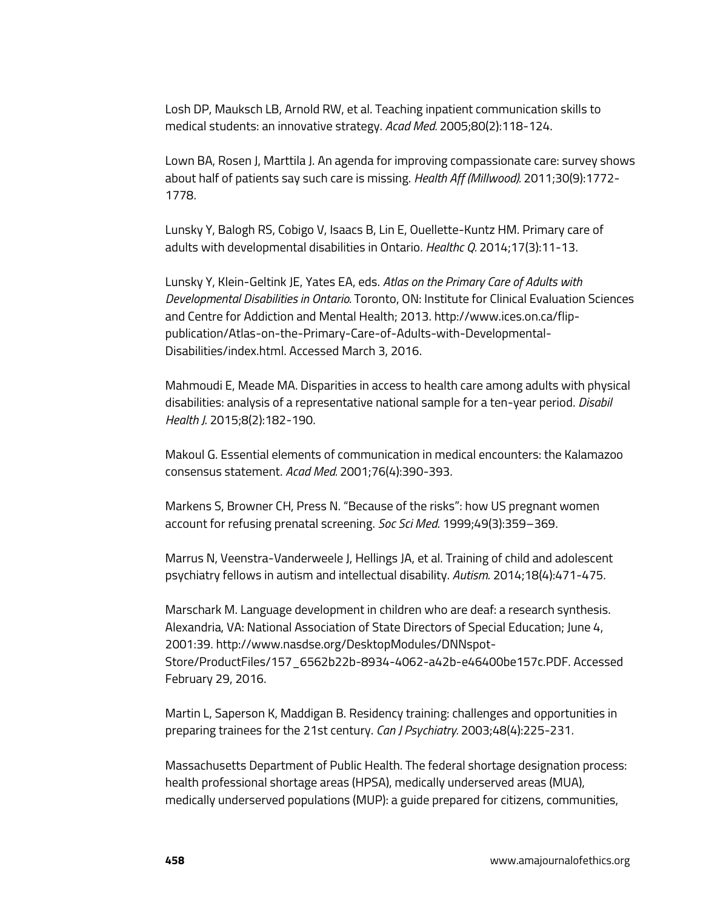Losh DP, Mauksch LB, Arnold RW, et al. Teaching inpatient communication skills to medical students: an innovative strategy. *Acad Med.* 2005;80(2):118-124.

Lown BA, Rosen J, Marttila J. An agenda for improving compassionate care: survey shows about half of patients say such care is missing. *Health Aff (Millwood).* 2011;30(9):1772-1778.

Lunsky Y, Balogh RS, Cobigo V, Isaacs B, Lin E, Ouellette-Kuntz HM. Primary care of adults with developmental disabilities in Ontario. *Healthc Q.* 2014;17(3):11-13.

Lunsky Y, Klein-Geltink JE, Yates EA, eds. *Atlas on the Primary Care of Adults with Developmental Disabilities in Ontario.* Toronto, ON: Institute for Clinical Evaluation Sciences and Centre for Addiction and Mental Health; 2013. http://www.ices.on.ca/flip-publication/Atlas-on-the-Primary-Care-of-Adults-with-Developmental-Disabilities/index.html. Accessed March 3, 2016.

Mahmoudi E, Meade MA. Disparities in access to health care among adults with physical disabilities: analysis of a representative national sample for a ten-year period. *Disabil Health J.* 2015;8(2):182-190.

Makoul G. Essential elements of communication in medical encounters: the Kalamazoo consensus statement. *Acad Med.* 2001;76(4):390-393.

Markens S, Browner CH, Press N. "Because of the risks": how US pregnant women account for refusing prenatal screening. *Soc Sci Med.* 1999;49(3):359–369.

Marrus N, Veenstra-Vanderweele J, Hellings JA, et al. Training of child and adolescent psychiatry fellows in autism and intellectual disability. *Autism.* 2014;18(4):471-475.

Marschark M. Language development in children who are deaf: a research synthesis. Alexandria, VA: National Association of State Directors of Special Education; June 4, 2001:39. http://www.nasdse.org/DesktopModules/DNNspot-Store/ProductFiles/157_6562b22b-8934-4062-a42b-e46400be157c.PDF. Accessed February 29, 2016.

Martin L, Saperson K, Maddigan B. Residency training: challenges and opportunities in preparing trainees for the 21st century. *Can J Psychiatry.* 2003;48(4):225-231.

Massachusetts Department of Public Health. The federal shortage designation process: health professional shortage areas (HPSA), medically underserved areas (MUA), medically underserved populations (MUP): a guide prepared for citizens, communities,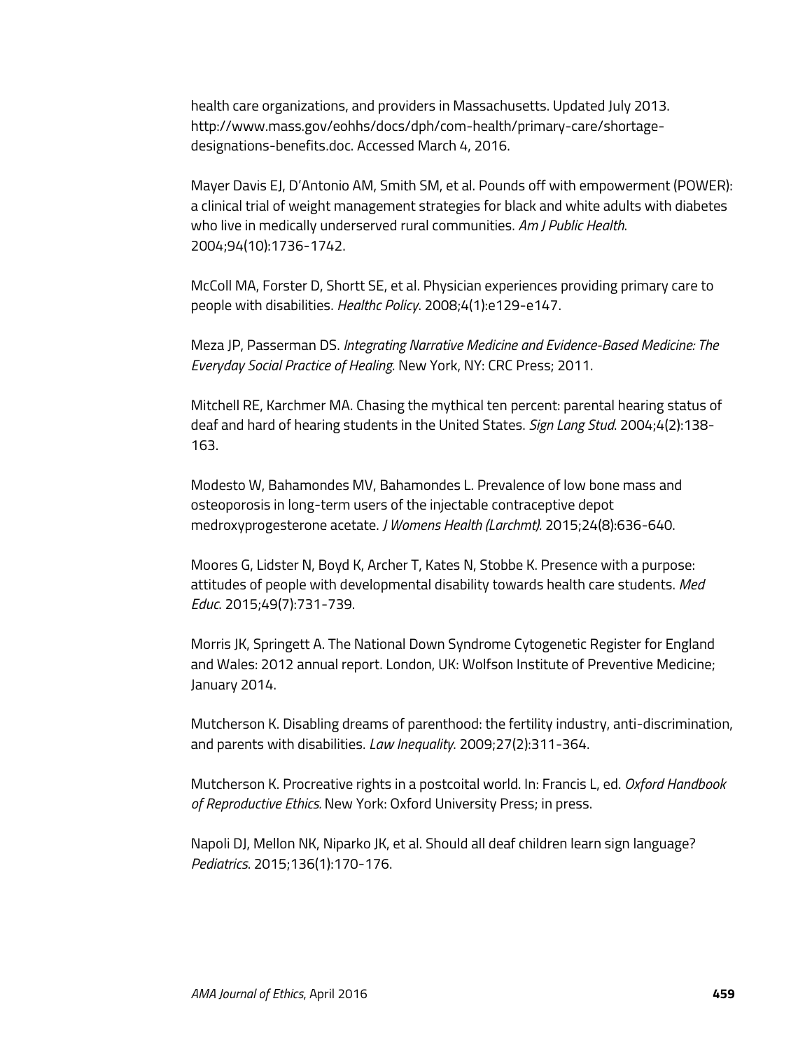health care organizations, and providers in Massachusetts. Updated July 2013. http://www.mass.gov/eohhs/docs/dph/com-health/primary-care/shortage-designations-benefits.doc. Accessed March 4, 2016.

Mayer Davis EJ, D'Antonio AM, Smith SM, et al. Pounds off with empowerment (POWER): a clinical trial of weight management strategies for black and white adults with diabetes who live in medically underserved rural communities. *Am J Public Health*. 2004;94(10):1736-1742.

McColl MA, Forster D, Shortt SE, et al. Physician experiences providing primary care to people with disabilities. *Healthc Policy*. 2008;4(1):e129-e147.

Meza JP, Passerman DS. *Integrating Narrative Medicine and Evidence-Based Medicine: The Everyday Social Practice of Healing*. New York, NY: CRC Press; 2011.

Mitchell RE, Karchmer MA. Chasing the mythical ten percent: parental hearing status of deaf and hard of hearing students in the United States. *Sign Lang Stud*. 2004;4(2):138-163.

Modesto W, Bahamondes MV, Bahamondes L. Prevalence of low bone mass and osteoporosis in long-term users of the injectable contraceptive depot medroxyprogesterone acetate. *J Womens Health (Larchmt)*. 2015;24(8):636-640.

Moores G, Lidster N, Boyd K, Archer T, Kates N, Stobbe K. Presence with a purpose: attitudes of people with developmental disability towards health care students. *Med Educ*. 2015;49(7):731-739.

Morris JK, Springett A. The National Down Syndrome Cytogenetic Register for England and Wales: 2012 annual report. London, UK: Wolfson Institute of Preventive Medicine; January 2014.

Mutcherson K. Disabling dreams of parenthood: the fertility industry, anti-discrimination, and parents with disabilities. *Law Inequality*. 2009;27(2):311-364.

Mutcherson K. Procreative rights in a postcoital world. In: Francis L, ed. *Oxford Handbook of Reproductive Ethics.* New York: Oxford University Press; in press.

Napoli DJ, Mellon NK, Niparko JK, et al. Should all deaf children learn sign language? *Pediatrics*. 2015;136(1):170-176.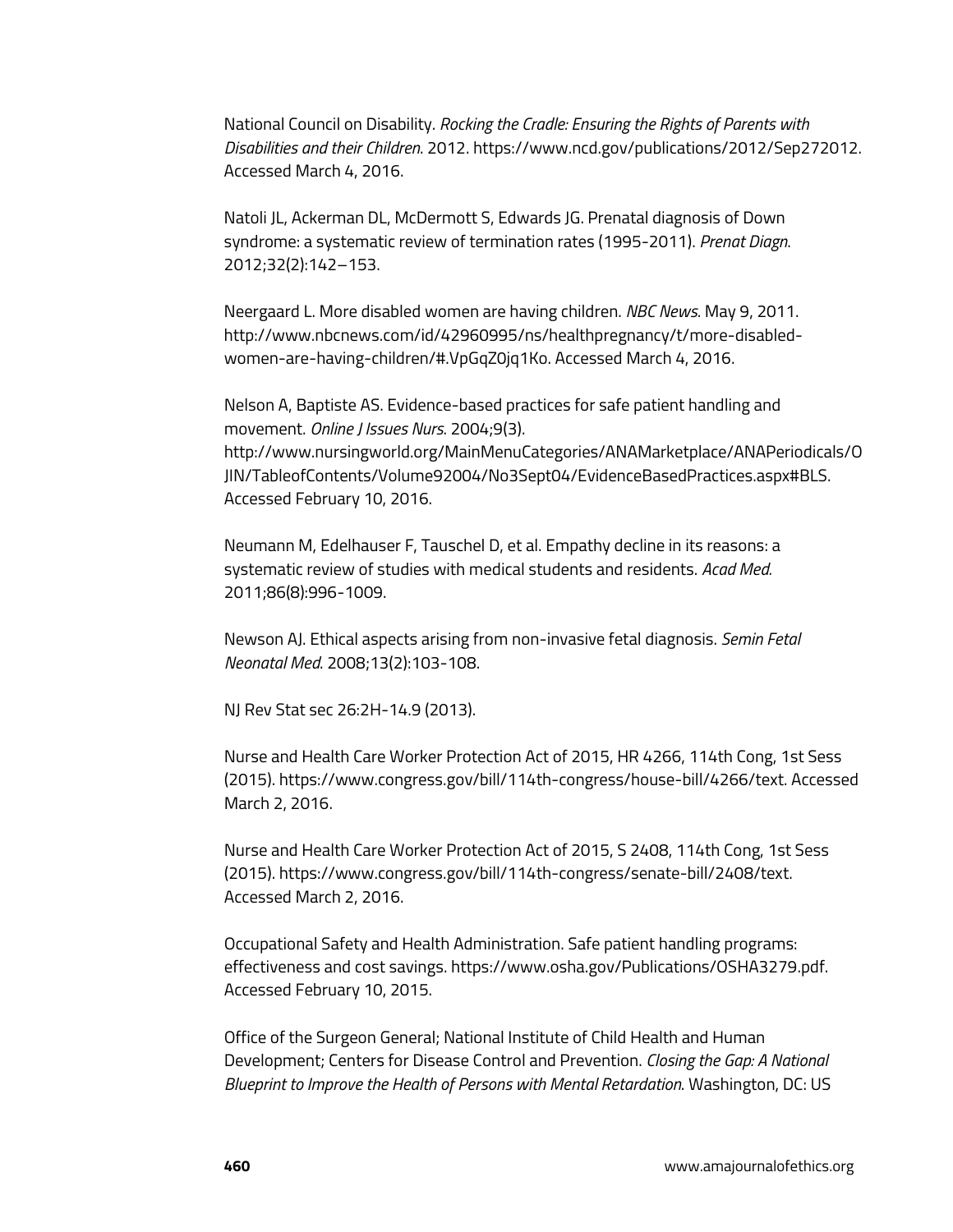National Council on Disability. *Rocking the Cradle: Ensuring the Rights of Parents with Disabilities and their Children*. 2012. https://www.ncd.gov/publications/2012/Sep272012. Accessed March 4, 2016.

Natoli JL, Ackerman DL, McDermott S, Edwards JG. Prenatal diagnosis of Down syndrome: a systematic review of termination rates (1995-2011). *Prenat Diagn*. 2012;32(2):142–153.

Neergaard L. More disabled women are having children. *NBC News*. May 9, 2011. http://www.nbcnews.com/id/42960995/ns/healthpregnancy/t/more-disabled-women-are-having-children/#.VpGqZ0jq1Ko. Accessed March 4, 2016.

Nelson A, Baptiste AS. Evidence-based practices for safe patient handling and movement. *Online J Issues Nurs*. 2004;9(3). http://www.nursingworld.org/MainMenuCategories/ANAMarketplace/ANAPeriodicals/OJIN/TableofContents/Volume92004/No3Sept04/EvidenceBasedPractices.aspx#BLS. Accessed February 10, 2016.

Neumann M, Edelhauser F, Tauschel D, et al. Empathy decline in its reasons: a systematic review of studies with medical students and residents. *Acad Med.* 2011;86(8):996-1009.

Newson AJ. Ethical aspects arising from non-invasive fetal diagnosis. *Semin Fetal Neonatal Med*. 2008;13(2):103-108.

NJ Rev Stat sec 26:2H-14.9 (2013).

Nurse and Health Care Worker Protection Act of 2015, HR 4266, 114th Cong, 1st Sess (2015). https://www.congress.gov/bill/114th-congress/house-bill/4266/text. Accessed March 2, 2016.

Nurse and Health Care Worker Protection Act of 2015, S 2408, 114th Cong, 1st Sess (2015). https://www.congress.gov/bill/114th-congress/senate-bill/2408/text. Accessed March 2, 2016.

Occupational Safety and Health Administration. Safe patient handling programs: effectiveness and cost savings. https://www.osha.gov/Publications/OSHA3279.pdf. Accessed February 10, 2015.

Office of the Surgeon General; National Institute of Child Health and Human Development; Centers for Disease Control and Prevention. *Closing the Gap: A National Blueprint to Improve the Health of Persons with Mental Retardation*. Washington, DC: US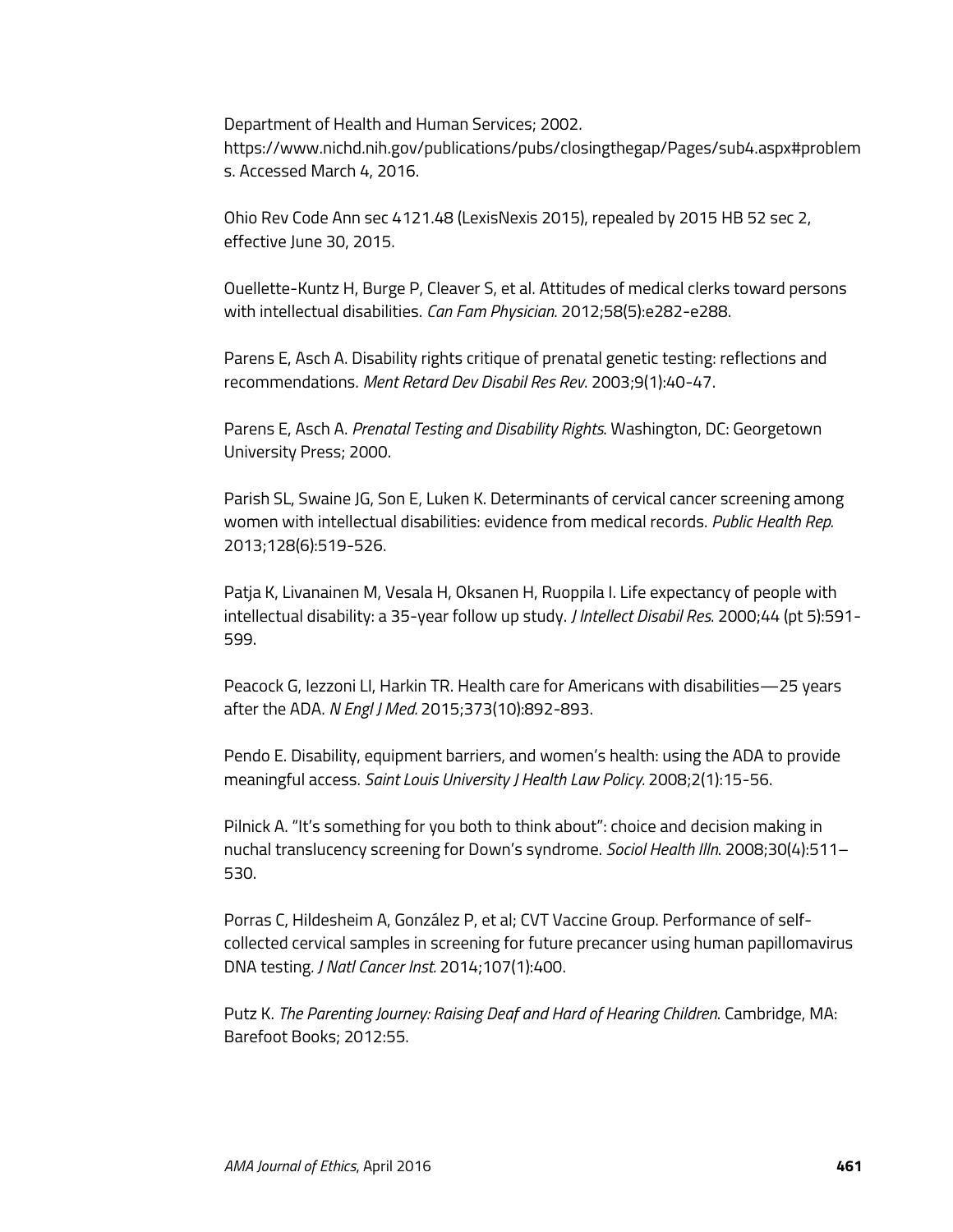Department of Health and Human Services; 2002. https://www.nichd.nih.gov/publications/pubs/closingthegap/Pages/sub4.aspx#problems. Accessed March 4, 2016.

Ohio Rev Code Ann sec 4121.48 (LexisNexis 2015), repealed by 2015 HB 52 sec 2, effective June 30, 2015.

Ouellette-Kuntz H, Burge P, Cleaver S, et al. Attitudes of medical clerks toward persons with intellectual disabilities. *Can Fam Physician*. 2012;58(5):e282-e288.

Parens E, Asch A. Disability rights critique of prenatal genetic testing: reflections and recommendations. *Ment Retard Dev Disabil Res Rev*. 2003;9(1):40-47.

Parens E, Asch A. *Prenatal Testing and Disability Rights*. Washington, DC: Georgetown University Press; 2000.

Parish SL, Swaine JG, Son E, Luken K. Determinants of cervical cancer screening among women with intellectual disabilities: evidence from medical records. *Public Health Rep.* 2013;128(6):519-526.

Patja K, Livanainen M, Vesala H, Oksanen H, Ruoppila I. Life expectancy of people with intellectual disability: a 35-year follow up study. *J Intellect Disabil Res*. 2000;44 (pt 5):591-599.

Peacock G, Iezzoni LI, Harkin TR. Health care for Americans with disabilities—25 years after the ADA. *N Engl J Med.* 2015;373(10):892-893.

Pendo E. Disability, equipment barriers, and women's health: using the ADA to provide meaningful access. *Saint Louis University J Health Law Policy.* 2008;2(1):15-56.

Pilnick A. "It's something for you both to think about": choice and decision making in nuchal translucency screening for Down's syndrome. *Sociol Health Illn*. 2008;30(4):511–530.

Porras C, Hildesheim A, González P, et al; CVT Vaccine Group. Performance of self-collected cervical samples in screening for future precancer using human papillomavirus DNA testing. *J Natl Cancer Inst.* 2014;107(1):400.

Putz K. *The Parenting Journey: Raising Deaf and Hard of Hearing Children*. Cambridge, MA: Barefoot Books; 2012:55.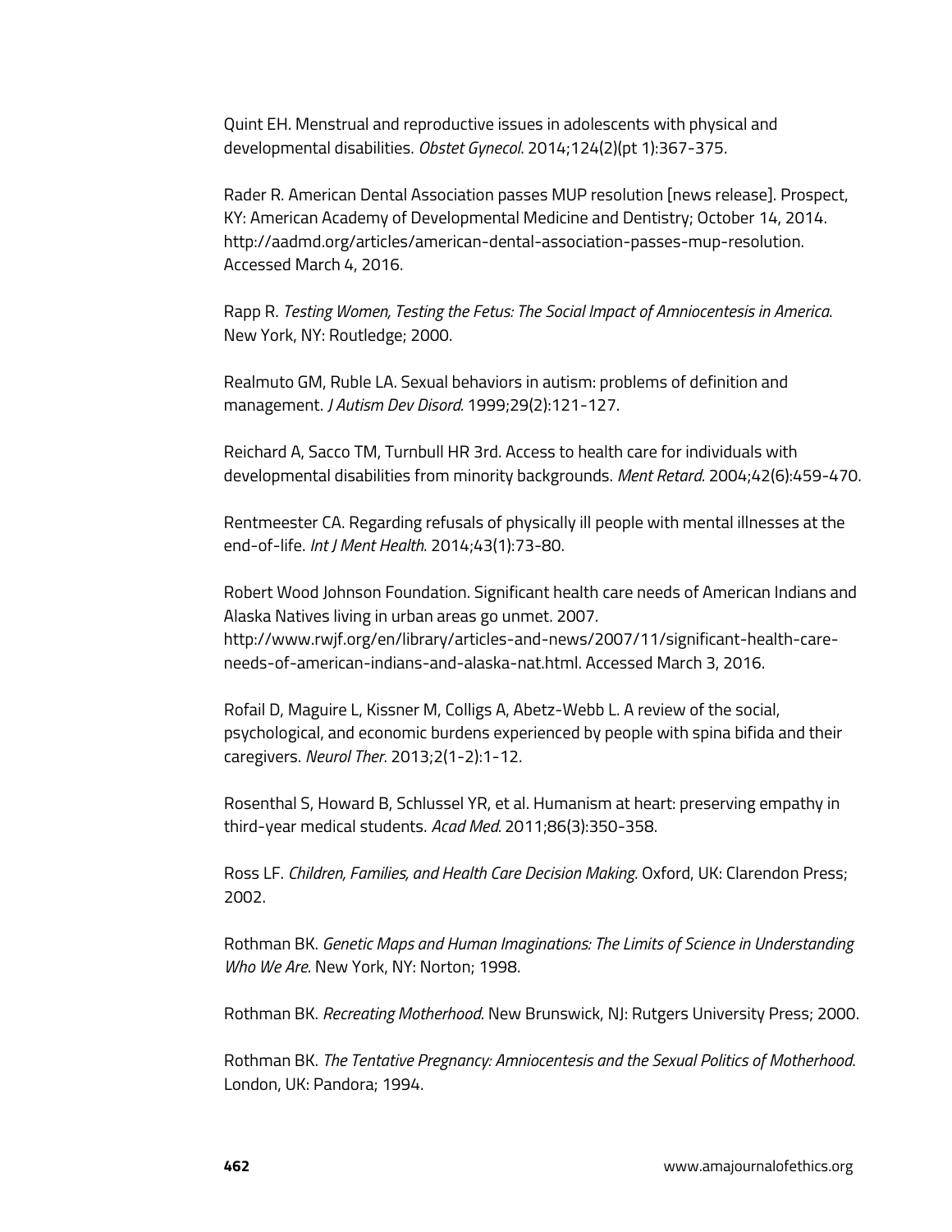Quint EH. Menstrual and reproductive issues in adolescents with physical and developmental disabilities. *Obstet Gynecol*. 2014;124(2)(pt 1):367-375.

Rader R. American Dental Association passes MUP resolution [news release]. Prospect, KY: American Academy of Developmental Medicine and Dentistry; October 14, 2014. http://aadmd.org/articles/american-dental-association-passes-mup-resolution. Accessed March 4, 2016.

Rapp R. *Testing Women, Testing the Fetus: The Social Impact of Amniocentesis in America*. New York, NY: Routledge; 2000.

Realmuto GM, Ruble LA. Sexual behaviors in autism: problems of definition and management. *J Autism Dev Disord*. 1999;29(2):121-127.

Reichard A, Sacco TM, Turnbull HR 3rd. Access to health care for individuals with developmental disabilities from minority backgrounds. *Ment Retard*. 2004;42(6):459-470.

Rentmeester CA. Regarding refusals of physically ill people with mental illnesses at the end-of-life. *Int J Ment Health*. 2014;43(1):73-80.

Robert Wood Johnson Foundation. Significant health care needs of American Indians and Alaska Natives living in urban areas go unmet. 2007. http://www.rwjf.org/en/library/articles-and-news/2007/11/significant-health-care-needs-of-american-indians-and-alaska-nat.html. Accessed March 3, 2016.

Rofail D, Maguire L, Kissner M, Colligs A, Abetz-Webb L. A review of the social, psychological, and economic burdens experienced by people with spina bifida and their caregivers. *Neurol Ther*. 2013;2(1-2):1-12.

Rosenthal S, Howard B, Schlussel YR, et al. Humanism at heart: preserving empathy in third-year medical students. *Acad Med*. 2011;86(3):350-358.

Ross LF. *Children, Families, and Health Care Decision Making*. Oxford, UK: Clarendon Press; 2002.

Rothman BK. *Genetic Maps and Human Imaginations: The Limits of Science in Understanding Who We Are*. New York, NY: Norton; 1998.

Rothman BK. *Recreating Motherhood*. New Brunswick, NJ: Rutgers University Press; 2000.

Rothman BK. *The Tentative Pregnancy: Amniocentesis and the Sexual Politics of Motherhood*. London, UK: Pandora; 1994.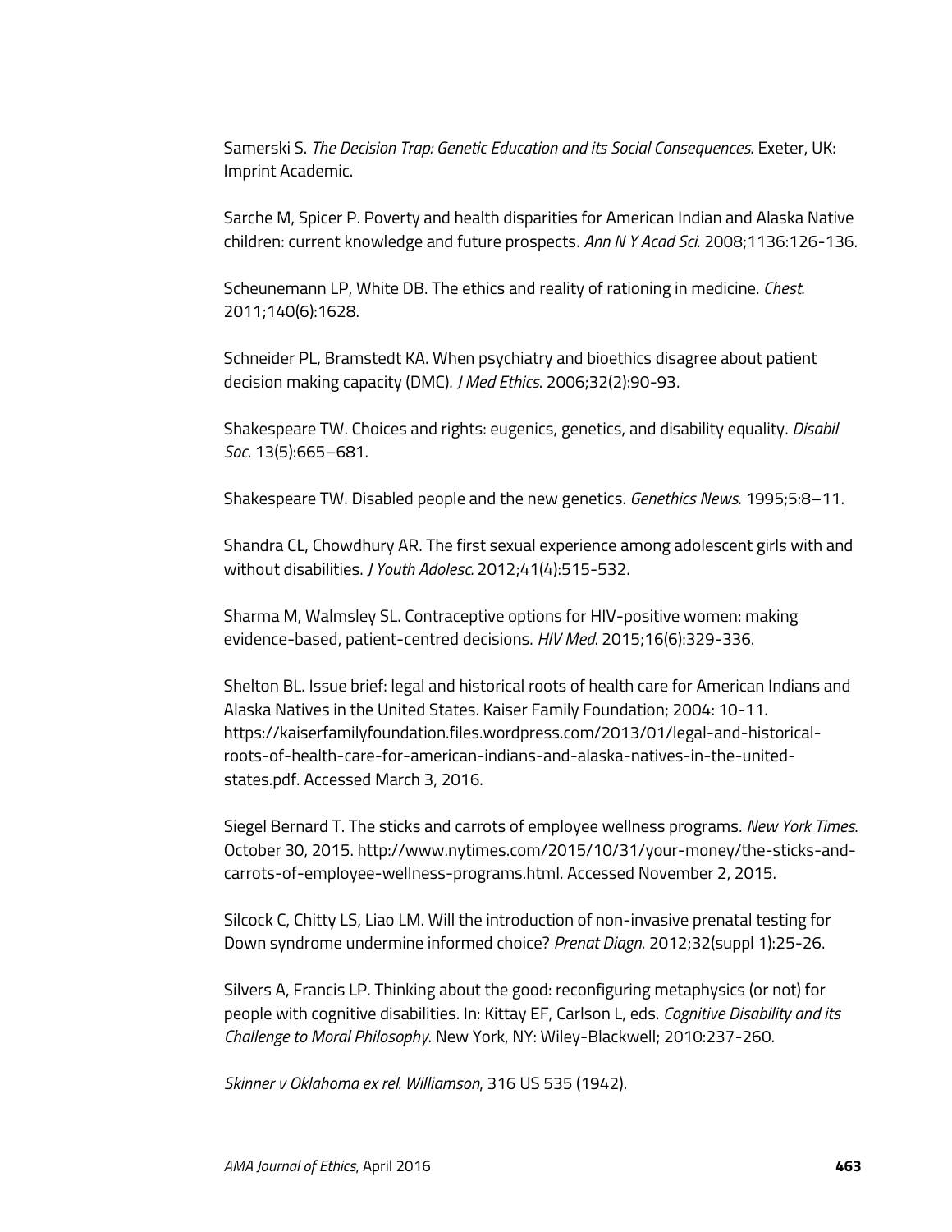Samerski S. *The Decision Trap: Genetic Education and its Social Consequences*. Exeter, UK: Imprint Academic.

Sarche M, Spicer P. Poverty and health disparities for American Indian and Alaska Native children: current knowledge and future prospects. *Ann N Y Acad Sci*. 2008;1136:126-136.

Scheunemann LP, White DB. The ethics and reality of rationing in medicine. *Chest*. 2011;140(6):1628.

Schneider PL, Bramstedt KA. When psychiatry and bioethics disagree about patient decision making capacity (DMC). *J Med Ethics*. 2006;32(2):90-93.

Shakespeare TW. Choices and rights: eugenics, genetics, and disability equality. *Disabil Soc*. 13(5):665–681.

Shakespeare TW. Disabled people and the new genetics. *Genethics News*. 1995;5:8–11.

Shandra CL, Chowdhury AR. The first sexual experience among adolescent girls with and without disabilities. *J Youth Adolesc*. 2012;41(4):515-532.

Sharma M, Walmsley SL. Contraceptive options for HIV-positive women: making evidence-based, patient-centred decisions. *HIV Med*. 2015;16(6):329-336.

Shelton BL. Issue brief: legal and historical roots of health care for American Indians and Alaska Natives in the United States. Kaiser Family Foundation; 2004: 10-11. https://kaiserfamilyfoundation.files.wordpress.com/2013/01/legal-and-historical-roots-of-health-care-for-american-indians-and-alaska-natives-in-the-united-states.pdf. Accessed March 3, 2016.

Siegel Bernard T. The sticks and carrots of employee wellness programs. *New York Times*. October 30, 2015. http://www.nytimes.com/2015/10/31/your-money/the-sticks-and-carrots-of-employee-wellness-programs.html. Accessed November 2, 2015.

Silcock C, Chitty LS, Liao LM. Will the introduction of non-invasive prenatal testing for Down syndrome undermine informed choice? *Prenat Diagn*. 2012;32(suppl 1):25-26.

Silvers A, Francis LP. Thinking about the good: reconfiguring metaphysics (or not) for people with cognitive disabilities. In: Kittay EF, Carlson L, eds. *Cognitive Disability and its Challenge to Moral Philosophy*. New York, NY: Wiley-Blackwell; 2010:237-260.

*Skinner v Oklahoma ex rel. Williamson*, 316 US 535 (1942).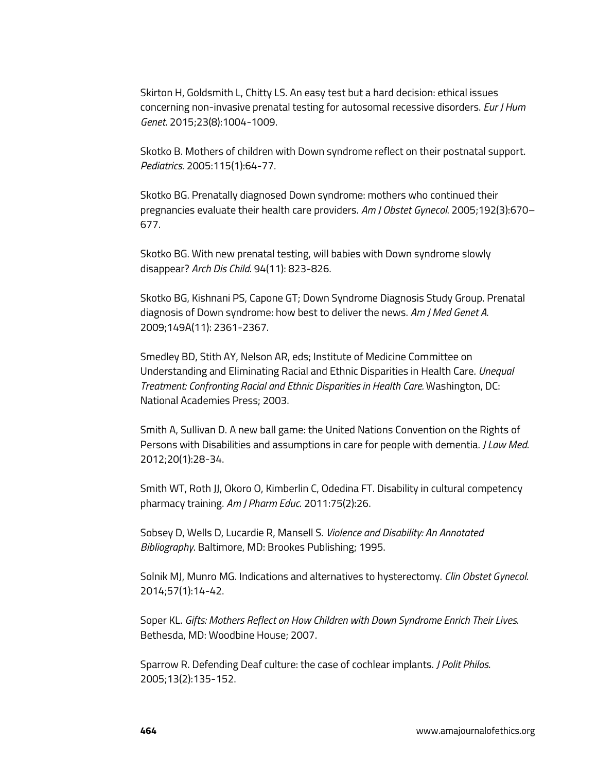Skirton H, Goldsmith L, Chitty LS. An easy test but a hard decision: ethical issues concerning non-invasive prenatal testing for autosomal recessive disorders. *Eur J Hum Genet*. 2015;23(8):1004-1009.

Skotko B. Mothers of children with Down syndrome reflect on their postnatal support. *Pediatrics*. 2005:115(1):64-77.

Skotko BG. Prenatally diagnosed Down syndrome: mothers who continued their pregnancies evaluate their health care providers. *Am J Obstet Gynecol*. 2005;192(3):670–677.

Skotko BG. With new prenatal testing, will babies with Down syndrome slowly disappear? *Arch Dis Child*. 94(11): 823-826.

Skotko BG, Kishnani PS, Capone GT; Down Syndrome Diagnosis Study Group. Prenatal diagnosis of Down syndrome: how best to deliver the news. *Am J Med Genet A.* 2009;149A(11): 2361-2367.

Smedley BD, Stith AY, Nelson AR, eds; Institute of Medicine Committee on Understanding and Eliminating Racial and Ethnic Disparities in Health Care. *Unequal Treatment: Confronting Racial and Ethnic Disparities in Health Care.* Washington, DC: National Academies Press; 2003.

Smith A, Sullivan D. A new ball game: the United Nations Convention on the Rights of Persons with Disabilities and assumptions in care for people with dementia. *J Law Med*. 2012;20(1):28-34.

Smith WT, Roth JJ, Okoro O, Kimberlin C, Odedina FT. Disability in cultural competency pharmacy training. *Am J Pharm Educ*. 2011:75(2):26.

Sobsey D, Wells D, Lucardie R, Mansell S. *Violence and Disability: An Annotated Bibliography*. Baltimore, MD: Brookes Publishing; 1995.

Solnik MJ, Munro MG. Indications and alternatives to hysterectomy. *Clin Obstet Gynecol*. 2014;57(1):14-42.

Soper KL. *Gifts: Mothers Reflect on How Children with Down Syndrome Enrich Their Lives*. Bethesda, MD: Woodbine House; 2007.

Sparrow R. Defending Deaf culture: the case of cochlear implants. *J Polit Philos*. 2005;13(2):135-152.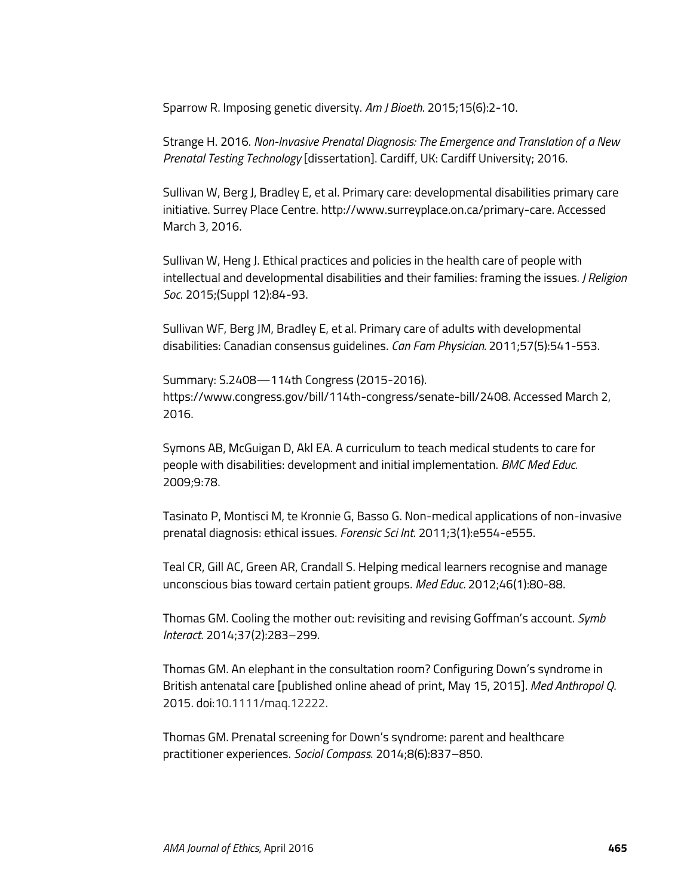Sparrow R. Imposing genetic diversity. *Am J Bioeth*. 2015;15(6):2-10.

Strange H. 2016. *Non-Invasive Prenatal Diagnosis: The Emergence and Translation of a New Prenatal Testing Technology* [dissertation]. Cardiff, UK: Cardiff University; 2016.

Sullivan W, Berg J, Bradley E, et al. Primary care: developmental disabilities primary care initiative. Surrey Place Centre. http://www.surreyplace.on.ca/primary-care. Accessed March 3, 2016.

Sullivan W, Heng J. Ethical practices and policies in the health care of people with intellectual and developmental disabilities and their families: framing the issues. *J Religion Soc*. 2015;(Suppl 12):84-93.

Sullivan WF, Berg JM, Bradley E, et al. Primary care of adults with developmental disabilities: Canadian consensus guidelines. *Can Fam Physician.* 2011;57(5):541-553.

Summary: S.2408—114th Congress (2015-2016). https://www.congress.gov/bill/114th-congress/senate-bill/2408. Accessed March 2, 2016.

Symons AB, McGuigan D, Akl EA. A curriculum to teach medical students to care for people with disabilities: development and initial implementation. *BMC Med Educ.* 2009;9:78.

Tasinato P, Montisci M, te Kronnie G, Basso G. Non-medical applications of non-invasive prenatal diagnosis: ethical issues. *Forensic Sci Int*. 2011;3(1):e554-e555.

Teal CR, Gill AC, Green AR, Crandall S. Helping medical learners recognise and manage unconscious bias toward certain patient groups. *Med Educ.* 2012;46(1):80-88.

Thomas GM. Cooling the mother out: revisiting and revising Goffman's account. *Symb Interact*. 2014;37(2):283–299.

Thomas GM. An elephant in the consultation room? Configuring Down's syndrome in British antenatal care [published online ahead of print, May 15, 2015]. *Med Anthropol Q*. 2015. doi:10.1111/maq.12222.

Thomas GM. Prenatal screening for Down's syndrome: parent and healthcare practitioner experiences. *Sociol Compass*. 2014;8(6):837–850.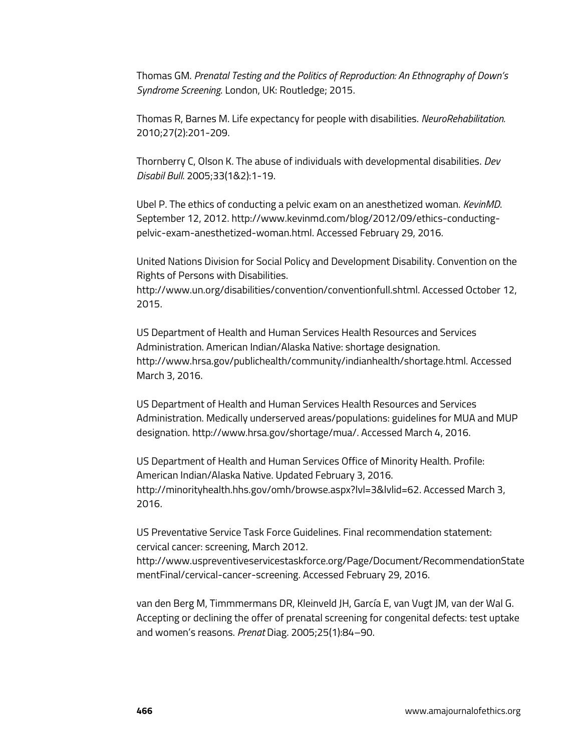Thomas GM. *Prenatal Testing and the Politics of Reproduction: An Ethnography of Down's Syndrome Screening*. London, UK: Routledge; 2015.

Thomas R, Barnes M. Life expectancy for people with disabilities. *NeuroRehabilitation.* 2010;27(2):201-209.

Thornberry C, Olson K. The abuse of individuals with developmental disabilities. *Dev Disabil Bull*. 2005;33(1&2):1-19.

Ubel P. The ethics of conducting a pelvic exam on an anesthetized woman. *KevinMD*. September 12, 2012. http://www.kevinmd.com/blog/2012/09/ethics-conducting-pelvic-exam-anesthetized-woman.html. Accessed February 29, 2016.

United Nations Division for Social Policy and Development Disability. Convention on the Rights of Persons with Disabilities. http://www.un.org/disabilities/convention/conventionfull.shtml. Accessed October 12, 2015.

US Department of Health and Human Services Health Resources and Services Administration. American Indian/Alaska Native: shortage designation. http://www.hrsa.gov/publichealth/community/indianhealth/shortage.html. Accessed March 3, 2016.

US Department of Health and Human Services Health Resources and Services Administration. Medically underserved areas/populations: guidelines for MUA and MUP designation. http://www.hrsa.gov/shortage/mua/. Accessed March 4, 2016.

US Department of Health and Human Services Office of Minority Health. Profile: American Indian/Alaska Native. Updated February 3, 2016. http://minorityhealth.hhs.gov/omh/browse.aspx?lvl=3&lvlid=62. Accessed March 3, 2016.

US Preventative Service Task Force Guidelines. Final recommendation statement: cervical cancer: screening, March 2012. http://www.uspreventiveservicestaskforce.org/Page/Document/RecommendationStatementFinal/cervical-cancer-screening. Accessed February 29, 2016.

van den Berg M, Timmmermans DR, Kleinveld JH, García E, van Vugt JM, van der Wal G. Accepting or declining the offer of prenatal screening for congenital defects: test uptake and women's reasons. *Prenat* Diag. 2005;25(1):84–90.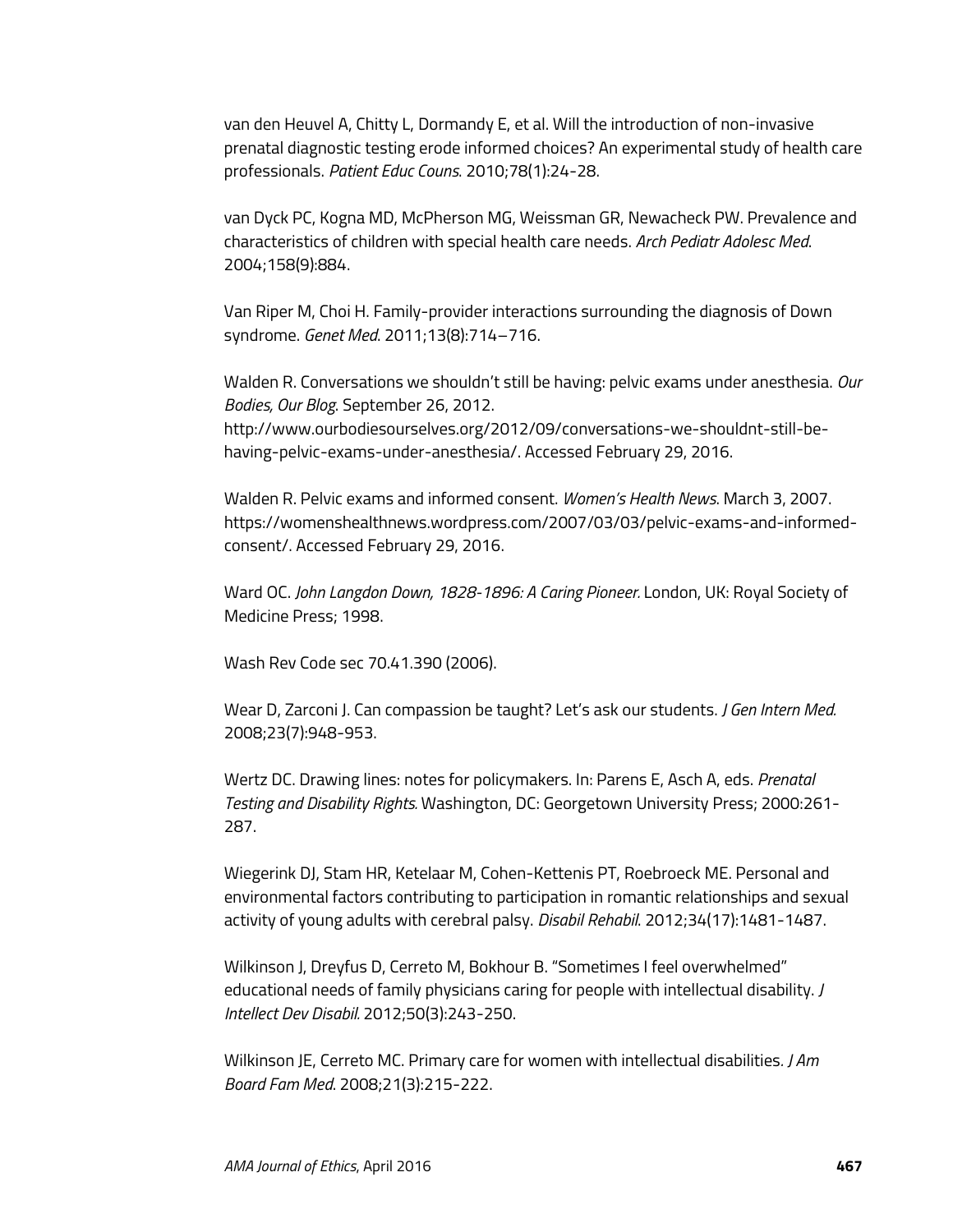van den Heuvel A, Chitty L, Dormandy E, et al. Will the introduction of non-invasive prenatal diagnostic testing erode informed choices? An experimental study of health care professionals. *Patient Educ Couns.* 2010;78(1):24-28.

van Dyck PC, Kogna MD, McPherson MG, Weissman GR, Newacheck PW. Prevalence and characteristics of children with special health care needs. *Arch Pediatr Adolesc Med*. 2004;158(9):884.

Van Riper M, Choi H. Family-provider interactions surrounding the diagnosis of Down syndrome. *Genet Med*. 2011;13(8):714–716.

Walden R. Conversations we shouldn't still be having: pelvic exams under anesthesia. *Our Bodies, Our Blog*. September 26, 2012. http://www.ourbodiesourselves.org/2012/09/conversations-we-shouldnt-still-be-having-pelvic-exams-under-anesthesia/. Accessed February 29, 2016.

Walden R. Pelvic exams and informed consent. *Women's Health News*. March 3, 2007. https://womenshealthnews.wordpress.com/2007/03/03/pelvic-exams-and-informed-consent/. Accessed February 29, 2016.

Ward OC. *John Langdon Down, 1828-1896: A Caring Pioneer.* London, UK: Royal Society of Medicine Press; 1998.

Wash Rev Code sec 70.41.390 (2006).

Wear D, Zarconi J. Can compassion be taught? Let's ask our students. *J Gen Intern Med.* 2008;23(7):948-953.

Wertz DC. Drawing lines: notes for policymakers. In: Parens E, Asch A, eds. *Prenatal Testing and Disability Rights.* Washington, DC: Georgetown University Press; 2000:261-287.

Wiegerink DJ, Stam HR, Ketelaar M, Cohen-Kettenis PT, Roebroeck ME. Personal and environmental factors contributing to participation in romantic relationships and sexual activity of young adults with cerebral palsy. *Disabil Rehabil*. 2012;34(17):1481-1487.

Wilkinson J, Dreyfus D, Cerreto M, Bokhour B. "Sometimes I feel overwhelmed" educational needs of family physicians caring for people with intellectual disability. *J Intellect Dev Disabil.* 2012;50(3):243-250.

Wilkinson JE, Cerreto MC. Primary care for women with intellectual disabilities. *J Am Board Fam Med*. 2008;21(3):215-222.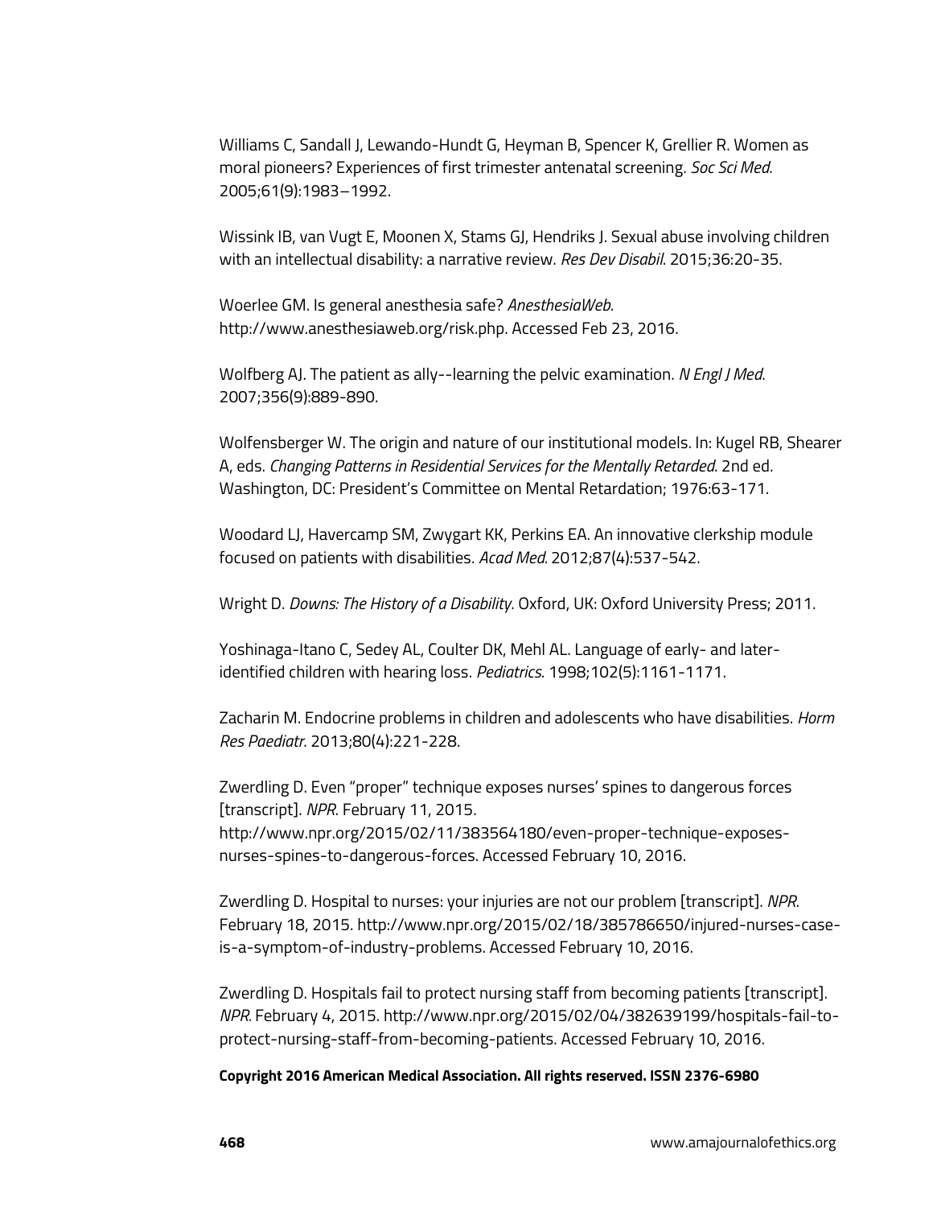Williams C, Sandall J, Lewando-Hundt G, Heyman B, Spencer K, Grellier R. Women as moral pioneers? Experiences of first trimester antenatal screening. *Soc Sci Med*. 2005;61(9):1983–1992.

Wissink IB, van Vugt E, Moonen X, Stams GJ, Hendriks J. Sexual abuse involving children with an intellectual disability: a narrative review. *Res Dev Disabil*. 2015;36:20-35.

Woerlee GM. Is general anesthesia safe? *AnesthesiaWeb*. http://www.anesthesiaweb.org/risk.php. Accessed Feb 23, 2016.

Wolfberg AJ. The patient as ally--learning the pelvic examination. *N Engl J Med*. 2007;356(9):889-890.

Wolfensberger W. The origin and nature of our institutional models. In: Kugel RB, Shearer A, eds. *Changing Patterns in Residential Services for the Mentally Retarded*. 2nd ed. Washington, DC: President's Committee on Mental Retardation; 1976:63-171.

Woodard LJ, Havercamp SM, Zwygart KK, Perkins EA. An innovative clerkship module focused on patients with disabilities. *Acad Med.* 2012;87(4):537-542.

Wright D. *Downs: The History of a Disability*. Oxford, UK: Oxford University Press; 2011.

Yoshinaga-Itano C, Sedey AL, Coulter DK, Mehl AL. Language of early- and later-identified children with hearing loss. *Pediatrics*. 1998;102(5):1161-1171.

Zacharin M. Endocrine problems in children and adolescents who have disabilities. *Horm Res Paediatr.* 2013;80(4):221-228.

Zwerdling D. Even "proper" technique exposes nurses' spines to dangerous forces [transcript]. *NPR*. February 11, 2015. http://www.npr.org/2015/02/11/383564180/even-proper-technique-exposes-nurses-spines-to-dangerous-forces. Accessed February 10, 2016.

Zwerdling D. Hospital to nurses: your injuries are not our problem [transcript]. *NPR*. February 18, 2015. http://www.npr.org/2015/02/18/385786650/injured-nurses-case-is-a-symptom-of-industry-problems. Accessed February 10, 2016.

Zwerdling D. Hospitals fail to protect nursing staff from becoming patients [transcript]. *NPR.* February 4, 2015. http://www.npr.org/2015/02/04/382639199/hospitals-fail-to-protect-nursing-staff-from-becoming-patients. Accessed February 10, 2016.

**Copyright 2016 American Medical Association. All rights reserved. ISSN 2376-6980**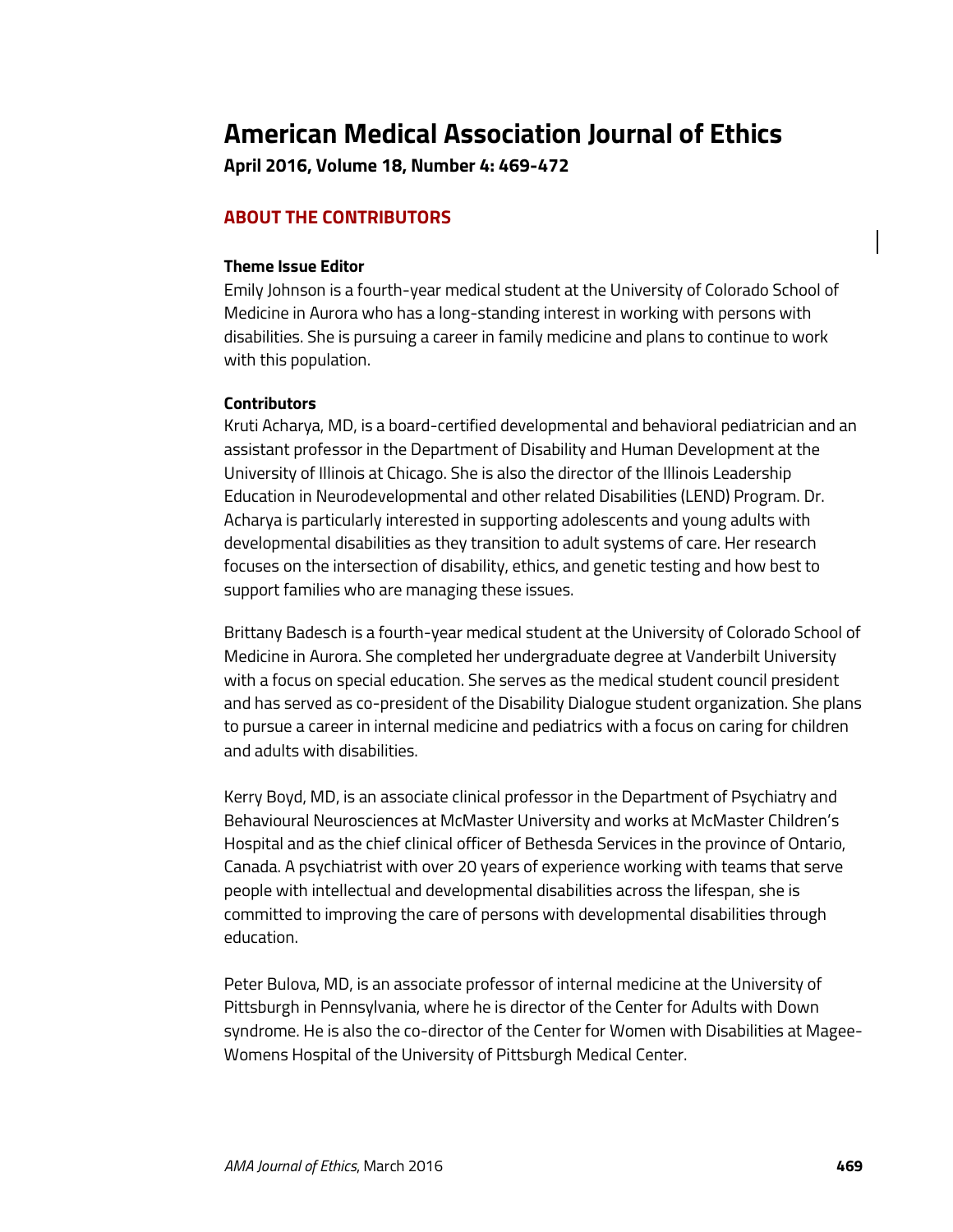# American Medical Association Journal of Ethics

**April 2016, Volume 18, Number 4: 469-472**

## ABOUT THE CONTRIBUTORS

### Theme Issue Editor

Emily Johnson is a fourth-year medical student at the University of Colorado School of Medicine in Aurora who has a long-standing interest in working with persons with disabilities. She is pursuing a career in family medicine and plans to continue to work with this population.

### Contributors

Kruti Acharya, MD, is a board-certified developmental and behavioral pediatrician and an assistant professor in the Department of Disability and Human Development at the University of Illinois at Chicago. She is also the director of the Illinois Leadership Education in Neurodevelopmental and other related Disabilities (LEND) Program. Dr. Acharya is particularly interested in supporting adolescents and young adults with developmental disabilities as they transition to adult systems of care. Her research focuses on the intersection of disability, ethics, and genetic testing and how best to support families who are managing these issues.

Brittany Badesch is a fourth-year medical student at the University of Colorado School of Medicine in Aurora. She completed her undergraduate degree at Vanderbilt University with a focus on special education. She serves as the medical student council president and has served as co-president of the Disability Dialogue student organization. She plans to pursue a career in internal medicine and pediatrics with a focus on caring for children and adults with disabilities.

Kerry Boyd, MD, is an associate clinical professor in the Department of Psychiatry and Behavioural Neurosciences at McMaster University and works at McMaster Children's Hospital and as the chief clinical officer of Bethesda Services in the province of Ontario, Canada. A psychiatrist with over 20 years of experience working with teams that serve people with intellectual and developmental disabilities across the lifespan, she is committed to improving the care of persons with developmental disabilities through education.

Peter Bulova, MD, is an associate professor of internal medicine at the University of Pittsburgh in Pennsylvania, where he is director of the Center for Adults with Down syndrome. He is also the co-director of the Center for Women with Disabilities at Magee-Womens Hospital of the University of Pittsburgh Medical Center.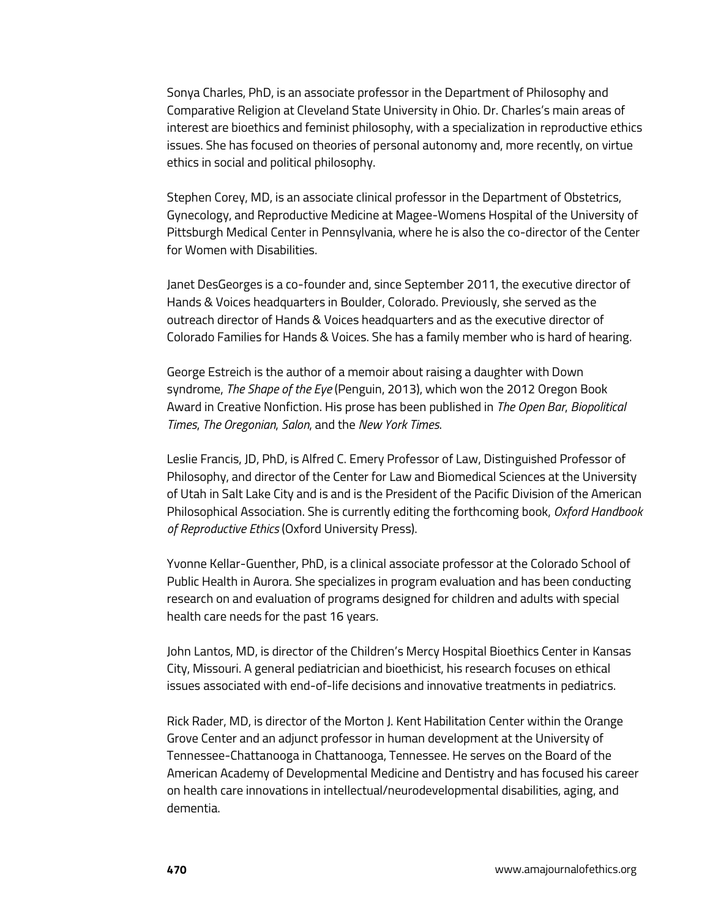Sonya Charles, PhD, is an associate professor in the Department of Philosophy and Comparative Religion at Cleveland State University in Ohio. Dr. Charles's main areas of interest are bioethics and feminist philosophy, with a specialization in reproductive ethics issues. She has focused on theories of personal autonomy and, more recently, on virtue ethics in social and political philosophy.

Stephen Corey, MD, is an associate clinical professor in the Department of Obstetrics, Gynecology, and Reproductive Medicine at Magee-Womens Hospital of the University of Pittsburgh Medical Center in Pennsylvania, where he is also the co-director of the Center for Women with Disabilities.

Janet DesGeorges is a co-founder and, since September 2011, the executive director of Hands & Voices headquarters in Boulder, Colorado. Previously, she served as the outreach director of Hands & Voices headquarters and as the executive director of Colorado Families for Hands & Voices. She has a family member who is hard of hearing.

George Estreich is the author of a memoir about raising a daughter with Down syndrome, *The Shape of the Eye* (Penguin, 2013), which won the 2012 Oregon Book Award in Creative Nonfiction. His prose has been published in *The Open Bar*, *Biopolitical Times*, *The Oregonian*, *Salon*, and the *New York Times*.

Leslie Francis, JD, PhD, is Alfred C. Emery Professor of Law, Distinguished Professor of Philosophy, and director of the Center for Law and Biomedical Sciences at the University of Utah in Salt Lake City and is and is the President of the Pacific Division of the American Philosophical Association. She is currently editing the forthcoming book, *Oxford Handbook of Reproductive Ethics* (Oxford University Press).

Yvonne Kellar-Guenther, PhD, is a clinical associate professor at the Colorado School of Public Health in Aurora. She specializes in program evaluation and has been conducting research on and evaluation of programs designed for children and adults with special health care needs for the past 16 years.

John Lantos, MD, is director of the Children's Mercy Hospital Bioethics Center in Kansas City, Missouri. A general pediatrician and bioethicist, his research focuses on ethical issues associated with end-of-life decisions and innovative treatments in pediatrics.

Rick Rader, MD, is director of the Morton J. Kent Habilitation Center within the Orange Grove Center and an adjunct professor in human development at the University of Tennessee-Chattanooga in Chattanooga, Tennessee. He serves on the Board of the American Academy of Developmental Medicine and Dentistry and has focused his career on health care innovations in intellectual/neurodevelopmental disabilities, aging, and dementia.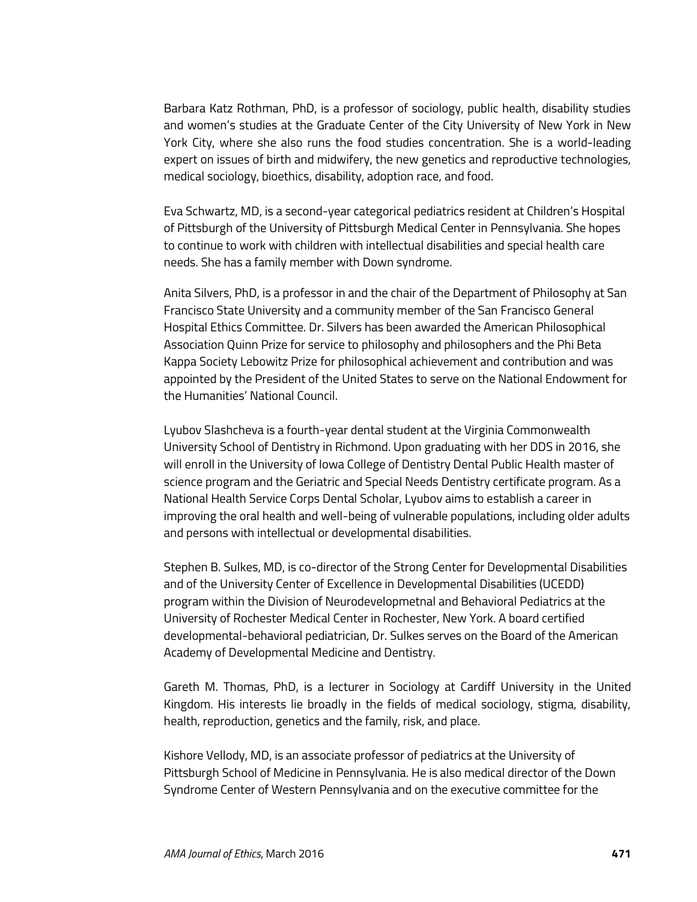Barbara Katz Rothman, PhD, is a professor of sociology, public health, disability studies and women's studies at the Graduate Center of the City University of New York in New York City, where she also runs the food studies concentration. She is a world-leading expert on issues of birth and midwifery, the new genetics and reproductive technologies, medical sociology, bioethics, disability, adoption race, and food.

Eva Schwartz, MD, is a second-year categorical pediatrics resident at Children's Hospital of Pittsburgh of the University of Pittsburgh Medical Center in Pennsylvania. She hopes to continue to work with children with intellectual disabilities and special health care needs. She has a family member with Down syndrome.

Anita Silvers, PhD, is a professor in and the chair of the Department of Philosophy at San Francisco State University and a community member of the San Francisco General Hospital Ethics Committee. Dr. Silvers has been awarded the American Philosophical Association Quinn Prize for service to philosophy and philosophers and the Phi Beta Kappa Society Lebowitz Prize for philosophical achievement and contribution and was appointed by the President of the United States to serve on the National Endowment for the Humanities' National Council.

Lyubov Slashcheva is a fourth-year dental student at the Virginia Commonwealth University School of Dentistry in Richmond. Upon graduating with her DDS in 2016, she will enroll in the University of Iowa College of Dentistry Dental Public Health master of science program and the Geriatric and Special Needs Dentistry certificate program. As a National Health Service Corps Dental Scholar, Lyubov aims to establish a career in improving the oral health and well-being of vulnerable populations, including older adults and persons with intellectual or developmental disabilities.

Stephen B. Sulkes, MD, is co-director of the Strong Center for Developmental Disabilities and of the University Center of Excellence in Developmental Disabilities (UCEDD) program within the Division of Neurodevelopmetnal and Behavioral Pediatrics at the University of Rochester Medical Center in Rochester, New York. A board certified developmental-behavioral pediatrician, Dr. Sulkes serves on the Board of the American Academy of Developmental Medicine and Dentistry.

Gareth M. Thomas, PhD, is a lecturer in Sociology at Cardiff University in the United Kingdom. His interests lie broadly in the fields of medical sociology, stigma, disability, health, reproduction, genetics and the family, risk, and place.

Kishore Vellody, MD, is an associate professor of pediatrics at the University of Pittsburgh School of Medicine in Pennsylvania. He is also medical director of the Down Syndrome Center of Western Pennsylvania and on the executive committee for the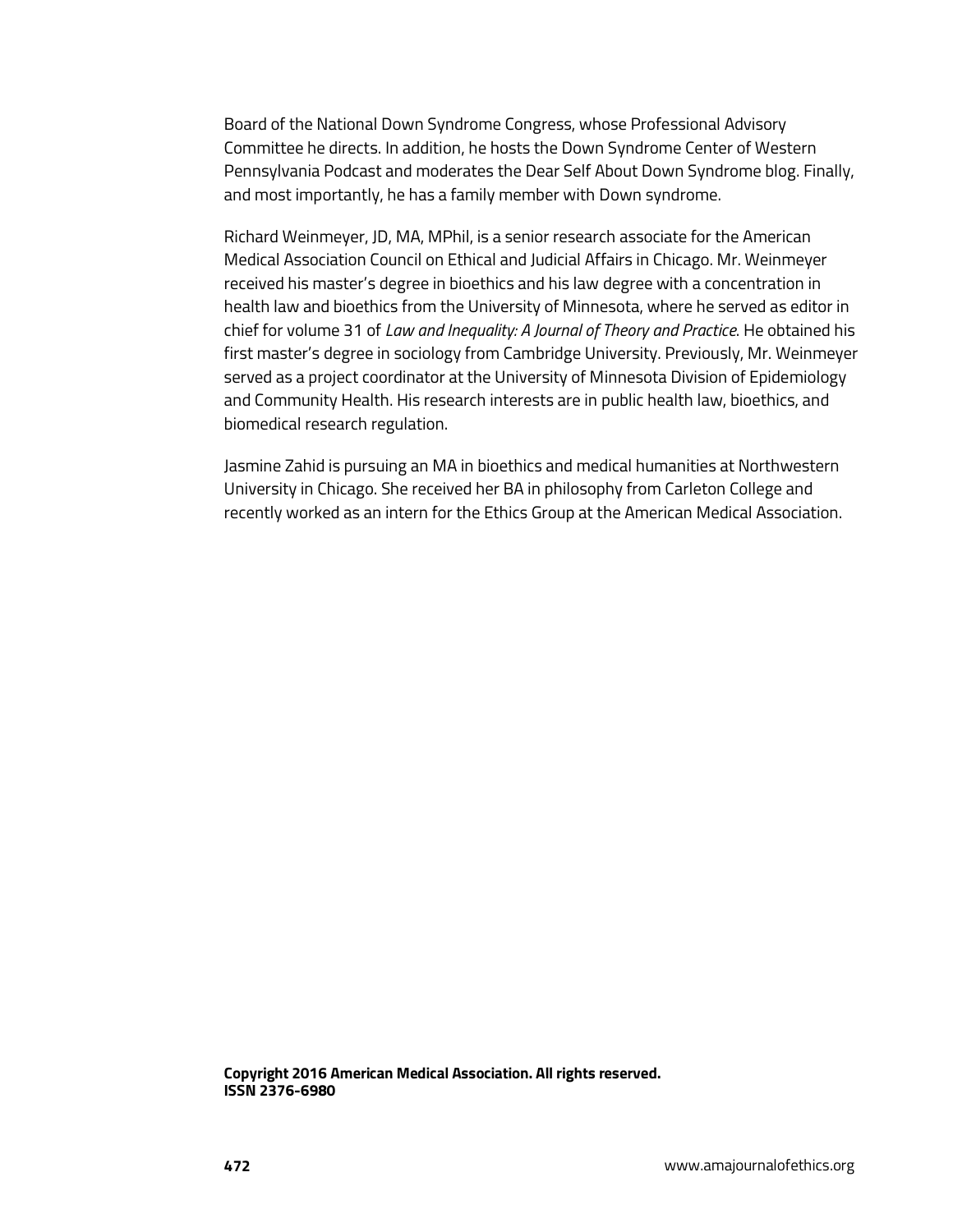Board of the National Down Syndrome Congress, whose Professional Advisory Committee he directs. In addition, he hosts the Down Syndrome Center of Western Pennsylvania Podcast and moderates the Dear Self About Down Syndrome blog. Finally, and most importantly, he has a family member with Down syndrome.

Richard Weinmeyer, JD, MA, MPhil, is a senior research associate for the American Medical Association Council on Ethical and Judicial Affairs in Chicago. Mr. Weinmeyer received his master's degree in bioethics and his law degree with a concentration in health law and bioethics from the University of Minnesota, where he served as editor in chief for volume 31 of *Law and Inequality: A Journal of Theory and Practice*. He obtained his first master's degree in sociology from Cambridge University. Previously, Mr. Weinmeyer served as a project coordinator at the University of Minnesota Division of Epidemiology and Community Health. His research interests are in public health law, bioethics, and biomedical research regulation.

Jasmine Zahid is pursuing an MA in bioethics and medical humanities at Northwestern University in Chicago. She received her BA in philosophy from Carleton College and recently worked as an intern for the Ethics Group at the American Medical Association.

**Copyright 2016 American Medical Association. All rights reserved.**
**ISSN 2376-6980**